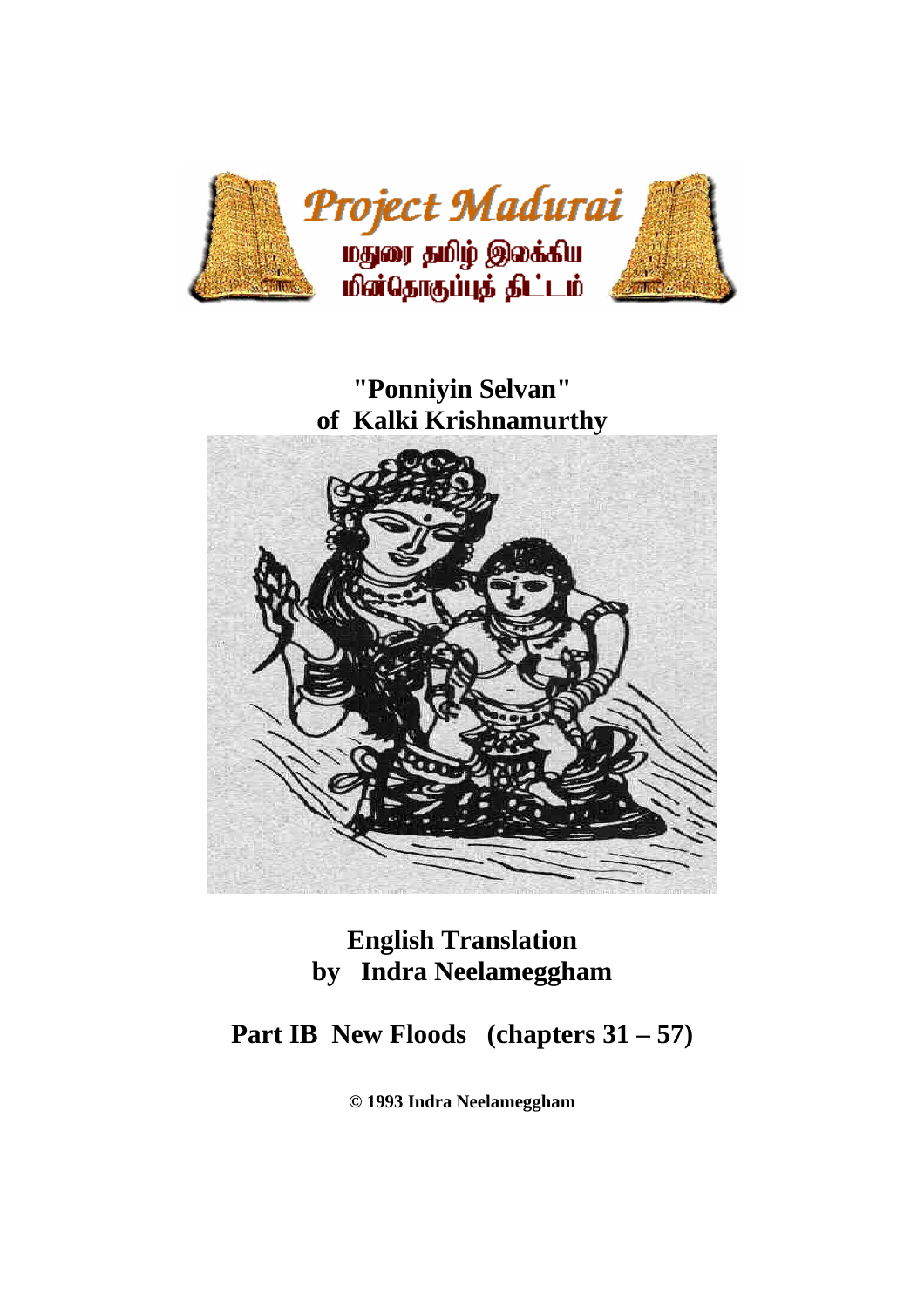Project Madurai

மதுரை தமிழ் இலக்கிய மின்தொகுப்புத் திட்டம்

# "Ponniyin Selvan" of Kalki Krishnamurthy

## English Translation by Indra Neelameggham

## Part IB New Floods (chapters 31 – 57)

**© 1993 Indra Neelameggham**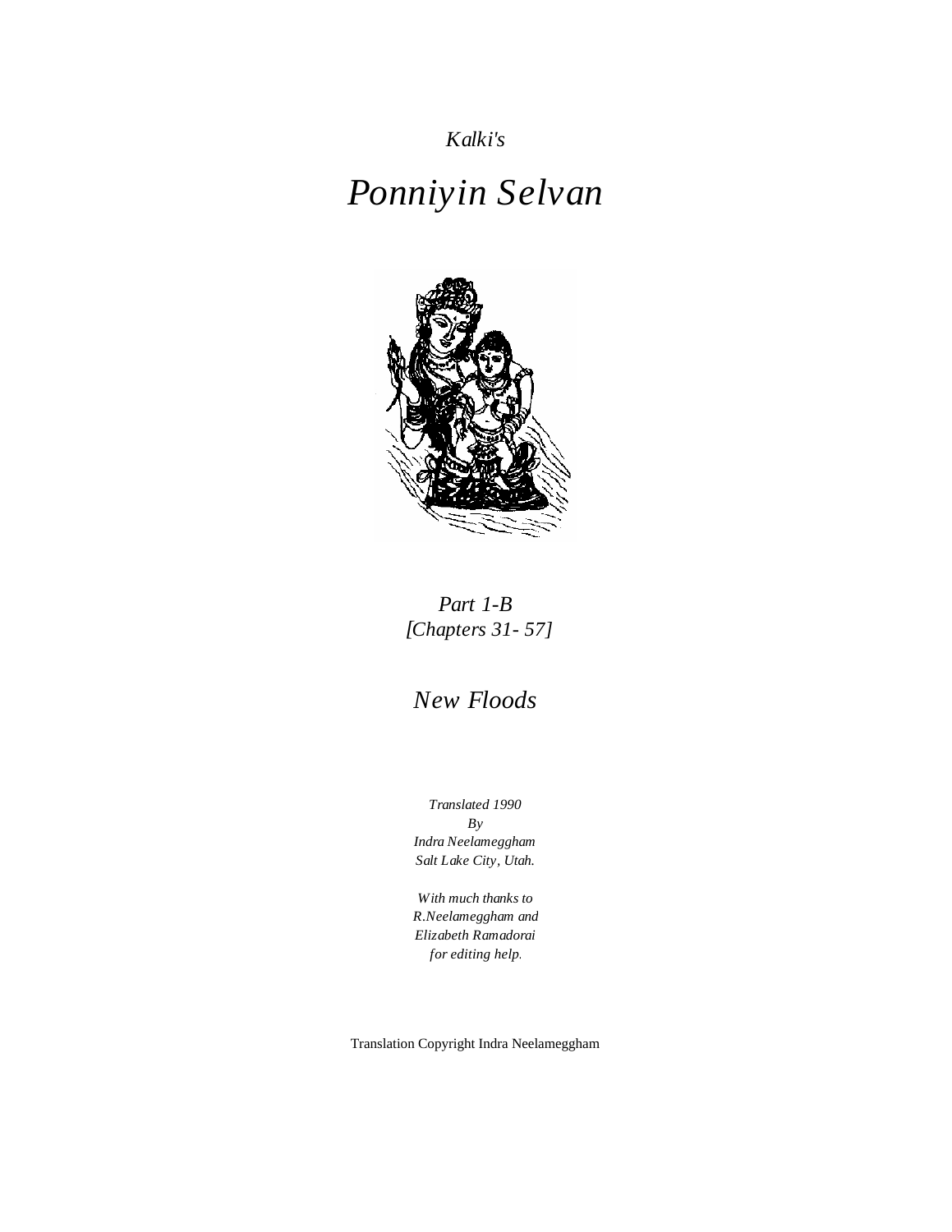*Kalki's*

# *Ponniyin Selvan*

*Part 1-B*
*[Chapters 31- 57]*

## *New Floods*

*Translated 1990*
*By*
*Indra Neelameggham*
*Salt Lake City, Utah.*

*With much thanks to*
*R.Neelameggham and*
*Elizabeth Ramadorai*
*for editing help.*

Translation Copyright Indra Neelameggham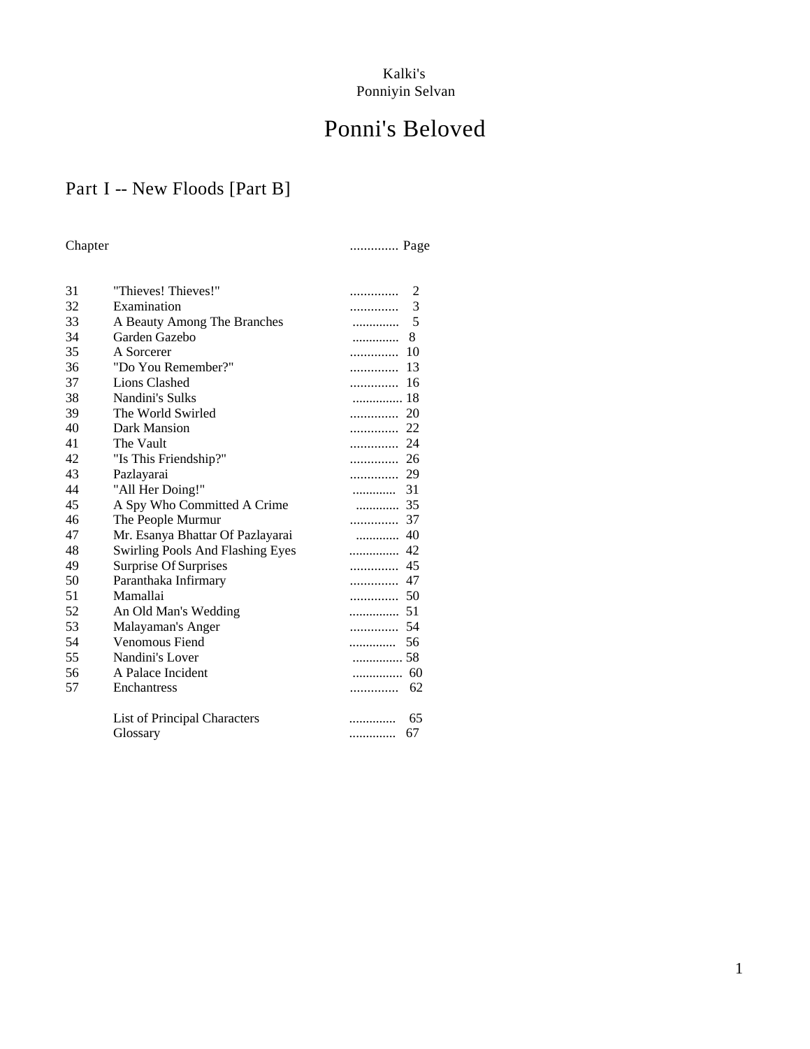Kalki's
Ponniyin Selvan

# Ponni's Beloved

## Part I -- New Floods [Part B]

| Chapter | | Page |
|---|---|---|
| 31 | "Thieves! Thieves!" | 2 |
| 32 | Examination | 3 |
| 33 | A Beauty Among The Branches | 5 |
| 34 | Garden Gazebo | 8 |
| 35 | A Sorcerer | 10 |
| 36 | "Do You Remember?" | 13 |
| 37 | Lions Clashed | 16 |
| 38 | Nandini's Sulks | 18 |
| 39 | The World Swirled | 20 |
| 40 | Dark Mansion | 22 |
| 41 | The Vault | 24 |
| 42 | "Is This Friendship?" | 26 |
| 43 | Pazlayarai | 29 |
| 44 | "All Her Doing!" | 31 |
| 45 | A Spy Who Committed A Crime | 35 |
| 46 | The People Murmur | 37 |
| 47 | Mr. Esanya Bhattar Of Pazlayarai | 40 |
| 48 | Swirling Pools And Flashing Eyes | 42 |
| 49 | Surprise Of Surprises | 45 |
| 50 | Paranthaka Infirmary | 47 |
| 51 | Mamallai | 50 |
| 52 | An Old Man's Wedding | 51 |
| 53 | Malayaman's Anger | 54 |
| 54 | Venomous Fiend | 56 |
| 55 | Nandini's Lover | 58 |
| 56 | A Palace Incident | 60 |
| 57 | Enchantress | 62 |
| | List of Principal Characters | 65 |
| | Glossary | 67 |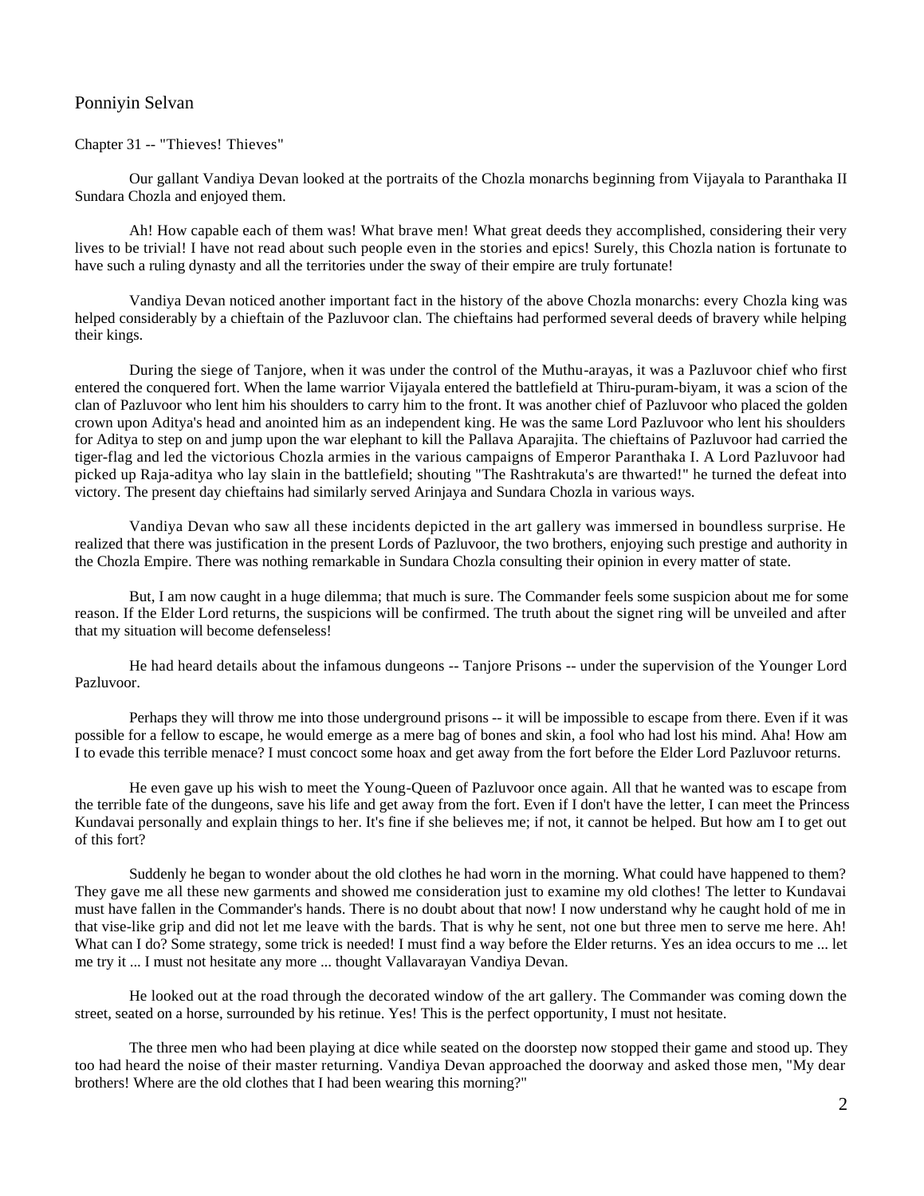Ponniyin Selvan

Chapter 31 -- "Thieves! Thieves"

Our gallant Vandiya Devan looked at the portraits of the Chozla monarchs beginning from Vijayala to Paranthaka II Sundara Chozla and enjoyed them.

Ah! How capable each of them was! What brave men! What great deeds they accomplished, considering their very lives to be trivial! I have not read about such people even in the stories and epics! Surely, this Chozla nation is fortunate to have such a ruling dynasty and all the territories under the sway of their empire are truly fortunate!

Vandiya Devan noticed another important fact in the history of the above Chozla monarchs: every Chozla king was helped considerably by a chieftain of the Pazluvoor clan. The chieftains had performed several deeds of bravery while helping their kings.

During the siege of Tanjore, when it was under the control of the Muthu-arayas, it was a Pazluvoor chief who first entered the conquered fort. When the lame warrior Vijayala entered the battlefield at Thiru-puram-biyam, it was a scion of the clan of Pazluvoor who lent him his shoulders to carry him to the front. It was another chief of Pazluvoor who placed the golden crown upon Aditya's head and anointed him as an independent king. He was the same Lord Pazluvoor who lent his shoulders for Aditya to step on and jump upon the war elephant to kill the Pallava Aparajita. The chieftains of Pazluvoor had carried the tiger-flag and led the victorious Chozla armies in the various campaigns of Emperor Paranthaka I. A Lord Pazluvoor had picked up Raja-aditya who lay slain in the battlefield; shouting "The Rashtrakuta's are thwarted!" he turned the defeat into victory. The present day chieftains had similarly served Arinjaya and Sundara Chozla in various ways.

Vandiya Devan who saw all these incidents depicted in the art gallery was immersed in boundless surprise. He realized that there was justification in the present Lords of Pazluvoor, the two brothers, enjoying such prestige and authority in the Chozla Empire. There was nothing remarkable in Sundara Chozla consulting their opinion in every matter of state.

But, I am now caught in a huge dilemma; that much is sure. The Commander feels some suspicion about me for some reason. If the Elder Lord returns, the suspicions will be confirmed. The truth about the signet ring will be unveiled and after that my situation will become defenseless!

He had heard details about the infamous dungeons -- Tanjore Prisons -- under the supervision of the Younger Lord Pazluvoor.

Perhaps they will throw me into those underground prisons -- it will be impossible to escape from there. Even if it was possible for a fellow to escape, he would emerge as a mere bag of bones and skin, a fool who had lost his mind. Aha! How am I to evade this terrible menace? I must concoct some hoax and get away from the fort before the Elder Lord Pazluvoor returns.

He even gave up his wish to meet the Young-Queen of Pazluvoor once again. All that he wanted was to escape from the terrible fate of the dungeons, save his life and get away from the fort. Even if I don't have the letter, I can meet the Princess Kundavai personally and explain things to her. It's fine if she believes me; if not, it cannot be helped. But how am I to get out of this fort?

Suddenly he began to wonder about the old clothes he had worn in the morning. What could have happened to them? They gave me all these new garments and showed me consideration just to examine my old clothes! The letter to Kundavai must have fallen in the Commander's hands. There is no doubt about that now! I now understand why he caught hold of me in that vise-like grip and did not let me leave with the bards. That is why he sent, not one but three men to serve me here. Ah! What can I do? Some strategy, some trick is needed! I must find a way before the Elder returns. Yes an idea occurs to me ... let me try it ... I must not hesitate any more ... thought Vallavarayan Vandiya Devan.

He looked out at the road through the decorated window of the art gallery. The Commander was coming down the street, seated on a horse, surrounded by his retinue. Yes! This is the perfect opportunity, I must not hesitate.

The three men who had been playing at dice while seated on the doorstep now stopped their game and stood up. They too had heard the noise of their master returning. Vandiya Devan approached the doorway and asked those men, "My dear brothers! Where are the old clothes that I had been wearing this morning?"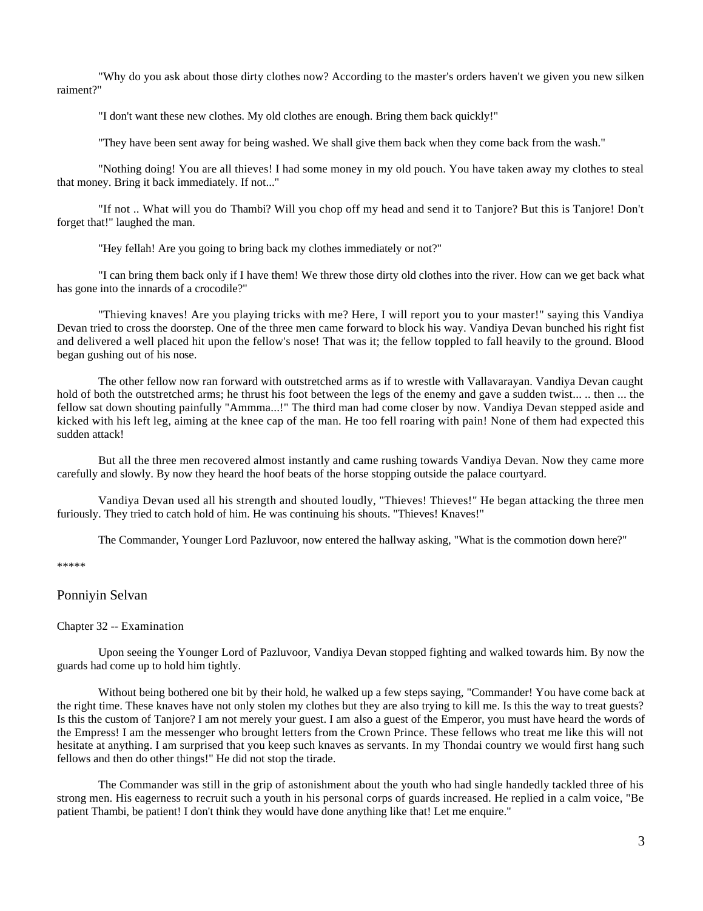"Why do you ask about those dirty clothes now? According to the master's orders haven't we given you new silken raiment?"

"I don't want these new clothes. My old clothes are enough. Bring them back quickly!"

"They have been sent away for being washed. We shall give them back when they come back from the wash."

"Nothing doing! You are all thieves! I had some money in my old pouch. You have taken away my clothes to steal that money. Bring it back immediately. If not..."

"If not .. What will you do Thambi? Will you chop off my head and send it to Tanjore? But this is Tanjore! Don't forget that!" laughed the man.

"Hey fellah! Are you going to bring back my clothes immediately or not?"

"I can bring them back only if I have them! We threw those dirty old clothes into the river. How can we get back what has gone into the innards of a crocodile?"

"Thieving knaves! Are you playing tricks with me? Here, I will report you to your master!" saying this Vandiya Devan tried to cross the doorstep. One of the three men came forward to block his way. Vandiya Devan bunched his right fist and delivered a well placed hit upon the fellow's nose! That was it; the fellow toppled to fall heavily to the ground. Blood began gushing out of his nose.

The other fellow now ran forward with outstretched arms as if to wrestle with Vallavarayan. Vandiya Devan caught hold of both the outstretched arms; he thrust his foot between the legs of the enemy and gave a sudden twist... .. then ... the fellow sat down shouting painfully "Ammma...!" The third man had come closer by now. Vandiya Devan stepped aside and kicked with his left leg, aiming at the knee cap of the man. He too fell roaring with pain! None of them had expected this sudden attack!

But all the three men recovered almost instantly and came rushing towards Vandiya Devan. Now they came more carefully and slowly. By now they heard the hoof beats of the horse stopping outside the palace courtyard.

Vandiya Devan used all his strength and shouted loudly, "Thieves! Thieves!" He began attacking the three men furiously. They tried to catch hold of him. He was continuing his shouts. "Thieves! Knaves!"

The Commander, Younger Lord Pazluvoor, now entered the hallway asking, "What is the commotion down here?"

*****

# Ponniyin Selvan

## Chapter 32 -- Examination

Upon seeing the Younger Lord of Pazluvoor, Vandiya Devan stopped fighting and walked towards him. By now the guards had come up to hold him tightly.

Without being bothered one bit by their hold, he walked up a few steps saying, "Commander! You have come back at the right time. These knaves have not only stolen my clothes but they are also trying to kill me. Is this the way to treat guests? Is this the custom of Tanjore? I am not merely your guest. I am also a guest of the Emperor, you must have heard the words of the Empress! I am the messenger who brought letters from the Crown Prince. These fellows who treat me like this will not hesitate at anything. I am surprised that you keep such knaves as servants. In my Thondai country we would first hang such fellows and then do other things!" He did not stop the tirade.

The Commander was still in the grip of astonishment about the youth who had single handedly tackled three of his strong men. His eagerness to recruit such a youth in his personal corps of guards increased. He replied in a calm voice, "Be patient Thambi, be patient! I don't think they would have done anything like that! Let me enquire."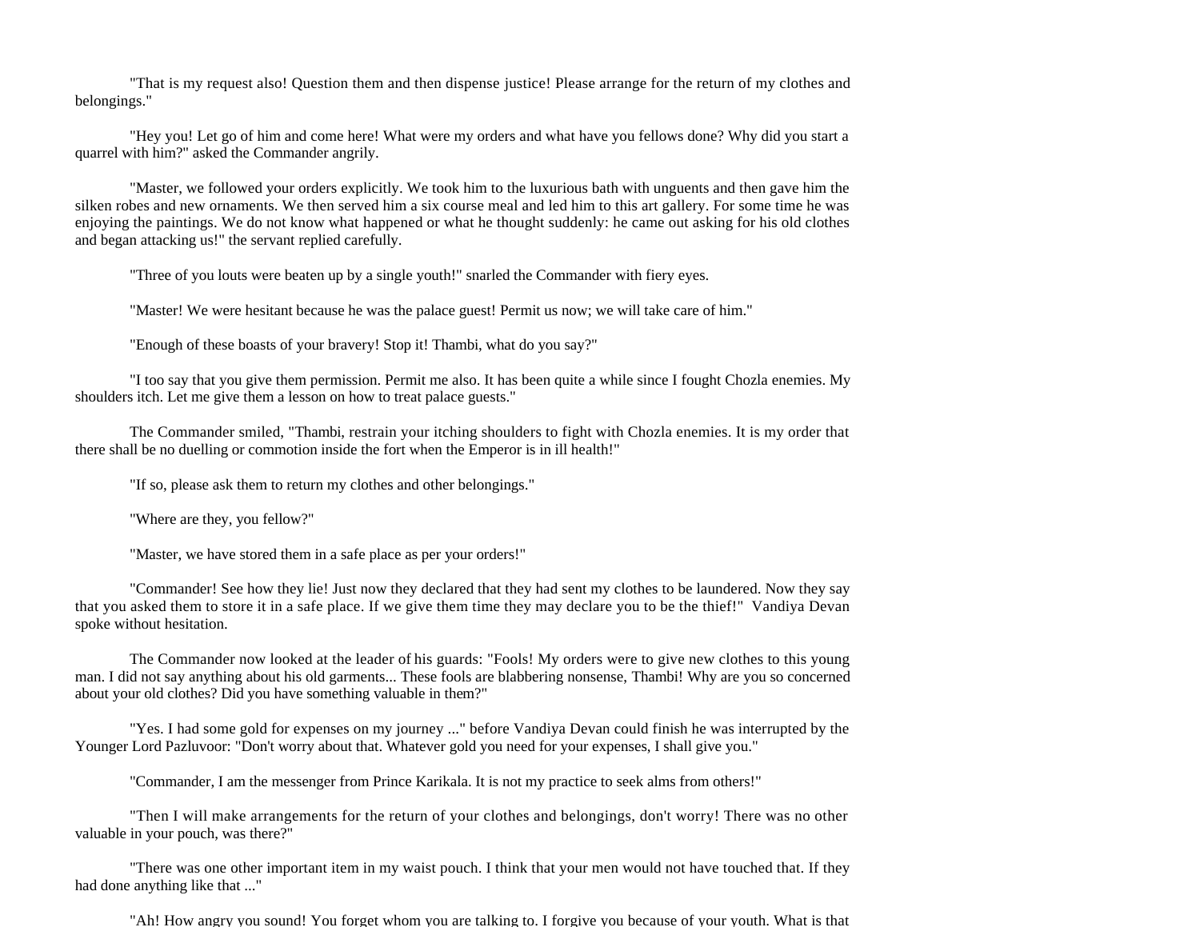"That is my request also! Question them and then dispense justice! Please arrange for the return of my clothes and belongings."

"Hey you! Let go of him and come here! What were my orders and what have you fellows done? Why did you start a quarrel with him?" asked the Commander angrily.

"Master, we followed your orders explicitly. We took him to the luxurious bath with unguents and then gave him the silken robes and new ornaments. We then served him a six course meal and led him to this art gallery. For some time he was enjoying the paintings. We do not know what happened or what he thought suddenly: he came out asking for his old clothes and began attacking us!" the servant replied carefully.

"Three of you louts were beaten up by a single youth!" snarled the Commander with fiery eyes.

"Master! We were hesitant because he was the palace guest! Permit us now; we will take care of him."

"Enough of these boasts of your bravery! Stop it! Thambi, what do you say?"

"I too say that you give them permission. Permit me also. It has been quite a while since I fought Chozla enemies. My shoulders itch. Let me give them a lesson on how to treat palace guests."

The Commander smiled, "Thambi, restrain your itching shoulders to fight with Chozla enemies. It is my order that there shall be no duelling or commotion inside the fort when the Emperor is in ill health!"

"If so, please ask them to return my clothes and other belongings."

"Where are they, you fellow?"

"Master, we have stored them in a safe place as per your orders!"

"Commander! See how they lie! Just now they declared that they had sent my clothes to be laundered. Now they say that you asked them to store it in a safe place. If we give them time they may declare you to be the thief!" Vandiya Devan spoke without hesitation.

The Commander now looked at the leader of his guards: "Fools! My orders were to give new clothes to this young man. I did not say anything about his old garments... These fools are blabbering nonsense, Thambi! Why are you so concerned about your old clothes? Did you have something valuable in them?"

"Yes. I had some gold for expenses on my journey ..." before Vandiya Devan could finish he was interrupted by the Younger Lord Pazluvoor: "Don't worry about that. Whatever gold you need for your expenses, I shall give you."

"Commander, I am the messenger from Prince Karikala. It is not my practice to seek alms from others!"

"Then I will make arrangements for the return of your clothes and belongings, don't worry! There was no other valuable in your pouch, was there?"

"There was one other important item in my waist pouch. I think that your men would not have touched that. If they had done anything like that ..."

"Ah! How angry you sound! You forget whom you are talking to. I forgive you because of your youth. What is that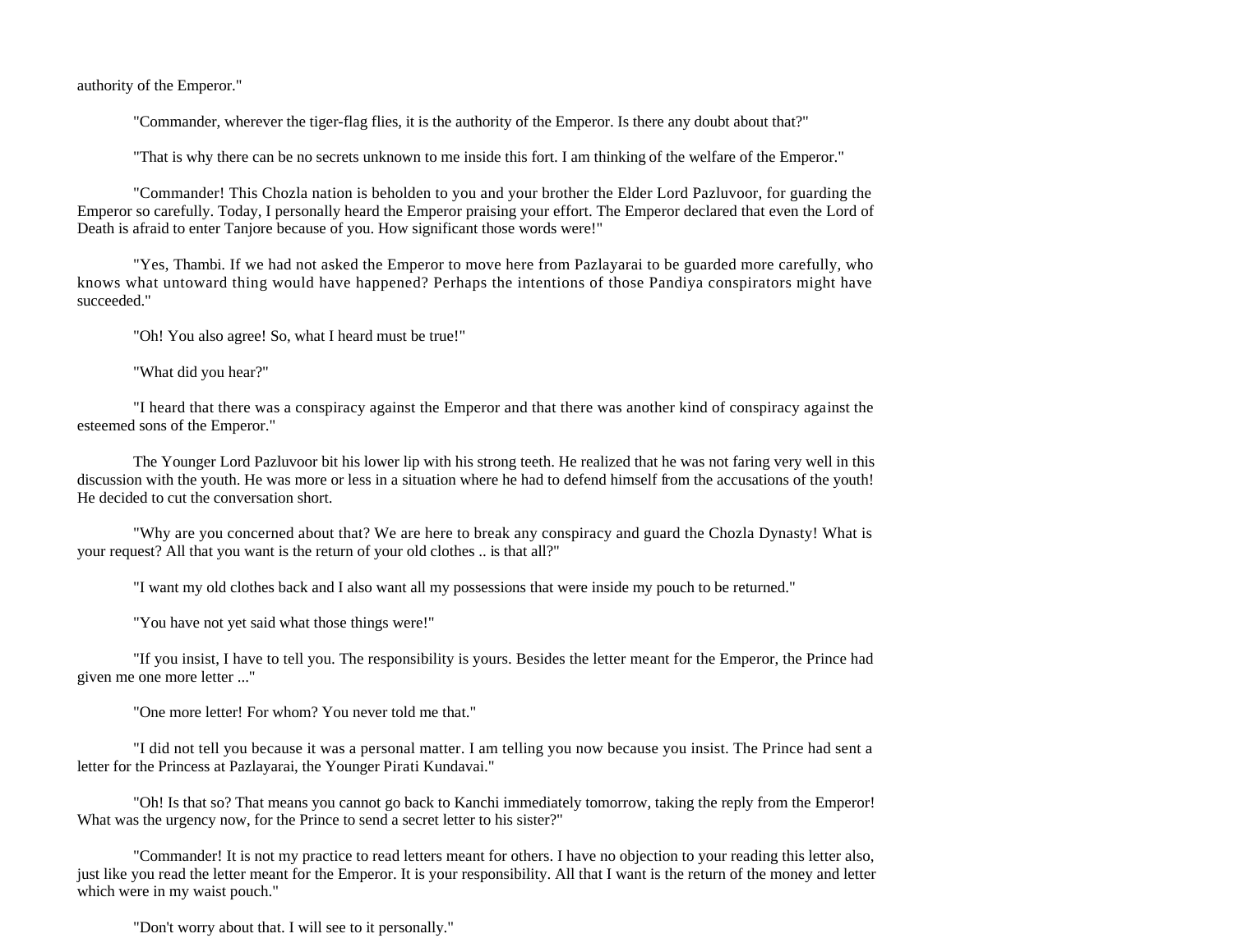authority of the Emperor."

"Commander, wherever the tiger-flag flies, it is the authority of the Emperor. Is there any doubt about that?"

"That is why there can be no secrets unknown to me inside this fort. I am thinking of the welfare of the Emperor."

"Commander! This Chozla nation is beholden to you and your brother the Elder Lord Pazluvoor, for guarding the Emperor so carefully. Today, I personally heard the Emperor praising your effort. The Emperor declared that even the Lord of Death is afraid to enter Tanjore because of you. How significant those words were!"

"Yes, Thambi. If we had not asked the Emperor to move here from Pazlayarai to be guarded more carefully, who knows what untoward thing would have happened? Perhaps the intentions of those Pandiya conspirators might have succeeded."

"Oh! You also agree! So, what I heard must be true!"

"What did you hear?"

"I heard that there was a conspiracy against the Emperor and that there was another kind of conspiracy against the esteemed sons of the Emperor."

The Younger Lord Pazluvoor bit his lower lip with his strong teeth. He realized that he was not faring very well in this discussion with the youth. He was more or less in a situation where he had to defend himself from the accusations of the youth! He decided to cut the conversation short.

"Why are you concerned about that? We are here to break any conspiracy and guard the Chozla Dynasty! What is your request? All that you want is the return of your old clothes .. is that all?"

"I want my old clothes back and I also want all my possessions that were inside my pouch to be returned."

"You have not yet said what those things were!"

"If you insist, I have to tell you. The responsibility is yours. Besides the letter meant for the Emperor, the Prince had given me one more letter ..."

"One more letter! For whom? You never told me that."

"I did not tell you because it was a personal matter. I am telling you now because you insist. The Prince had sent a letter for the Princess at Pazlayarai, the Younger Pirati Kundavai."

"Oh! Is that so? That means you cannot go back to Kanchi immediately tomorrow, taking the reply from the Emperor! What was the urgency now, for the Prince to send a secret letter to his sister?"

"Commander! It is not my practice to read letters meant for others. I have no objection to your reading this letter also, just like you read the letter meant for the Emperor. It is your responsibility. All that I want is the return of the money and letter which were in my waist pouch."

"Don't worry about that. I will see to it personally."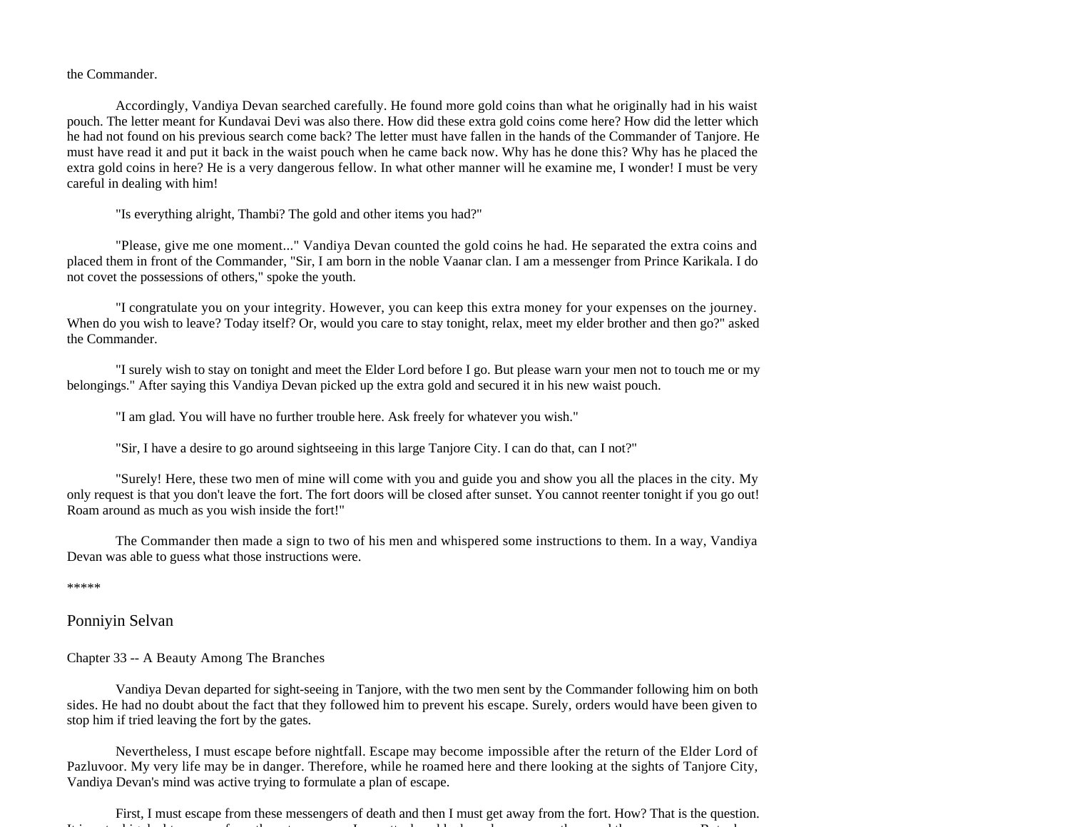the Commander.

Accordingly, Vandiya Devan searched carefully. He found more gold coins than what he originally had in his waist pouch. The letter meant for Kundavai Devi was also there. How did these extra gold coins come here? How did the letter which he had not found on his previous search come back? The letter must have fallen in the hands of the Commander of Tanjore. He must have read it and put it back in the waist pouch when he came back now. Why has he done this? Why has he placed the extra gold coins in here? He is a very dangerous fellow. In what other manner will he examine me, I wonder! I must be very careful in dealing with him!

"Is everything alright, Thambi? The gold and other items you had?"

"Please, give me one moment..." Vandiya Devan counted the gold coins he had. He separated the extra coins and placed them in front of the Commander, "Sir, I am born in the noble Vaanar clan. I am a messenger from Prince Karikala. I do not covet the possessions of others," spoke the youth.

"I congratulate you on your integrity. However, you can keep this extra money for your expenses on the journey. When do you wish to leave? Today itself? Or, would you care to stay tonight, relax, meet my elder brother and then go?" asked the Commander.

"I surely wish to stay on tonight and meet the Elder Lord before I go. But please warn your men not to touch me or my belongings." After saying this Vandiya Devan picked up the extra gold and secured it in his new waist pouch.

"I am glad. You will have no further trouble here. Ask freely for whatever you wish."

"Sir, I have a desire to go around sightseeing in this large Tanjore City. I can do that, can I not?"

"Surely! Here, these two men of mine will come with you and guide you and show you all the places in the city. My only request is that you don't leave the fort. The fort doors will be closed after sunset. You cannot reenter tonight if you go out! Roam around as much as you wish inside the fort!"

The Commander then made a sign to two of his men and whispered some instructions to them. In a way, Vandiya Devan was able to guess what those instructions were.

*****

## Ponniyin Selvan

### Chapter 33 -- A Beauty Among The Branches

Vandiya Devan departed for sight-seeing in Tanjore, with the two men sent by the Commander following him on both sides. He had no doubt about the fact that they followed him to prevent his escape. Surely, orders would have been given to stop him if tried leaving the fort by the gates.

Nevertheless, I must escape before nightfall. Escape may become impossible after the return of the Elder Lord of Pazluvoor. My very life may be in danger. Therefore, while he roamed here and there looking at the sights of Tanjore City, Vandiya Devan's mind was active trying to formulate a plan of escape.

First, I must escape from these messengers of death and then I must get away from the fort. How? That is the question.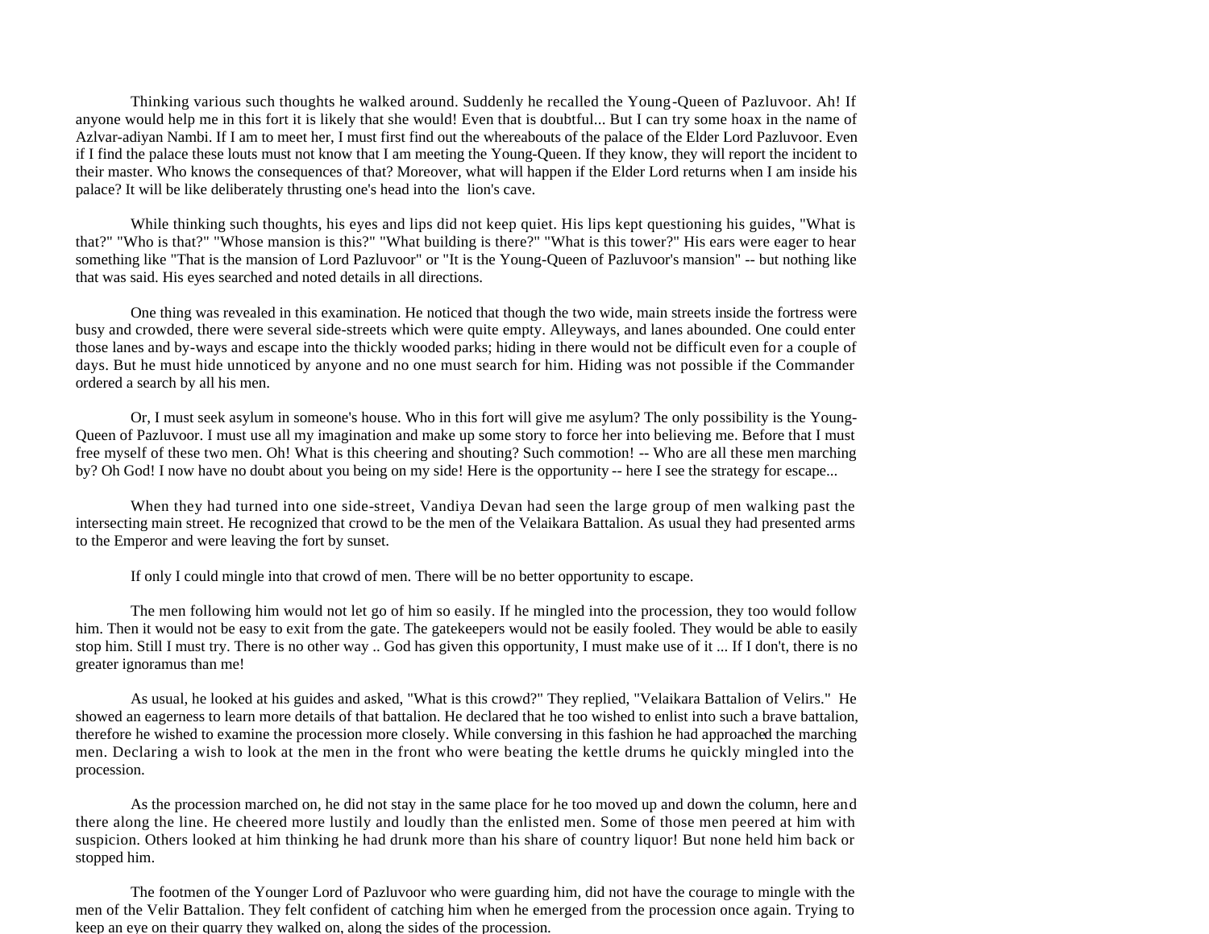Thinking various such thoughts he walked around. Suddenly he recalled the Young-Queen of Pazluvoor. Ah! If anyone would help me in this fort it is likely that she would! Even that is doubtful... But I can try some hoax in the name of Azlvar-adiyan Nambi. If I am to meet her, I must first find out the whereabouts of the palace of the Elder Lord Pazluvoor. Even if I find the palace these louts must not know that I am meeting the Young-Queen. If they know, they will report the incident to their master. Who knows the consequences of that? Moreover, what will happen if the Elder Lord returns when I am inside his palace? It will be like deliberately thrusting one's head into the lion's cave.

While thinking such thoughts, his eyes and lips did not keep quiet. His lips kept questioning his guides, "What is that?" "Who is that?" "Whose mansion is this?" "What building is there?" "What is this tower?" His ears were eager to hear something like "That is the mansion of Lord Pazluvoor" or "It is the Young-Queen of Pazluvoor's mansion" -- but nothing like that was said. His eyes searched and noted details in all directions.

One thing was revealed in this examination. He noticed that though the two wide, main streets inside the fortress were busy and crowded, there were several side-streets which were quite empty. Alleyways, and lanes abounded. One could enter those lanes and by-ways and escape into the thickly wooded parks; hiding in there would not be difficult even for a couple of days. But he must hide unnoticed by anyone and no one must search for him. Hiding was not possible if the Commander ordered a search by all his men.

Or, I must seek asylum in someone's house. Who in this fort will give me asylum? The only possibility is the Young-Queen of Pazluvoor. I must use all my imagination and make up some story to force her into believing me. Before that I must free myself of these two men. Oh! What is this cheering and shouting? Such commotion! -- Who are all these men marching by? Oh God! I now have no doubt about you being on my side! Here is the opportunity -- here I see the strategy for escape...

When they had turned into one side-street, Vandiya Devan had seen the large group of men walking past the intersecting main street. He recognized that crowd to be the men of the Velaikara Battalion. As usual they had presented arms to the Emperor and were leaving the fort by sunset.

If only I could mingle into that crowd of men. There will be no better opportunity to escape.

The men following him would not let go of him so easily. If he mingled into the procession, they too would follow him. Then it would not be easy to exit from the gate. The gatekeepers would not be easily fooled. They would be able to easily stop him. Still I must try. There is no other way .. God has given this opportunity, I must make use of it ... If I don't, there is no greater ignoramus than me!

As usual, he looked at his guides and asked, "What is this crowd?" They replied, "Velaikara Battalion of Velirs." He showed an eagerness to learn more details of that battalion. He declared that he too wished to enlist into such a brave battalion, therefore he wished to examine the procession more closely. While conversing in this fashion he had approached the marching men. Declaring a wish to look at the men in the front who were beating the kettle drums he quickly mingled into the procession.

As the procession marched on, he did not stay in the same place for he too moved up and down the column, here and there along the line. He cheered more lustily and loudly than the enlisted men. Some of those men peered at him with suspicion. Others looked at him thinking he had drunk more than his share of country liquor! But none held him back or stopped him.

The footmen of the Younger Lord of Pazluvoor who were guarding him, did not have the courage to mingle with the men of the Velir Battalion. They felt confident of catching him when he emerged from the procession once again. Trying to keep an eye on their quarry they walked on, along the sides of the procession.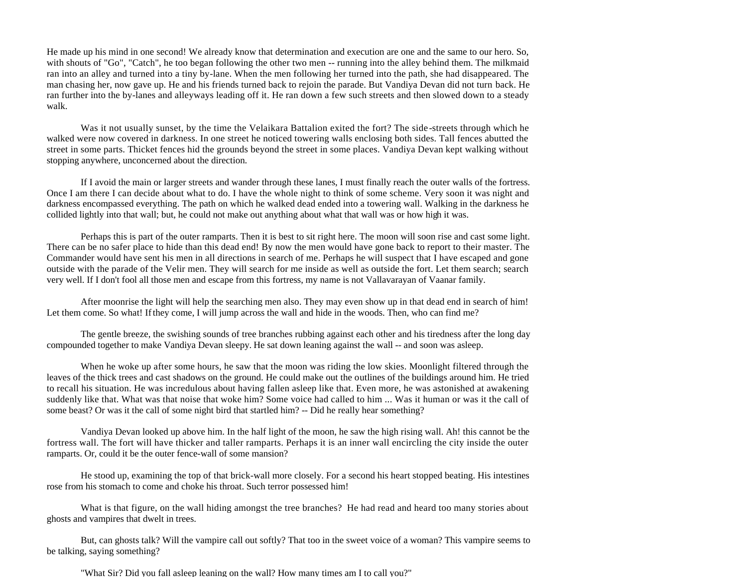He made up his mind in one second! We already know that determination and execution are one and the same to our hero. So, with shouts of "Go", "Catch", he too began following the other two men -- running into the alley behind them. The milkmaid ran into an alley and turned into a tiny by-lane. When the men following her turned into the path, she had disappeared. The man chasing her, now gave up. He and his friends turned back to rejoin the parade. But Vandiya Devan did not turn back. He ran further into the by-lanes and alleyways leading off it. He ran down a few such streets and then slowed down to a steady walk.

Was it not usually sunset, by the time the Velaikara Battalion exited the fort? The side-streets through which he walked were now covered in darkness. In one street he noticed towering walls enclosing both sides. Tall fences abutted the street in some parts. Thicket fences hid the grounds beyond the street in some places. Vandiya Devan kept walking without stopping anywhere, unconcerned about the direction.

If I avoid the main or larger streets and wander through these lanes, I must finally reach the outer walls of the fortress. Once I am there I can decide about what to do. I have the whole night to think of some scheme. Very soon it was night and darkness encompassed everything. The path on which he walked dead ended into a towering wall. Walking in the darkness he collided lightly into that wall; but, he could not make out anything about what that wall was or how high it was.

Perhaps this is part of the outer ramparts. Then it is best to sit right here. The moon will soon rise and cast some light. There can be no safer place to hide than this dead end! By now the men would have gone back to report to their master. The Commander would have sent his men in all directions in search of me. Perhaps he will suspect that I have escaped and gone outside with the parade of the Velir men. They will search for me inside as well as outside the fort. Let them search; search very well. If I don't fool all those men and escape from this fortress, my name is not Vallavarayan of Vaanar family.

After moonrise the light will help the searching men also. They may even show up in that dead end in search of him! Let them come. So what! If they come, I will jump across the wall and hide in the woods. Then, who can find me?

The gentle breeze, the swishing sounds of tree branches rubbing against each other and his tiredness after the long day compounded together to make Vandiya Devan sleepy. He sat down leaning against the wall -- and soon was asleep.

When he woke up after some hours, he saw that the moon was riding the low skies. Moonlight filtered through the leaves of the thick trees and cast shadows on the ground. He could make out the outlines of the buildings around him. He tried to recall his situation. He was incredulous about having fallen asleep like that. Even more, he was astonished at awakening suddenly like that. What was that noise that woke him? Some voice had called to him ... Was it human or was it the call of some beast? Or was it the call of some night bird that startled him? -- Did he really hear something?

Vandiya Devan looked up above him. In the half light of the moon, he saw the high rising wall. Ah! this cannot be the fortress wall. The fort will have thicker and taller ramparts. Perhaps it is an inner wall encircling the city inside the outer ramparts. Or, could it be the outer fence-wall of some mansion?

He stood up, examining the top of that brick-wall more closely. For a second his heart stopped beating. His intestines rose from his stomach to come and choke his throat. Such terror possessed him!

What is that figure, on the wall hiding amongst the tree branches? He had read and heard too many stories about ghosts and vampires that dwelt in trees.

But, can ghosts talk? Will the vampire call out softly? That too in the sweet voice of a woman? This vampire seems to be talking, saying something?

"What Sir? Did you fall asleep leaning on the wall? How many times am I to call you?"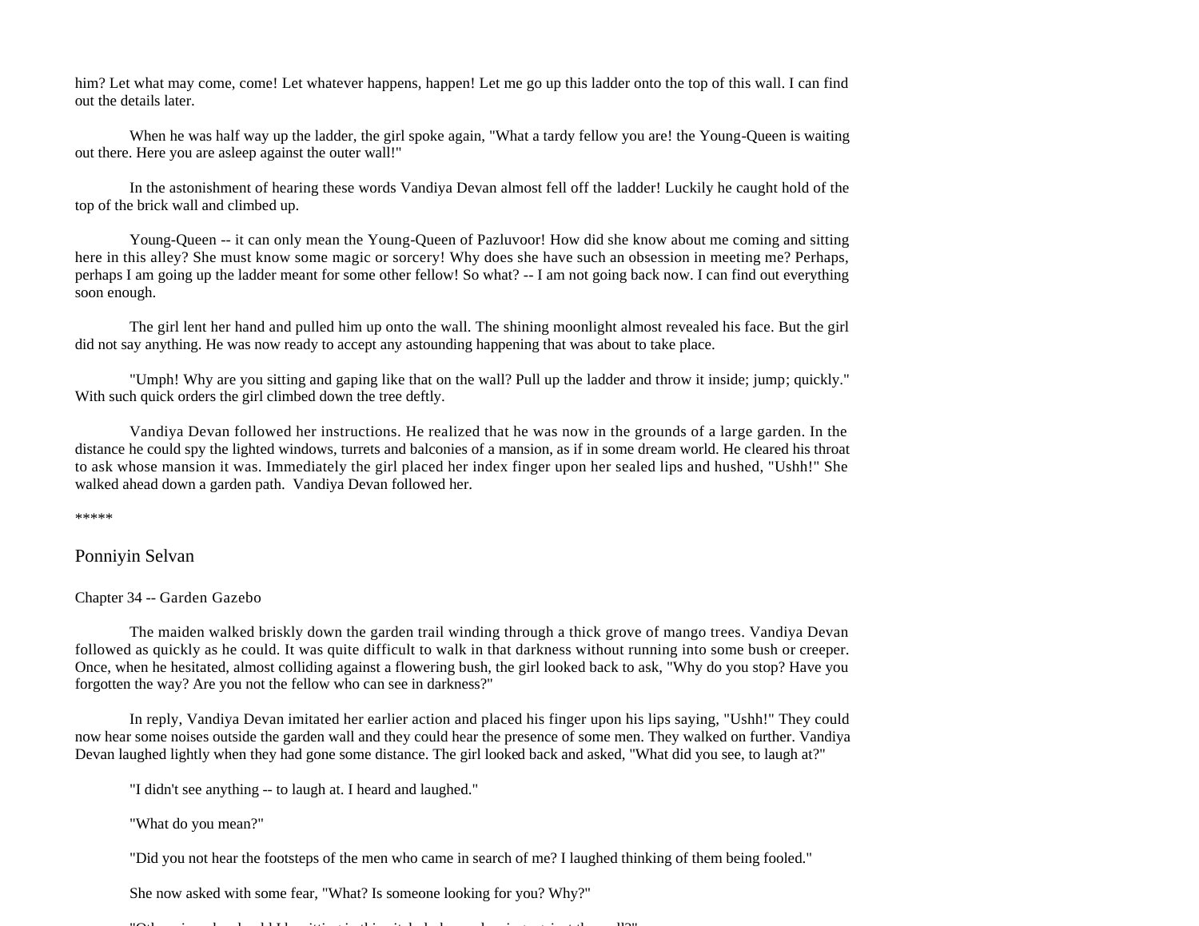him? Let what may come, come! Let whatever happens, happen! Let me go up this ladder onto the top of this wall. I can find out the details later.

When he was half way up the ladder, the girl spoke again, "What a tardy fellow you are! the Young-Queen is waiting out there. Here you are asleep against the outer wall!"

In the astonishment of hearing these words Vandiya Devan almost fell off the ladder! Luckily he caught hold of the top of the brick wall and climbed up.

Young-Queen -- it can only mean the Young-Queen of Pazluvoor! How did she know about me coming and sitting here in this alley? She must know some magic or sorcery! Why does she have such an obsession in meeting me? Perhaps, perhaps I am going up the ladder meant for some other fellow! So what? -- I am not going back now. I can find out everything soon enough.

The girl lent her hand and pulled him up onto the wall. The shining moonlight almost revealed his face. But the girl did not say anything. He was now ready to accept any astounding happening that was about to take place.

"Umph! Why are you sitting and gaping like that on the wall? Pull up the ladder and throw it inside; jump; quickly." With such quick orders the girl climbed down the tree deftly.

Vandiya Devan followed her instructions. He realized that he was now in the grounds of a large garden. In the distance he could spy the lighted windows, turrets and balconies of a mansion, as if in some dream world. He cleared his throat to ask whose mansion it was. Immediately the girl placed her index finger upon her sealed lips and hushed, "Ushh!" She walked ahead down a garden path. Vandiya Devan followed her.

*****

## Ponniyin Selvan

### Chapter 34 -- Garden Gazebo

The maiden walked briskly down the garden trail winding through a thick grove of mango trees. Vandiya Devan followed as quickly as he could. It was quite difficult to walk in that darkness without running into some bush or creeper. Once, when he hesitated, almost colliding against a flowering bush, the girl looked back to ask, "Why do you stop? Have you forgotten the way? Are you not the fellow who can see in darkness?"

In reply, Vandiya Devan imitated her earlier action and placed his finger upon his lips saying, "Ushh!" They could now hear some noises outside the garden wall and they could hear the presence of some men. They walked on further. Vandiya Devan laughed lightly when they had gone some distance. The girl looked back and asked, "What did you see, to laugh at?"

"I didn't see anything -- to laugh at. I heard and laughed."

"What do you mean?"

"Did you not hear the footsteps of the men who came in search of me? I laughed thinking of them being fooled."

She now asked with some fear, "What? Is someone looking for you? Why?"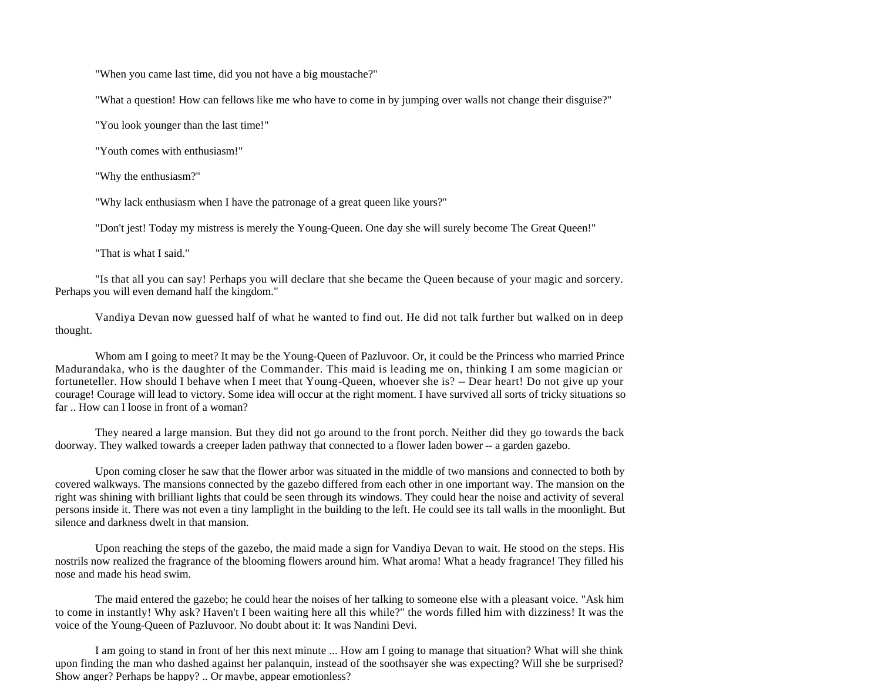"When you came last time, did you not have a big moustache?"

"What a question! How can fellows like me who have to come in by jumping over walls not change their disguise?"

"You look younger than the last time!"

"Youth comes with enthusiasm!"

"Why the enthusiasm?"

"Why lack enthusiasm when I have the patronage of a great queen like yours?"

"Don't jest! Today my mistress is merely the Young-Queen. One day she will surely become The Great Queen!"

"That is what I said."

"Is that all you can say! Perhaps you will declare that she became the Queen because of your magic and sorcery. Perhaps you will even demand half the kingdom."

Vandiya Devan now guessed half of what he wanted to find out. He did not talk further but walked on in deep thought.

Whom am I going to meet? It may be the Young-Queen of Pazluvoor. Or, it could be the Princess who married Prince Madurandaka, who is the daughter of the Commander. This maid is leading me on, thinking I am some magician or fortuneteller. How should I behave when I meet that Young-Queen, whoever she is? -- Dear heart! Do not give up your courage! Courage will lead to victory. Some idea will occur at the right moment. I have survived all sorts of tricky situations so far .. How can I loose in front of a woman?

They neared a large mansion. But they did not go around to the front porch. Neither did they go towards the back doorway. They walked towards a creeper laden pathway that connected to a flower laden bower -- a garden gazebo.

Upon coming closer he saw that the flower arbor was situated in the middle of two mansions and connected to both by covered walkways. The mansions connected by the gazebo differed from each other in one important way. The mansion on the right was shining with brilliant lights that could be seen through its windows. They could hear the noise and activity of several persons inside it. There was not even a tiny lamplight in the building to the left. He could see its tall walls in the moonlight. But silence and darkness dwelt in that mansion.

Upon reaching the steps of the gazebo, the maid made a sign for Vandiya Devan to wait. He stood on the steps. His nostrils now realized the fragrance of the blooming flowers around him. What aroma! What a heady fragrance! They filled his nose and made his head swim.

The maid entered the gazebo; he could hear the noises of her talking to someone else with a pleasant voice. "Ask him to come in instantly! Why ask? Haven't I been waiting here all this while?" the words filled him with dizziness! It was the voice of the Young-Queen of Pazluvoor. No doubt about it: It was Nandini Devi.

I am going to stand in front of her this next minute ... How am I going to manage that situation? What will she think upon finding the man who dashed against her palanquin, instead of the soothsayer she was expecting? Will she be surprised? Show anger? Perhaps be happy? .. Or maybe, appear emotionless?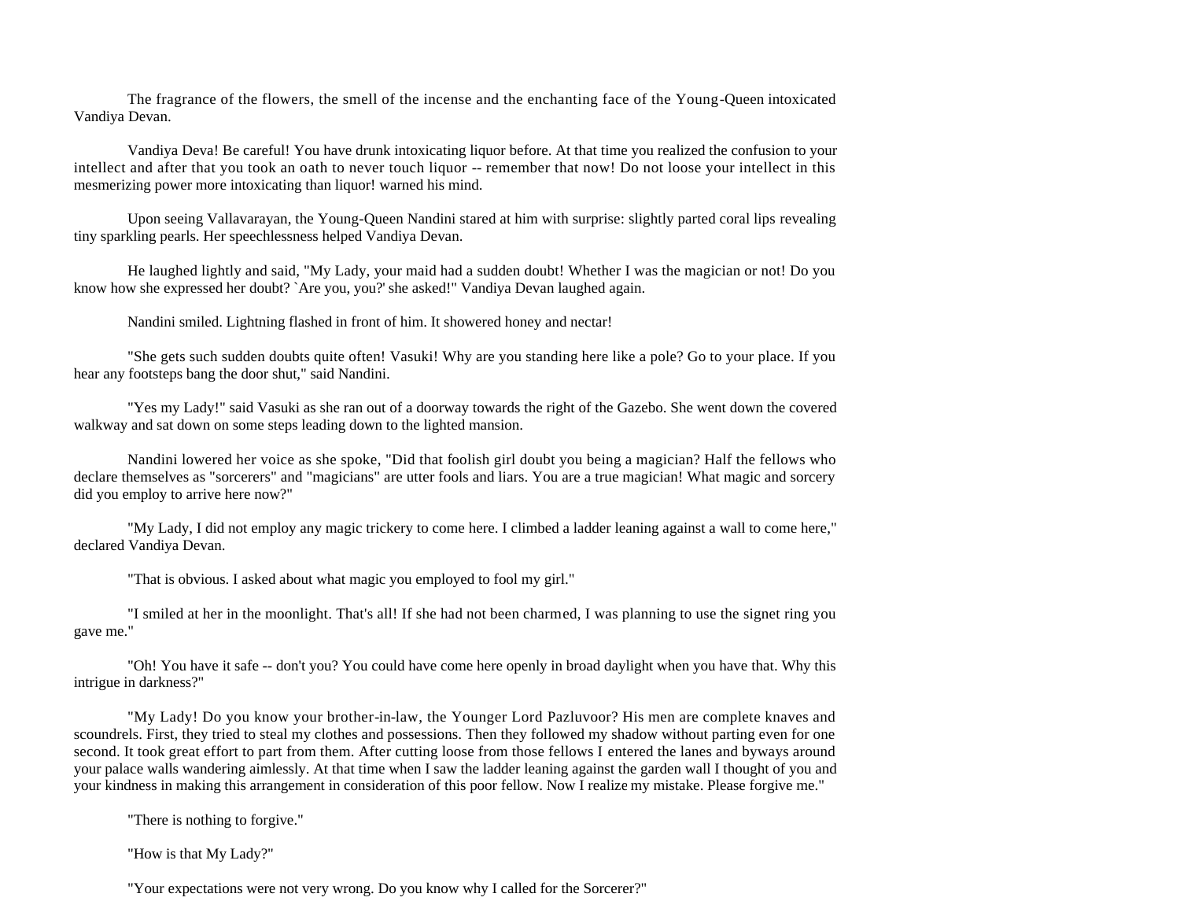The fragrance of the flowers, the smell of the incense and the enchanting face of the Young-Queen intoxicated Vandiya Devan.

Vandiya Deva! Be careful! You have drunk intoxicating liquor before. At that time you realized the confusion to your intellect and after that you took an oath to never touch liquor -- remember that now! Do not loose your intellect in this mesmerizing power more intoxicating than liquor! warned his mind.

Upon seeing Vallavarayan, the Young-Queen Nandini stared at him with surprise: slightly parted coral lips revealing tiny sparkling pearls. Her speechlessness helped Vandiya Devan.

He laughed lightly and said, "My Lady, your maid had a sudden doubt! Whether I was the magician or not! Do you know how she expressed her doubt? `Are you, you?' she asked!" Vandiya Devan laughed again.

Nandini smiled. Lightning flashed in front of him. It showered honey and nectar!

"She gets such sudden doubts quite often! Vasuki! Why are you standing here like a pole? Go to your place. If you hear any footsteps bang the door shut," said Nandini.

"Yes my Lady!" said Vasuki as she ran out of a doorway towards the right of the Gazebo. She went down the covered walkway and sat down on some steps leading down to the lighted mansion.

Nandini lowered her voice as she spoke, "Did that foolish girl doubt you being a magician? Half the fellows who declare themselves as "sorcerers" and "magicians" are utter fools and liars. You are a true magician! What magic and sorcery did you employ to arrive here now?"

"My Lady, I did not employ any magic trickery to come here. I climbed a ladder leaning against a wall to come here," declared Vandiya Devan.

"That is obvious. I asked about what magic you employed to fool my girl."

"I smiled at her in the moonlight. That's all! If she had not been charmed, I was planning to use the signet ring you gave me."

"Oh! You have it safe -- don't you? You could have come here openly in broad daylight when you have that. Why this intrigue in darkness?"

"My Lady! Do you know your brother-in-law, the Younger Lord Pazluvoor? His men are complete knaves and scoundrels. First, they tried to steal my clothes and possessions. Then they followed my shadow without parting even for one second. It took great effort to part from them. After cutting loose from those fellows I entered the lanes and byways around your palace walls wandering aimlessly. At that time when I saw the ladder leaning against the garden wall I thought of you and your kindness in making this arrangement in consideration of this poor fellow. Now I realize my mistake. Please forgive me."

"There is nothing to forgive."

"How is that My Lady?"

"Your expectations were not very wrong. Do you know why I called for the Sorcerer?"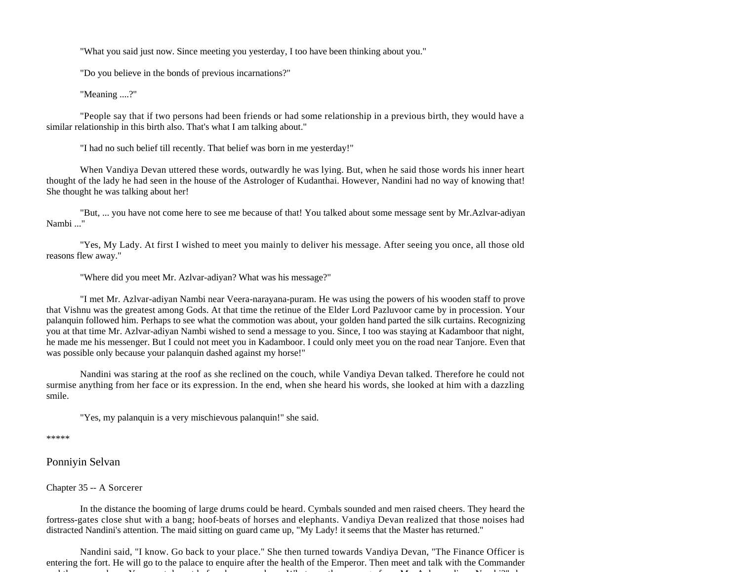"What you said just now. Since meeting you yesterday, I too have been thinking about you."

"Do you believe in the bonds of previous incarnations?"

"Meaning ....?"

"People say that if two persons had been friends or had some relationship in a previous birth, they would have a similar relationship in this birth also. That's what I am talking about."

"I had no such belief till recently. That belief was born in me yesterday!"

When Vandiya Devan uttered these words, outwardly he was lying. But, when he said those words his inner heart thought of the lady he had seen in the house of the Astrologer of Kudanthai. However, Nandini had no way of knowing that! She thought he was talking about her!

"But, ... you have not come here to see me because of that! You talked about some message sent by Mr.Azlvar-adiyan Nambi ..."

"Yes, My Lady. At first I wished to meet you mainly to deliver his message. After seeing you once, all those old reasons flew away."

"Where did you meet Mr. Azlvar-adiyan? What was his message?"

"I met Mr. Azlvar-adiyan Nambi near Veera-narayana-puram. He was using the powers of his wooden staff to prove that Vishnu was the greatest among Gods. At that time the retinue of the Elder Lord Pazluvoor came by in procession. Your palanquin followed him. Perhaps to see what the commotion was about, your golden hand parted the silk curtains. Recognizing you at that time Mr. Azlvar-adiyan Nambi wished to send a message to you. Since, I too was staying at Kadamboor that night, he made me his messenger. But I could not meet you in Kadamboor. I could only meet you on the road near Tanjore. Even that was possible only because your palanquin dashed against my horse!"

Nandini was staring at the roof as she reclined on the couch, while Vandiya Devan talked. Therefore he could not surmise anything from her face or its expression. In the end, when she heard his words, she looked at him with a dazzling smile.

"Yes, my palanquin is a very mischievous palanquin!" she said.

*****

## Ponniyin Selvan

### Chapter 35 -- A Sorcerer

In the distance the booming of large drums could be heard. Cymbals sounded and men raised cheers. They heard the fortress-gates close shut with a bang; hoof-beats of horses and elephants. Vandiya Devan realized that those noises had distracted Nandini's attention. The maid sitting on guard came up, "My Lady! it seems that the Master has returned."

Nandini said, "I know. Go back to your place." She then turned towards Vandiya Devan, "The Finance Officer is entering the fort. He will go to the palace to enquire after the health of the Emperor. Then meet and talk with the Commander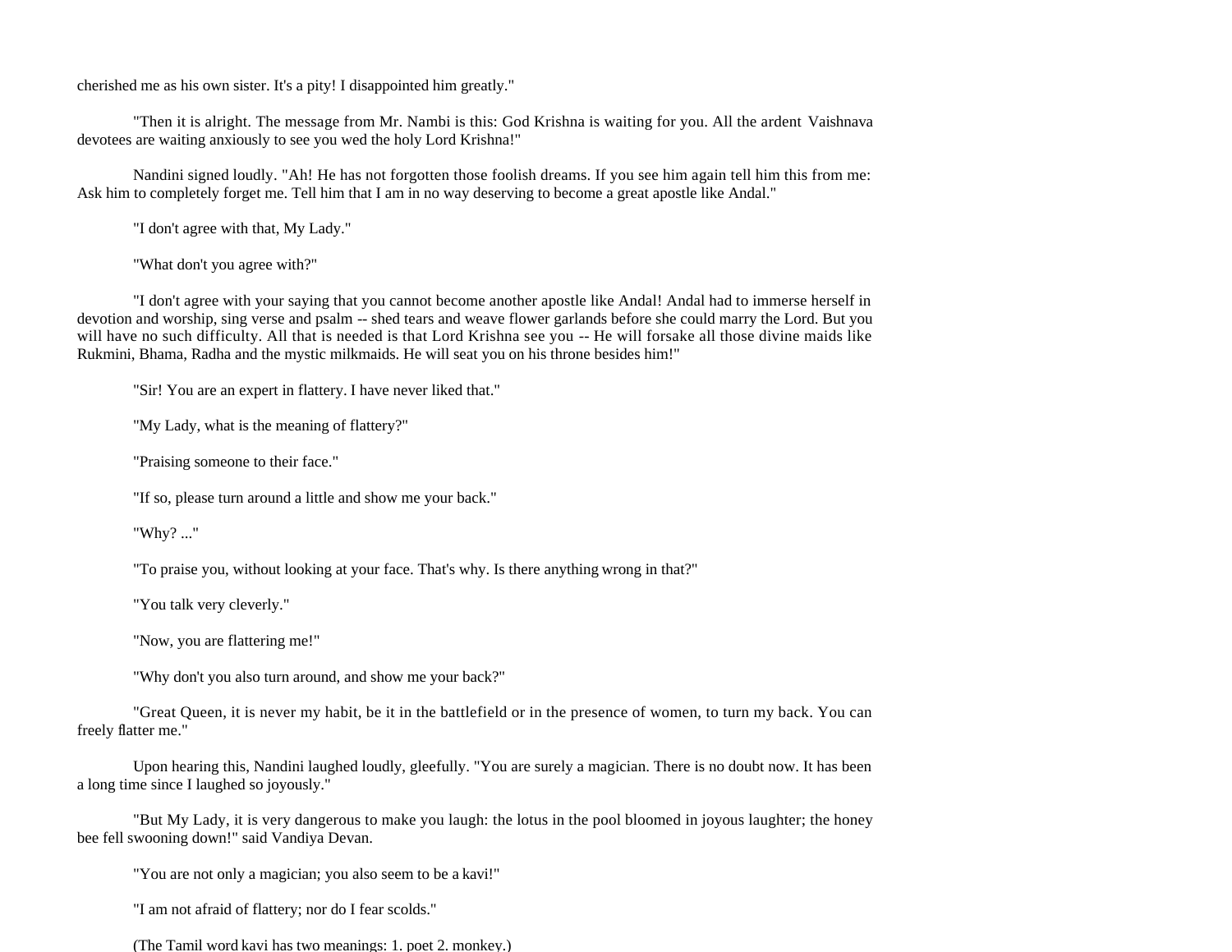cherished me as his own sister. It's a pity! I disappointed him greatly."

"Then it is alright. The message from Mr. Nambi is this: God Krishna is waiting for you. All the ardent Vaishnava devotees are waiting anxiously to see you wed the holy Lord Krishna!"

Nandini signed loudly. "Ah! He has not forgotten those foolish dreams. If you see him again tell him this from me: Ask him to completely forget me. Tell him that I am in no way deserving to become a great apostle like Andal."

"I don't agree with that, My Lady."

"What don't you agree with?"

"I don't agree with your saying that you cannot become another apostle like Andal! Andal had to immerse herself in devotion and worship, sing verse and psalm -- shed tears and weave flower garlands before she could marry the Lord. But you will have no such difficulty. All that is needed is that Lord Krishna see you -- He will forsake all those divine maids like Rukmini, Bhama, Radha and the mystic milkmaids. He will seat you on his throne besides him!"

"Sir! You are an expert in flattery. I have never liked that."

"My Lady, what is the meaning of flattery?"

"Praising someone to their face."

"If so, please turn around a little and show me your back."

"Why? ..."

"To praise you, without looking at your face. That's why. Is there anything wrong in that?"

"You talk very cleverly."

"Now, you are flattering me!"

"Why don't you also turn around, and show me your back?"

"Great Queen, it is never my habit, be it in the battlefield or in the presence of women, to turn my back. You can freely flatter me."

Upon hearing this, Nandini laughed loudly, gleefully. "You are surely a magician. There is no doubt now. It has been a long time since I laughed so joyously."

"But My Lady, it is very dangerous to make you laugh: the lotus in the pool bloomed in joyous laughter; the honey bee fell swooning down!" said Vandiya Devan.

"You are not only a magician; you also seem to be a kavi!"

"I am not afraid of flattery; nor do I fear scolds."

(The Tamil word kavi has two meanings: 1. poet 2. monkey.)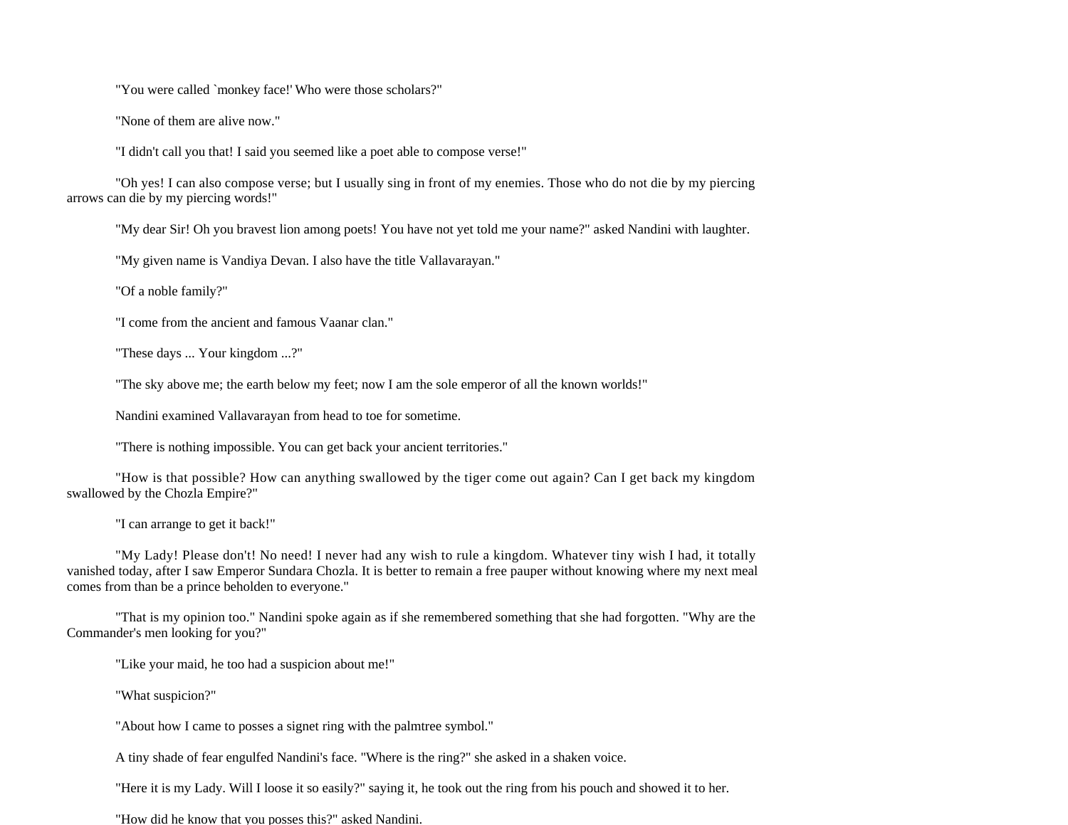"You were called `monkey face!' Who were those scholars?"

"None of them are alive now."

"I didn't call you that! I said you seemed like a poet able to compose verse!"

"Oh yes! I can also compose verse; but I usually sing in front of my enemies. Those who do not die by my piercing arrows can die by my piercing words!"

"My dear Sir! Oh you bravest lion among poets! You have not yet told me your name?" asked Nandini with laughter.

"My given name is Vandiya Devan. I also have the title Vallavarayan."

"Of a noble family?"

"I come from the ancient and famous Vaanar clan."

"These days ... Your kingdom ...?"

"The sky above me; the earth below my feet; now I am the sole emperor of all the known worlds!"

Nandini examined Vallavarayan from head to toe for sometime.

"There is nothing impossible. You can get back your ancient territories."

"How is that possible? How can anything swallowed by the tiger come out again? Can I get back my kingdom swallowed by the Chozla Empire?"

"I can arrange to get it back!"

"My Lady! Please don't! No need! I never had any wish to rule a kingdom. Whatever tiny wish I had, it totally vanished today, after I saw Emperor Sundara Chozla. It is better to remain a free pauper without knowing where my next meal comes from than be a prince beholden to everyone."

"That is my opinion too." Nandini spoke again as if she remembered something that she had forgotten. "Why are the Commander's men looking for you?"

"Like your maid, he too had a suspicion about me!"

"What suspicion?"

"About how I came to posses a signet ring with the palmtree symbol."

A tiny shade of fear engulfed Nandini's face. "Where is the ring?" she asked in a shaken voice.

"Here it is my Lady. Will I loose it so easily?" saying it, he took out the ring from his pouch and showed it to her.

"How did he know that you posses this?" asked Nandini.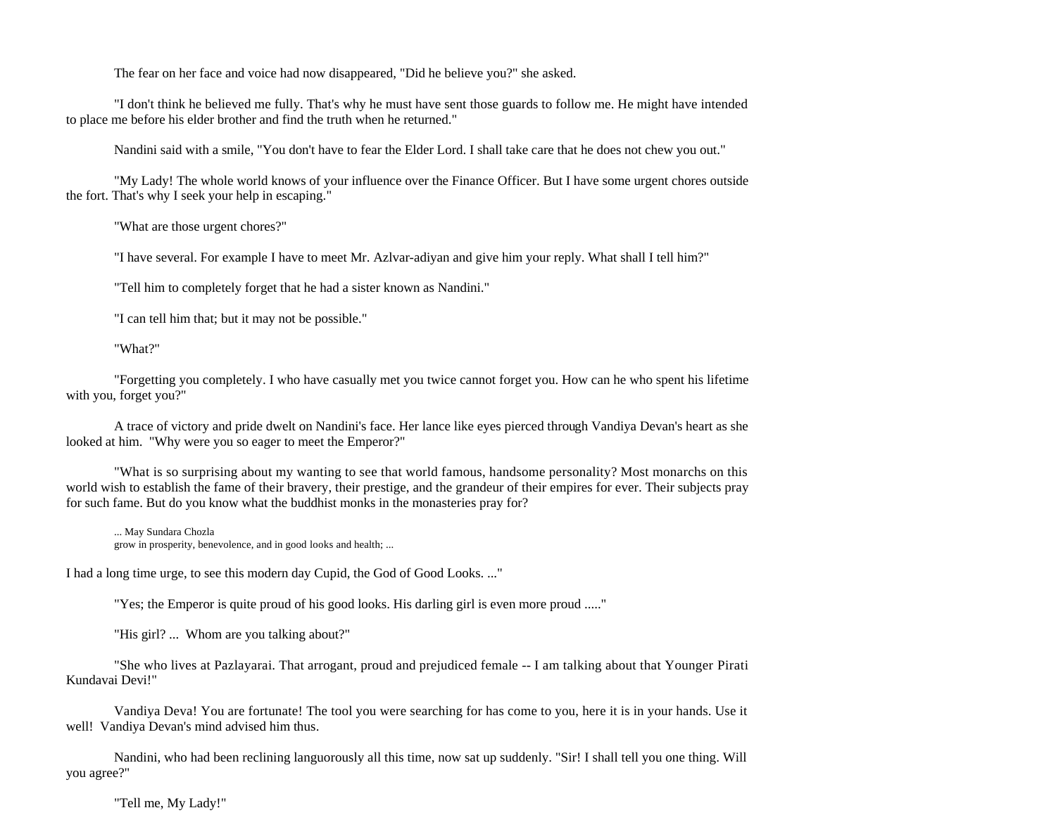The fear on her face and voice had now disappeared, "Did he believe you?" she asked.

"I don't think he believed me fully. That's why he must have sent those guards to follow me. He might have intended to place me before his elder brother and find the truth when he returned."

Nandini said with a smile, "You don't have to fear the Elder Lord. I shall take care that he does not chew you out."

"My Lady! The whole world knows of your influence over the Finance Officer. But I have some urgent chores outside the fort. That's why I seek your help in escaping."

"What are those urgent chores?"

"I have several. For example I have to meet Mr. Azlvar-adiyan and give him your reply. What shall I tell him?"

"Tell him to completely forget that he had a sister known as Nandini."

"I can tell him that; but it may not be possible."

"What?"

"Forgetting you completely. I who have casually met you twice cannot forget you. How can he who spent his lifetime with you, forget you?"

A trace of victory and pride dwelt on Nandini's face. Her lance like eyes pierced through Vandiya Devan's heart as she looked at him. "Why were you so eager to meet the Emperor?"

"What is so surprising about my wanting to see that world famous, handsome personality? Most monarchs on this world wish to establish the fame of their bravery, their prestige, and the grandeur of their empires for ever. Their subjects pray for such fame. But do you know what the buddhist monks in the monasteries pray for?

> ... May Sundara Chozla
> grow in prosperity, benevolence, and in good looks and health; ...

I had a long time urge, to see this modern day Cupid, the God of Good Looks. ..."

"Yes; the Emperor is quite proud of his good looks. His darling girl is even more proud ....."

"His girl? ... Whom are you talking about?"

"She who lives at Pazlayarai. That arrogant, proud and prejudiced female -- I am talking about that Younger Pirati Kundavai Devi!"

Vandiya Deva! You are fortunate! The tool you were searching for has come to you, here it is in your hands. Use it well! Vandiya Devan's mind advised him thus.

Nandini, who had been reclining languorously all this time, now sat up suddenly. "Sir! I shall tell you one thing. Will you agree?"

"Tell me, My Lady!"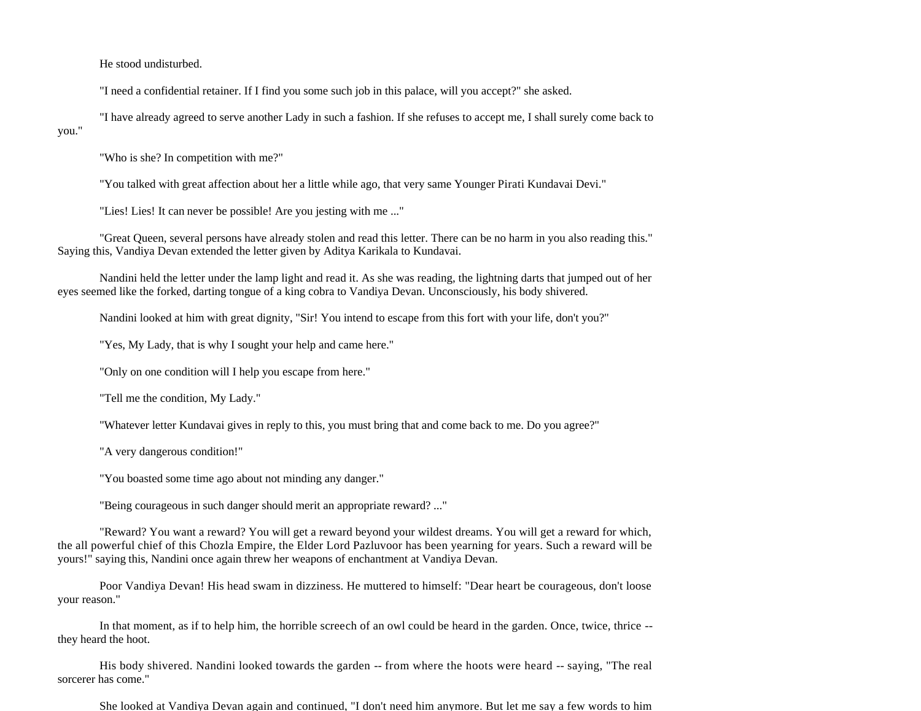He stood undisturbed.

"I need a confidential retainer. If I find you some such job in this palace, will you accept?" she asked.

"I have already agreed to serve another Lady in such a fashion. If she refuses to accept me, I shall surely come back to you."

"Who is she? In competition with me?"

"You talked with great affection about her a little while ago, that very same Younger Pirati Kundavai Devi."

"Lies! Lies! It can never be possible! Are you jesting with me ..."

"Great Queen, several persons have already stolen and read this letter. There can be no harm in you also reading this." Saying this, Vandiya Devan extended the letter given by Aditya Karikala to Kundavai.

Nandini held the letter under the lamp light and read it. As she was reading, the lightning darts that jumped out of her eyes seemed like the forked, darting tongue of a king cobra to Vandiya Devan. Unconsciously, his body shivered.

Nandini looked at him with great dignity, "Sir! You intend to escape from this fort with your life, don't you?"

"Yes, My Lady, that is why I sought your help and came here."

"Only on one condition will I help you escape from here."

"Tell me the condition, My Lady."

"Whatever letter Kundavai gives in reply to this, you must bring that and come back to me. Do you agree?"

"A very dangerous condition!"

"You boasted some time ago about not minding any danger."

"Being courageous in such danger should merit an appropriate reward? ..."

"Reward? You want a reward? You will get a reward beyond your wildest dreams. You will get a reward for which, the all powerful chief of this Chozla Empire, the Elder Lord Pazluvoor has been yearning for years. Such a reward will be yours!" saying this, Nandini once again threw her weapons of enchantment at Vandiya Devan.

Poor Vandiya Devan! His head swam in dizziness. He muttered to himself: "Dear heart be courageous, don't loose your reason."

In that moment, as if to help him, the horrible screech of an owl could be heard in the garden. Once, twice, thrice -- they heard the hoot.

His body shivered. Nandini looked towards the garden -- from where the hoots were heard -- saying, "The real sorcerer has come."

She looked at Vandiya Devan again and continued, "I don't need him anymore. But let me say a few words to him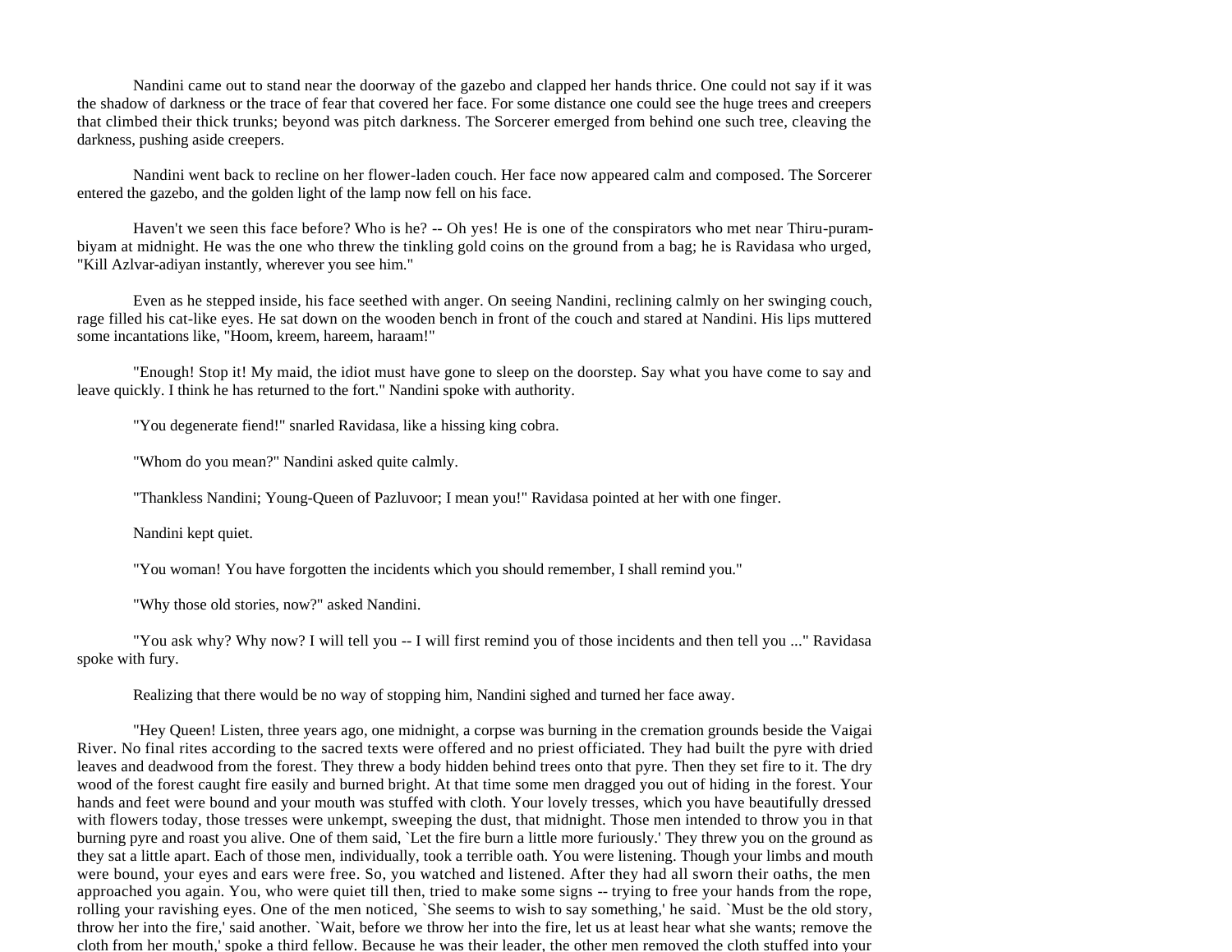Nandini came out to stand near the doorway of the gazebo and clapped her hands thrice. One could not say if it was the shadow of darkness or the trace of fear that covered her face. For some distance one could see the huge trees and creepers that climbed their thick trunks; beyond was pitch darkness. The Sorcerer emerged from behind one such tree, cleaving the darkness, pushing aside creepers.

Nandini went back to recline on her flower-laden couch. Her face now appeared calm and composed. The Sorcerer entered the gazebo, and the golden light of the lamp now fell on his face.

Haven't we seen this face before? Who is he? -- Oh yes! He is one of the conspirators who met near Thiru-purambiyam at midnight. He was the one who threw the tinkling gold coins on the ground from a bag; he is Ravidasa who urged, "Kill Azlvar-adiyan instantly, wherever you see him."

Even as he stepped inside, his face seethed with anger. On seeing Nandini, reclining calmly on her swinging couch, rage filled his cat-like eyes. He sat down on the wooden bench in front of the couch and stared at Nandini. His lips muttered some incantations like, "Hoom, kreem, hareem, haraam!"

"Enough! Stop it! My maid, the idiot must have gone to sleep on the doorstep. Say what you have come to say and leave quickly. I think he has returned to the fort." Nandini spoke with authority.

"You degenerate fiend!" snarled Ravidasa, like a hissing king cobra.

"Whom do you mean?" Nandini asked quite calmly.

"Thankless Nandini; Young-Queen of Pazluvoor; I mean you!" Ravidasa pointed at her with one finger.

Nandini kept quiet.

"You woman! You have forgotten the incidents which you should remember, I shall remind you."

"Why those old stories, now?" asked Nandini.

"You ask why? Why now? I will tell you -- I will first remind you of those incidents and then tell you ..." Ravidasa spoke with fury.

Realizing that there would be no way of stopping him, Nandini sighed and turned her face away.

"Hey Queen! Listen, three years ago, one midnight, a corpse was burning in the cremation grounds beside the Vaigai River. No final rites according to the sacred texts were offered and no priest officiated. They had built the pyre with dried leaves and deadwood from the forest. They threw a body hidden behind trees onto that pyre. Then they set fire to it. The dry wood of the forest caught fire easily and burned bright. At that time some men dragged you out of hiding in the forest. Your hands and feet were bound and your mouth was stuffed with cloth. Your lovely tresses, which you have beautifully dressed with flowers today, those tresses were unkempt, sweeping the dust, that midnight. Those men intended to throw you in that burning pyre and roast you alive. One of them said, `Let the fire burn a little more furiously.' They threw you on the ground as they sat a little apart. Each of those men, individually, took a terrible oath. You were listening. Though your limbs and mouth were bound, your eyes and ears were free. So, you watched and listened. After they had all sworn their oaths, the men approached you again. You, who were quiet till then, tried to make some signs -- trying to free your hands from the rope, rolling your ravishing eyes. One of the men noticed, `She seems to wish to say something,' he said. `Must be the old story, throw her into the fire,' said another. `Wait, before we throw her into the fire, let us at least hear what she wants; remove the cloth from her mouth,' spoke a third fellow. Because he was their leader, the other men removed the cloth stuffed into your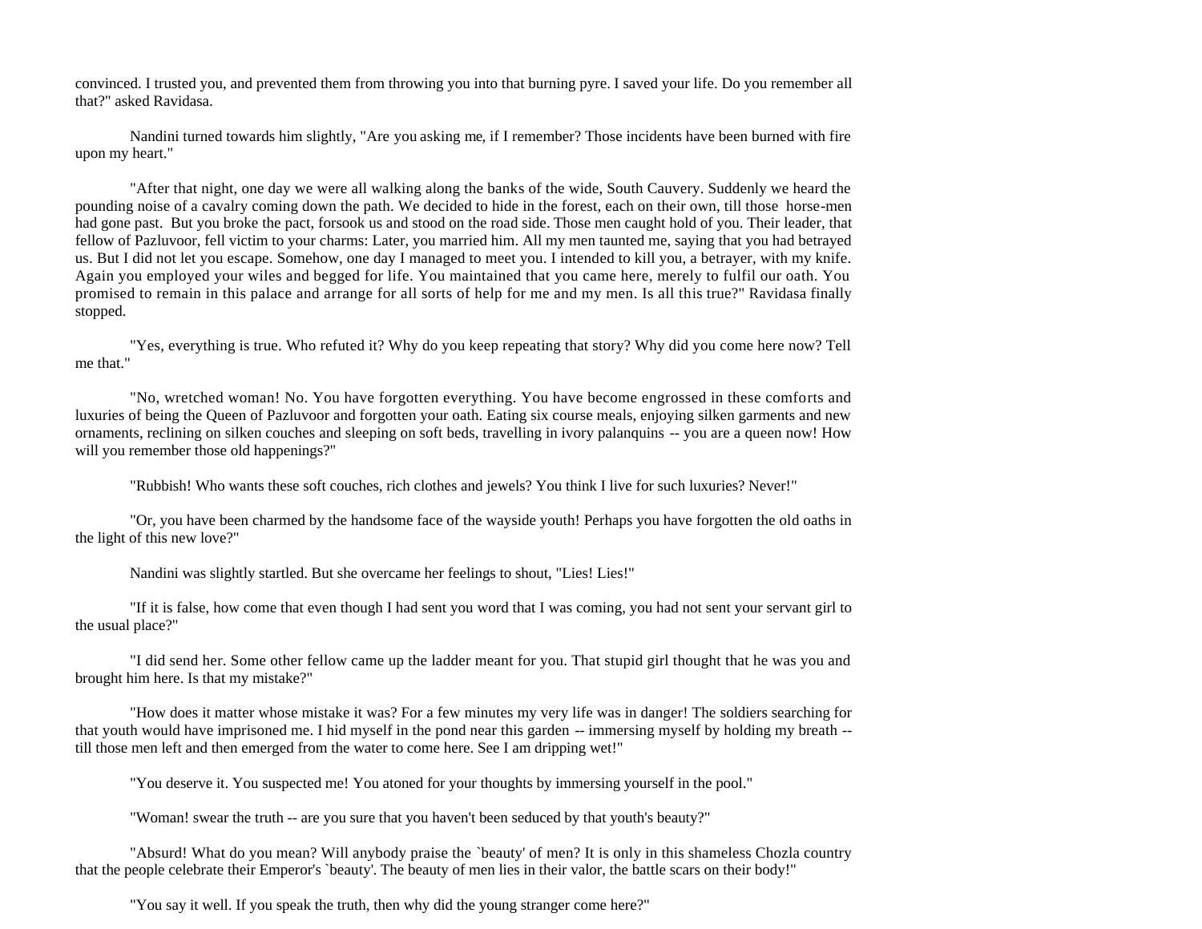convinced. I trusted you, and prevented them from throwing you into that burning pyre. I saved your life. Do you remember all that?" asked Ravidasa.

Nandini turned towards him slightly, "Are you asking me, if I remember? Those incidents have been burned with fire upon my heart."

"After that night, one day we were all walking along the banks of the wide, South Cauvery. Suddenly we heard the pounding noise of a cavalry coming down the path. We decided to hide in the forest, each on their own, till those horse-men had gone past. But you broke the pact, forsook us and stood on the road side. Those men caught hold of you. Their leader, that fellow of Pazluvoor, fell victim to your charms: Later, you married him. All my men taunted me, saying that you had betrayed us. But I did not let you escape. Somehow, one day I managed to meet you. I intended to kill you, a betrayer, with my knife. Again you employed your wiles and begged for life. You maintained that you came here, merely to fulfil our oath. You promised to remain in this palace and arrange for all sorts of help for me and my men. Is all this true?" Ravidasa finally stopped.

"Yes, everything is true. Who refuted it? Why do you keep repeating that story? Why did you come here now? Tell me that."

"No, wretched woman! No. You have forgotten everything. You have become engrossed in these comforts and luxuries of being the Queen of Pazluvoor and forgotten your oath. Eating six course meals, enjoying silken garments and new ornaments, reclining on silken couches and sleeping on soft beds, travelling in ivory palanquins -- you are a queen now! How will you remember those old happenings?"

"Rubbish! Who wants these soft couches, rich clothes and jewels? You think I live for such luxuries? Never!"

"Or, you have been charmed by the handsome face of the wayside youth! Perhaps you have forgotten the old oaths in the light of this new love?"

Nandini was slightly startled. But she overcame her feelings to shout, "Lies! Lies!"

"If it is false, how come that even though I had sent you word that I was coming, you had not sent your servant girl to the usual place?"

"I did send her. Some other fellow came up the ladder meant for you. That stupid girl thought that he was you and brought him here. Is that my mistake?"

"How does it matter whose mistake it was? For a few minutes my very life was in danger! The soldiers searching for that youth would have imprisoned me. I hid myself in the pond near this garden -- immersing myself by holding my breath -- till those men left and then emerged from the water to come here. See I am dripping wet!"

"You deserve it. You suspected me! You atoned for your thoughts by immersing yourself in the pool."

"Woman! swear the truth -- are you sure that you haven't been seduced by that youth's beauty?"

"Absurd! What do you mean? Will anybody praise the `beauty' of men? It is only in this shameless Chozla country that the people celebrate their Emperor's `beauty'. The beauty of men lies in their valor, the battle scars on their body!"

"You say it well. If you speak the truth, then why did the young stranger come here?"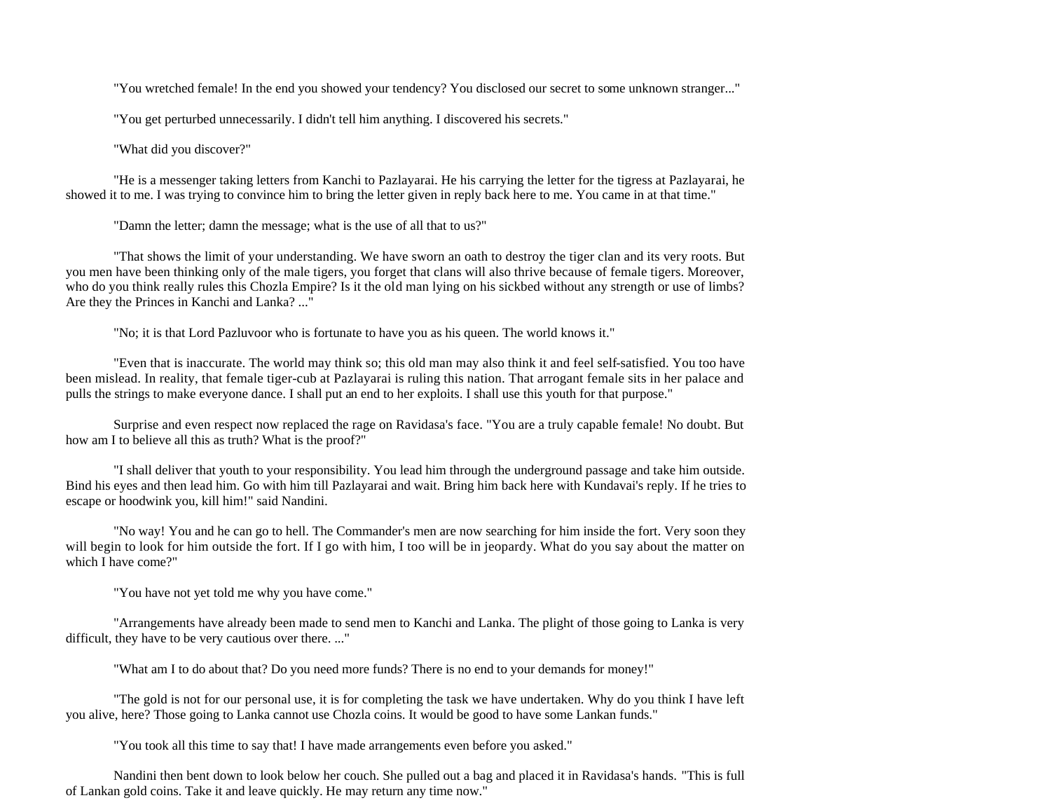"You wretched female! In the end you showed your tendency? You disclosed our secret to some unknown stranger..."

"You get perturbed unnecessarily. I didn't tell him anything. I discovered his secrets."

"What did you discover?"

"He is a messenger taking letters from Kanchi to Pazlayarai. He his carrying the letter for the tigress at Pazlayarai, he showed it to me. I was trying to convince him to bring the letter given in reply back here to me. You came in at that time."

"Damn the letter; damn the message; what is the use of all that to us?"

"That shows the limit of your understanding. We have sworn an oath to destroy the tiger clan and its very roots. But you men have been thinking only of the male tigers, you forget that clans will also thrive because of female tigers. Moreover, who do you think really rules this Chozla Empire? Is it the old man lying on his sickbed without any strength or use of limbs? Are they the Princes in Kanchi and Lanka? ..."

"No; it is that Lord Pazluvoor who is fortunate to have you as his queen. The world knows it."

"Even that is inaccurate. The world may think so; this old man may also think it and feel self-satisfied. You too have been mislead. In reality, that female tiger-cub at Pazlayarai is ruling this nation. That arrogant female sits in her palace and pulls the strings to make everyone dance. I shall put an end to her exploits. I shall use this youth for that purpose."

Surprise and even respect now replaced the rage on Ravidasa's face. "You are a truly capable female! No doubt. But how am I to believe all this as truth? What is the proof?"

"I shall deliver that youth to your responsibility. You lead him through the underground passage and take him outside. Bind his eyes and then lead him. Go with him till Pazlayarai and wait. Bring him back here with Kundavai's reply. If he tries to escape or hoodwink you, kill him!" said Nandini.

"No way! You and he can go to hell. The Commander's men are now searching for him inside the fort. Very soon they will begin to look for him outside the fort. If I go with him, I too will be in jeopardy. What do you say about the matter on which I have come?"

"You have not yet told me why you have come."

"Arrangements have already been made to send men to Kanchi and Lanka. The plight of those going to Lanka is very difficult, they have to be very cautious over there. ..."

"What am I to do about that? Do you need more funds? There is no end to your demands for money!"

"The gold is not for our personal use, it is for completing the task we have undertaken. Why do you think I have left you alive, here? Those going to Lanka cannot use Chozla coins. It would be good to have some Lankan funds."

"You took all this time to say that! I have made arrangements even before you asked."

Nandini then bent down to look below her couch. She pulled out a bag and placed it in Ravidasa's hands. "This is full of Lankan gold coins. Take it and leave quickly. He may return any time now."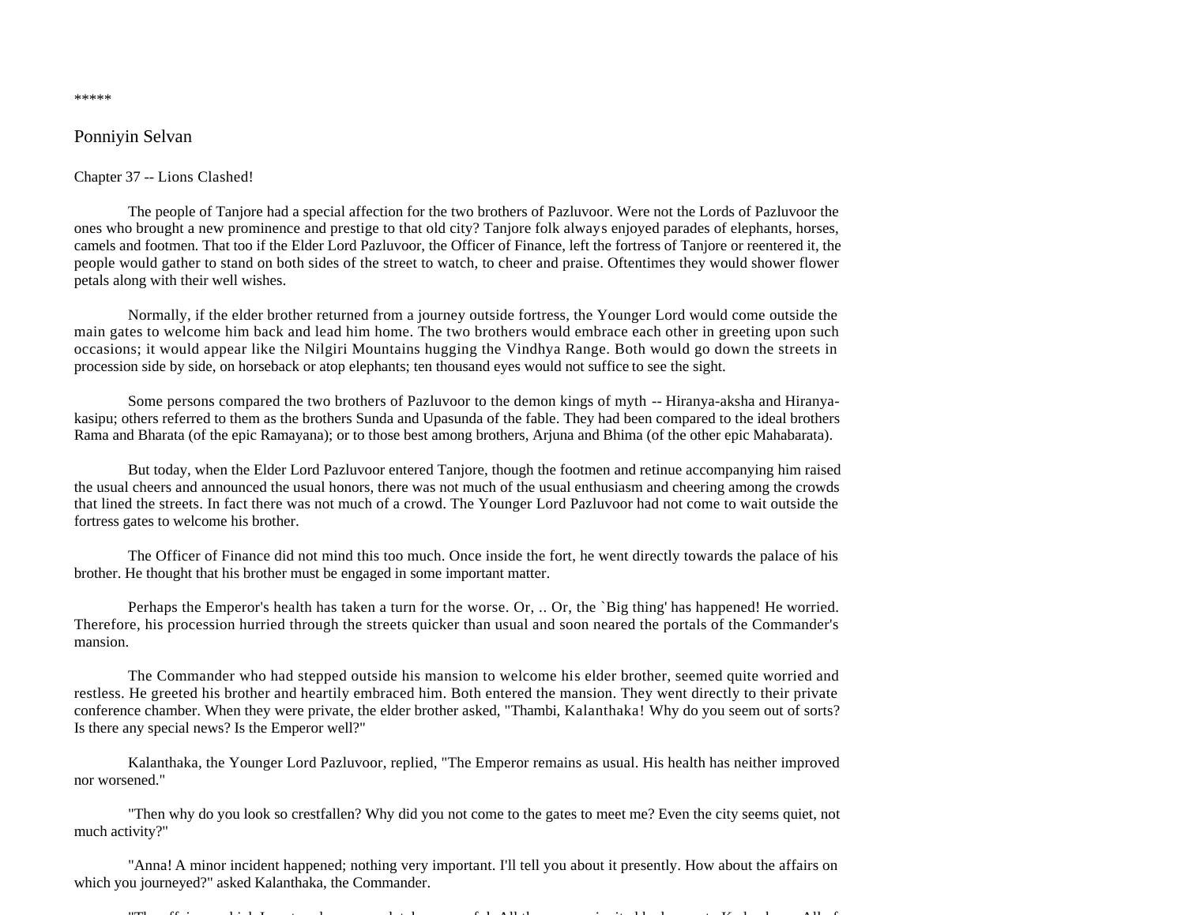*****

# Ponniyin Selvan

## Chapter 37 -- Lions Clashed!

The people of Tanjore had a special affection for the two brothers of Pazluvoor. Were not the Lords of Pazluvoor the ones who brought a new prominence and prestige to that old city? Tanjore folk always enjoyed parades of elephants, horses, camels and footmen. That too if the Elder Lord Pazluvoor, the Officer of Finance, left the fortress of Tanjore or reentered it, the people would gather to stand on both sides of the street to watch, to cheer and praise. Oftentimes they would shower flower petals along with their well wishes.

Normally, if the elder brother returned from a journey outside fortress, the Younger Lord would come outside the main gates to welcome him back and lead him home. The two brothers would embrace each other in greeting upon such occasions; it would appear like the Nilgiri Mountains hugging the Vindhya Range. Both would go down the streets in procession side by side, on horseback or atop elephants; ten thousand eyes would not suffice to see the sight.

Some persons compared the two brothers of Pazluvoor to the demon kings of myth -- Hiranya-aksha and Hiranya-kasipu; others referred to them as the brothers Sunda and Upasunda of the fable. They had been compared to the ideal brothers Rama and Bharata (of the epic Ramayana); or to those best among brothers, Arjuna and Bhima (of the other epic Mahabarata).

But today, when the Elder Lord Pazluvoor entered Tanjore, though the footmen and retinue accompanying him raised the usual cheers and announced the usual honors, there was not much of the usual enthusiasm and cheering among the crowds that lined the streets. In fact there was not much of a crowd. The Younger Lord Pazluvoor had not come to wait outside the fortress gates to welcome his brother.

The Officer of Finance did not mind this too much. Once inside the fort, he went directly towards the palace of his brother. He thought that his brother must be engaged in some important matter.

Perhaps the Emperor's health has taken a turn for the worse. Or, .. Or, the `Big thing' has happened! He worried. Therefore, his procession hurried through the streets quicker than usual and soon neared the portals of the Commander's mansion.

The Commander who had stepped outside his mansion to welcome his elder brother, seemed quite worried and restless. He greeted his brother and heartily embraced him. Both entered the mansion. They went directly to their private conference chamber. When they were private, the elder brother asked, "Thambi, Kalanthaka! Why do you seem out of sorts? Is there any special news? Is the Emperor well?"

Kalanthaka, the Younger Lord Pazluvoor, replied, "The Emperor remains as usual. His health has neither improved nor worsened."

"Then why do you look so crestfallen? Why did you not come to the gates to meet me? Even the city seems quiet, not much activity?"

"Anna! A minor incident happened; nothing very important. I'll tell you about it presently. How about the affairs on which you journeyed?" asked Kalanthaka, the Commander.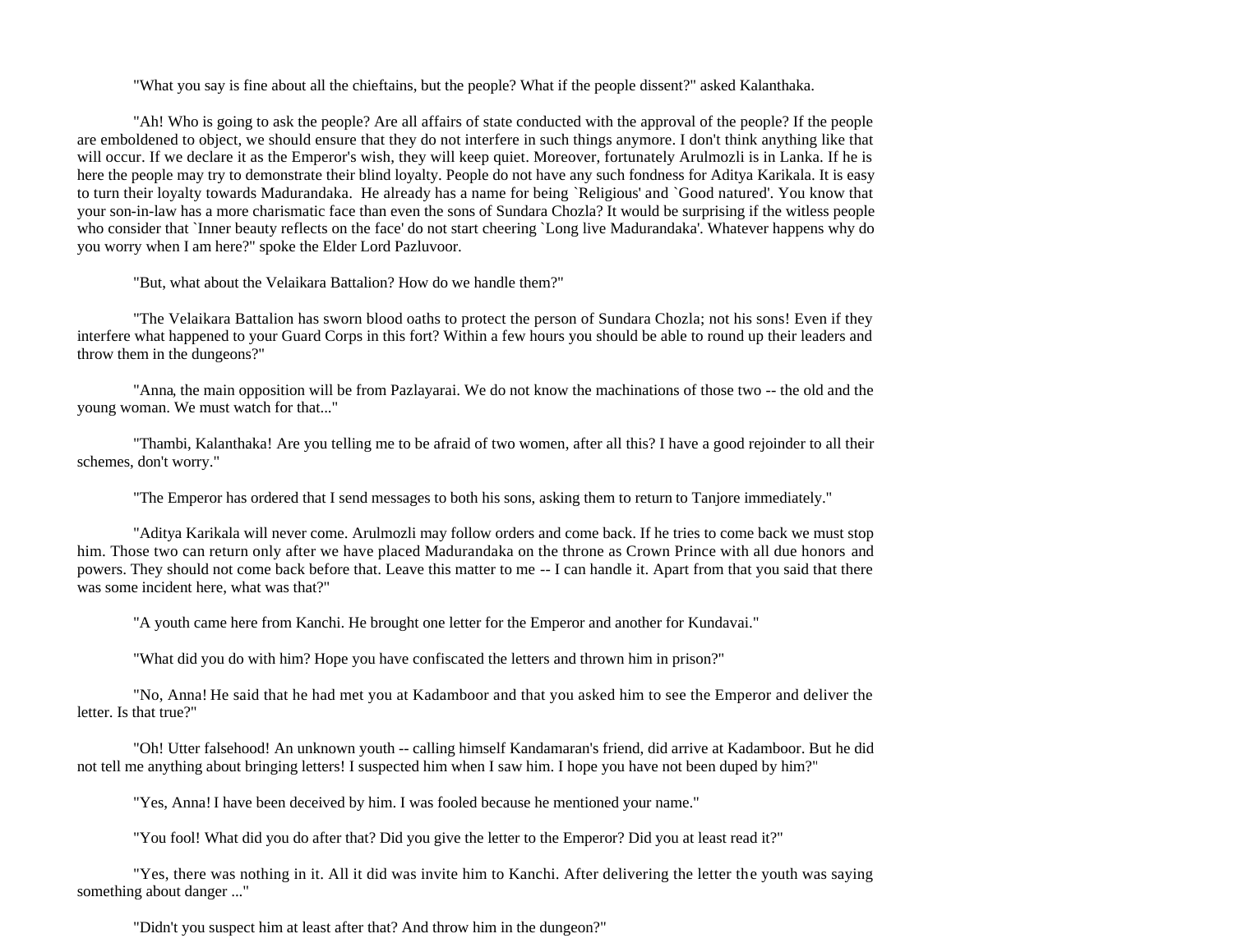"What you say is fine about all the chieftains, but the people? What if the people dissent?" asked Kalanthaka.

"Ah! Who is going to ask the people? Are all affairs of state conducted with the approval of the people? If the people are emboldened to object, we should ensure that they do not interfere in such things anymore. I don't think anything like that will occur. If we declare it as the Emperor's wish, they will keep quiet. Moreover, fortunately Arulmozli is in Lanka. If he is here the people may try to demonstrate their blind loyalty. People do not have any such fondness for Aditya Karikala. It is easy to turn their loyalty towards Madurandaka. He already has a name for being `Religious' and `Good natured'. You know that your son-in-law has a more charismatic face than even the sons of Sundara Chozla? It would be surprising if the witless people who consider that `Inner beauty reflects on the face' do not start cheering `Long live Madurandaka'. Whatever happens why do you worry when I am here?" spoke the Elder Lord Pazluvoor.

"But, what about the Velaikara Battalion? How do we handle them?"

"The Velaikara Battalion has sworn blood oaths to protect the person of Sundara Chozla; not his sons! Even if they interfere what happened to your Guard Corps in this fort? Within a few hours you should be able to round up their leaders and throw them in the dungeons?"

"Anna, the main opposition will be from Pazlayarai. We do not know the machinations of those two -- the old and the young woman. We must watch for that..."

"Thambi, Kalanthaka! Are you telling me to be afraid of two women, after all this? I have a good rejoinder to all their schemes, don't worry."

"The Emperor has ordered that I send messages to both his sons, asking them to return to Tanjore immediately."

"Aditya Karikala will never come. Arulmozli may follow orders and come back. If he tries to come back we must stop him. Those two can return only after we have placed Madurandaka on the throne as Crown Prince with all due honors and powers. They should not come back before that. Leave this matter to me -- I can handle it. Apart from that you said that there was some incident here, what was that?"

"A youth came here from Kanchi. He brought one letter for the Emperor and another for Kundavai."

"What did you do with him? Hope you have confiscated the letters and thrown him in prison?"

"No, Anna! He said that he had met you at Kadamboor and that you asked him to see the Emperor and deliver the letter. Is that true?"

"Oh! Utter falsehood! An unknown youth -- calling himself Kandamaran's friend, did arrive at Kadamboor. But he did not tell me anything about bringing letters! I suspected him when I saw him. I hope you have not been duped by him?"

"Yes, Anna! I have been deceived by him. I was fooled because he mentioned your name."

"You fool! What did you do after that? Did you give the letter to the Emperor? Did you at least read it?"

"Yes, there was nothing in it. All it did was invite him to Kanchi. After delivering the letter the youth was saying something about danger ..."

"Didn't you suspect him at least after that? And throw him in the dungeon?"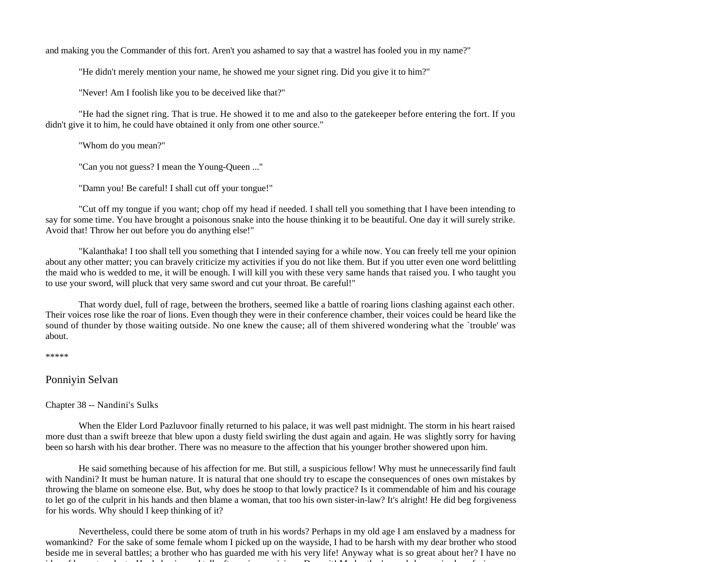and making you the Commander of this fort. Aren't you ashamed to say that a wastrel has fooled you in my name?"

"He didn't merely mention your name, he showed me your signet ring. Did you give it to him?"

"Never! Am I foolish like you to be deceived like that?"

"He had the signet ring. That is true. He showed it to me and also to the gatekeeper before entering the fort. If you didn't give it to him, he could have obtained it only from one other source."

"Whom do you mean?"

"Can you not guess? I mean the Young-Queen ..."

"Damn you! Be careful! I shall cut off your tongue!"

"Cut off my tongue if you want; chop off my head if needed. I shall tell you something that I have been intending to say for some time. You have brought a poisonous snake into the house thinking it to be beautiful. One day it will surely strike. Avoid that! Throw her out before you do anything else!"

"Kalanthaka! I too shall tell you something that I intended saying for a while now. You can freely tell me your opinion about any other matter; you can bravely criticize my activities if you do not like them. But if you utter even one word belittling the maid who is wedded to me, it will be enough. I will kill you with these very same hands that raised you. I who taught you to use your sword, will pluck that very same sword and cut your throat. Be careful!"

That wordy duel, full of rage, between the brothers, seemed like a battle of roaring lions clashing against each other. Their voices rose like the roar of lions. Even though they were in their conference chamber, their voices could be heard like the sound of thunder by those waiting outside. No one knew the cause; all of them shivered wondering what the `trouble' was about.

*****

## Ponniyin Selvan

### Chapter 38 -- Nandini's Sulks

When the Elder Lord Pazluvoor finally returned to his palace, it was well past midnight. The storm in his heart raised more dust than a swift breeze that blew upon a dusty field swirling the dust again and again. He was slightly sorry for having been so harsh with his dear brother. There was no measure to the affection that his younger brother showered upon him.

He said something because of his affection for me. But still, a suspicious fellow! Why must he unnecessarily find fault with Nandini? It must be human nature. It is natural that one should try to escape the consequences of ones own mistakes by throwing the blame on someone else. But, why does he stoop to that lowly practice? Is it commendable of him and his courage to let go of the culprit in his hands and then blame a woman, that too his own sister-in-law? It's alright! He did beg forgiveness for his words. Why should I keep thinking of it?

Nevertheless, could there be some atom of truth in his words? Perhaps in my old age I am enslaved by a madness for womankind? For the sake of some female whom I picked up on the wayside, I had to be harsh with my dear brother who stood beside me in several battles; a brother who has guarded me with his very life! Anyway what is so great about her? I have no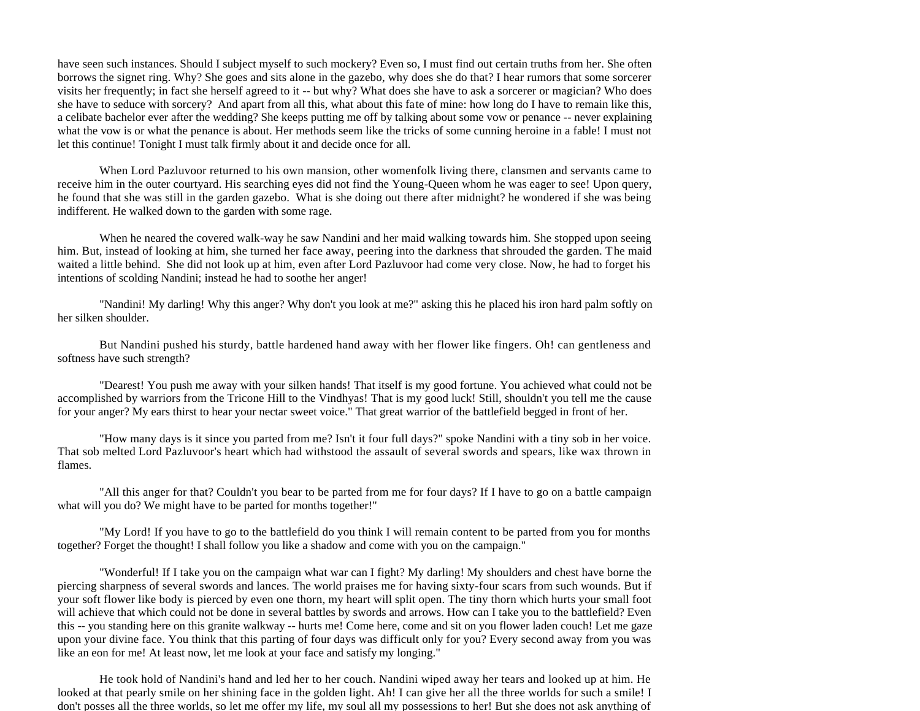have seen such instances. Should I subject myself to such mockery? Even so, I must find out certain truths from her. She often borrows the signet ring. Why? She goes and sits alone in the gazebo, why does she do that? I hear rumors that some sorcerer visits her frequently; in fact she herself agreed to it -- but why? What does she have to ask a sorcerer or magician? Who does she have to seduce with sorcery? And apart from all this, what about this fate of mine: how long do I have to remain like this, a celibate bachelor ever after the wedding? She keeps putting me off by talking about some vow or penance -- never explaining what the vow is or what the penance is about. Her methods seem like the tricks of some cunning heroine in a fable! I must not let this continue! Tonight I must talk firmly about it and decide once for all.

When Lord Pazluvoor returned to his own mansion, other womenfolk living there, clansmen and servants came to receive him in the outer courtyard. His searching eyes did not find the Young-Queen whom he was eager to see! Upon query, he found that she was still in the garden gazebo. What is she doing out there after midnight? he wondered if she was being indifferent. He walked down to the garden with some rage.

When he neared the covered walk-way he saw Nandini and her maid walking towards him. She stopped upon seeing him. But, instead of looking at him, she turned her face away, peering into the darkness that shrouded the garden. The maid waited a little behind. She did not look up at him, even after Lord Pazluvoor had come very close. Now, he had to forget his intentions of scolding Nandini; instead he had to soothe her anger!

"Nandini! My darling! Why this anger? Why don't you look at me?" asking this he placed his iron hard palm softly on her silken shoulder.

But Nandini pushed his sturdy, battle hardened hand away with her flower like fingers. Oh! can gentleness and softness have such strength?

"Dearest! You push me away with your silken hands! That itself is my good fortune. You achieved what could not be accomplished by warriors from the Tricone Hill to the Vindhyas! That is my good luck! Still, shouldn't you tell me the cause for your anger? My ears thirst to hear your nectar sweet voice." That great warrior of the battlefield begged in front of her.

"How many days is it since you parted from me? Isn't it four full days?" spoke Nandini with a tiny sob in her voice. That sob melted Lord Pazluvoor's heart which had withstood the assault of several swords and spears, like wax thrown in flames.

"All this anger for that? Couldn't you bear to be parted from me for four days? If I have to go on a battle campaign what will you do? We might have to be parted for months together!"

"My Lord! If you have to go to the battlefield do you think I will remain content to be parted from you for months together? Forget the thought! I shall follow you like a shadow and come with you on the campaign."

"Wonderful! If I take you on the campaign what war can I fight? My darling! My shoulders and chest have borne the piercing sharpness of several swords and lances. The world praises me for having sixty-four scars from such wounds. But if your soft flower like body is pierced by even one thorn, my heart will split open. The tiny thorn which hurts your small foot will achieve that which could not be done in several battles by swords and arrows. How can I take you to the battlefield? Even this -- you standing here on this granite walkway -- hurts me! Come here, come and sit on you flower laden couch! Let me gaze upon your divine face. You think that this parting of four days was difficult only for you? Every second away from you was like an eon for me! At least now, let me look at your face and satisfy my longing."

He took hold of Nandini's hand and led her to her couch. Nandini wiped away her tears and looked up at him. He looked at that pearly smile on her shining face in the golden light. Ah! I can give her all the three worlds for such a smile! I don't posses all the three worlds, so let me offer my life, my soul all my possessions to her! But she does not ask anything of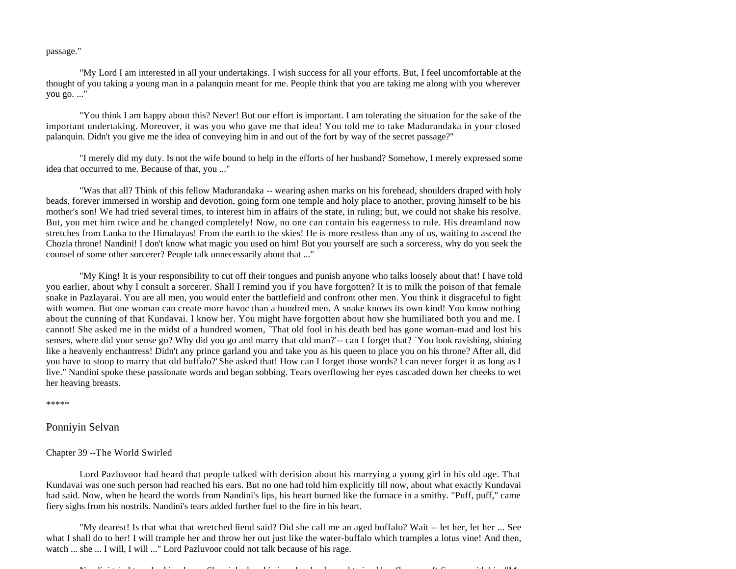passage."

"My Lord I am interested in all your undertakings. I wish success for all your efforts. But, I feel uncomfortable at the thought of you taking a young man in a palanquin meant for me. People think that you are taking me along with you wherever you go. ..."

"You think I am happy about this? Never! But our effort is important. I am tolerating the situation for the sake of the important undertaking. Moreover, it was you who gave me that idea! You told me to take Madurandaka in your closed palanquin. Didn't you give me the idea of conveying him in and out of the fort by way of the secret passage?"

"I merely did my duty. Is not the wife bound to help in the efforts of her husband? Somehow, I merely expressed some idea that occurred to me. Because of that, you ..."

"Was that all? Think of this fellow Madurandaka -- wearing ashen marks on his forehead, shoulders draped with holy beads, forever immersed in worship and devotion, going form one temple and holy place to another, proving himself to be his mother's son! We had tried several times, to interest him in affairs of the state, in ruling; but, we could not shake his resolve. But, you met him twice and he changed completely! Now, no one can contain his eagerness to rule. His dreamland now stretches from Lanka to the Himalayas! From the earth to the skies! He is more restless than any of us, waiting to ascend the Chozla throne! Nandini! I don't know what magic you used on him! But you yourself are such a sorceress, why do you seek the counsel of some other sorcerer? People talk unnecessarily about that ..."

"My King! It is your responsibility to cut off their tongues and punish anyone who talks loosely about that! I have told you earlier, about why I consult a sorcerer. Shall I remind you if you have forgotten? It is to milk the poison of that female snake in Pazlayarai. You are all men, you would enter the battlefield and confront other men. You think it disgraceful to fight with women. But one woman can create more havoc than a hundred men. A snake knows its own kind! You know nothing about the cunning of that Kundavai. I know her. You might have forgotten about how she humiliated both you and me. I cannot! She asked me in the midst of a hundred women, `That old fool in his death bed has gone woman-mad and lost his senses, where did your sense go? Why did you go and marry that old man?'-- can I forget that? `You look ravishing, shining like a heavenly enchantress! Didn't any prince garland you and take you as his queen to place you on his throne? After all, did you have to stoop to marry that old buffalo?' She asked that! How can I forget those words? I can never forget it as long as I live." Nandini spoke these passionate words and began sobbing. Tears overflowing her eyes cascaded down her cheeks to wet her heaving breasts.

*****

## Ponniyin Selvan

### Chapter 39 --The World Swirled

Lord Pazluvoor had heard that people talked with derision about his marrying a young girl in his old age. That Kundavai was one such person had reached his ears. But no one had told him explicitly till now, about what exactly Kundavai had said. Now, when he heard the words from Nandini's lips, his heart burned like the furnace in a smithy. "Puff, puff," came fiery sighs from his nostrils. Nandini's tears added further fuel to the fire in his heart.

"My dearest! Is that what that wretched fiend said? Did she call me an aged buffalo? Wait -- let her, let her ... See what I shall do to her! I will trample her and throw her out just like the water-buffalo which tramples a lotus vine! And then, watch ... she ... I will, I will ..." Lord Pazluvoor could not talk because of his rage.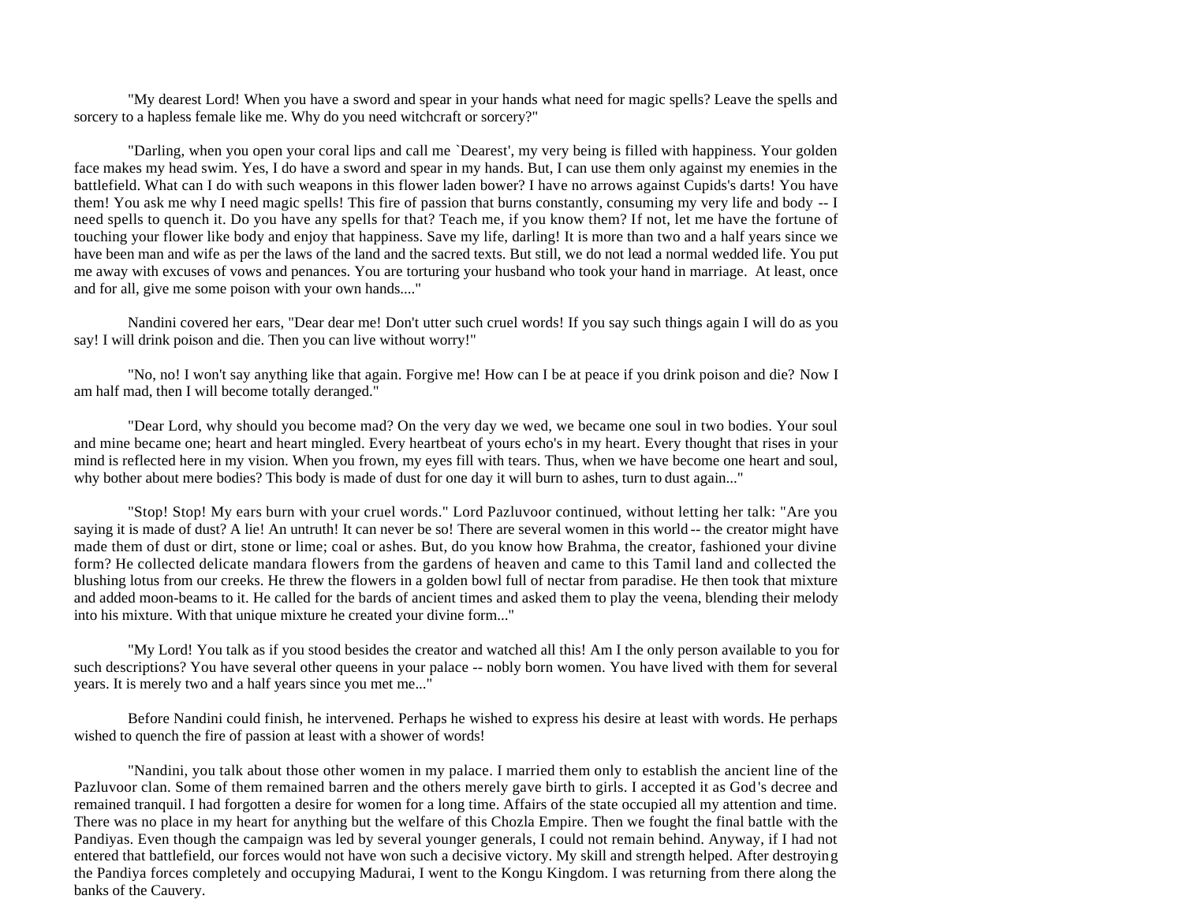"My dearest Lord! When you have a sword and spear in your hands what need for magic spells? Leave the spells and sorcery to a hapless female like me. Why do you need witchcraft or sorcery?"

"Darling, when you open your coral lips and call me `Dearest', my very being is filled with happiness. Your golden face makes my head swim. Yes, I do have a sword and spear in my hands. But, I can use them only against my enemies in the battlefield. What can I do with such weapons in this flower laden bower? I have no arrows against Cupids's darts! You have them! You ask me why I need magic spells! This fire of passion that burns constantly, consuming my very life and body -- I need spells to quench it. Do you have any spells for that? Teach me, if you know them? If not, let me have the fortune of touching your flower like body and enjoy that happiness. Save my life, darling! It is more than two and a half years since we have been man and wife as per the laws of the land and the sacred texts. But still, we do not lead a normal wedded life. You put me away with excuses of vows and penances. You are torturing your husband who took your hand in marriage. At least, once and for all, give me some poison with your own hands...."

Nandini covered her ears, "Dear dear me! Don't utter such cruel words! If you say such things again I will do as you say! I will drink poison and die. Then you can live without worry!"

"No, no! I won't say anything like that again. Forgive me! How can I be at peace if you drink poison and die? Now I am half mad, then I will become totally deranged."

"Dear Lord, why should you become mad? On the very day we wed, we became one soul in two bodies. Your soul and mine became one; heart and heart mingled. Every heartbeat of yours echo's in my heart. Every thought that rises in your mind is reflected here in my vision. When you frown, my eyes fill with tears. Thus, when we have become one heart and soul, why bother about mere bodies? This body is made of dust for one day it will burn to ashes, turn to dust again..."

"Stop! Stop! My ears burn with your cruel words." Lord Pazluvoor continued, without letting her talk: "Are you saying it is made of dust? A lie! An untruth! It can never be so! There are several women in this world -- the creator might have made them of dust or dirt, stone or lime; coal or ashes. But, do you know how Brahma, the creator, fashioned your divine form? He collected delicate mandara flowers from the gardens of heaven and came to this Tamil land and collected the blushing lotus from our creeks. He threw the flowers in a golden bowl full of nectar from paradise. He then took that mixture and added moon-beams to it. He called for the bards of ancient times and asked them to play the veena, blending their melody into his mixture. With that unique mixture he created your divine form..."

"My Lord! You talk as if you stood besides the creator and watched all this! Am I the only person available to you for such descriptions? You have several other queens in your palace -- nobly born women. You have lived with them for several years. It is merely two and a half years since you met me..."

Before Nandini could finish, he intervened. Perhaps he wished to express his desire at least with words. He perhaps wished to quench the fire of passion at least with a shower of words!

"Nandini, you talk about those other women in my palace. I married them only to establish the ancient line of the Pazluvoor clan. Some of them remained barren and the others merely gave birth to girls. I accepted it as God's decree and remained tranquil. I had forgotten a desire for women for a long time. Affairs of the state occupied all my attention and time. There was no place in my heart for anything but the welfare of this Chozla Empire. Then we fought the final battle with the Pandiyas. Even though the campaign was led by several younger generals, I could not remain behind. Anyway, if I had not entered that battlefield, our forces would not have won such a decisive victory. My skill and strength helped. After destroying the Pandiya forces completely and occupying Madurai, I went to the Kongu Kingdom. I was returning from there along the banks of the Cauvery.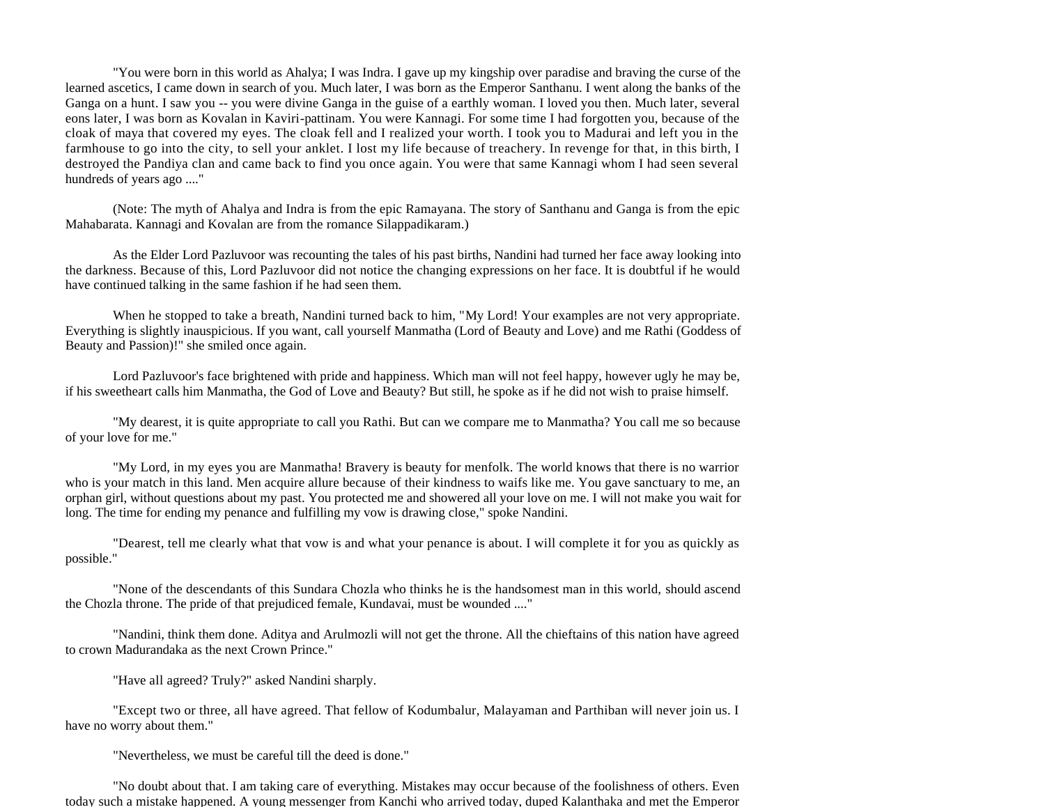"You were born in this world as Ahalya; I was Indra. I gave up my kingship over paradise and braving the curse of the learned ascetics, I came down in search of you. Much later, I was born as the Emperor Santhanu. I went along the banks of the Ganga on a hunt. I saw you -- you were divine Ganga in the guise of a earthly woman. I loved you then. Much later, several eons later, I was born as Kovalan in Kaviri-pattinam. You were Kannagi. For some time I had forgotten you, because of the cloak of maya that covered my eyes. The cloak fell and I realized your worth. I took you to Madurai and left you in the farmhouse to go into the city, to sell your anklet. I lost my life because of treachery. In revenge for that, in this birth, I destroyed the Pandiya clan and came back to find you once again. You were that same Kannagi whom I had seen several hundreds of years ago ...."

(Note: The myth of Ahalya and Indra is from the epic Ramayana. The story of Santhanu and Ganga is from the epic Mahabarata. Kannagi and Kovalan are from the romance Silappadikaram.)

As the Elder Lord Pazluvoor was recounting the tales of his past births, Nandini had turned her face away looking into the darkness. Because of this, Lord Pazluvoor did not notice the changing expressions on her face. It is doubtful if he would have continued talking in the same fashion if he had seen them.

When he stopped to take a breath, Nandini turned back to him, "My Lord! Your examples are not very appropriate. Everything is slightly inauspicious. If you want, call yourself Manmatha (Lord of Beauty and Love) and me Rathi (Goddess of Beauty and Passion)!" she smiled once again.

Lord Pazluvoor's face brightened with pride and happiness. Which man will not feel happy, however ugly he may be, if his sweetheart calls him Manmatha, the God of Love and Beauty? But still, he spoke as if he did not wish to praise himself.

"My dearest, it is quite appropriate to call you Rathi. But can we compare me to Manmatha? You call me so because of your love for me."

"My Lord, in my eyes you are Manmatha! Bravery is beauty for menfolk. The world knows that there is no warrior who is your match in this land. Men acquire allure because of their kindness to waifs like me. You gave sanctuary to me, an orphan girl, without questions about my past. You protected me and showered all your love on me. I will not make you wait for long. The time for ending my penance and fulfilling my vow is drawing close," spoke Nandini.

"Dearest, tell me clearly what that vow is and what your penance is about. I will complete it for you as quickly as possible."

"None of the descendants of this Sundara Chozla who thinks he is the handsomest man in this world, should ascend the Chozla throne. The pride of that prejudiced female, Kundavai, must be wounded ...."

"Nandini, think them done. Aditya and Arulmozli will not get the throne. All the chieftains of this nation have agreed to crown Madurandaka as the next Crown Prince."

"Have all agreed? Truly?" asked Nandini sharply.

"Except two or three, all have agreed. That fellow of Kodumbalur, Malayaman and Parthiban will never join us. I have no worry about them."

"Nevertheless, we must be careful till the deed is done."

"No doubt about that. I am taking care of everything. Mistakes may occur because of the foolishness of others. Even today such a mistake happened. A young messenger from Kanchi who arrived today, duped Kalanthaka and met the Emperor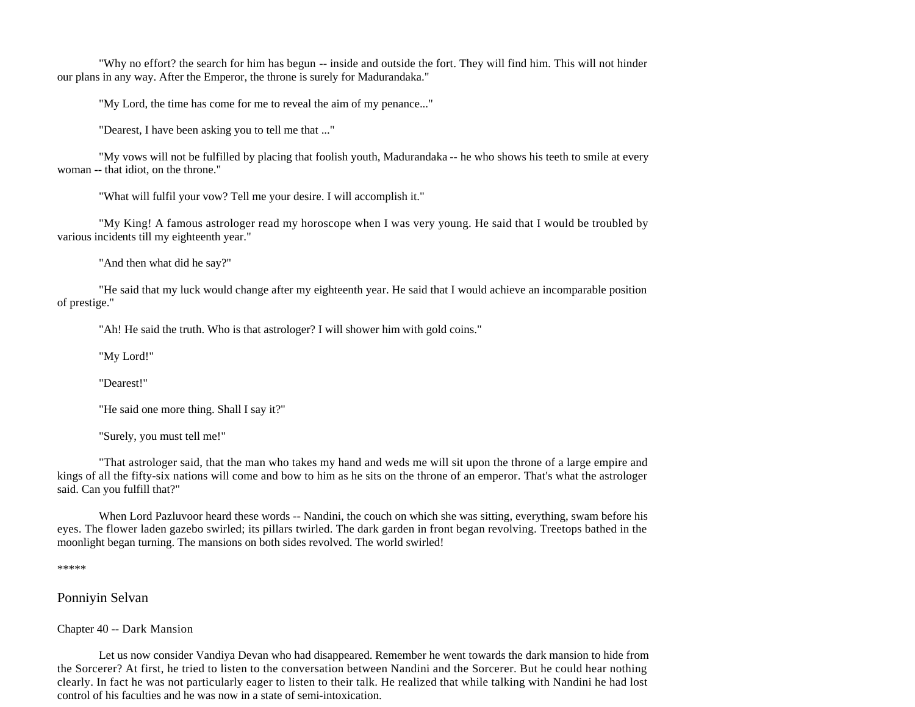"Why no effort? the search for him has begun -- inside and outside the fort. They will find him. This will not hinder our plans in any way. After the Emperor, the throne is surely for Madurandaka."

"My Lord, the time has come for me to reveal the aim of my penance..."

"Dearest, I have been asking you to tell me that ..."

"My vows will not be fulfilled by placing that foolish youth, Madurandaka -- he who shows his teeth to smile at every woman -- that idiot, on the throne."

"What will fulfil your vow? Tell me your desire. I will accomplish it."

"My King! A famous astrologer read my horoscope when I was very young. He said that I would be troubled by various incidents till my eighteenth year."

"And then what did he say?"

"He said that my luck would change after my eighteenth year. He said that I would achieve an incomparable position of prestige."

"Ah! He said the truth. Who is that astrologer? I will shower him with gold coins."

"My Lord!"

"Dearest!"

"He said one more thing. Shall I say it?"

"Surely, you must tell me!"

"That astrologer said, that the man who takes my hand and weds me will sit upon the throne of a large empire and kings of all the fifty-six nations will come and bow to him as he sits on the throne of an emperor. That's what the astrologer said. Can you fulfill that?"

When Lord Pazluvoor heard these words -- Nandini, the couch on which she was sitting, everything, swam before his eyes. The flower laden gazebo swirled; its pillars twirled. The dark garden in front began revolving. Treetops bathed in the moonlight began turning. The mansions on both sides revolved. The world swirled!

*****

## Ponniyin Selvan

### Chapter 40 -- Dark Mansion

Let us now consider Vandiya Devan who had disappeared. Remember he went towards the dark mansion to hide from the Sorcerer? At first, he tried to listen to the conversation between Nandini and the Sorcerer. But he could hear nothing clearly. In fact he was not particularly eager to listen to their talk. He realized that while talking with Nandini he had lost control of his faculties and he was now in a state of semi-intoxication.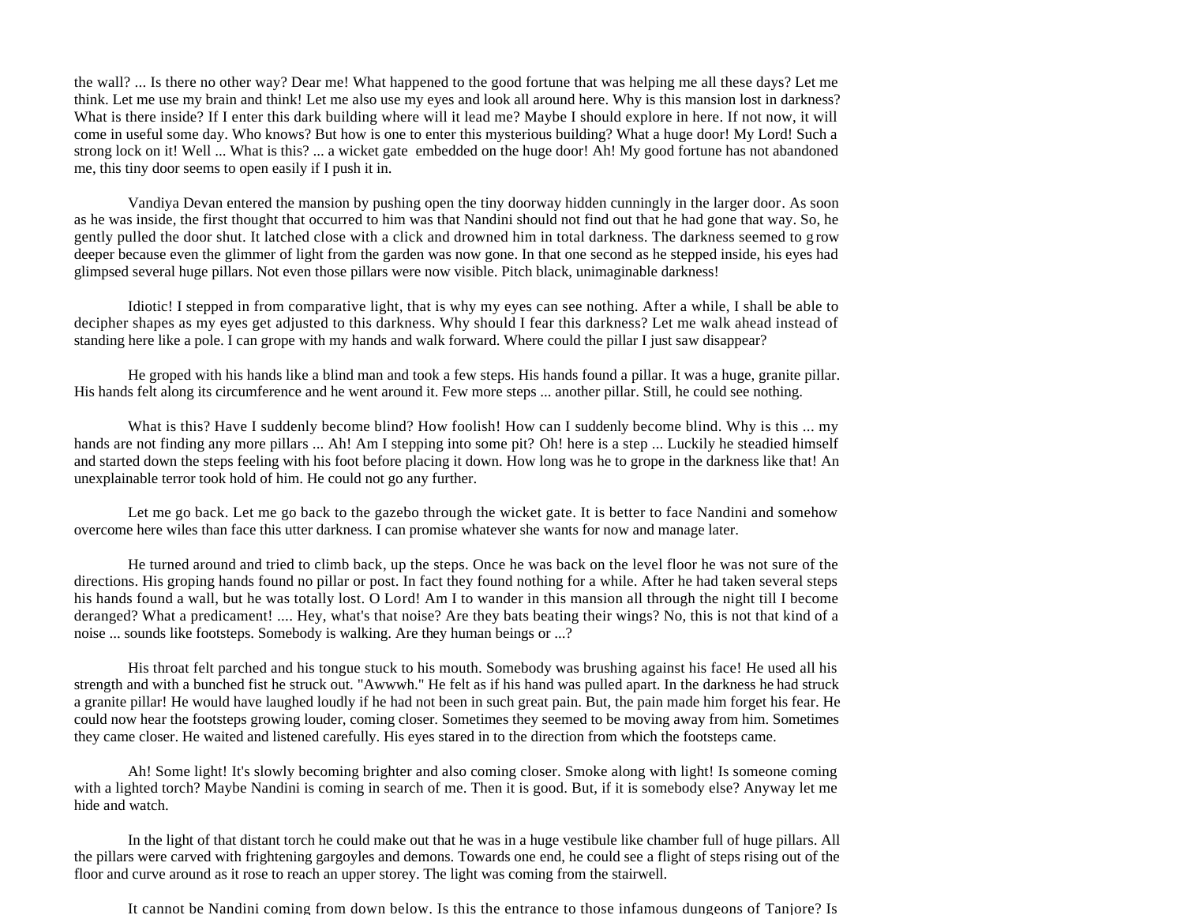the wall? ... Is there no other way? Dear me! What happened to the good fortune that was helping me all these days? Let me think. Let me use my brain and think! Let me also use my eyes and look all around here. Why is this mansion lost in darkness? What is there inside? If I enter this dark building where will it lead me? Maybe I should explore in here. If not now, it will come in useful some day. Who knows? But how is one to enter this mysterious building? What a huge door! My Lord! Such a strong lock on it! Well ... What is this? ... a wicket gate embedded on the huge door! Ah! My good fortune has not abandoned me, this tiny door seems to open easily if I push it in.

Vandiya Devan entered the mansion by pushing open the tiny doorway hidden cunningly in the larger door. As soon as he was inside, the first thought that occurred to him was that Nandini should not find out that he had gone that way. So, he gently pulled the door shut. It latched close with a click and drowned him in total darkness. The darkness seemed to grow deeper because even the glimmer of light from the garden was now gone. In that one second as he stepped inside, his eyes had glimpsed several huge pillars. Not even those pillars were now visible. Pitch black, unimaginable darkness!

Idiotic! I stepped in from comparative light, that is why my eyes can see nothing. After a while, I shall be able to decipher shapes as my eyes get adjusted to this darkness. Why should I fear this darkness? Let me walk ahead instead of standing here like a pole. I can grope with my hands and walk forward. Where could the pillar I just saw disappear?

He groped with his hands like a blind man and took a few steps. His hands found a pillar. It was a huge, granite pillar. His hands felt along its circumference and he went around it. Few more steps ... another pillar. Still, he could see nothing.

What is this? Have I suddenly become blind? How foolish! How can I suddenly become blind. Why is this ... my hands are not finding any more pillars ... Ah! Am I stepping into some pit? Oh! here is a step ... Luckily he steadied himself and started down the steps feeling with his foot before placing it down. How long was he to grope in the darkness like that! An unexplainable terror took hold of him. He could not go any further.

Let me go back. Let me go back to the gazebo through the wicket gate. It is better to face Nandini and somehow overcome here wiles than face this utter darkness. I can promise whatever she wants for now and manage later.

He turned around and tried to climb back, up the steps. Once he was back on the level floor he was not sure of the directions. His groping hands found no pillar or post. In fact they found nothing for a while. After he had taken several steps his hands found a wall, but he was totally lost. O Lord! Am I to wander in this mansion all through the night till I become deranged? What a predicament! .... Hey, what's that noise? Are they bats beating their wings? No, this is not that kind of a noise ... sounds like footsteps. Somebody is walking. Are they human beings or ...?

His throat felt parched and his tongue stuck to his mouth. Somebody was brushing against his face! He used all his strength and with a bunched fist he struck out. "Awwwh." He felt as if his hand was pulled apart. In the darkness he had struck a granite pillar! He would have laughed loudly if he had not been in such great pain. But, the pain made him forget his fear. He could now hear the footsteps growing louder, coming closer. Sometimes they seemed to be moving away from him. Sometimes they came closer. He waited and listened carefully. His eyes stared in to the direction from which the footsteps came.

Ah! Some light! It's slowly becoming brighter and also coming closer. Smoke along with light! Is someone coming with a lighted torch? Maybe Nandini is coming in search of me. Then it is good. But, if it is somebody else? Anyway let me hide and watch.

In the light of that distant torch he could make out that he was in a huge vestibule like chamber full of huge pillars. All the pillars were carved with frightening gargoyles and demons. Towards one end, he could see a flight of steps rising out of the floor and curve around as it rose to reach an upper storey. The light was coming from the stairwell.

It cannot be Nandini coming from down below. Is this the entrance to those infamous dungeons of Tanjore? Is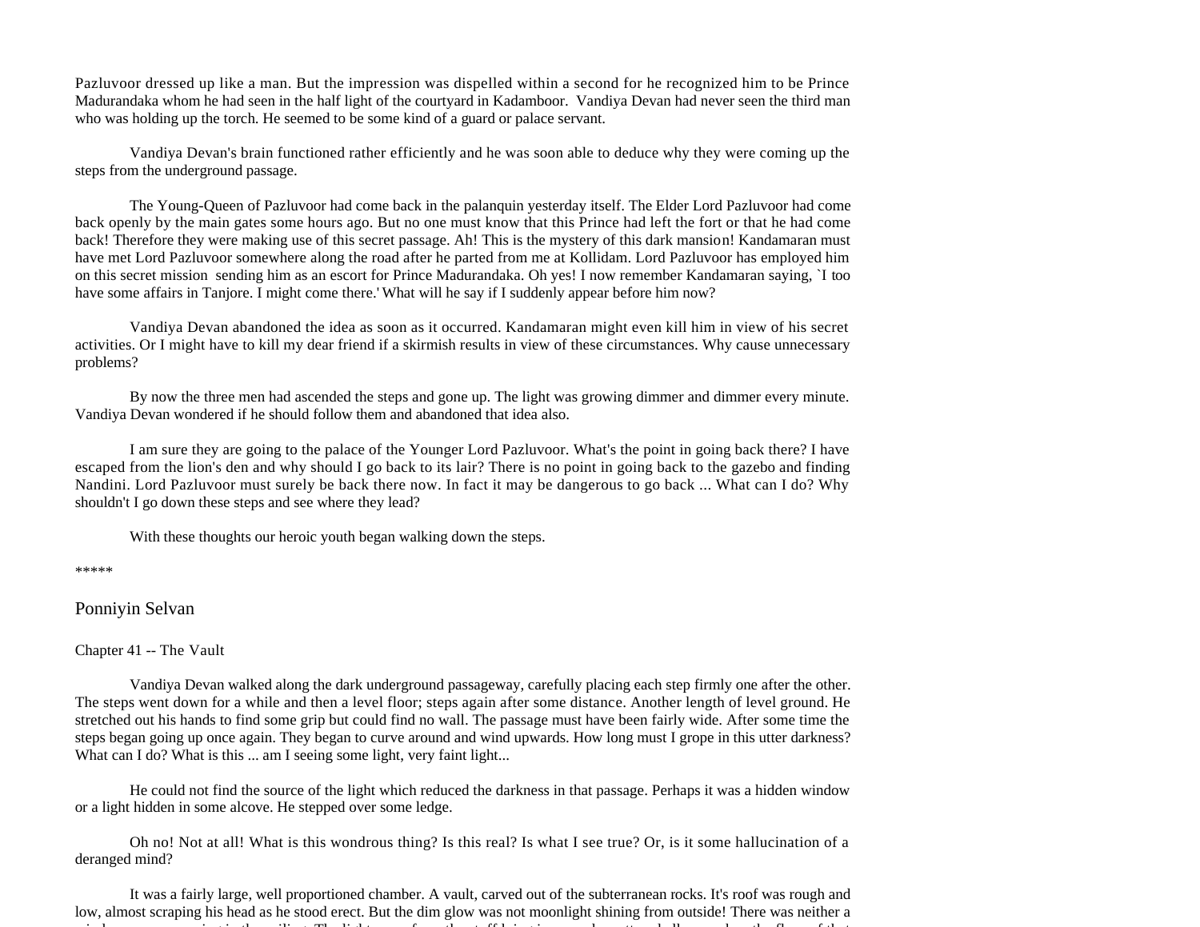Pazluvoor dressed up like a man. But the impression was dispelled within a second for he recognized him to be Prince Madurandaka whom he had seen in the half light of the courtyard in Kadamboor. Vandiya Devan had never seen the third man who was holding up the torch. He seemed to be some kind of a guard or palace servant.

Vandiya Devan's brain functioned rather efficiently and he was soon able to deduce why they were coming up the steps from the underground passage.

The Young-Queen of Pazluvoor had come back in the palanquin yesterday itself. The Elder Lord Pazluvoor had come back openly by the main gates some hours ago. But no one must know that this Prince had left the fort or that he had come back! Therefore they were making use of this secret passage. Ah! This is the mystery of this dark mansion! Kandamaran must have met Lord Pazluvoor somewhere along the road after he parted from me at Kollidam. Lord Pazluvoor has employed him on this secret mission sending him as an escort for Prince Madurandaka. Oh yes! I now remember Kandamaran saying, `I too have some affairs in Tanjore. I might come there.' What will he say if I suddenly appear before him now?

Vandiya Devan abandoned the idea as soon as it occurred. Kandamaran might even kill him in view of his secret activities. Or I might have to kill my dear friend if a skirmish results in view of these circumstances. Why cause unnecessary problems?

By now the three men had ascended the steps and gone up. The light was growing dimmer and dimmer every minute. Vandiya Devan wondered if he should follow them and abandoned that idea also.

I am sure they are going to the palace of the Younger Lord Pazluvoor. What's the point in going back there? I have escaped from the lion's den and why should I go back to its lair? There is no point in going back to the gazebo and finding Nandini. Lord Pazluvoor must surely be back there now. In fact it may be dangerous to go back ... What can I do? Why shouldn't I go down these steps and see where they lead?

With these thoughts our heroic youth began walking down the steps.

*****

## Ponniyin Selvan

### Chapter 41 -- The Vault

Vandiya Devan walked along the dark underground passageway, carefully placing each step firmly one after the other. The steps went down for a while and then a level floor; steps again after some distance. Another length of level ground. He stretched out his hands to find some grip but could find no wall. The passage must have been fairly wide. After some time the steps began going up once again. They began to curve around and wind upwards. How long must I grope in this utter darkness? What can I do? What is this ... am I seeing some light, very faint light...

He could not find the source of the light which reduced the darkness in that passage. Perhaps it was a hidden window or a light hidden in some alcove. He stepped over some ledge.

Oh no! Not at all! What is this wondrous thing? Is this real? Is what I see true? Or, is it some hallucination of a deranged mind?

It was a fairly large, well proportioned chamber. A vault, carved out of the subterranean rocks. It's roof was rough and low, almost scraping his head as he stood erect. But the dim glow was not moonlight shining from outside! There was neither a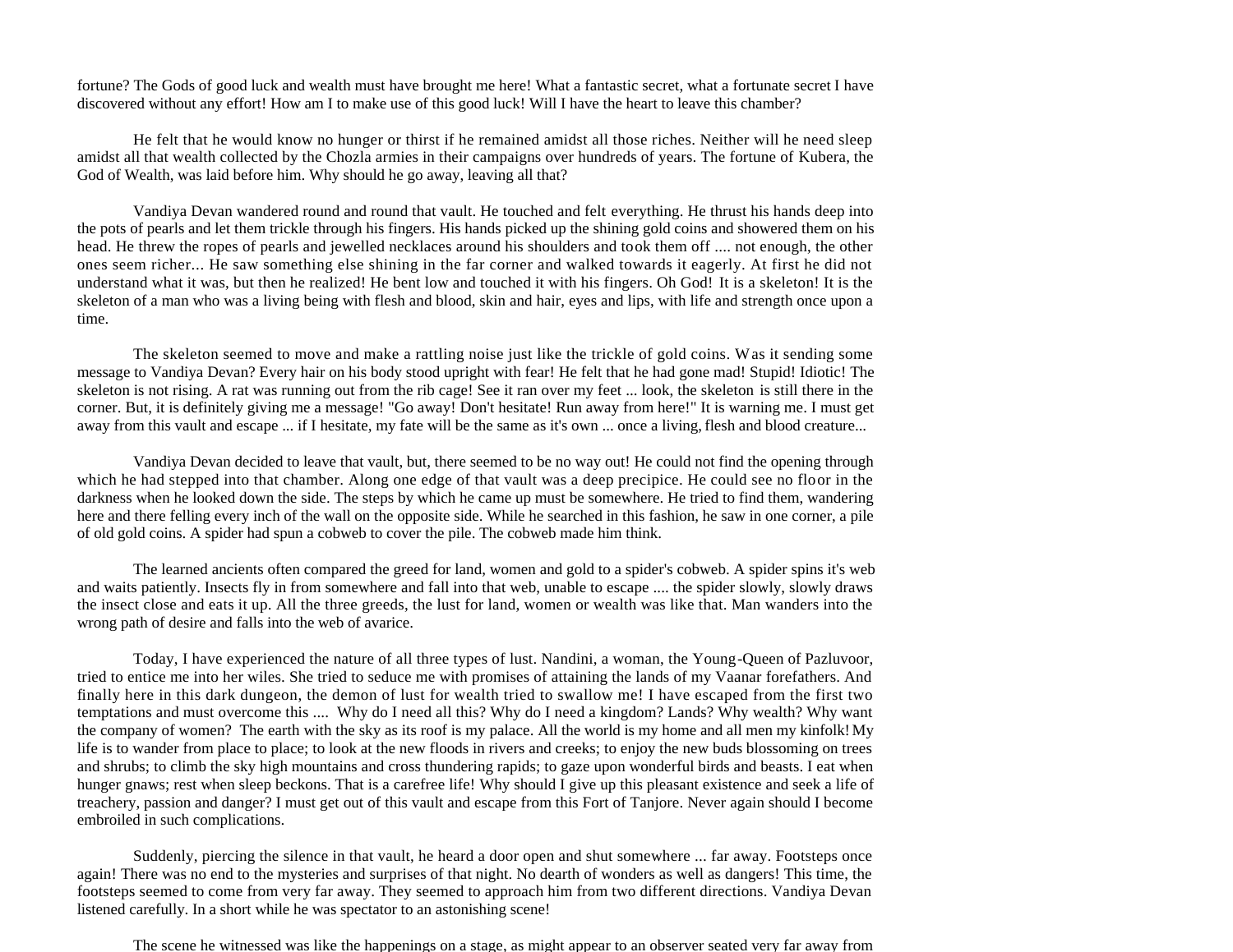fortune? The Gods of good luck and wealth must have brought me here! What a fantastic secret, what a fortunate secret I have discovered without any effort! How am I to make use of this good luck! Will I have the heart to leave this chamber?

He felt that he would know no hunger or thirst if he remained amidst all those riches. Neither will he need sleep amidst all that wealth collected by the Chozla armies in their campaigns over hundreds of years. The fortune of Kubera, the God of Wealth, was laid before him. Why should he go away, leaving all that?

Vandiya Devan wandered round and round that vault. He touched and felt everything. He thrust his hands deep into the pots of pearls and let them trickle through his fingers. His hands picked up the shining gold coins and showered them on his head. He threw the ropes of pearls and jewelled necklaces around his shoulders and took them off .... not enough, the other ones seem richer... He saw something else shining in the far corner and walked towards it eagerly. At first he did not understand what it was, but then he realized! He bent low and touched it with his fingers. Oh God! It is a skeleton! It is the skeleton of a man who was a living being with flesh and blood, skin and hair, eyes and lips, with life and strength once upon a time.

The skeleton seemed to move and make a rattling noise just like the trickle of gold coins. Was it sending some message to Vandiya Devan? Every hair on his body stood upright with fear! He felt that he had gone mad! Stupid! Idiotic! The skeleton is not rising. A rat was running out from the rib cage! See it ran over my feet ... look, the skeleton is still there in the corner. But, it is definitely giving me a message! "Go away! Don't hesitate! Run away from here!" It is warning me. I must get away from this vault and escape ... if I hesitate, my fate will be the same as it's own ... once a living, flesh and blood creature...

Vandiya Devan decided to leave that vault, but, there seemed to be no way out! He could not find the opening through which he had stepped into that chamber. Along one edge of that vault was a deep precipice. He could see no floor in the darkness when he looked down the side. The steps by which he came up must be somewhere. He tried to find them, wandering here and there felling every inch of the wall on the opposite side. While he searched in this fashion, he saw in one corner, a pile of old gold coins. A spider had spun a cobweb to cover the pile. The cobweb made him think.

The learned ancients often compared the greed for land, women and gold to a spider's cobweb. A spider spins it's web and waits patiently. Insects fly in from somewhere and fall into that web, unable to escape .... the spider slowly, slowly draws the insect close and eats it up. All the three greeds, the lust for land, women or wealth was like that. Man wanders into the wrong path of desire and falls into the web of avarice.

Today, I have experienced the nature of all three types of lust. Nandini, a woman, the Young-Queen of Pazluvoor, tried to entice me into her wiles. She tried to seduce me with promises of attaining the lands of my Vaanar forefathers. And finally here in this dark dungeon, the demon of lust for wealth tried to swallow me! I have escaped from the first two temptations and must overcome this .... Why do I need all this? Why do I need a kingdom? Lands? Why wealth? Why want the company of women? The earth with the sky as its roof is my palace. All the world is my home and all men my kinfolk! My life is to wander from place to place; to look at the new floods in rivers and creeks; to enjoy the new buds blossoming on trees and shrubs; to climb the sky high mountains and cross thundering rapids; to gaze upon wonderful birds and beasts. I eat when hunger gnaws; rest when sleep beckons. That is a carefree life! Why should I give up this pleasant existence and seek a life of treachery, passion and danger? I must get out of this vault and escape from this Fort of Tanjore. Never again should I become embroiled in such complications.

Suddenly, piercing the silence in that vault, he heard a door open and shut somewhere ... far away. Footsteps once again! There was no end to the mysteries and surprises of that night. No dearth of wonders as well as dangers! This time, the footsteps seemed to come from very far away. They seemed to approach him from two different directions. Vandiya Devan listened carefully. In a short while he was spectator to an astonishing scene!

The scene he witnessed was like the happenings on a stage, as might appear to an observer seated very far away from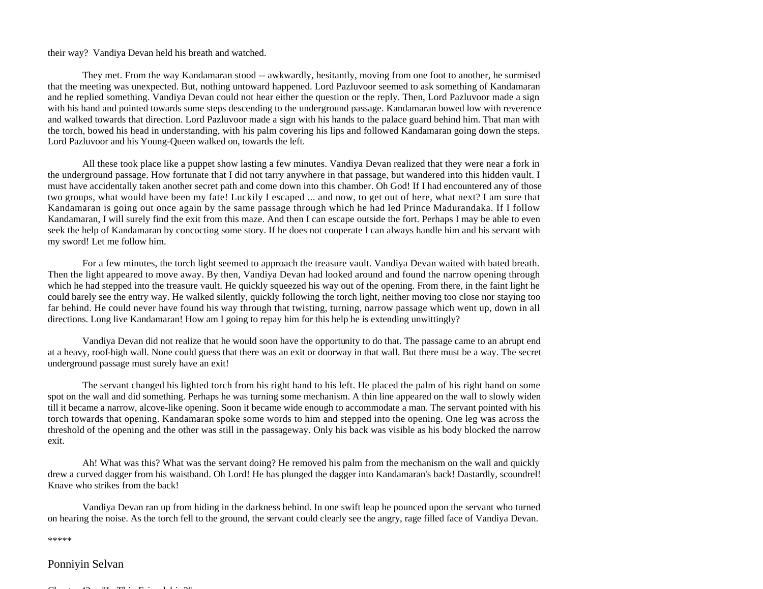their way?  Vandiya Devan held his breath and watched.

They met. From the way Kandamaran stood -- awkwardly, hesitantly, moving from one foot to another, he surmised that the meeting was unexpected. But, nothing untoward happened. Lord Pazluvoor seemed to ask something of Kandamaran and he replied something. Vandiya Devan could not hear either the question or the reply. Then, Lord Pazluvoor made a sign with his hand and pointed towards some steps descending to the underground passage. Kandamaran bowed low with reverence and walked towards that direction. Lord Pazluvoor made a sign with his hands to the palace guard behind him. That man with the torch, bowed his head in understanding, with his palm covering his lips and followed Kandamaran going down the steps. Lord Pazluvoor and his Young-Queen walked on, towards the left.

All these took place like a puppet show lasting a few minutes. Vandiya Devan realized that they were near a fork in the underground passage. How fortunate that I did not tarry anywhere in that passage, but wandered into this hidden vault. I must have accidentally taken another secret path and come down into this chamber. Oh God! If I had encountered any of those two groups, what would have been my fate! Luckily I escaped ... and now, to get out of here, what next? I am sure that Kandamaran is going out once again by the same passage through which he had led Prince Madurandaka. If I follow Kandamaran, I will surely find the exit from this maze. And then I can escape outside the fort. Perhaps I may be able to even seek the help of Kandamaran by concocting some story. If he does not cooperate I can always handle him and his servant with my sword! Let me follow him.

For a few minutes, the torch light seemed to approach the treasure vault. Vandiya Devan waited with bated breath. Then the light appeared to move away. By then, Vandiya Devan had looked around and found the narrow opening through which he had stepped into the treasure vault. He quickly squeezed his way out of the opening. From there, in the faint light he could barely see the entry way. He walked silently, quickly following the torch light, neither moving too close nor staying too far behind. He could never have found his way through that twisting, turning, narrow passage which went up, down in all directions. Long live Kandamaran! How am I going to repay him for this help he is extending unwittingly?

Vandiya Devan did not realize that he would soon have the opportunity to do that. The passage came to an abrupt end at a heavy, roof-high wall. None could guess that there was an exit or doorway in that wall. But there must be a way. The secret underground passage must surely have an exit!

The servant changed his lighted torch from his right hand to his left. He placed the palm of his right hand on some spot on the wall and did something. Perhaps he was turning some mechanism. A thin line appeared on the wall to slowly widen till it became a narrow, alcove-like opening. Soon it became wide enough to accommodate a man. The servant pointed with his torch towards that opening. Kandamaran spoke some words to him and stepped into the opening. One leg was across the threshold of the opening and the other was still in the passageway. Only his back was visible as his body blocked the narrow exit.

Ah! What was this? What was the servant doing? He removed his palm from the mechanism on the wall and quickly drew a curved dagger from his waistband. Oh Lord! He has plunged the dagger into Kandamaran's back! Dastardly, scoundrel! Knave who strikes from the back!

Vandiya Devan ran up from hiding in the darkness behind. In one swift leap he pounced upon the servant who turned on hearing the noise. As the torch fell to the ground, the servant could clearly see the angry, rage filled face of Vandiya Devan.

*****

Ponniyin Selvan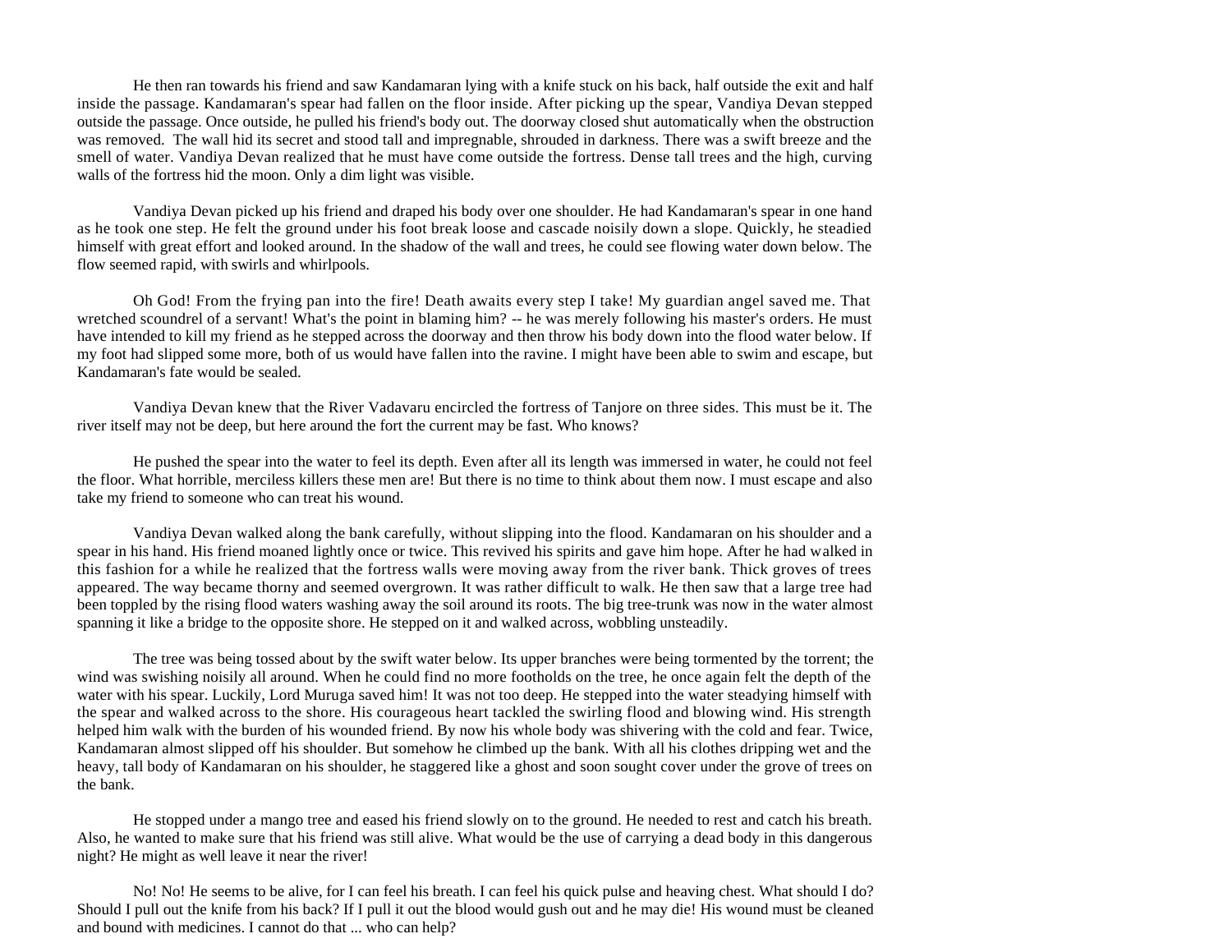He then ran towards his friend and saw Kandamaran lying with a knife stuck on his back, half outside the exit and half inside the passage. Kandamaran's spear had fallen on the floor inside. After picking up the spear, Vandiya Devan stepped outside the passage. Once outside, he pulled his friend's body out. The doorway closed shut automatically when the obstruction was removed. The wall hid its secret and stood tall and impregnable, shrouded in darkness. There was a swift breeze and the smell of water. Vandiya Devan realized that he must have come outside the fortress. Dense tall trees and the high, curving walls of the fortress hid the moon. Only a dim light was visible.

Vandiya Devan picked up his friend and draped his body over one shoulder. He had Kandamaran's spear in one hand as he took one step. He felt the ground under his foot break loose and cascade noisily down a slope. Quickly, he steadied himself with great effort and looked around. In the shadow of the wall and trees, he could see flowing water down below. The flow seemed rapid, with swirls and whirlpools.

Oh God! From the frying pan into the fire! Death awaits every step I take! My guardian angel saved me. That wretched scoundrel of a servant! What's the point in blaming him? -- he was merely following his master's orders. He must have intended to kill my friend as he stepped across the doorway and then throw his body down into the flood water below. If my foot had slipped some more, both of us would have fallen into the ravine. I might have been able to swim and escape, but Kandamaran's fate would be sealed.

Vandiya Devan knew that the River Vadavaru encircled the fortress of Tanjore on three sides. This must be it. The river itself may not be deep, but here around the fort the current may be fast. Who knows?

He pushed the spear into the water to feel its depth. Even after all its length was immersed in water, he could not feel the floor. What horrible, merciless killers these men are! But there is no time to think about them now. I must escape and also take my friend to someone who can treat his wound.

Vandiya Devan walked along the bank carefully, without slipping into the flood. Kandamaran on his shoulder and a spear in his hand. His friend moaned lightly once or twice. This revived his spirits and gave him hope. After he had walked in this fashion for a while he realized that the fortress walls were moving away from the river bank. Thick groves of trees appeared. The way became thorny and seemed overgrown. It was rather difficult to walk. He then saw that a large tree had been toppled by the rising flood waters washing away the soil around its roots. The big tree-trunk was now in the water almost spanning it like a bridge to the opposite shore. He stepped on it and walked across, wobbling unsteadily.

The tree was being tossed about by the swift water below. Its upper branches were being tormented by the torrent; the wind was swishing noisily all around. When he could find no more footholds on the tree, he once again felt the depth of the water with his spear. Luckily, Lord Muruga saved him! It was not too deep. He stepped into the water steadying himself with the spear and walked across to the shore. His courageous heart tackled the swirling flood and blowing wind. His strength helped him walk with the burden of his wounded friend. By now his whole body was shivering with the cold and fear. Twice, Kandamaran almost slipped off his shoulder. But somehow he climbed up the bank. With all his clothes dripping wet and the heavy, tall body of Kandamaran on his shoulder, he staggered like a ghost and soon sought cover under the grove of trees on the bank.

He stopped under a mango tree and eased his friend slowly on to the ground. He needed to rest and catch his breath. Also, he wanted to make sure that his friend was still alive. What would be the use of carrying a dead body in this dangerous night? He might as well leave it near the river!

No! No! He seems to be alive, for I can feel his breath. I can feel his quick pulse and heaving chest. What should I do? Should I pull out the knife from his back? If I pull it out the blood would gush out and he may die! His wound must be cleaned and bound with medicines. I cannot do that ... who can help?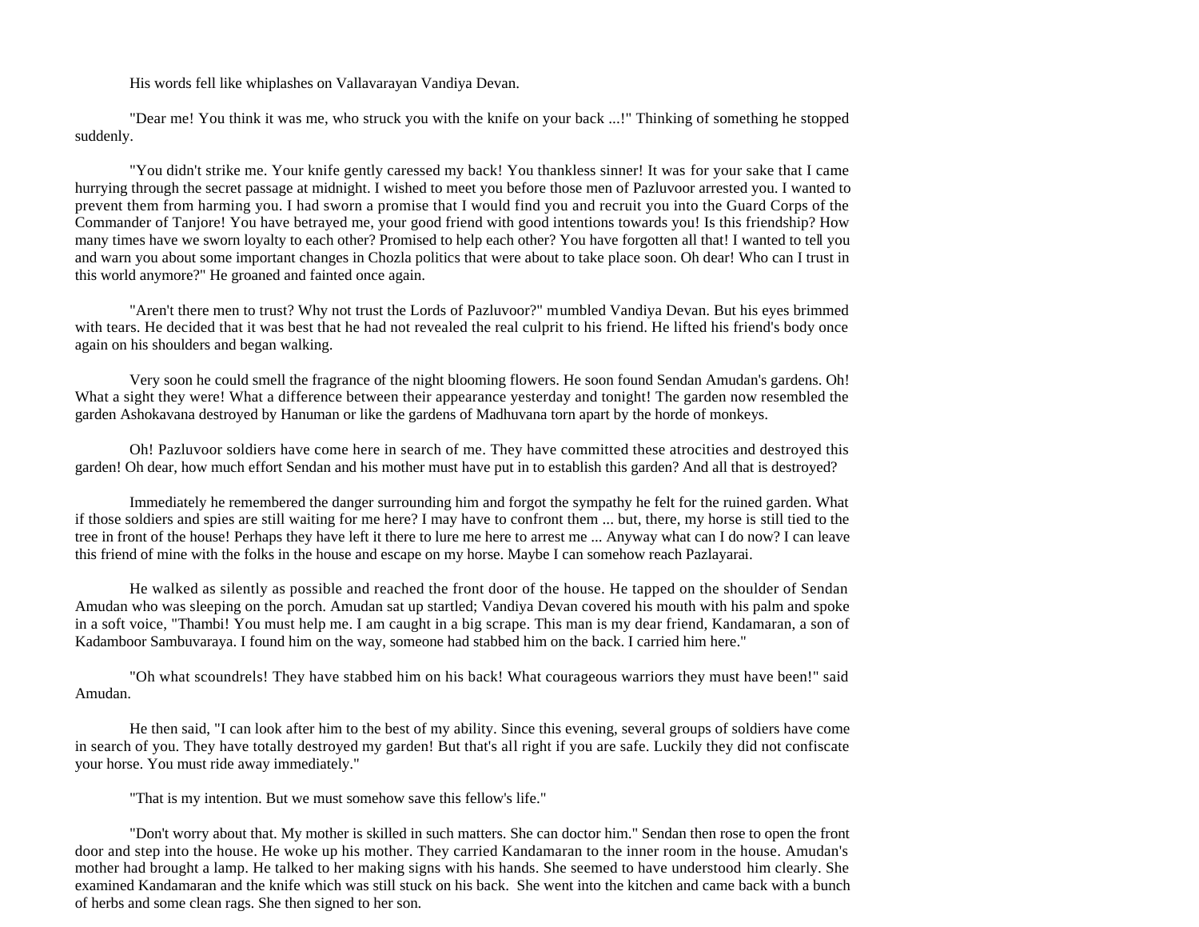His words fell like whiplashes on Vallavarayan Vandiya Devan.

"Dear me! You think it was me, who struck you with the knife on your back ...!" Thinking of something he stopped suddenly.

"You didn't strike me. Your knife gently caressed my back! You thankless sinner! It was for your sake that I came hurrying through the secret passage at midnight. I wished to meet you before those men of Pazluvoor arrested you. I wanted to prevent them from harming you. I had sworn a promise that I would find you and recruit you into the Guard Corps of the Commander of Tanjore! You have betrayed me, your good friend with good intentions towards you! Is this friendship? How many times have we sworn loyalty to each other? Promised to help each other? You have forgotten all that! I wanted to tell you and warn you about some important changes in Chozla politics that were about to take place soon. Oh dear! Who can I trust in this world anymore?" He groaned and fainted once again.

"Aren't there men to trust? Why not trust the Lords of Pazluvoor?" mumbled Vandiya Devan. But his eyes brimmed with tears. He decided that it was best that he had not revealed the real culprit to his friend. He lifted his friend's body once again on his shoulders and began walking.

Very soon he could smell the fragrance of the night blooming flowers. He soon found Sendan Amudan's gardens. Oh! What a sight they were! What a difference between their appearance yesterday and tonight! The garden now resembled the garden Ashokavana destroyed by Hanuman or like the gardens of Madhuvana torn apart by the horde of monkeys.

Oh! Pazluvoor soldiers have come here in search of me. They have committed these atrocities and destroyed this garden! Oh dear, how much effort Sendan and his mother must have put in to establish this garden? And all that is destroyed?

Immediately he remembered the danger surrounding him and forgot the sympathy he felt for the ruined garden. What if those soldiers and spies are still waiting for me here? I may have to confront them ... but, there, my horse is still tied to the tree in front of the house! Perhaps they have left it there to lure me here to arrest me ... Anyway what can I do now? I can leave this friend of mine with the folks in the house and escape on my horse. Maybe I can somehow reach Pazlayarai.

He walked as silently as possible and reached the front door of the house. He tapped on the shoulder of Sendan Amudan who was sleeping on the porch. Amudan sat up startled; Vandiya Devan covered his mouth with his palm and spoke in a soft voice, "Thambi! You must help me. I am caught in a big scrape. This man is my dear friend, Kandamaran, a son of Kadamboor Sambuvaraya. I found him on the way, someone had stabbed him on the back. I carried him here."

"Oh what scoundrels! They have stabbed him on his back! What courageous warriors they must have been!" said Amudan.

He then said, "I can look after him to the best of my ability. Since this evening, several groups of soldiers have come in search of you. They have totally destroyed my garden! But that's all right if you are safe. Luckily they did not confiscate your horse. You must ride away immediately."

"That is my intention. But we must somehow save this fellow's life."

"Don't worry about that. My mother is skilled in such matters. She can doctor him." Sendan then rose to open the front door and step into the house. He woke up his mother. They carried Kandamaran to the inner room in the house. Amudan's mother had brought a lamp. He talked to her making signs with his hands. She seemed to have understood him clearly. She examined Kandamaran and the knife which was still stuck on his back. She went into the kitchen and came back with a bunch of herbs and some clean rags. She then signed to her son.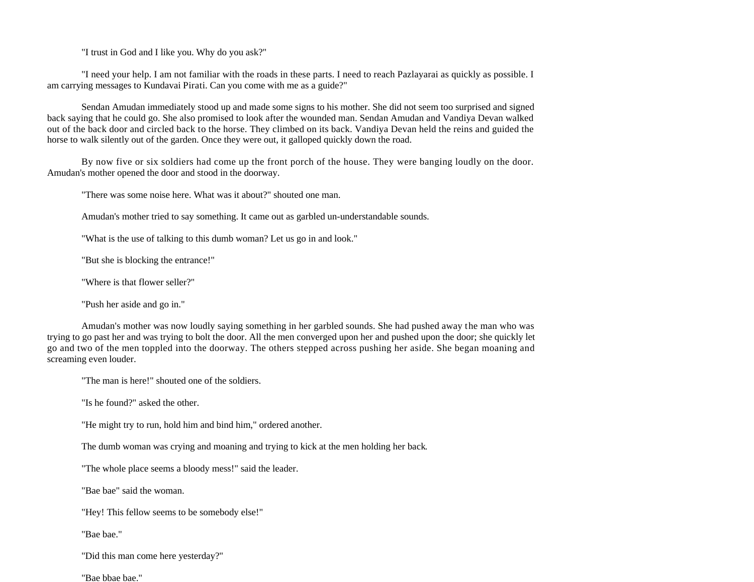"I trust in God and I like you. Why do you ask?"

"I need your help. I am not familiar with the roads in these parts. I need to reach Pazlayarai as quickly as possible. I am carrying messages to Kundavai Pirati. Can you come with me as a guide?"

Sendan Amudan immediately stood up and made some signs to his mother. She did not seem too surprised and signed back saying that he could go. She also promised to look after the wounded man. Sendan Amudan and Vandiya Devan walked out of the back door and circled back to the horse. They climbed on its back. Vandiya Devan held the reins and guided the horse to walk silently out of the garden. Once they were out, it galloped quickly down the road.

By now five or six soldiers had come up the front porch of the house. They were banging loudly on the door. Amudan's mother opened the door and stood in the doorway.

"There was some noise here. What was it about?" shouted one man.

Amudan's mother tried to say something. It came out as garbled un-understandable sounds.

"What is the use of talking to this dumb woman? Let us go in and look."

"But she is blocking the entrance!"

"Where is that flower seller?"

"Push her aside and go in."

Amudan's mother was now loudly saying something in her garbled sounds. She had pushed away the man who was trying to go past her and was trying to bolt the door. All the men converged upon her and pushed upon the door; she quickly let go and two of the men toppled into the doorway. The others stepped across pushing her aside. She began moaning and screaming even louder.

"The man is here!" shouted one of the soldiers.

"Is he found?" asked the other.

"He might try to run, hold him and bind him," ordered another.

The dumb woman was crying and moaning and trying to kick at the men holding her back.

"The whole place seems a bloody mess!" said the leader.

"Bae bae" said the woman.

"Hey! This fellow seems to be somebody else!"

"Bae bae."

"Did this man come here yesterday?"

"Bae bbae bae."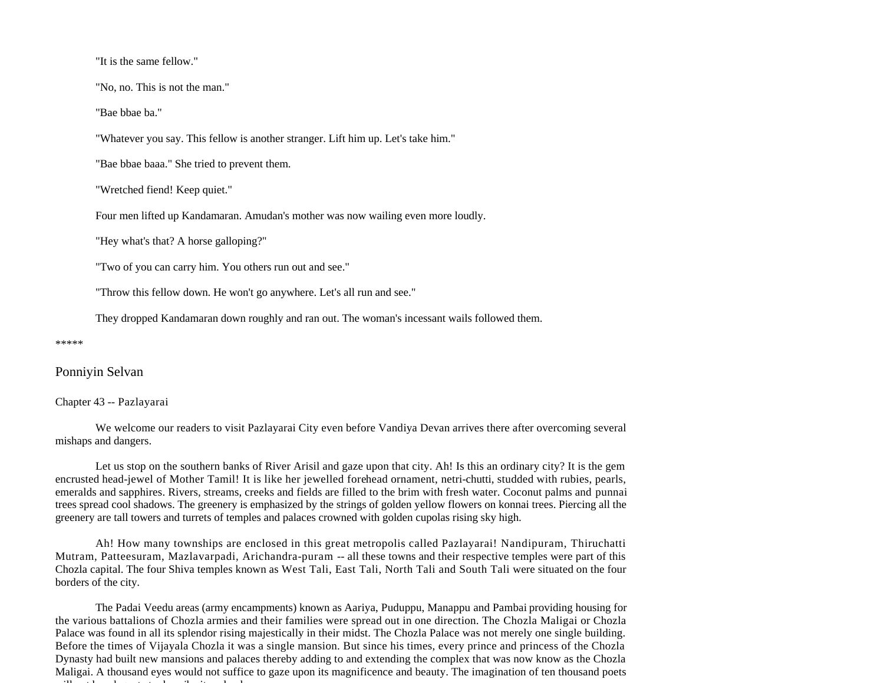"It is the same fellow."

"No, no. This is not the man."

"Bae bbae ba."

"Whatever you say. This fellow is another stranger. Lift him up. Let's take him."

"Bae bbae baaa." She tried to prevent them.

"Wretched fiend! Keep quiet."

Four men lifted up Kandamaran. Amudan's mother was now wailing even more loudly.

"Hey what's that? A horse galloping?"

"Two of you can carry him. You others run out and see."

"Throw this fellow down. He won't go anywhere. Let's all run and see."

They dropped Kandamaran down roughly and ran out. The woman's incessant wails followed them.

*****

## Ponniyin Selvan

### Chapter 43 -- Pazlayarai

We welcome our readers to visit Pazlayarai City even before Vandiya Devan arrives there after overcoming several mishaps and dangers.

Let us stop on the southern banks of River Arisil and gaze upon that city. Ah! Is this an ordinary city? It is the gem encrusted head-jewel of Mother Tamil! It is like her jewelled forehead ornament, netri-chutti, studded with rubies, pearls, emeralds and sapphires. Rivers, streams, creeks and fields are filled to the brim with fresh water. Coconut palms and punnai trees spread cool shadows. The greenery is emphasized by the strings of golden yellow flowers on konnai trees. Piercing all the greenery are tall towers and turrets of temples and palaces crowned with golden cupolas rising sky high.

Ah! How many townships are enclosed in this great metropolis called Pazlayarai! Nandipuram, Thiruchatti Mutram, Patteesuram, Mazlavarpadi, Arichandra-puram -- all these towns and their respective temples were part of this Chozla capital. The four Shiva temples known as West Tali, East Tali, North Tali and South Tali were situated on the four borders of the city.

The Padai Veedu areas (army encampments) known as Aariya, Puduppu, Manappu and Pambai providing housing for the various battalions of Chozla armies and their families were spread out in one direction. The Chozla Maligai or Chozla Palace was found in all its splendor rising majestically in their midst. The Chozla Palace was not merely one single building. Before the times of Vijayala Chozla it was a single mansion. But since his times, every prince and princess of the Chozla Dynasty had built new mansions and palaces thereby adding to and extending the complex that was now know as the Chozla Maligai. A thousand eyes would not suffice to gaze upon its magnificence and beauty. The imagination of ten thousand poets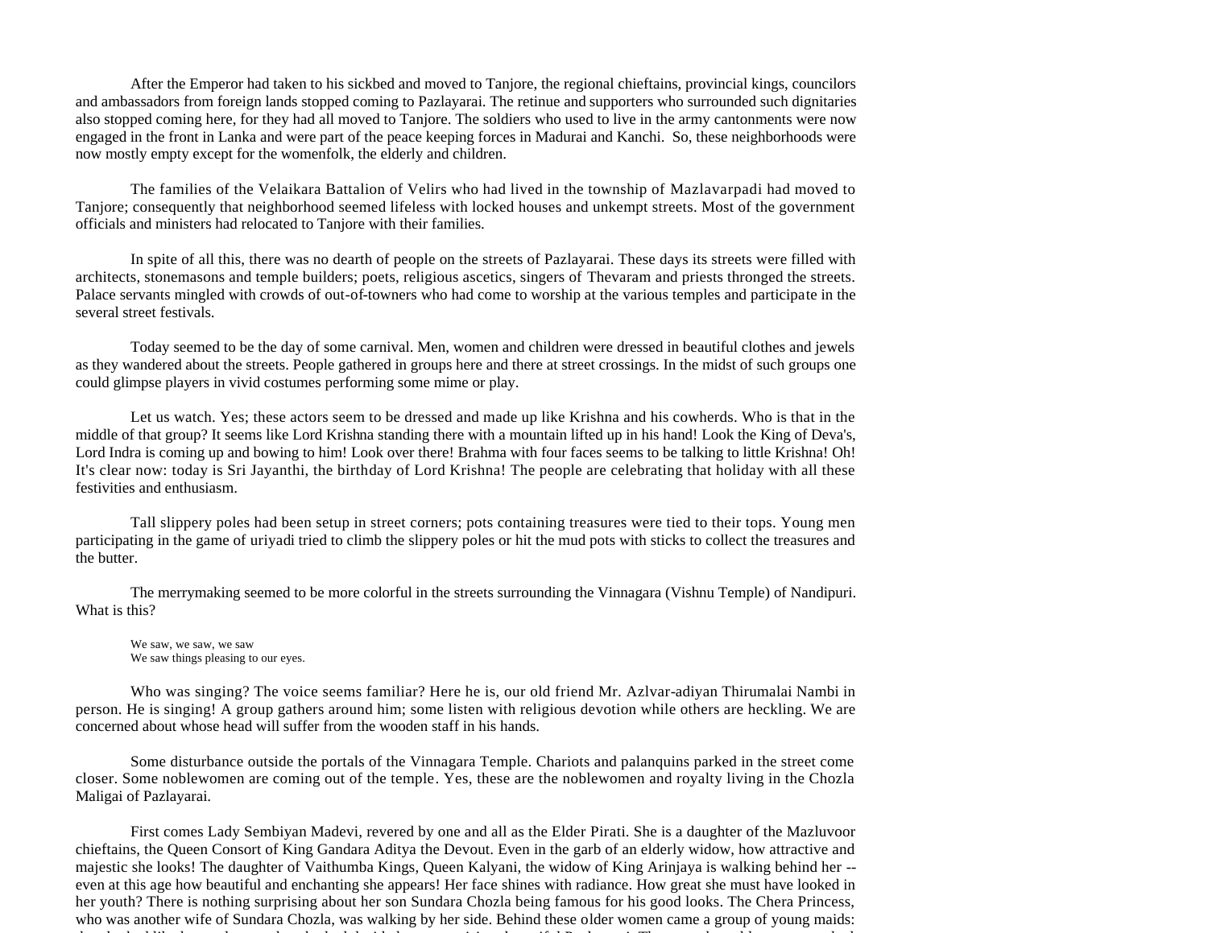After the Emperor had taken to his sickbed and moved to Tanjore, the regional chieftains, provincial kings, councilors and ambassadors from foreign lands stopped coming to Pazlayarai. The retinue and supporters who surrounded such dignitaries also stopped coming here, for they had all moved to Tanjore. The soldiers who used to live in the army cantonments were now engaged in the front in Lanka and were part of the peace keeping forces in Madurai and Kanchi. So, these neighborhoods were now mostly empty except for the womenfolk, the elderly and children.

The families of the Velaikara Battalion of Velirs who had lived in the township of Mazlavarpadi had moved to Tanjore; consequently that neighborhood seemed lifeless with locked houses and unkempt streets. Most of the government officials and ministers had relocated to Tanjore with their families.

In spite of all this, there was no dearth of people on the streets of Pazlayarai. These days its streets were filled with architects, stonemasons and temple builders; poets, religious ascetics, singers of Thevaram and priests thronged the streets. Palace servants mingled with crowds of out-of-towners who had come to worship at the various temples and participate in the several street festivals.

Today seemed to be the day of some carnival. Men, women and children were dressed in beautiful clothes and jewels as they wandered about the streets. People gathered in groups here and there at street crossings. In the midst of such groups one could glimpse players in vivid costumes performing some mime or play.

Let us watch. Yes; these actors seem to be dressed and made up like Krishna and his cowherds. Who is that in the middle of that group? It seems like Lord Krishna standing there with a mountain lifted up in his hand! Look the King of Deva's, Lord Indra is coming up and bowing to him! Look over there! Brahma with four faces seems to be talking to little Krishna! Oh! It's clear now: today is Sri Jayanthi, the birthday of Lord Krishna! The people are celebrating that holiday with all these festivities and enthusiasm.

Tall slippery poles had been setup in street corners; pots containing treasures were tied to their tops. Young men participating in the game of uriyadi tried to climb the slippery poles or hit the mud pots with sticks to collect the treasures and the butter.

The merrymaking seemed to be more colorful in the streets surrounding the Vinnagara (Vishnu Temple) of Nandipuri. What is this?

> We saw, we saw, we saw
> We saw things pleasing to our eyes.

Who was singing? The voice seems familiar? Here he is, our old friend Mr. Azlvar-adiyan Thirumalai Nambi in person. He is singing! A group gathers around him; some listen with religious devotion while others are heckling. We are concerned about whose head will suffer from the wooden staff in his hands.

Some disturbance outside the portals of the Vinnagara Temple. Chariots and palanquins parked in the street come closer. Some noblewomen are coming out of the temple. Yes, these are the noblewomen and royalty living in the Chozla Maligai of Pazlayarai.

First comes Lady Sembiyan Madevi, revered by one and all as the Elder Pirati. She is a daughter of the Mazluvoor chieftains, the Queen Consort of King Gandara Aditya the Devout. Even in the garb of an elderly widow, how attractive and majestic she looks! The daughter of Vaithumba Kings, Queen Kalyani, the widow of King Arinjaya is walking behind her -- even at this age how beautiful and enchanting she appears! Her face shines with radiance. How great she must have looked in her youth? There is nothing surprising about her son Sundara Chozla being famous for his good looks. The Chera Princess, who was another wife of Sundara Chozla, was walking by her side. Behind these older women came a group of young maids: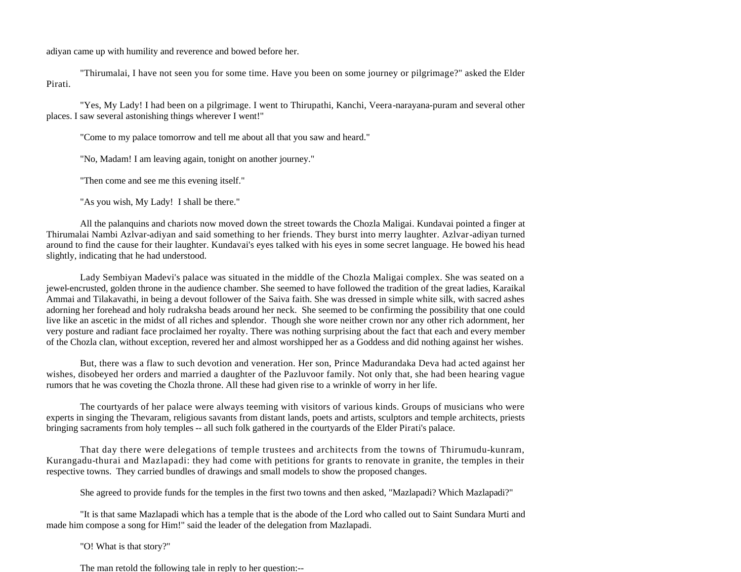adiyan came up with humility and reverence and bowed before her.

"Thirumalai, I have not seen you for some time. Have you been on some journey or pilgrimage?" asked the Elder Pirati.

"Yes, My Lady! I had been on a pilgrimage. I went to Thirupathi, Kanchi, Veera-narayana-puram and several other places. I saw several astonishing things wherever I went!"

"Come to my palace tomorrow and tell me about all that you saw and heard."

"No, Madam! I am leaving again, tonight on another journey."

"Then come and see me this evening itself."

"As you wish, My Lady! I shall be there."

All the palanquins and chariots now moved down the street towards the Chozla Maligai. Kundavai pointed a finger at Thirumalai Nambi Azlvar-adiyan and said something to her friends. They burst into merry laughter. Azlvar-adiyan turned around to find the cause for their laughter. Kundavai's eyes talked with his eyes in some secret language. He bowed his head slightly, indicating that he had understood.

Lady Sembiyan Madevi's palace was situated in the middle of the Chozla Maligai complex. She was seated on a jewel-encrusted, golden throne in the audience chamber. She seemed to have followed the tradition of the great ladies, Karaikal Ammai and Tilakavathi, in being a devout follower of the Saiva faith. She was dressed in simple white silk, with sacred ashes adorning her forehead and holy rudraksha beads around her neck. She seemed to be confirming the possibility that one could live like an ascetic in the midst of all riches and splendor. Though she wore neither crown nor any other rich adornment, her very posture and radiant face proclaimed her royalty. There was nothing surprising about the fact that each and every member of the Chozla clan, without exception, revered her and almost worshipped her as a Goddess and did nothing against her wishes.

But, there was a flaw to such devotion and veneration. Her son, Prince Madurandaka Deva had acted against her wishes, disobeyed her orders and married a daughter of the Pazluvoor family. Not only that, she had been hearing vague rumors that he was coveting the Chozla throne. All these had given rise to a wrinkle of worry in her life.

The courtyards of her palace were always teeming with visitors of various kinds. Groups of musicians who were experts in singing the Thevaram, religious savants from distant lands, poets and artists, sculptors and temple architects, priests bringing sacraments from holy temples -- all such folk gathered in the courtyards of the Elder Pirati's palace.

That day there were delegations of temple trustees and architects from the towns of Thirumudu-kunram, Kurangadu-thurai and Mazlapadi: they had come with petitions for grants to renovate in granite, the temples in their respective towns. They carried bundles of drawings and small models to show the proposed changes.

She agreed to provide funds for the temples in the first two towns and then asked, "Mazlapadi? Which Mazlapadi?"

"It is that same Mazlapadi which has a temple that is the abode of the Lord who called out to Saint Sundara Murti and made him compose a song for Him!" said the leader of the delegation from Mazlapadi.

"O! What is that story?"

The man retold the following tale in reply to her question:--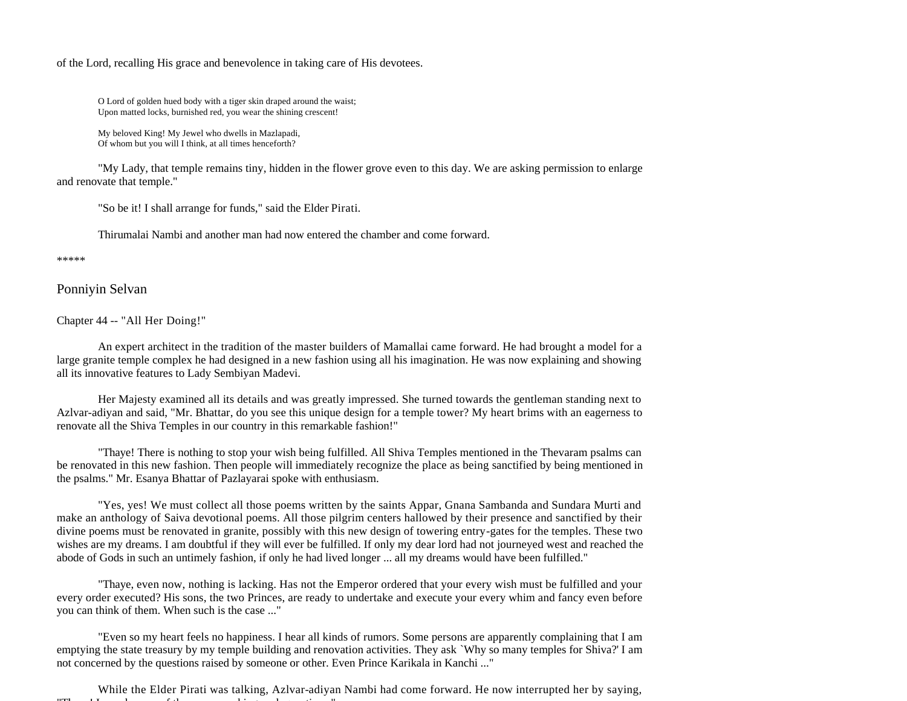of the Lord, recalling His grace and benevolence in taking care of His devotees.

> O Lord of golden hued body with a tiger skin draped around the waist;
> Upon matted locks, burnished red, you wear the shining crescent!
>
> My beloved King! My Jewel who dwells in Mazlapadi,
> Of whom but you will I think, at all times henceforth?

"My Lady, that temple remains tiny, hidden in the flower grove even to this day. We are asking permission to enlarge and renovate that temple."

"So be it! I shall arrange for funds," said the Elder Pirati.

Thirumalai Nambi and another man had now entered the chamber and come forward.

*****

## Ponniyin Selvan

### Chapter 44 -- "All Her Doing!"

An expert architect in the tradition of the master builders of Mamallai came forward. He had brought a model for a large granite temple complex he had designed in a new fashion using all his imagination. He was now explaining and showing all its innovative features to Lady Sembiyan Madevi.

Her Majesty examined all its details and was greatly impressed. She turned towards the gentleman standing next to Azlvar-adiyan and said, "Mr. Bhattar, do you see this unique design for a temple tower? My heart brims with an eagerness to renovate all the Shiva Temples in our country in this remarkable fashion!"

"Thaye! There is nothing to stop your wish being fulfilled. All Shiva Temples mentioned in the Thevaram psalms can be renovated in this new fashion. Then people will immediately recognize the place as being sanctified by being mentioned in the psalms." Mr. Esanya Bhattar of Pazlayarai spoke with enthusiasm.

"Yes, yes! We must collect all those poems written by the saints Appar, Gnana Sambanda and Sundara Murti and make an anthology of Saiva devotional poems. All those pilgrim centers hallowed by their presence and sanctified by their divine poems must be renovated in granite, possibly with this new design of towering entry-gates for the temples. These two wishes are my dreams. I am doubtful if they will ever be fulfilled. If only my dear lord had not journeyed west and reached the abode of Gods in such an untimely fashion, if only he had lived longer ... all my dreams would have been fulfilled."

"Thaye, even now, nothing is lacking. Has not the Emperor ordered that your every wish must be fulfilled and your every order executed? His sons, the two Princes, are ready to undertake and execute your every whim and fancy even before you can think of them. When such is the case ..."

"Even so my heart feels no happiness. I hear all kinds of rumors. Some persons are apparently complaining that I am emptying the state treasury by my temple building and renovation activities. They ask `Why so many temples for Shiva?' I am not concerned by the questions raised by someone or other. Even Prince Karikala in Kanchi ..."

While the Elder Pirati was talking, Azlvar-adiyan Nambi had come forward. He now interrupted her by saying,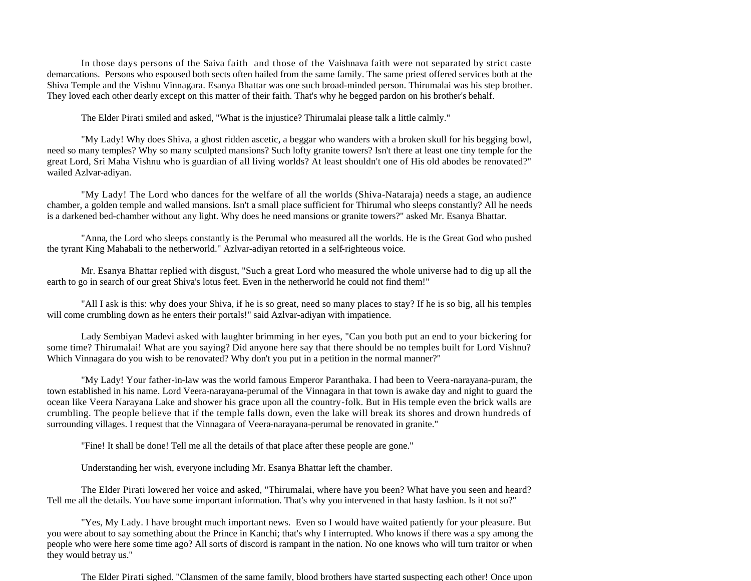In those days persons of the Saiva faith and those of the Vaishnava faith were not separated by strict caste demarcations. Persons who espoused both sects often hailed from the same family. The same priest offered services both at the Shiva Temple and the Vishnu Vinnagara. Esanya Bhattar was one such broad-minded person. Thirumalai was his step brother. They loved each other dearly except on this matter of their faith. That's why he begged pardon on his brother's behalf.

The Elder Pirati smiled and asked, "What is the injustice? Thirumalai please talk a little calmly."

"My Lady! Why does Shiva, a ghost ridden ascetic, a beggar who wanders with a broken skull for his begging bowl, need so many temples? Why so many sculpted mansions? Such lofty granite towers? Isn't there at least one tiny temple for the great Lord, Sri Maha Vishnu who is guardian of all living worlds? At least shouldn't one of His old abodes be renovated?" wailed Azlvar-adiyan.

"My Lady! The Lord who dances for the welfare of all the worlds (Shiva-Nataraja) needs a stage, an audience chamber, a golden temple and walled mansions. Isn't a small place sufficient for Thirumal who sleeps constantly? All he needs is a darkened bed-chamber without any light. Why does he need mansions or granite towers?" asked Mr. Esanya Bhattar.

"Anna, the Lord who sleeps constantly is the Perumal who measured all the worlds. He is the Great God who pushed the tyrant King Mahabali to the netherworld." Azlvar-adiyan retorted in a self-righteous voice.

Mr. Esanya Bhattar replied with disgust, "Such a great Lord who measured the whole universe had to dig up all the earth to go in search of our great Shiva's lotus feet. Even in the netherworld he could not find them!"

"All I ask is this: why does your Shiva, if he is so great, need so many places to stay? If he is so big, all his temples will come crumbling down as he enters their portals!" said Azlvar-adiyan with impatience.

Lady Sembiyan Madevi asked with laughter brimming in her eyes, "Can you both put an end to your bickering for some time? Thirumalai! What are you saying? Did anyone here say that there should be no temples built for Lord Vishnu? Which Vinnagara do you wish to be renovated? Why don't you put in a petition in the normal manner?"

"My Lady! Your father-in-law was the world famous Emperor Paranthaka. I had been to Veera-narayana-puram, the town established in his name. Lord Veera-narayana-perumal of the Vinnagara in that town is awake day and night to guard the ocean like Veera Narayana Lake and shower his grace upon all the country-folk. But in His temple even the brick walls are crumbling. The people believe that if the temple falls down, even the lake will break its shores and drown hundreds of surrounding villages. I request that the Vinnagara of Veera-narayana-perumal be renovated in granite."

"Fine! It shall be done! Tell me all the details of that place after these people are gone."

Understanding her wish, everyone including Mr. Esanya Bhattar left the chamber.

The Elder Pirati lowered her voice and asked, "Thirumalai, where have you been? What have you seen and heard? Tell me all the details. You have some important information. That's why you intervened in that hasty fashion. Is it not so?"

"Yes, My Lady. I have brought much important news. Even so I would have waited patiently for your pleasure. But you were about to say something about the Prince in Kanchi; that's why I interrupted. Who knows if there was a spy among the people who were here some time ago? All sorts of discord is rampant in the nation. No one knows who will turn traitor or when they would betray us."

The Elder Pirati sighed. "Clansmen of the same family, blood brothers have started suspecting each other! Once upon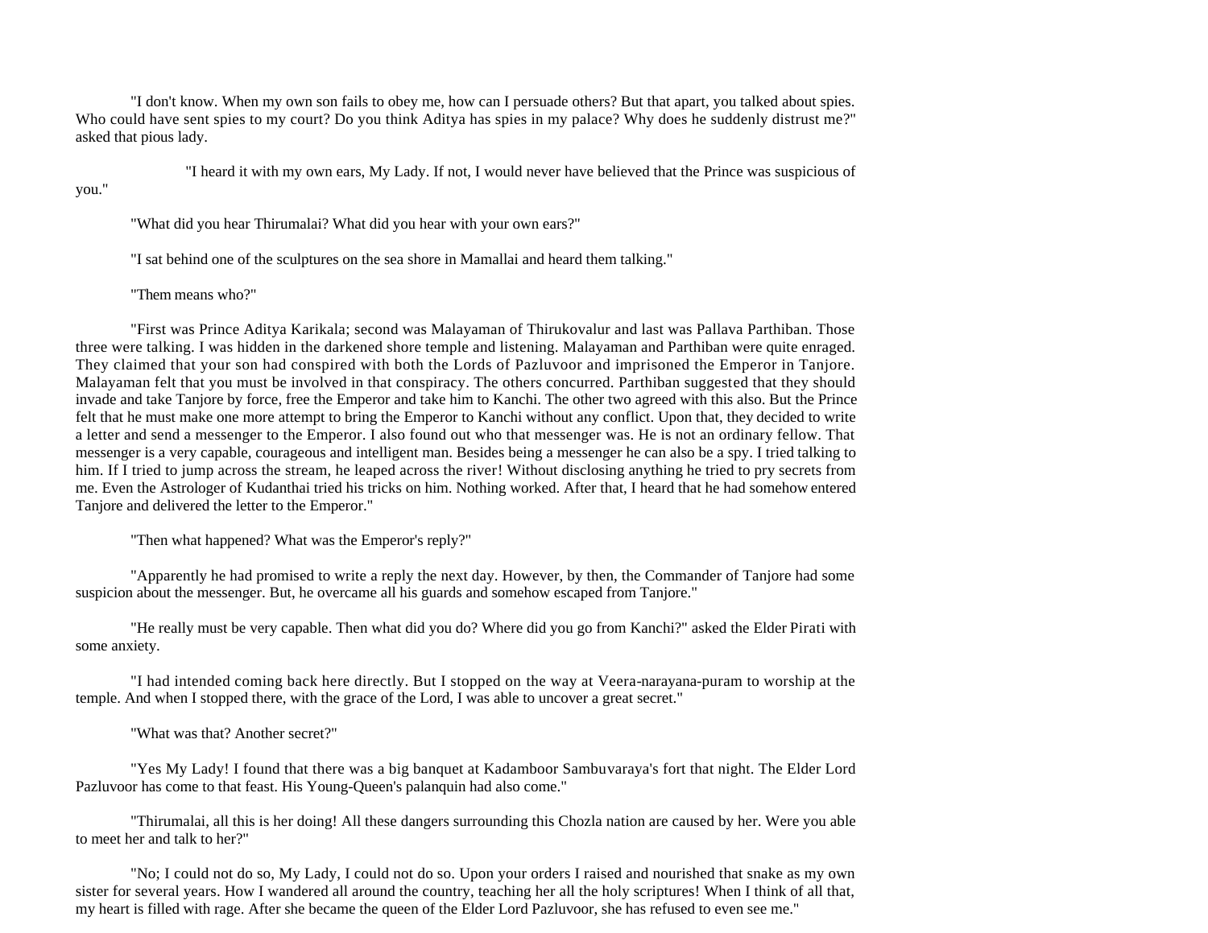"I don't know. When my own son fails to obey me, how can I persuade others? But that apart, you talked about spies. Who could have sent spies to my court? Do you think Aditya has spies in my palace? Why does he suddenly distrust me?" asked that pious lady.

"I heard it with my own ears, My Lady. If not, I would never have believed that the Prince was suspicious of you."

"What did you hear Thirumalai? What did you hear with your own ears?"

"I sat behind one of the sculptures on the sea shore in Mamallai and heard them talking."

"Them means who?"

"First was Prince Aditya Karikala; second was Malayaman of Thirukovalur and last was Pallava Parthiban. Those three were talking. I was hidden in the darkened shore temple and listening. Malayaman and Parthiban were quite enraged. They claimed that your son had conspired with both the Lords of Pazluvoor and imprisoned the Emperor in Tanjore. Malayaman felt that you must be involved in that conspiracy. The others concurred. Parthiban suggested that they should invade and take Tanjore by force, free the Emperor and take him to Kanchi. The other two agreed with this also. But the Prince felt that he must make one more attempt to bring the Emperor to Kanchi without any conflict. Upon that, they decided to write a letter and send a messenger to the Emperor. I also found out who that messenger was. He is not an ordinary fellow. That messenger is a very capable, courageous and intelligent man. Besides being a messenger he can also be a spy. I tried talking to him. If I tried to jump across the stream, he leaped across the river! Without disclosing anything he tried to pry secrets from me. Even the Astrologer of Kudanthai tried his tricks on him. Nothing worked. After that, I heard that he had somehow entered Tanjore and delivered the letter to the Emperor."

"Then what happened? What was the Emperor's reply?"

"Apparently he had promised to write a reply the next day. However, by then, the Commander of Tanjore had some suspicion about the messenger. But, he overcame all his guards and somehow escaped from Tanjore."

"He really must be very capable. Then what did you do? Where did you go from Kanchi?" asked the Elder Pirati with some anxiety.

"I had intended coming back here directly. But I stopped on the way at Veera-narayana-puram to worship at the temple. And when I stopped there, with the grace of the Lord, I was able to uncover a great secret."

"What was that? Another secret?"

"Yes My Lady! I found that there was a big banquet at Kadamboor Sambuvaraya's fort that night. The Elder Lord Pazluvoor has come to that feast. His Young-Queen's palanquin had also come."

"Thirumalai, all this is her doing! All these dangers surrounding this Chozla nation are caused by her. Were you able to meet her and talk to her?"

"No; I could not do so, My Lady, I could not do so. Upon your orders I raised and nourished that snake as my own sister for several years. How I wandered all around the country, teaching her all the holy scriptures! When I think of all that, my heart is filled with rage. After she became the queen of the Elder Lord Pazluvoor, she has refused to even see me."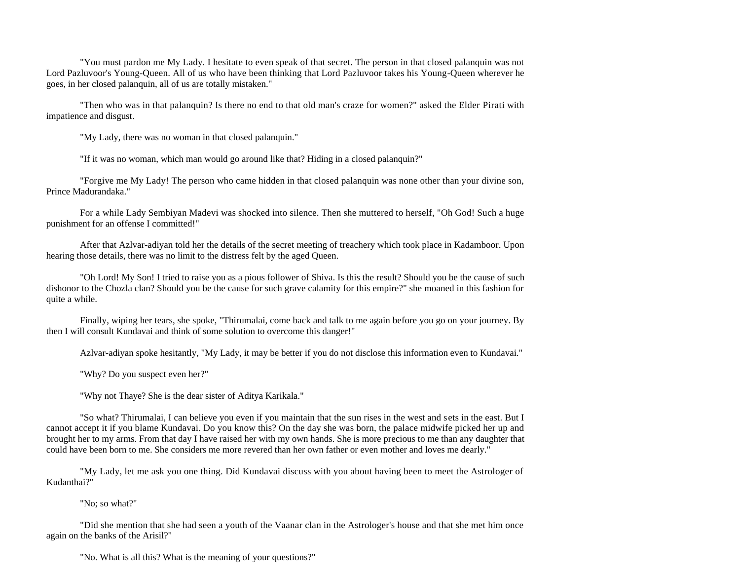"You must pardon me My Lady. I hesitate to even speak of that secret. The person in that closed palanquin was not Lord Pazluvoor's Young-Queen. All of us who have been thinking that Lord Pazluvoor takes his Young-Queen wherever he goes, in her closed palanquin, all of us are totally mistaken."

"Then who was in that palanquin? Is there no end to that old man's craze for women?" asked the Elder Pirati with impatience and disgust.

"My Lady, there was no woman in that closed palanquin."

"If it was no woman, which man would go around like that? Hiding in a closed palanquin?"

"Forgive me My Lady! The person who came hidden in that closed palanquin was none other than your divine son, Prince Madurandaka."

For a while Lady Sembiyan Madevi was shocked into silence. Then she muttered to herself, "Oh God! Such a huge punishment for an offense I committed!"

After that Azlvar-adiyan told her the details of the secret meeting of treachery which took place in Kadamboor. Upon hearing those details, there was no limit to the distress felt by the aged Queen.

"Oh Lord! My Son! I tried to raise you as a pious follower of Shiva. Is this the result? Should you be the cause of such dishonor to the Chozla clan? Should you be the cause for such grave calamity for this empire?" she moaned in this fashion for quite a while.

Finally, wiping her tears, she spoke, "Thirumalai, come back and talk to me again before you go on your journey. By then I will consult Kundavai and think of some solution to overcome this danger!"

Azlvar-adiyan spoke hesitantly, "My Lady, it may be better if you do not disclose this information even to Kundavai."

"Why? Do you suspect even her?"

"Why not Thaye? She is the dear sister of Aditya Karikala."

"So what? Thirumalai, I can believe you even if you maintain that the sun rises in the west and sets in the east. But I cannot accept it if you blame Kundavai. Do you know this? On the day she was born, the palace midwife picked her up and brought her to my arms. From that day I have raised her with my own hands. She is more precious to me than any daughter that could have been born to me. She considers me more revered than her own father or even mother and loves me dearly."

"My Lady, let me ask you one thing. Did Kundavai discuss with you about having been to meet the Astrologer of Kudanthai?"

"No; so what?"

"Did she mention that she had seen a youth of the Vaanar clan in the Astrologer's house and that she met him once again on the banks of the Arisil?"

"No. What is all this? What is the meaning of your questions?"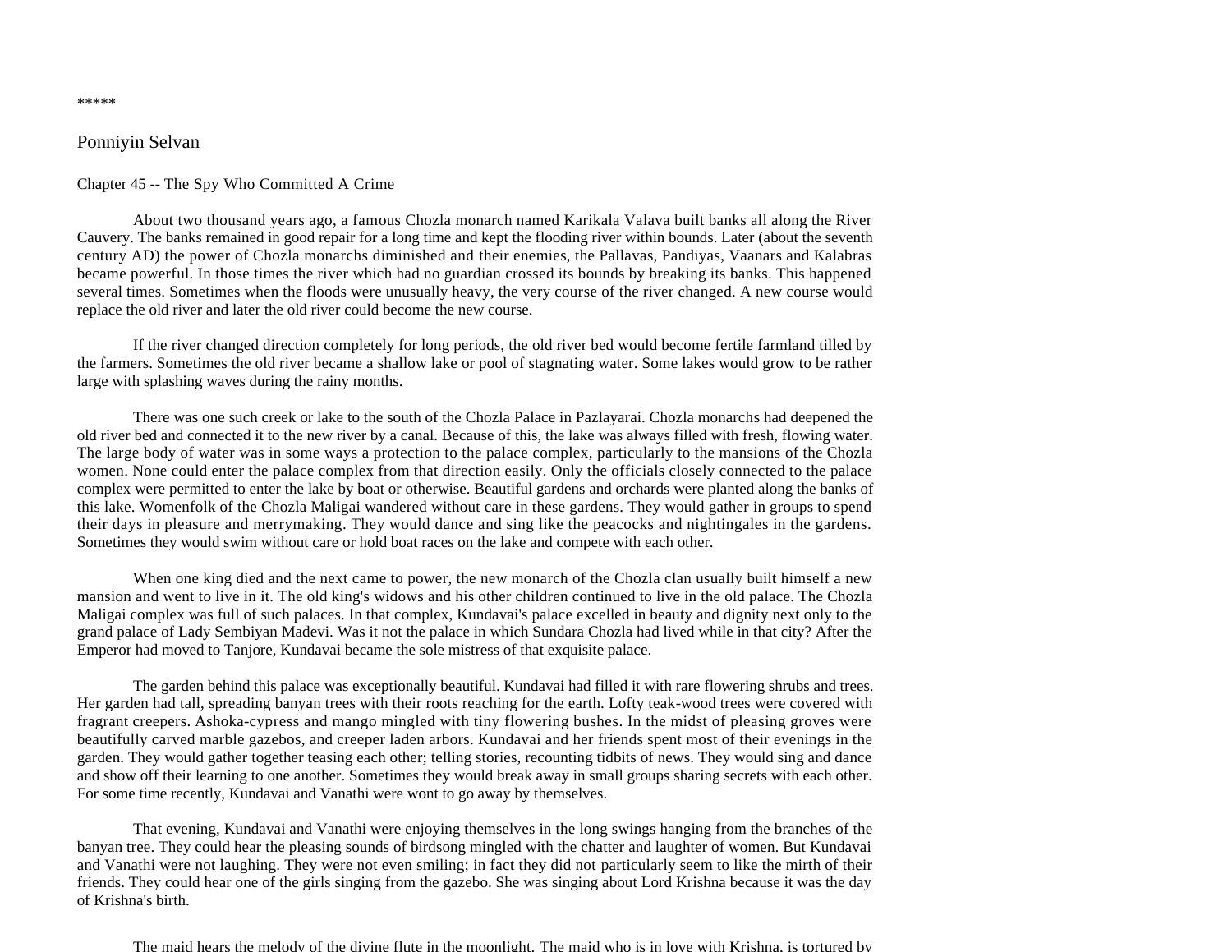*****

# Ponniyin Selvan

## Chapter 45 -- The Spy Who Committed A Crime

About two thousand years ago, a famous Chozla monarch named Karikala Valava built banks all along the River Cauvery. The banks remained in good repair for a long time and kept the flooding river within bounds. Later (about the seventh century AD) the power of Chozla monarchs diminished and their enemies, the Pallavas, Pandiyas, Vaanars and Kalabras became powerful. In those times the river which had no guardian crossed its bounds by breaking its banks. This happened several times. Sometimes when the floods were unusually heavy, the very course of the river changed. A new course would replace the old river and later the old river could become the new course.

If the river changed direction completely for long periods, the old river bed would become fertile farmland tilled by the farmers. Sometimes the old river became a shallow lake or pool of stagnating water. Some lakes would grow to be rather large with splashing waves during the rainy months.

There was one such creek or lake to the south of the Chozla Palace in Pazlayarai. Chozla monarchs had deepened the old river bed and connected it to the new river by a canal. Because of this, the lake was always filled with fresh, flowing water. The large body of water was in some ways a protection to the palace complex, particularly to the mansions of the Chozla women. None could enter the palace complex from that direction easily. Only the officials closely connected to the palace complex were permitted to enter the lake by boat or otherwise. Beautiful gardens and orchards were planted along the banks of this lake. Womenfolk of the Chozla Maligai wandered without care in these gardens. They would gather in groups to spend their days in pleasure and merrymaking. They would dance and sing like the peacocks and nightingales in the gardens. Sometimes they would swim without care or hold boat races on the lake and compete with each other.

When one king died and the next came to power, the new monarch of the Chozla clan usually built himself a new mansion and went to live in it. The old king's widows and his other children continued to live in the old palace. The Chozla Maligai complex was full of such palaces. In that complex, Kundavai's palace excelled in beauty and dignity next only to the grand palace of Lady Sembiyan Madevi. Was it not the palace in which Sundara Chozla had lived while in that city? After the Emperor had moved to Tanjore, Kundavai became the sole mistress of that exquisite palace.

The garden behind this palace was exceptionally beautiful. Kundavai had filled it with rare flowering shrubs and trees. Her garden had tall, spreading banyan trees with their roots reaching for the earth. Lofty teak-wood trees were covered with fragrant creepers. Ashoka-cypress and mango mingled with tiny flowering bushes. In the midst of pleasing groves were beautifully carved marble gazebos, and creeper laden arbors. Kundavai and her friends spent most of their evenings in the garden. They would gather together teasing each other; telling stories, recounting tidbits of news. They would sing and dance and show off their learning to one another. Sometimes they would break away in small groups sharing secrets with each other. For some time recently, Kundavai and Vanathi were wont to go away by themselves.

That evening, Kundavai and Vanathi were enjoying themselves in the long swings hanging from the branches of the banyan tree. They could hear the pleasing sounds of birdsong mingled with the chatter and laughter of women. But Kundavai and Vanathi were not laughing. They were not even smiling; in fact they did not particularly seem to like the mirth of their friends. They could hear one of the girls singing from the gazebo. She was singing about Lord Krishna because it was the day of Krishna's birth.

The maid hears the melody of the divine flute in the moonlight. The maid who is in love with Krishna, is tortured by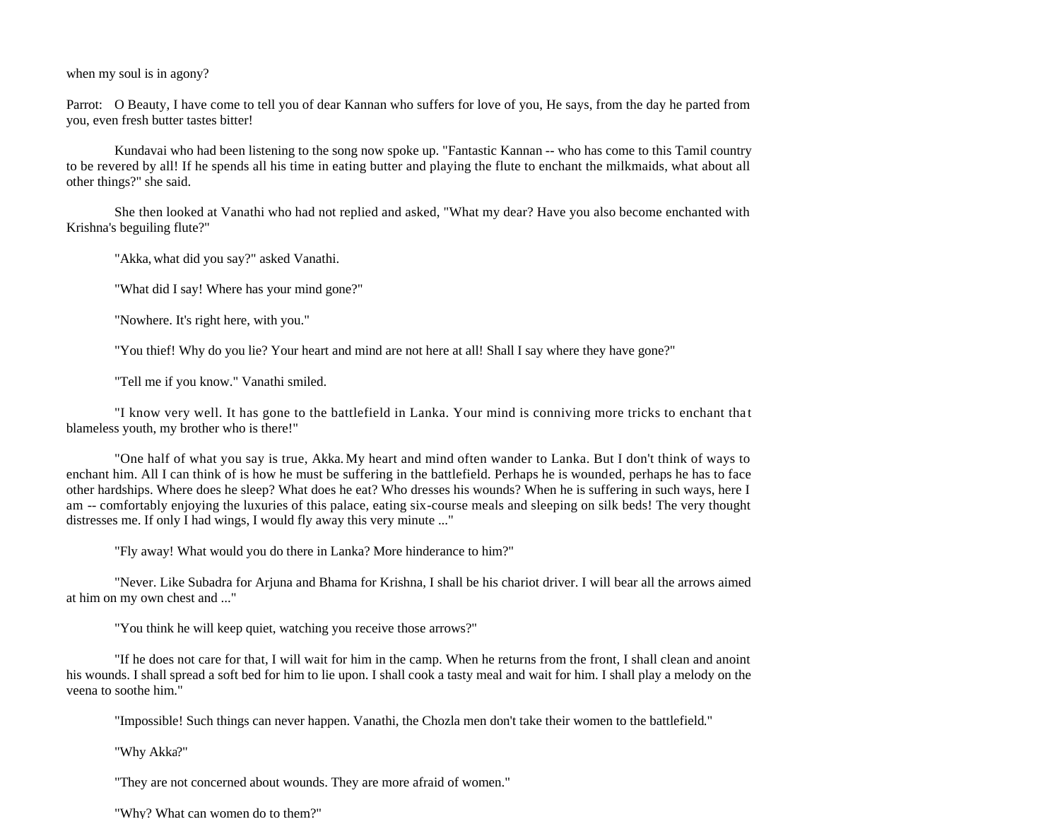when my soul is in agony?

Parrot: O Beauty, I have come to tell you of dear Kannan who suffers for love of you, He says, from the day he parted from you, even fresh butter tastes bitter!

Kundavai who had been listening to the song now spoke up. "Fantastic Kannan -- who has come to this Tamil country to be revered by all! If he spends all his time in eating butter and playing the flute to enchant the milkmaids, what about all other things?" she said.

She then looked at Vanathi who had not replied and asked, "What my dear? Have you also become enchanted with Krishna's beguiling flute?"

"Akka, what did you say?" asked Vanathi.

"What did I say! Where has your mind gone?"

"Nowhere. It's right here, with you."

"You thief! Why do you lie? Your heart and mind are not here at all! Shall I say where they have gone?"

"Tell me if you know." Vanathi smiled.

"I know very well. It has gone to the battlefield in Lanka. Your mind is conniving more tricks to enchant that blameless youth, my brother who is there!"

"One half of what you say is true, Akka. My heart and mind often wander to Lanka. But I don't think of ways to enchant him. All I can think of is how he must be suffering in the battlefield. Perhaps he is wounded, perhaps he has to face other hardships. Where does he sleep? What does he eat? Who dresses his wounds? When he is suffering in such ways, here I am -- comfortably enjoying the luxuries of this palace, eating six-course meals and sleeping on silk beds! The very thought distresses me. If only I had wings, I would fly away this very minute ..."

"Fly away! What would you do there in Lanka? More hinderance to him?"

"Never. Like Subadra for Arjuna and Bhama for Krishna, I shall be his chariot driver. I will bear all the arrows aimed at him on my own chest and ..."

"You think he will keep quiet, watching you receive those arrows?"

"If he does not care for that, I will wait for him in the camp. When he returns from the front, I shall clean and anoint his wounds. I shall spread a soft bed for him to lie upon. I shall cook a tasty meal and wait for him. I shall play a melody on the veena to soothe him."

"Impossible! Such things can never happen. Vanathi, the Chozla men don't take their women to the battlefield."

"Why Akka?"

"They are not concerned about wounds. They are more afraid of women."

"Why? What can women do to them?"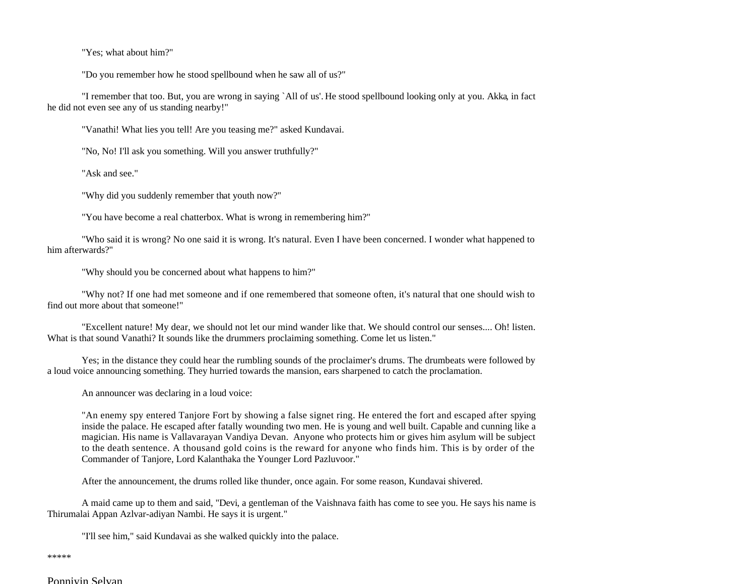"Yes; what about him?"

"Do you remember how he stood spellbound when he saw all of us?"

"I remember that too. But, you are wrong in saying `All of us'. He stood spellbound looking only at you. Akka, in fact he did not even see any of us standing nearby!"

"Vanathi! What lies you tell! Are you teasing me?" asked Kundavai.

"No, No! I'll ask you something. Will you answer truthfully?"

"Ask and see."

"Why did you suddenly remember that youth now?"

"You have become a real chatterbox. What is wrong in remembering him?"

"Who said it is wrong? No one said it is wrong. It's natural. Even I have been concerned. I wonder what happened to him afterwards?"

"Why should you be concerned about what happens to him?"

"Why not? If one had met someone and if one remembered that someone often, it's natural that one should wish to find out more about that someone!"

"Excellent nature! My dear, we should not let our mind wander like that. We should control our senses.... Oh! listen. What is that sound Vanathi? It sounds like the drummers proclaiming something. Come let us listen."

Yes; in the distance they could hear the rumbling sounds of the proclaimer's drums. The drumbeats were followed by a loud voice announcing something. They hurried towards the mansion, ears sharpened to catch the proclamation.

An announcer was declaring in a loud voice:

> "An enemy spy entered Tanjore Fort by showing a false signet ring. He entered the fort and escaped after spying inside the palace. He escaped after fatally wounding two men. He is young and well built. Capable and cunning like a magician. His name is Vallavarayan Vandiya Devan. Anyone who protects him or gives him asylum will be subject to the death sentence. A thousand gold coins is the reward for anyone who finds him. This is by order of the Commander of Tanjore, Lord Kalanthaka the Younger Lord Pazluvoor."

After the announcement, the drums rolled like thunder, once again. For some reason, Kundavai shivered.

A maid came up to them and said, "Devi, a gentleman of the Vaishnava faith has come to see you. He says his name is Thirumalai Appan Azlvar-adiyan Nambi. He says it is urgent."

"I'll see him," said Kundavai as she walked quickly into the palace.

*****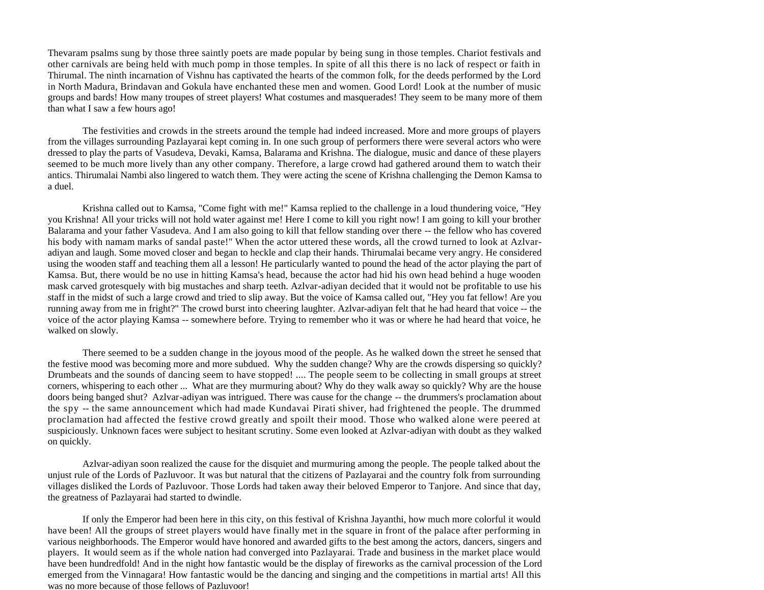Thevaram psalms sung by those three saintly poets are made popular by being sung in those temples. Chariot festivals and other carnivals are being held with much pomp in those temples. In spite of all this there is no lack of respect or faith in Thirumal. The ninth incarnation of Vishnu has captivated the hearts of the common folk, for the deeds performed by the Lord in North Madura, Brindavan and Gokula have enchanted these men and women. Good Lord! Look at the number of music groups and bards! How many troupes of street players! What costumes and masquerades! They seem to be many more of them than what I saw a few hours ago!

The festivities and crowds in the streets around the temple had indeed increased. More and more groups of players from the villages surrounding Pazlayarai kept coming in. In one such group of performers there were several actors who were dressed to play the parts of Vasudeva, Devaki, Kamsa, Balarama and Krishna. The dialogue, music and dance of these players seemed to be much more lively than any other company. Therefore, a large crowd had gathered around them to watch their antics. Thirumalai Nambi also lingered to watch them. They were acting the scene of Krishna challenging the Demon Kamsa to a duel.

Krishna called out to Kamsa, "Come fight with me!" Kamsa replied to the challenge in a loud thundering voice, "Hey you Krishna! All your tricks will not hold water against me! Here I come to kill you right now! I am going to kill your brother Balarama and your father Vasudeva. And I am also going to kill that fellow standing over there -- the fellow who has covered his body with namam marks of sandal paste!" When the actor uttered these words, all the crowd turned to look at Azlvar-adiyan and laugh. Some moved closer and began to heckle and clap their hands. Thirumalai became very angry. He considered using the wooden staff and teaching them all a lesson! He particularly wanted to pound the head of the actor playing the part of Kamsa. But, there would be no use in hitting Kamsa's head, because the actor had hid his own head behind a huge wooden mask carved grotesquely with big mustaches and sharp teeth. Azlvar-adiyan decided that it would not be profitable to use his staff in the midst of such a large crowd and tried to slip away. But the voice of Kamsa called out, "Hey you fat fellow! Are you running away from me in fright?" The crowd burst into cheering laughter. Azlvar-adiyan felt that he had heard that voice -- the voice of the actor playing Kamsa -- somewhere before. Trying to remember who it was or where he had heard that voice, he walked on slowly.

There seemed to be a sudden change in the joyous mood of the people. As he walked down the street he sensed that the festive mood was becoming more and more subdued. Why the sudden change? Why are the crowds dispersing so quickly? Drumbeats and the sounds of dancing seem to have stopped! .... The people seem to be collecting in small groups at street corners, whispering to each other ... What are they murmuring about? Why do they walk away so quickly? Why are the house doors being banged shut? Azlvar-adiyan was intrigued. There was cause for the change -- the drummers's proclamation about the spy -- the same announcement which had made Kundavai Pirati shiver, had frightened the people. The drummed proclamation had affected the festive crowd greatly and spoilt their mood. Those who walked alone were peered at suspiciously. Unknown faces were subject to hesitant scrutiny. Some even looked at Azlvar-adiyan with doubt as they walked on quickly.

Azlvar-adiyan soon realized the cause for the disquiet and murmuring among the people. The people talked about the unjust rule of the Lords of Pazluvoor. It was but natural that the citizens of Pazlayarai and the country folk from surrounding villages disliked the Lords of Pazluvoor. Those Lords had taken away their beloved Emperor to Tanjore. And since that day, the greatness of Pazlayarai had started to dwindle.

If only the Emperor had been here in this city, on this festival of Krishna Jayanthi, how much more colorful it would have been! All the groups of street players would have finally met in the square in front of the palace after performing in various neighborhoods. The Emperor would have honored and awarded gifts to the best among the actors, dancers, singers and players. It would seem as if the whole nation had converged into Pazlayarai. Trade and business in the market place would have been hundredfold! And in the night how fantastic would be the display of fireworks as the carnival procession of the Lord emerged from the Vinnagara! How fantastic would be the dancing and singing and the competitions in martial arts! All this was no more because of those fellows of Pazluvoor!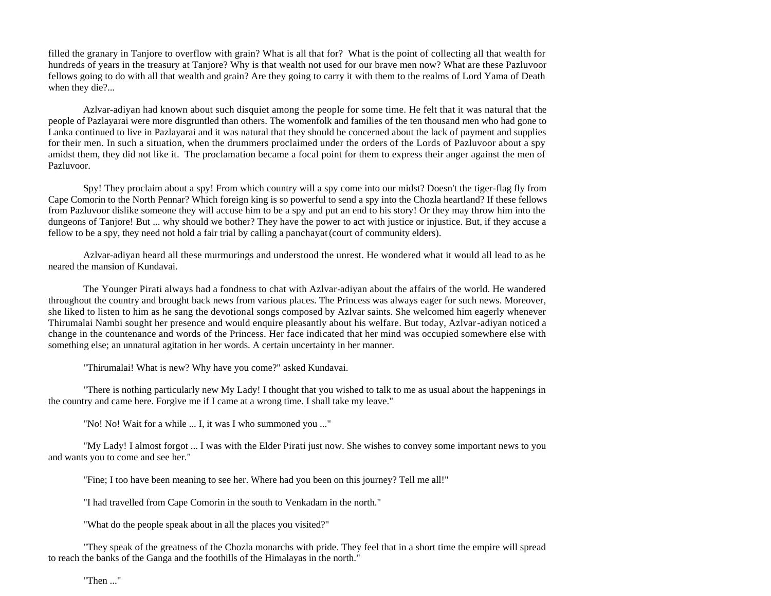filled the granary in Tanjore to overflow with grain? What is all that for? What is the point of collecting all that wealth for hundreds of years in the treasury at Tanjore? Why is that wealth not used for our brave men now? What are these Pazluvoor fellows going to do with all that wealth and grain? Are they going to carry it with them to the realms of Lord Yama of Death when they die?...

Azlvar-adiyan had known about such disquiet among the people for some time. He felt that it was natural that the people of Pazlayarai were more disgruntled than others. The womenfolk and families of the ten thousand men who had gone to Lanka continued to live in Pazlayarai and it was natural that they should be concerned about the lack of payment and supplies for their men. In such a situation, when the drummers proclaimed under the orders of the Lords of Pazluvoor about a spy amidst them, they did not like it. The proclamation became a focal point for them to express their anger against the men of Pazluvoor.

Spy! They proclaim about a spy! From which country will a spy come into our midst? Doesn't the tiger-flag fly from Cape Comorin to the North Pennar? Which foreign king is so powerful to send a spy into the Chozla heartland? If these fellows from Pazluvoor dislike someone they will accuse him to be a spy and put an end to his story! Or they may throw him into the dungeons of Tanjore! But ... why should we bother? They have the power to act with justice or injustice. But, if they accuse a fellow to be a spy, they need not hold a fair trial by calling a panchayat (court of community elders).

Azlvar-adiyan heard all these murmurings and understood the unrest. He wondered what it would all lead to as he neared the mansion of Kundavai.

The Younger Pirati always had a fondness to chat with Azlvar-adiyan about the affairs of the world. He wandered throughout the country and brought back news from various places. The Princess was always eager for such news. Moreover, she liked to listen to him as he sang the devotional songs composed by Azlvar saints. She welcomed him eagerly whenever Thirumalai Nambi sought her presence and would enquire pleasantly about his welfare. But today, Azlvar-adiyan noticed a change in the countenance and words of the Princess. Her face indicated that her mind was occupied somewhere else with something else; an unnatural agitation in her words. A certain uncertainty in her manner.

"Thirumalai! What is new? Why have you come?" asked Kundavai.

"There is nothing particularly new My Lady! I thought that you wished to talk to me as usual about the happenings in the country and came here. Forgive me if I came at a wrong time. I shall take my leave."

"No! No! Wait for a while ... I, it was I who summoned you ..."

"My Lady! I almost forgot ... I was with the Elder Pirati just now. She wishes to convey some important news to you and wants you to come and see her."

"Fine; I too have been meaning to see her. Where had you been on this journey? Tell me all!"

"I had travelled from Cape Comorin in the south to Venkadam in the north."

"What do the people speak about in all the places you visited?"

"They speak of the greatness of the Chozla monarchs with pride. They feel that in a short time the empire will spread to reach the banks of the Ganga and the foothills of the Himalayas in the north."

"Then ..."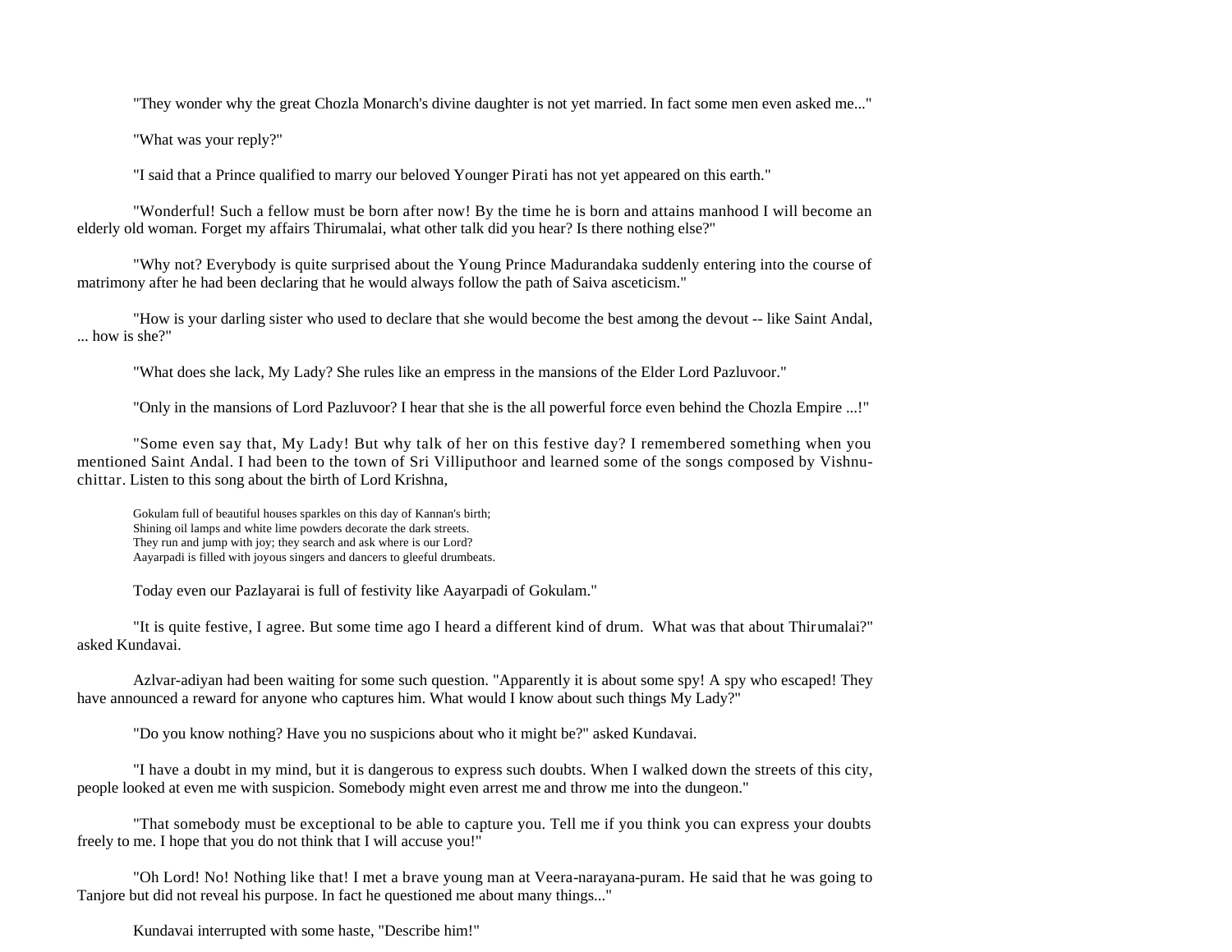"They wonder why the great Chozla Monarch's divine daughter is not yet married. In fact some men even asked me..."

"What was your reply?"

"I said that a Prince qualified to marry our beloved Younger Pirati has not yet appeared on this earth."

"Wonderful! Such a fellow must be born after now! By the time he is born and attains manhood I will become an elderly old woman. Forget my affairs Thirumalai, what other talk did you hear? Is there nothing else?"

"Why not? Everybody is quite surprised about the Young Prince Madurandaka suddenly entering into the course of matrimony after he had been declaring that he would always follow the path of Saiva asceticism."

"How is your darling sister who used to declare that she would become the best among the devout -- like Saint Andal, ... how is she?"

"What does she lack, My Lady? She rules like an empress in the mansions of the Elder Lord Pazluvoor."

"Only in the mansions of Lord Pazluvoor? I hear that she is the all powerful force even behind the Chozla Empire ...!"

"Some even say that, My Lady! But why talk of her on this festive day? I remembered something when you mentioned Saint Andal. I had been to the town of Sri Villiputhoor and learned some of the songs composed by Vishnu-chittar. Listen to this song about the birth of Lord Krishna,

> Gokulam full of beautiful houses sparkles on this day of Kannan's birth;
> Shining oil lamps and white lime powders decorate the dark streets.
> They run and jump with joy; they search and ask where is our Lord?
> Aayarpadi is filled with joyous singers and dancers to gleeful drumbeats.

Today even our Pazlayarai is full of festivity like Aayarpadi of Gokulam."

"It is quite festive, I agree. But some time ago I heard a different kind of drum. What was that about Thirumalai?" asked Kundavai.

Azlvar-adiyan had been waiting for some such question. "Apparently it is about some spy! A spy who escaped! They have announced a reward for anyone who captures him. What would I know about such things My Lady?"

"Do you know nothing? Have you no suspicions about who it might be?" asked Kundavai.

"I have a doubt in my mind, but it is dangerous to express such doubts. When I walked down the streets of this city, people looked at even me with suspicion. Somebody might even arrest me and throw me into the dungeon."

"That somebody must be exceptional to be able to capture you. Tell me if you think you can express your doubts freely to me. I hope that you do not think that I will accuse you!"

"Oh Lord! No! Nothing like that! I met a brave young man at Veera-narayana-puram. He said that he was going to Tanjore but did not reveal his purpose. In fact he questioned me about many things..."

Kundavai interrupted with some haste, "Describe him!"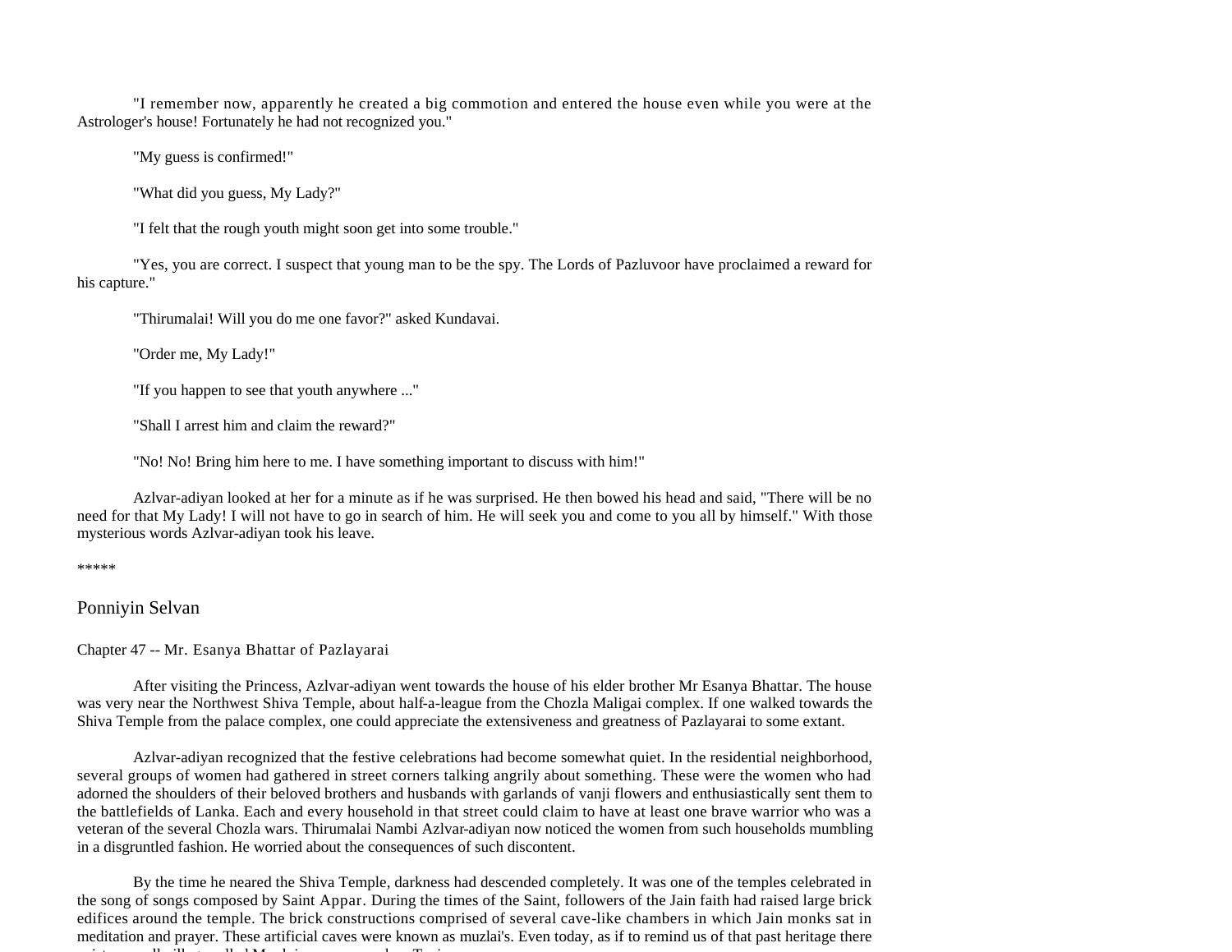"I remember now, apparently he created a big commotion and entered the house even while you were at the Astrologer's house! Fortunately he had not recognized you."

"My guess is confirmed!"

"What did you guess, My Lady?"

"I felt that the rough youth might soon get into some trouble."

"Yes, you are correct. I suspect that young man to be the spy. The Lords of Pazluvoor have proclaimed a reward for his capture."

"Thirumalai! Will you do me one favor?" asked Kundavai.

"Order me, My Lady!"

"If you happen to see that youth anywhere ..."

"Shall I arrest him and claim the reward?"

"No! No! Bring him here to me. I have something important to discuss with him!"

Azlvar-adiyan looked at her for a minute as if he was surprised. He then bowed his head and said, "There will be no need for that My Lady! I will not have to go in search of him. He will seek you and come to you all by himself." With those mysterious words Azlvar-adiyan took his leave.

*****

## Ponniyin Selvan

### Chapter 47 -- Mr. Esanya Bhattar of Pazlayarai

After visiting the Princess, Azlvar-adiyan went towards the house of his elder brother Mr Esanya Bhattar. The house was very near the Northwest Shiva Temple, about half-a-league from the Chozla Maligai complex. If one walked towards the Shiva Temple from the palace complex, one could appreciate the extensiveness and greatness of Pazlayarai to some extant.

Azlvar-adiyan recognized that the festive celebrations had become somewhat quiet. In the residential neighborhood, several groups of women had gathered in street corners talking angrily about something. These were the women who had adorned the shoulders of their beloved brothers and husbands with garlands of vanji flowers and enthusiastically sent them to the battlefields of Lanka. Each and every household in that street could claim to have at least one brave warrior who was a veteran of the several Chozla wars. Thirumalai Nambi Azlvar-adiyan now noticed the women from such households mumbling in a disgruntled fashion. He worried about the consequences of such discontent.

By the time he neared the Shiva Temple, darkness had descended completely. It was one of the temples celebrated in the song of songs composed by Saint Appar. During the times of the Saint, followers of the Jain faith had raised large brick edifices around the temple. The brick constructions comprised of several cave-like chambers in which Jain monks sat in meditation and prayer. These artificial caves were known as muzlai's. Even today, as if to remind us of that past heritage there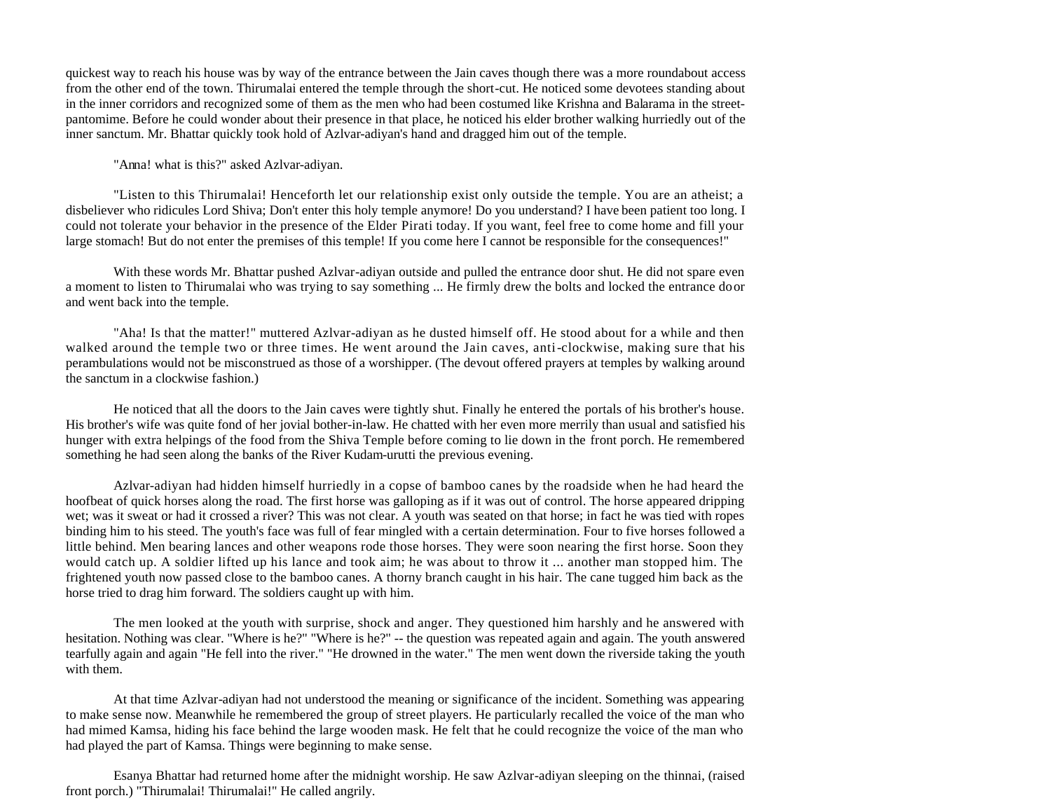quickest way to reach his house was by way of the entrance between the Jain caves though there was a more roundabout access from the other end of the town. Thirumalai entered the temple through the short-cut. He noticed some devotees standing about in the inner corridors and recognized some of them as the men who had been costumed like Krishna and Balarama in the street-pantomime. Before he could wonder about their presence in that place, he noticed his elder brother walking hurriedly out of the inner sanctum. Mr. Bhattar quickly took hold of Azlvar-adiyan's hand and dragged him out of the temple.

"Anna! what is this?" asked Azlvar-adiyan.

"Listen to this Thirumalai! Henceforth let our relationship exist only outside the temple. You are an atheist; a disbeliever who ridicules Lord Shiva; Don't enter this holy temple anymore! Do you understand? I have been patient too long. I could not tolerate your behavior in the presence of the Elder Pirati today. If you want, feel free to come home and fill your large stomach! But do not enter the premises of this temple! If you come here I cannot be responsible for the consequences!"

With these words Mr. Bhattar pushed Azlvar-adiyan outside and pulled the entrance door shut. He did not spare even a moment to listen to Thirumalai who was trying to say something ... He firmly drew the bolts and locked the entrance door and went back into the temple.

"Aha! Is that the matter!" muttered Azlvar-adiyan as he dusted himself off. He stood about for a while and then walked around the temple two or three times. He went around the Jain caves, anti-clockwise, making sure that his perambulations would not be misconstrued as those of a worshipper. (The devout offered prayers at temples by walking around the sanctum in a clockwise fashion.)

He noticed that all the doors to the Jain caves were tightly shut. Finally he entered the portals of his brother's house. His brother's wife was quite fond of her jovial bother-in-law. He chatted with her even more merrily than usual and satisfied his hunger with extra helpings of the food from the Shiva Temple before coming to lie down in the front porch. He remembered something he had seen along the banks of the River Kudam-urutti the previous evening.

Azlvar-adiyan had hidden himself hurriedly in a copse of bamboo canes by the roadside when he had heard the hoofbeat of quick horses along the road. The first horse was galloping as if it was out of control. The horse appeared dripping wet; was it sweat or had it crossed a river? This was not clear. A youth was seated on that horse; in fact he was tied with ropes binding him to his steed. The youth's face was full of fear mingled with a certain determination. Four to five horses followed a little behind. Men bearing lances and other weapons rode those horses. They were soon nearing the first horse. Soon they would catch up. A soldier lifted up his lance and took aim; he was about to throw it ... another man stopped him. The frightened youth now passed close to the bamboo canes. A thorny branch caught in his hair. The cane tugged him back as the horse tried to drag him forward. The soldiers caught up with him.

The men looked at the youth with surprise, shock and anger. They questioned him harshly and he answered with hesitation. Nothing was clear. "Where is he?" "Where is he?" -- the question was repeated again and again. The youth answered tearfully again and again "He fell into the river." "He drowned in the water." The men went down the riverside taking the youth with them.

At that time Azlvar-adiyan had not understood the meaning or significance of the incident. Something was appearing to make sense now. Meanwhile he remembered the group of street players. He particularly recalled the voice of the man who had mimed Kamsa, hiding his face behind the large wooden mask. He felt that he could recognize the voice of the man who had played the part of Kamsa. Things were beginning to make sense.

Esanya Bhattar had returned home after the midnight worship. He saw Azlvar-adiyan sleeping on the thinnai, (raised front porch.) "Thirumalai! Thirumalai!" He called angrily.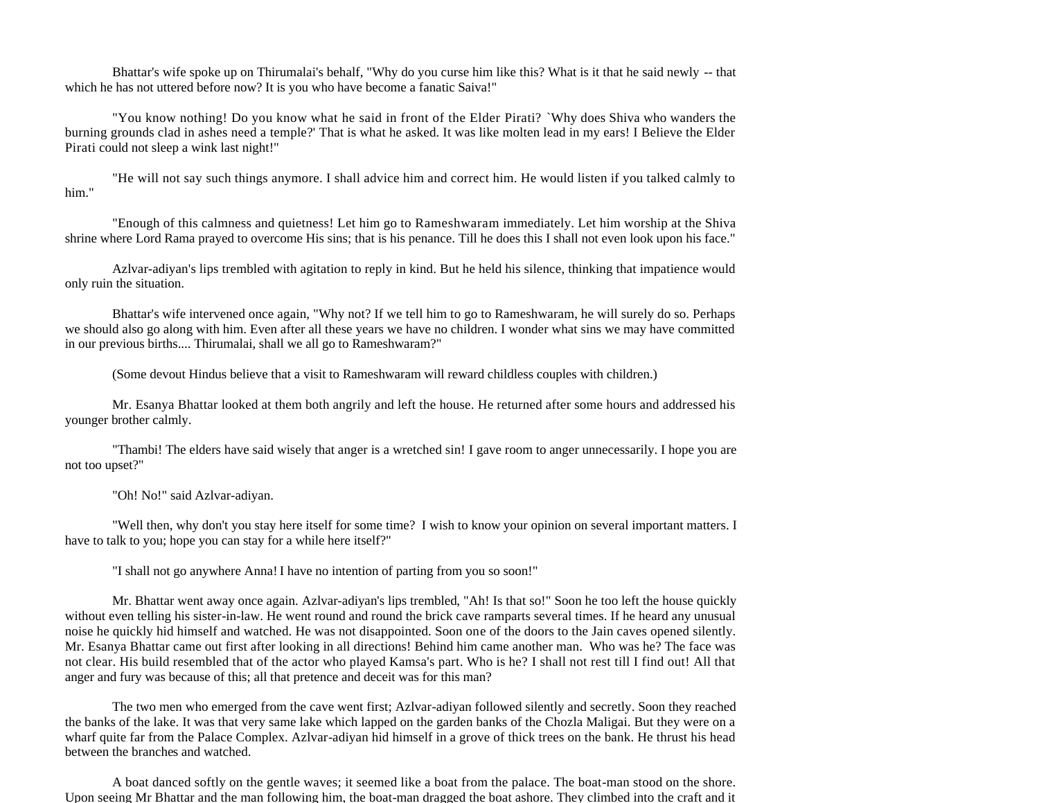Bhattar's wife spoke up on Thirumalai's behalf, "Why do you curse him like this? What is it that he said newly -- that which he has not uttered before now? It is you who have become a fanatic Saiva!"

"You know nothing! Do you know what he said in front of the Elder Pirati? `Why does Shiva who wanders the burning grounds clad in ashes need a temple?' That is what he asked. It was like molten lead in my ears! I Believe the Elder Pirati could not sleep a wink last night!"

"He will not say such things anymore. I shall advice him and correct him. He would listen if you talked calmly to him."

"Enough of this calmness and quietness! Let him go to Rameshwaram immediately. Let him worship at the Shiva shrine where Lord Rama prayed to overcome His sins; that is his penance. Till he does this I shall not even look upon his face."

Azlvar-adiyan's lips trembled with agitation to reply in kind. But he held his silence, thinking that impatience would only ruin the situation.

Bhattar's wife intervened once again, "Why not? If we tell him to go to Rameshwaram, he will surely do so. Perhaps we should also go along with him. Even after all these years we have no children. I wonder what sins we may have committed in our previous births.... Thirumalai, shall we all go to Rameshwaram?"

(Some devout Hindus believe that a visit to Rameshwaram will reward childless couples with children.)

Mr. Esanya Bhattar looked at them both angrily and left the house. He returned after some hours and addressed his younger brother calmly.

"Thambi! The elders have said wisely that anger is a wretched sin! I gave room to anger unnecessarily. I hope you are not too upset?"

"Oh! No!" said Azlvar-adiyan.

"Well then, why don't you stay here itself for some time? I wish to know your opinion on several important matters. I have to talk to you; hope you can stay for a while here itself?"

"I shall not go anywhere Anna! I have no intention of parting from you so soon!"

Mr. Bhattar went away once again. Azlvar-adiyan's lips trembled, "Ah! Is that so!" Soon he too left the house quickly without even telling his sister-in-law. He went round and round the brick cave ramparts several times. If he heard any unusual noise he quickly hid himself and watched. He was not disappointed. Soon one of the doors to the Jain caves opened silently. Mr. Esanya Bhattar came out first after looking in all directions! Behind him came another man. Who was he? The face was not clear. His build resembled that of the actor who played Kamsa's part. Who is he? I shall not rest till I find out! All that anger and fury was because of this; all that pretence and deceit was for this man?

The two men who emerged from the cave went first; Azlvar-adiyan followed silently and secretly. Soon they reached the banks of the lake. It was that very same lake which lapped on the garden banks of the Chozla Maligai. But they were on a wharf quite far from the Palace Complex. Azlvar-adiyan hid himself in a grove of thick trees on the bank. He thrust his head between the branches and watched.

A boat danced softly on the gentle waves; it seemed like a boat from the palace. The boat-man stood on the shore. Upon seeing Mr Bhattar and the man following him, the boat-man dragged the boat ashore. They climbed into the craft and it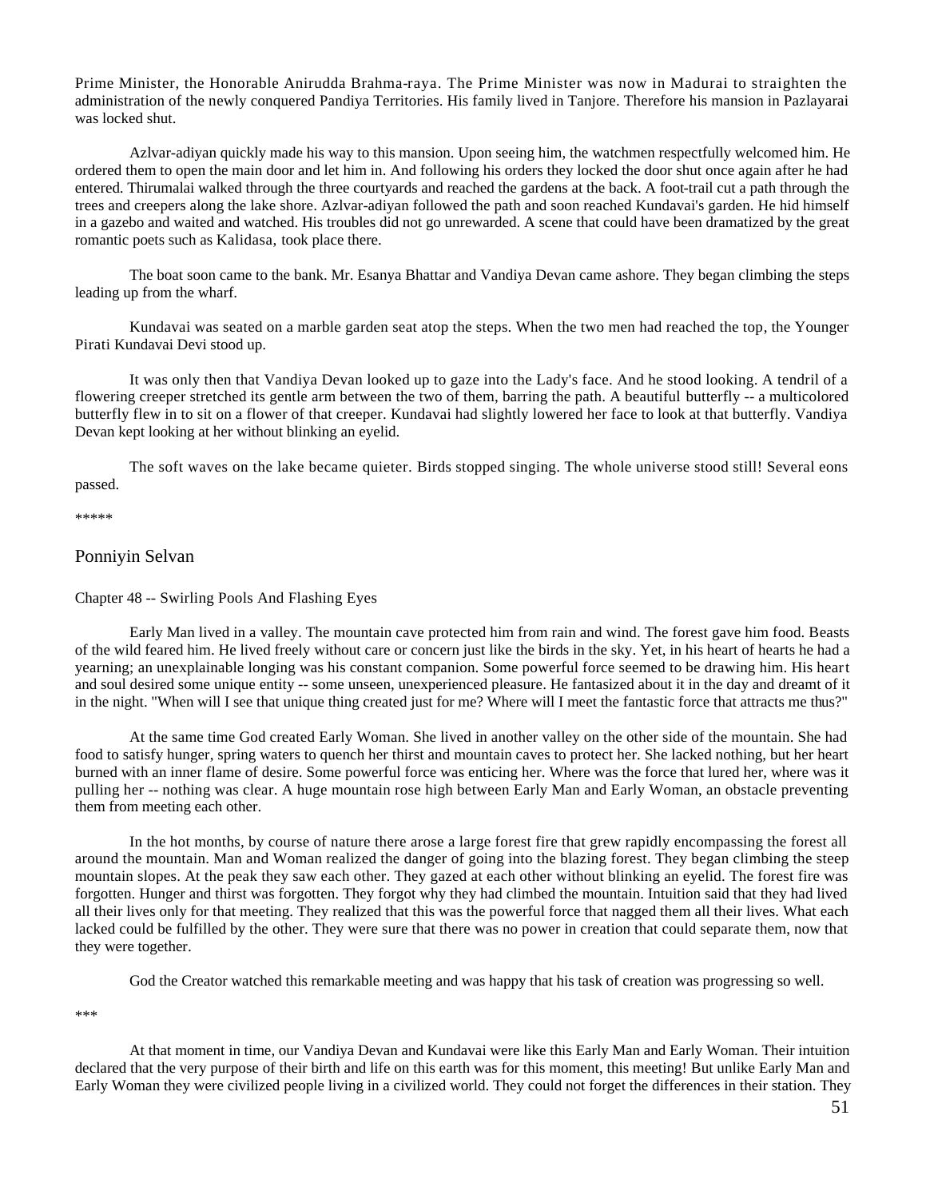Prime Minister, the Honorable Anirudda Brahma-raya. The Prime Minister was now in Madurai to straighten the administration of the newly conquered Pandiya Territories. His family lived in Tanjore. Therefore his mansion in Pazlayarai was locked shut.

Azlvar-adiyan quickly made his way to this mansion. Upon seeing him, the watchmen respectfully welcomed him. He ordered them to open the main door and let him in. And following his orders they locked the door shut once again after he had entered. Thirumalai walked through the three courtyards and reached the gardens at the back. A foot-trail cut a path through the trees and creepers along the lake shore. Azlvar-adiyan followed the path and soon reached Kundavai's garden. He hid himself in a gazebo and waited and watched. His troubles did not go unrewarded. A scene that could have been dramatized by the great romantic poets such as Kalidasa, took place there.

The boat soon came to the bank. Mr. Esanya Bhattar and Vandiya Devan came ashore. They began climbing the steps leading up from the wharf.

Kundavai was seated on a marble garden seat atop the steps. When the two men had reached the top, the Younger Pirati Kundavai Devi stood up.

It was only then that Vandiya Devan looked up to gaze into the Lady's face. And he stood looking. A tendril of a flowering creeper stretched its gentle arm between the two of them, barring the path. A beautiful butterfly -- a multicolored butterfly flew in to sit on a flower of that creeper. Kundavai had slightly lowered her face to look at that butterfly. Vandiya Devan kept looking at her without blinking an eyelid.

The soft waves on the lake became quieter. Birds stopped singing. The whole universe stood still! Several eons passed.

*****

## Ponniyin Selvan

### Chapter 48 -- Swirling Pools And Flashing Eyes

Early Man lived in a valley. The mountain cave protected him from rain and wind. The forest gave him food. Beasts of the wild feared him. He lived freely without care or concern just like the birds in the sky. Yet, in his heart of hearts he had a yearning; an unexplainable longing was his constant companion. Some powerful force seemed to be drawing him. His heart and soul desired some unique entity -- some unseen, unexperienced pleasure. He fantasized about it in the day and dreamt of it in the night. "When will I see that unique thing created just for me? Where will I meet the fantastic force that attracts me thus?"

At the same time God created Early Woman. She lived in another valley on the other side of the mountain. She had food to satisfy hunger, spring waters to quench her thirst and mountain caves to protect her. She lacked nothing, but her heart burned with an inner flame of desire. Some powerful force was enticing her. Where was the force that lured her, where was it pulling her -- nothing was clear. A huge mountain rose high between Early Man and Early Woman, an obstacle preventing them from meeting each other.

In the hot months, by course of nature there arose a large forest fire that grew rapidly encompassing the forest all around the mountain. Man and Woman realized the danger of going into the blazing forest. They began climbing the steep mountain slopes. At the peak they saw each other. They gazed at each other without blinking an eyelid. The forest fire was forgotten. Hunger and thirst was forgotten. They forgot why they had climbed the mountain. Intuition said that they had lived all their lives only for that meeting. They realized that this was the powerful force that nagged them all their lives. What each lacked could be fulfilled by the other. They were sure that there was no power in creation that could separate them, now that they were together.

God the Creator watched this remarkable meeting and was happy that his task of creation was progressing so well.

***

At that moment in time, our Vandiya Devan and Kundavai were like this Early Man and Early Woman. Their intuition declared that the very purpose of their birth and life on this earth was for this moment, this meeting! But unlike Early Man and Early Woman they were civilized people living in a civilized world. They could not forget the differences in their station. They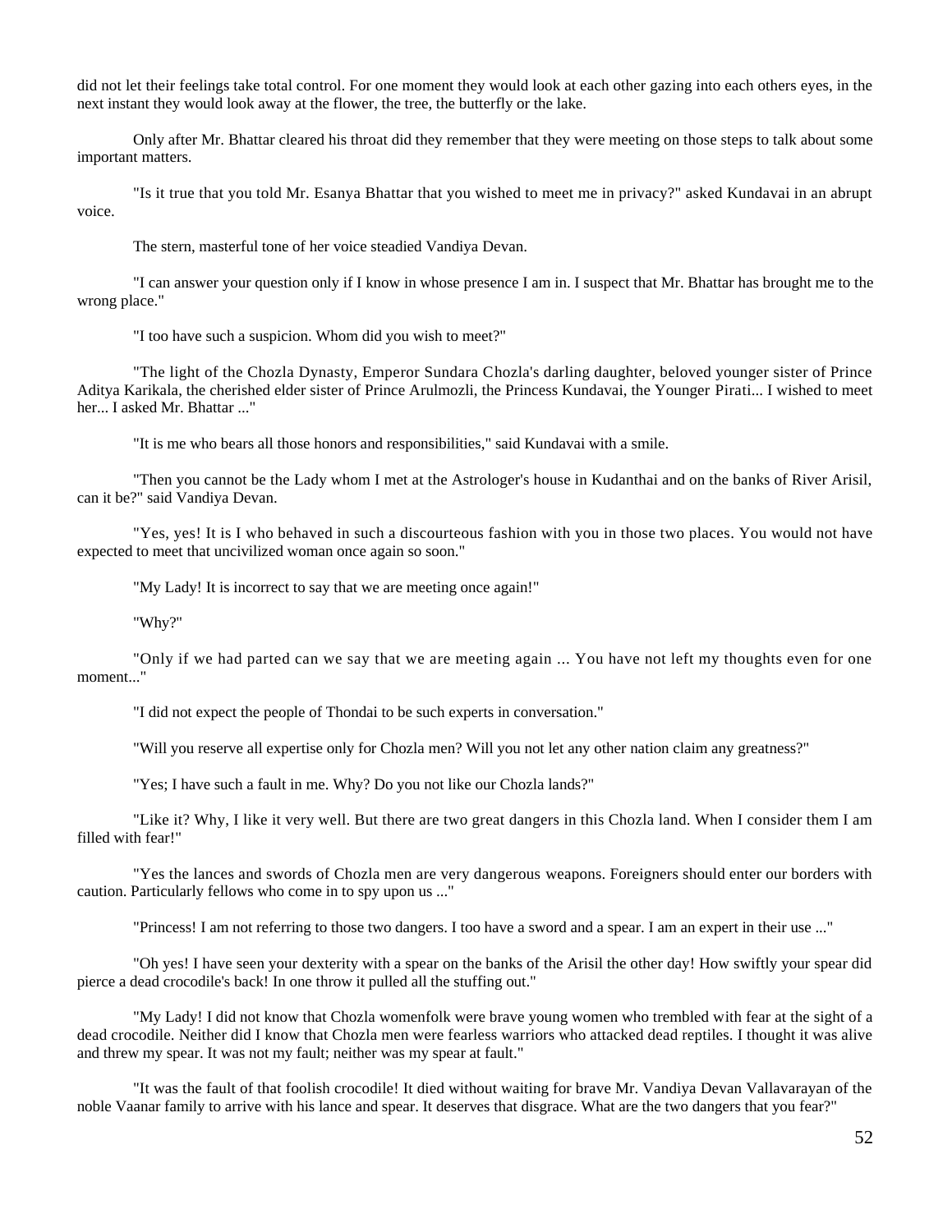did not let their feelings take total control. For one moment they would look at each other gazing into each others eyes, in the next instant they would look away at the flower, the tree, the butterfly or the lake.

Only after Mr. Bhattar cleared his throat did they remember that they were meeting on those steps to talk about some important matters.

"Is it true that you told Mr. Esanya Bhattar that you wished to meet me in privacy?" asked Kundavai in an abrupt voice.

The stern, masterful tone of her voice steadied Vandiya Devan.

"I can answer your question only if I know in whose presence I am in. I suspect that Mr. Bhattar has brought me to the wrong place."

"I too have such a suspicion. Whom did you wish to meet?"

"The light of the Chozla Dynasty, Emperor Sundara Chozla's darling daughter, beloved younger sister of Prince Aditya Karikala, the cherished elder sister of Prince Arulmozli, the Princess Kundavai, the Younger Pirati... I wished to meet her... I asked Mr. Bhattar ..."

"It is me who bears all those honors and responsibilities," said Kundavai with a smile.

"Then you cannot be the Lady whom I met at the Astrologer's house in Kudanthai and on the banks of River Arisil, can it be?" said Vandiya Devan.

"Yes, yes! It is I who behaved in such a discourteous fashion with you in those two places. You would not have expected to meet that uncivilized woman once again so soon."

"My Lady! It is incorrect to say that we are meeting once again!"

"Why?"

"Only if we had parted can we say that we are meeting again ... You have not left my thoughts even for one moment..."

"I did not expect the people of Thondai to be such experts in conversation."

"Will you reserve all expertise only for Chozla men? Will you not let any other nation claim any greatness?"

"Yes; I have such a fault in me. Why? Do you not like our Chozla lands?"

"Like it? Why, I like it very well. But there are two great dangers in this Chozla land. When I consider them I am filled with fear!"

"Yes the lances and swords of Chozla men are very dangerous weapons. Foreigners should enter our borders with caution. Particularly fellows who come in to spy upon us ..."

"Princess! I am not referring to those two dangers. I too have a sword and a spear. I am an expert in their use ..."

"Oh yes! I have seen your dexterity with a spear on the banks of the Arisil the other day! How swiftly your spear did pierce a dead crocodile's back! In one throw it pulled all the stuffing out."

"My Lady! I did not know that Chozla womenfolk were brave young women who trembled with fear at the sight of a dead crocodile. Neither did I know that Chozla men were fearless warriors who attacked dead reptiles. I thought it was alive and threw my spear. It was not my fault; neither was my spear at fault."

"It was the fault of that foolish crocodile! It died without waiting for brave Mr. Vandiya Devan Vallavarayan of the noble Vaanar family to arrive with his lance and spear. It deserves that disgrace. What are the two dangers that you fear?"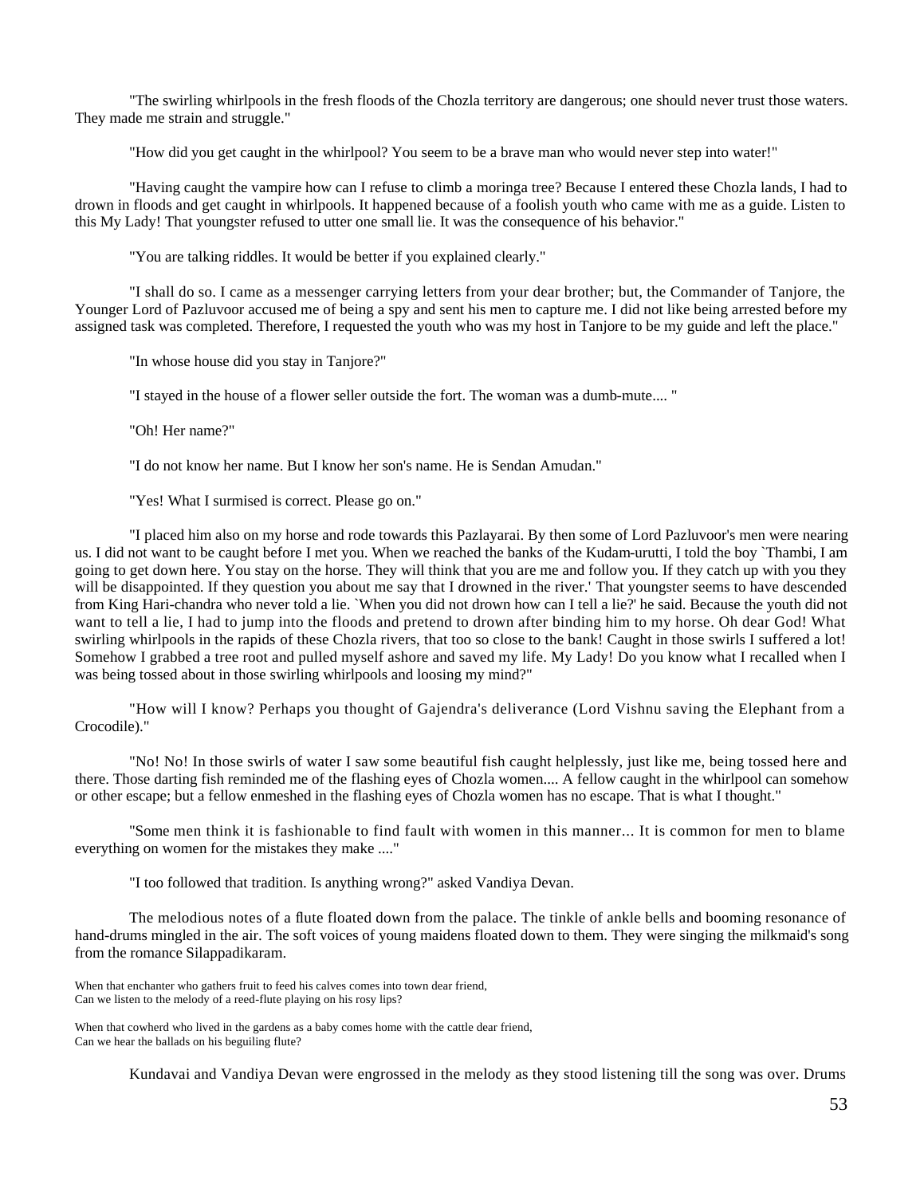"The swirling whirlpools in the fresh floods of the Chozla territory are dangerous; one should never trust those waters. They made me strain and struggle."

"How did you get caught in the whirlpool? You seem to be a brave man who would never step into water!"

"Having caught the vampire how can I refuse to climb a moringa tree? Because I entered these Chozla lands, I had to drown in floods and get caught in whirlpools. It happened because of a foolish youth who came with me as a guide. Listen to this My Lady! That youngster refused to utter one small lie. It was the consequence of his behavior."

"You are talking riddles. It would be better if you explained clearly."

"I shall do so. I came as a messenger carrying letters from your dear brother; but, the Commander of Tanjore, the Younger Lord of Pazluvoor accused me of being a spy and sent his men to capture me. I did not like being arrested before my assigned task was completed. Therefore, I requested the youth who was my host in Tanjore to be my guide and left the place."

"In whose house did you stay in Tanjore?"

"I stayed in the house of a flower seller outside the fort. The woman was a dumb-mute.... "

"Oh! Her name?"

"I do not know her name. But I know her son's name. He is Sendan Amudan."

"Yes! What I surmised is correct. Please go on."

"I placed him also on my horse and rode towards this Pazlayarai. By then some of Lord Pazluvoor's men were nearing us. I did not want to be caught before I met you. When we reached the banks of the Kudam-urutti, I told the boy `Thambi, I am going to get down here. You stay on the horse. They will think that you are me and follow you. If they catch up with you they will be disappointed. If they question you about me say that I drowned in the river.' That youngster seems to have descended from King Hari-chandra who never told a lie. `When you did not drown how can I tell a lie?' he said. Because the youth did not want to tell a lie, I had to jump into the floods and pretend to drown after binding him to my horse. Oh dear God! What swirling whirlpools in the rapids of these Chozla rivers, that too so close to the bank! Caught in those swirls I suffered a lot! Somehow I grabbed a tree root and pulled myself ashore and saved my life. My Lady! Do you know what I recalled when I was being tossed about in those swirling whirlpools and loosing my mind?"

"How will I know? Perhaps you thought of Gajendra's deliverance (Lord Vishnu saving the Elephant from a Crocodile)."

"No! No! In those swirls of water I saw some beautiful fish caught helplessly, just like me, being tossed here and there. Those darting fish reminded me of the flashing eyes of Chozla women.... A fellow caught in the whirlpool can somehow or other escape; but a fellow enmeshed in the flashing eyes of Chozla women has no escape. That is what I thought."

"Some men think it is fashionable to find fault with women in this manner... It is common for men to blame everything on women for the mistakes they make ...."

"I too followed that tradition. Is anything wrong?" asked Vandiya Devan.

The melodious notes of a flute floated down from the palace. The tinkle of ankle bells and booming resonance of hand-drums mingled in the air. The soft voices of young maidens floated down to them. They were singing the milkmaid's song from the romance Silappadikaram.

When that enchanter who gathers fruit to feed his calves comes into town dear friend,
Can we listen to the melody of a reed-flute playing on his rosy lips?

When that cowherd who lived in the gardens as a baby comes home with the cattle dear friend,
Can we hear the ballads on his beguiling flute?

Kundavai and Vandiya Devan were engrossed in the melody as they stood listening till the song was over. Drums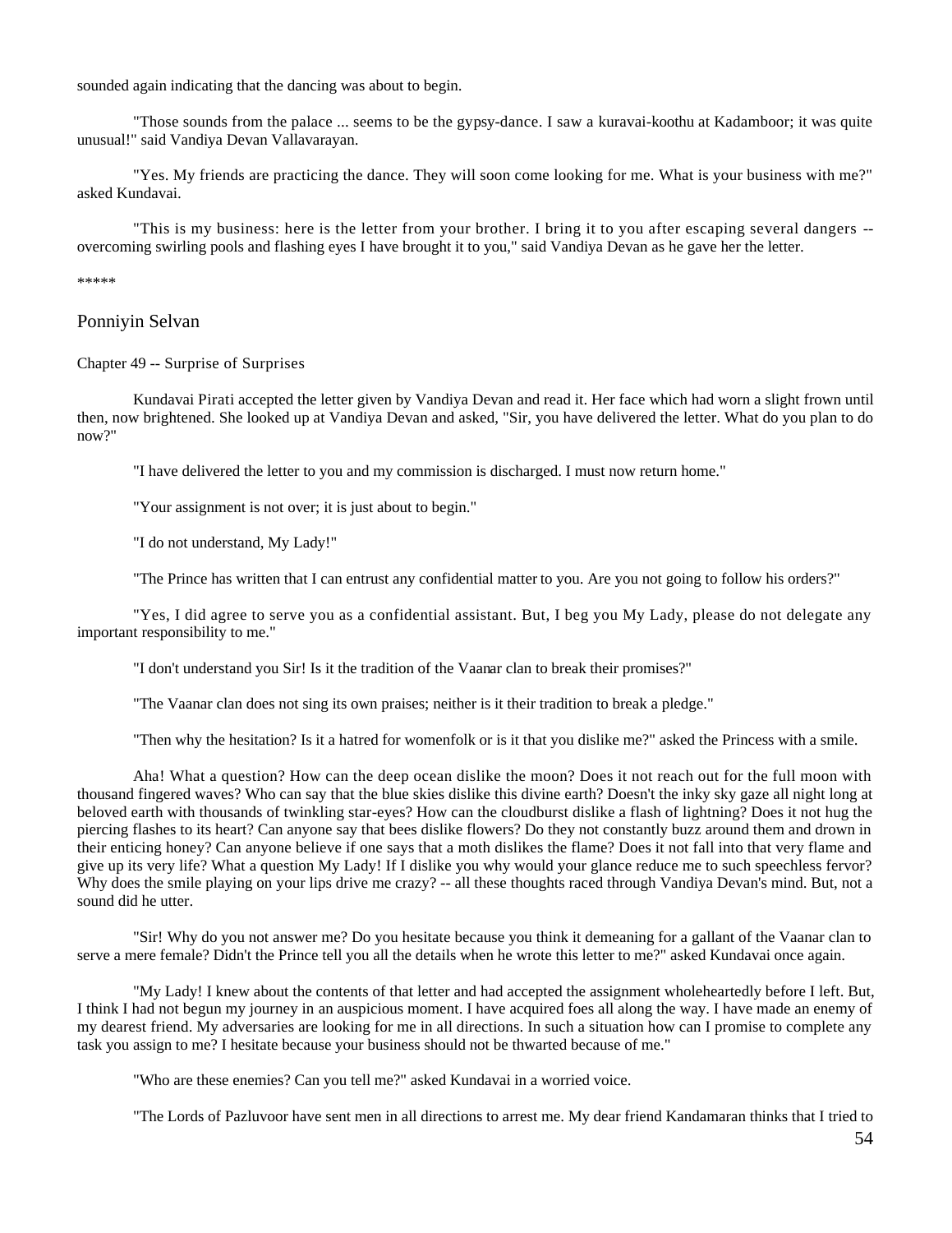sounded again indicating that the dancing was about to begin.

"Those sounds from the palace ... seems to be the gypsy-dance. I saw a kuravai-koothu at Kadamboor; it was quite unusual!" said Vandiya Devan Vallavarayan.

"Yes. My friends are practicing the dance. They will soon come looking for me. What is your business with me?" asked Kundavai.

"This is my business: here is the letter from your brother. I bring it to you after escaping several dangers -- overcoming swirling pools and flashing eyes I have brought it to you," said Vandiya Devan as he gave her the letter.

*****

## Ponniyin Selvan

### Chapter 49 -- Surprise of Surprises

Kundavai Pirati accepted the letter given by Vandiya Devan and read it. Her face which had worn a slight frown until then, now brightened. She looked up at Vandiya Devan and asked, "Sir, you have delivered the letter. What do you plan to do now?"

"I have delivered the letter to you and my commission is discharged. I must now return home."

"Your assignment is not over; it is just about to begin."

"I do not understand, My Lady!"

"The Prince has written that I can entrust any confidential matter to you. Are you not going to follow his orders?"

"Yes, I did agree to serve you as a confidential assistant. But, I beg you My Lady, please do not delegate any important responsibility to me."

"I don't understand you Sir! Is it the tradition of the Vaanar clan to break their promises?"

"The Vaanar clan does not sing its own praises; neither is it their tradition to break a pledge."

"Then why the hesitation? Is it a hatred for womenfolk or is it that you dislike me?" asked the Princess with a smile.

Aha! What a question? How can the deep ocean dislike the moon? Does it not reach out for the full moon with thousand fingered waves? Who can say that the blue skies dislike this divine earth? Doesn't the inky sky gaze all night long at beloved earth with thousands of twinkling star-eyes? How can the cloudburst dislike a flash of lightning? Does it not hug the piercing flashes to its heart? Can anyone say that bees dislike flowers? Do they not constantly buzz around them and drown in their enticing honey? Can anyone believe if one says that a moth dislikes the flame? Does it not fall into that very flame and give up its very life? What a question My Lady! If I dislike you why would your glance reduce me to such speechless fervor? Why does the smile playing on your lips drive me crazy? -- all these thoughts raced through Vandiya Devan's mind. But, not a sound did he utter.

"Sir! Why do you not answer me? Do you hesitate because you think it demeaning for a gallant of the Vaanar clan to serve a mere female? Didn't the Prince tell you all the details when he wrote this letter to me?" asked Kundavai once again.

"My Lady! I knew about the contents of that letter and had accepted the assignment wholeheartedly before I left. But, I think I had not begun my journey in an auspicious moment. I have acquired foes all along the way. I have made an enemy of my dearest friend. My adversaries are looking for me in all directions. In such a situation how can I promise to complete any task you assign to me? I hesitate because your business should not be thwarted because of me."

"Who are these enemies? Can you tell me?" asked Kundavai in a worried voice.

"The Lords of Pazluvoor have sent men in all directions to arrest me. My dear friend Kandamaran thinks that I tried to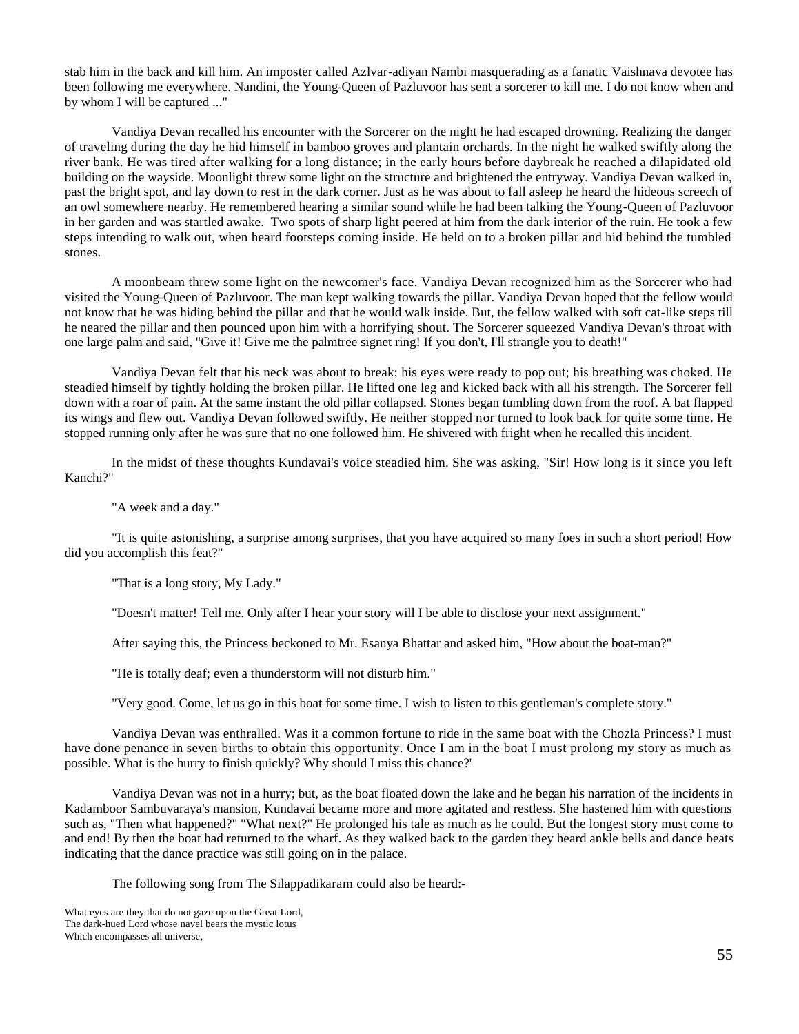stab him in the back and kill him. An imposter called Azlvar-adiyan Nambi masquerading as a fanatic Vaishnava devotee has been following me everywhere. Nandini, the Young-Queen of Pazluvoor has sent a sorcerer to kill me. I do not know when and by whom I will be captured ..."

Vandiya Devan recalled his encounter with the Sorcerer on the night he had escaped drowning. Realizing the danger of traveling during the day he hid himself in bamboo groves and plantain orchards. In the night he walked swiftly along the river bank. He was tired after walking for a long distance; in the early hours before daybreak he reached a dilapidated old building on the wayside. Moonlight threw some light on the structure and brightened the entryway. Vandiya Devan walked in, past the bright spot, and lay down to rest in the dark corner. Just as he was about to fall asleep he heard the hideous screech of an owl somewhere nearby. He remembered hearing a similar sound while he had been talking the Young-Queen of Pazluvoor in her garden and was startled awake. Two spots of sharp light peered at him from the dark interior of the ruin. He took a few steps intending to walk out, when heard footsteps coming inside. He held on to a broken pillar and hid behind the tumbled stones.

A moonbeam threw some light on the newcomer's face. Vandiya Devan recognized him as the Sorcerer who had visited the Young-Queen of Pazluvoor. The man kept walking towards the pillar. Vandiya Devan hoped that the fellow would not know that he was hiding behind the pillar and that he would walk inside. But, the fellow walked with soft cat-like steps till he neared the pillar and then pounced upon him with a horrifying shout. The Sorcerer squeezed Vandiya Devan's throat with one large palm and said, "Give it! Give me the palmtree signet ring! If you don't, I'll strangle you to death!"

Vandiya Devan felt that his neck was about to break; his eyes were ready to pop out; his breathing was choked. He steadied himself by tightly holding the broken pillar. He lifted one leg and kicked back with all his strength. The Sorcerer fell down with a roar of pain. At the same instant the old pillar collapsed. Stones began tumbling down from the roof. A bat flapped its wings and flew out. Vandiya Devan followed swiftly. He neither stopped nor turned to look back for quite some time. He stopped running only after he was sure that no one followed him. He shivered with fright when he recalled this incident.

In the midst of these thoughts Kundavai's voice steadied him. She was asking, "Sir! How long is it since you left Kanchi?"

"A week and a day."

"It is quite astonishing, a surprise among surprises, that you have acquired so many foes in such a short period! How did you accomplish this feat?"

"That is a long story, My Lady."

"Doesn't matter! Tell me. Only after I hear your story will I be able to disclose your next assignment."

After saying this, the Princess beckoned to Mr. Esanya Bhattar and asked him, "How about the boat-man?"

"He is totally deaf; even a thunderstorm will not disturb him."

"Very good. Come, let us go in this boat for some time. I wish to listen to this gentleman's complete story."

Vandiya Devan was enthralled. Was it a common fortune to ride in the same boat with the Chozla Princess? I must have done penance in seven births to obtain this opportunity. Once I am in the boat I must prolong my story as much as possible. What is the hurry to finish quickly? Why should I miss this chance?'

Vandiya Devan was not in a hurry; but, as the boat floated down the lake and he began his narration of the incidents in Kadamboor Sambuvaraya's mansion, Kundavai became more and more agitated and restless. She hastened him with questions such as, "Then what happened?" "What next?" He prolonged his tale as much as he could. But the longest story must come to and end! By then the boat had returned to the wharf. As they walked back to the garden they heard ankle bells and dance beats indicating that the dance practice was still going on in the palace.

The following song from The Silappadikaram could also be heard:-

What eyes are they that do not gaze upon the Great Lord,
The dark-hued Lord whose navel bears the mystic lotus
Which encompasses all universe,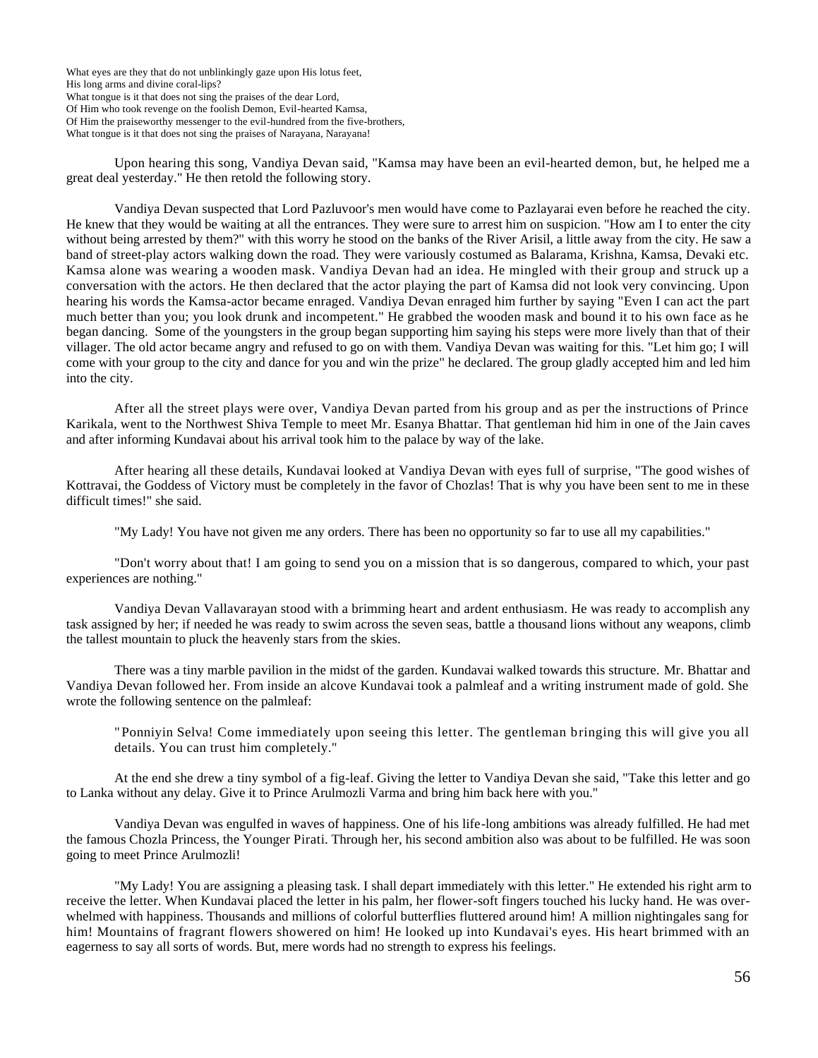What eyes are they that do not unblinkingly gaze upon His lotus feet,
His long arms and divine coral-lips?
What tongue is it that does not sing the praises of the dear Lord,
Of Him who took revenge on the foolish Demon, Evil-hearted Kamsa,
Of Him the praiseworthy messenger to the evil-hundred from the five-brothers,
What tongue is it that does not sing the praises of Narayana, Narayana!

Upon hearing this song, Vandiya Devan said, "Kamsa may have been an evil-hearted demon, but, he helped me a great deal yesterday." He then retold the following story.

Vandiya Devan suspected that Lord Pazluvoor's men would have come to Pazlayarai even before he reached the city. He knew that they would be waiting at all the entrances. They were sure to arrest him on suspicion. "How am I to enter the city without being arrested by them?" with this worry he stood on the banks of the River Arisil, a little away from the city. He saw a band of street-play actors walking down the road. They were variously costumed as Balarama, Krishna, Kamsa, Devaki etc. Kamsa alone was wearing a wooden mask. Vandiya Devan had an idea. He mingled with their group and struck up a conversation with the actors. He then declared that the actor playing the part of Kamsa did not look very convincing. Upon hearing his words the Kamsa-actor became enraged. Vandiya Devan enraged him further by saying "Even I can act the part much better than you; you look drunk and incompetent." He grabbed the wooden mask and bound it to his own face as he began dancing. Some of the youngsters in the group began supporting him saying his steps were more lively than that of their villager. The old actor became angry and refused to go on with them. Vandiya Devan was waiting for this. "Let him go; I will come with your group to the city and dance for you and win the prize" he declared. The group gladly accepted him and led him into the city.

After all the street plays were over, Vandiya Devan parted from his group and as per the instructions of Prince Karikala, went to the Northwest Shiva Temple to meet Mr. Esanya Bhattar. That gentleman hid him in one of the Jain caves and after informing Kundavai about his arrival took him to the palace by way of the lake.

After hearing all these details, Kundavai looked at Vandiya Devan with eyes full of surprise, "The good wishes of Kottravai, the Goddess of Victory must be completely in the favor of Chozlas! That is why you have been sent to me in these difficult times!" she said.

"My Lady! You have not given me any orders. There has been no opportunity so far to use all my capabilities."

"Don't worry about that! I am going to send you on a mission that is so dangerous, compared to which, your past experiences are nothing."

Vandiya Devan Vallavarayan stood with a brimming heart and ardent enthusiasm. He was ready to accomplish any task assigned by her; if needed he was ready to swim across the seven seas, battle a thousand lions without any weapons, climb the tallest mountain to pluck the heavenly stars from the skies.

There was a tiny marble pavilion in the midst of the garden. Kundavai walked towards this structure. Mr. Bhattar and Vandiya Devan followed her. From inside an alcove Kundavai took a palmleaf and a writing instrument made of gold. She wrote the following sentence on the palmleaf:

> "Ponniyin Selva! Come immediately upon seeing this letter. The gentleman bringing this will give you all details. You can trust him completely."

At the end she drew a tiny symbol of a fig-leaf. Giving the letter to Vandiya Devan she said, "Take this letter and go to Lanka without any delay. Give it to Prince Arulmozli Varma and bring him back here with you."

Vandiya Devan was engulfed in waves of happiness. One of his life-long ambitions was already fulfilled. He had met the famous Chozla Princess, the Younger Pirati. Through her, his second ambition also was about to be fulfilled. He was soon going to meet Prince Arulmozli!

"My Lady! You are assigning a pleasing task. I shall depart immediately with this letter." He extended his right arm to receive the letter. When Kundavai placed the letter in his palm, her flower-soft fingers touched his lucky hand. He was over-whelmed with happiness. Thousands and millions of colorful butterflies fluttered around him! A million nightingales sang for him! Mountains of fragrant flowers showered on him! He looked up into Kundavai's eyes. His heart brimmed with an eagerness to say all sorts of words. But, mere words had no strength to express his feelings.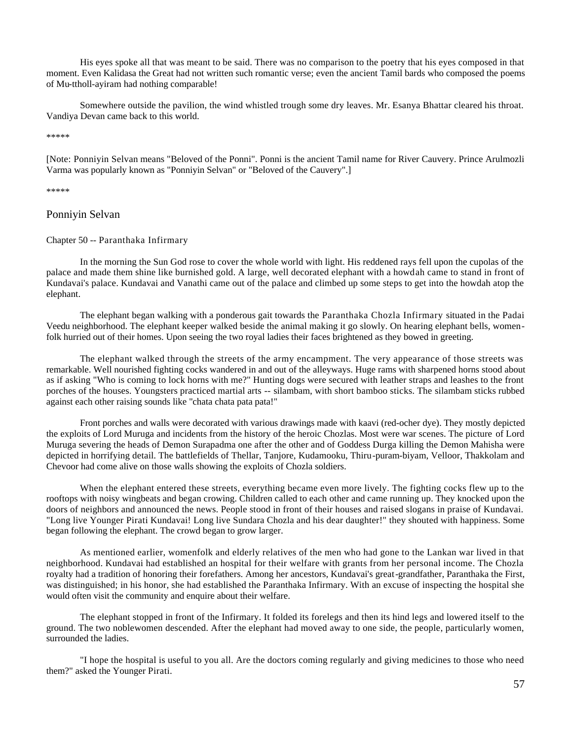His eyes spoke all that was meant to be said. There was no comparison to the poetry that his eyes composed in that moment. Even Kalidasa the Great had not written such romantic verse; even the ancient Tamil bards who composed the poems of Mu-ttholl-ayiram had nothing comparable!

Somewhere outside the pavilion, the wind whistled trough some dry leaves. Mr. Esanya Bhattar cleared his throat. Vandiya Devan came back to this world.

*****

[Note: Ponniyin Selvan means "Beloved of the Ponni". Ponni is the ancient Tamil name for River Cauvery. Prince Arulmozli Varma was popularly known as "Ponniyin Selvan" or "Beloved of the Cauvery".]

*****

## Ponniyin Selvan

### Chapter 50 -- Paranthaka Infirmary

In the morning the Sun God rose to cover the whole world with light. His reddened rays fell upon the cupolas of the palace and made them shine like burnished gold. A large, well decorated elephant with a howdah came to stand in front of Kundavai's palace. Kundavai and Vanathi came out of the palace and climbed up some steps to get into the howdah atop the elephant.

The elephant began walking with a ponderous gait towards the Paranthaka Chozla Infirmary situated in the Padai Veedu neighborhood. The elephant keeper walked beside the animal making it go slowly. On hearing elephant bells, women-folk hurried out of their homes. Upon seeing the two royal ladies their faces brightened as they bowed in greeting.

The elephant walked through the streets of the army encampment. The very appearance of those streets was remarkable. Well nourished fighting cocks wandered in and out of the alleyways. Huge rams with sharpened horns stood about as if asking "Who is coming to lock horns with me?" Hunting dogs were secured with leather straps and leashes to the front porches of the houses. Youngsters practiced martial arts -- silambam, with short bamboo sticks. The silambam sticks rubbed against each other raising sounds like "chata chata pata pata!"

Front porches and walls were decorated with various drawings made with kaavi (red-ocher dye). They mostly depicted the exploits of Lord Muruga and incidents from the history of the heroic Chozlas. Most were war scenes. The picture of Lord Muruga severing the heads of Demon Surapadma one after the other and of Goddess Durga killing the Demon Mahisha were depicted in horrifying detail. The battlefields of Thellar, Tanjore, Kudamooku, Thiru-puram-biyam, Velloor, Thakkolam and Chevoor had come alive on those walls showing the exploits of Chozla soldiers.

When the elephant entered these streets, everything became even more lively. The fighting cocks flew up to the rooftops with noisy wingbeats and began crowing. Children called to each other and came running up. They knocked upon the doors of neighbors and announced the news. People stood in front of their houses and raised slogans in praise of Kundavai. "Long live Younger Pirati Kundavai! Long live Sundara Chozla and his dear daughter!" they shouted with happiness. Some began following the elephant. The crowd began to grow larger.

As mentioned earlier, womenfolk and elderly relatives of the men who had gone to the Lankan war lived in that neighborhood. Kundavai had established an hospital for their welfare with grants from her personal income. The Chozla royalty had a tradition of honoring their forefathers. Among her ancestors, Kundavai's great-grandfather, Paranthaka the First, was distinguished; in his honor, she had established the Paranthaka Infirmary. With an excuse of inspecting the hospital she would often visit the community and enquire about their welfare.

The elephant stopped in front of the Infirmary. It folded its forelegs and then its hind legs and lowered itself to the ground. The two noblewomen descended. After the elephant had moved away to one side, the people, particularly women, surrounded the ladies.

"I hope the hospital is useful to you all. Are the doctors coming regularly and giving medicines to those who need them?" asked the Younger Pirati.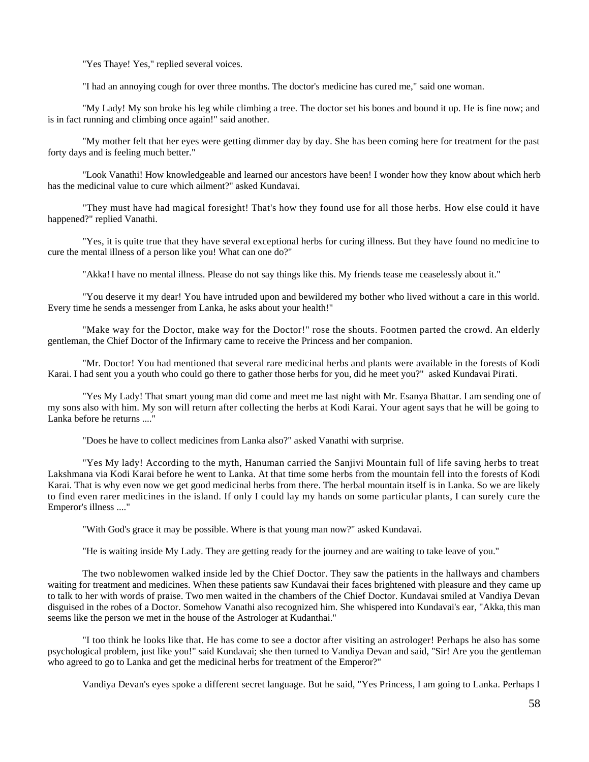"Yes Thaye! Yes," replied several voices.

"I had an annoying cough for over three months. The doctor's medicine has cured me," said one woman.

"My Lady! My son broke his leg while climbing a tree. The doctor set his bones and bound it up. He is fine now; and is in fact running and climbing once again!" said another.

"My mother felt that her eyes were getting dimmer day by day. She has been coming here for treatment for the past forty days and is feeling much better."

"Look Vanathi! How knowledgeable and learned our ancestors have been! I wonder how they know about which herb has the medicinal value to cure which ailment?" asked Kundavai.

"They must have had magical foresight! That's how they found use for all those herbs. How else could it have happened?" replied Vanathi.

"Yes, it is quite true that they have several exceptional herbs for curing illness. But they have found no medicine to cure the mental illness of a person like you! What can one do?"

"Akka! I have no mental illness. Please do not say things like this. My friends tease me ceaselessly about it."

"You deserve it my dear! You have intruded upon and bewildered my bother who lived without a care in this world. Every time he sends a messenger from Lanka, he asks about your health!"

"Make way for the Doctor, make way for the Doctor!" rose the shouts. Footmen parted the crowd. An elderly gentleman, the Chief Doctor of the Infirmary came to receive the Princess and her companion.

"Mr. Doctor! You had mentioned that several rare medicinal herbs and plants were available in the forests of Kodi Karai. I had sent you a youth who could go there to gather those herbs for you, did he meet you?" asked Kundavai Pirati.

"Yes My Lady! That smart young man did come and meet me last night with Mr. Esanya Bhattar. I am sending one of my sons also with him. My son will return after collecting the herbs at Kodi Karai. Your agent says that he will be going to Lanka before he returns ...."

"Does he have to collect medicines from Lanka also?" asked Vanathi with surprise.

"Yes My lady! According to the myth, Hanuman carried the Sanjivi Mountain full of life saving herbs to treat Lakshmana via Kodi Karai before he went to Lanka. At that time some herbs from the mountain fell into the forests of Kodi Karai. That is why even now we get good medicinal herbs from there. The herbal mountain itself is in Lanka. So we are likely to find even rarer medicines in the island. If only I could lay my hands on some particular plants, I can surely cure the Emperor's illness ...."

"With God's grace it may be possible. Where is that young man now?" asked Kundavai.

"He is waiting inside My Lady. They are getting ready for the journey and are waiting to take leave of you."

The two noblewomen walked inside led by the Chief Doctor. They saw the patients in the hallways and chambers waiting for treatment and medicines. When these patients saw Kundavai their faces brightened with pleasure and they came up to talk to her with words of praise. Two men waited in the chambers of the Chief Doctor. Kundavai smiled at Vandiya Devan disguised in the robes of a Doctor. Somehow Vanathi also recognized him. She whispered into Kundavai's ear, "Akka, this man seems like the person we met in the house of the Astrologer at Kudanthai."

"I too think he looks like that. He has come to see a doctor after visiting an astrologer! Perhaps he also has some psychological problem, just like you!" said Kundavai; she then turned to Vandiya Devan and said, "Sir! Are you the gentleman who agreed to go to Lanka and get the medicinal herbs for treatment of the Emperor?"

Vandiya Devan's eyes spoke a different secret language. But he said, "Yes Princess, I am going to Lanka. Perhaps I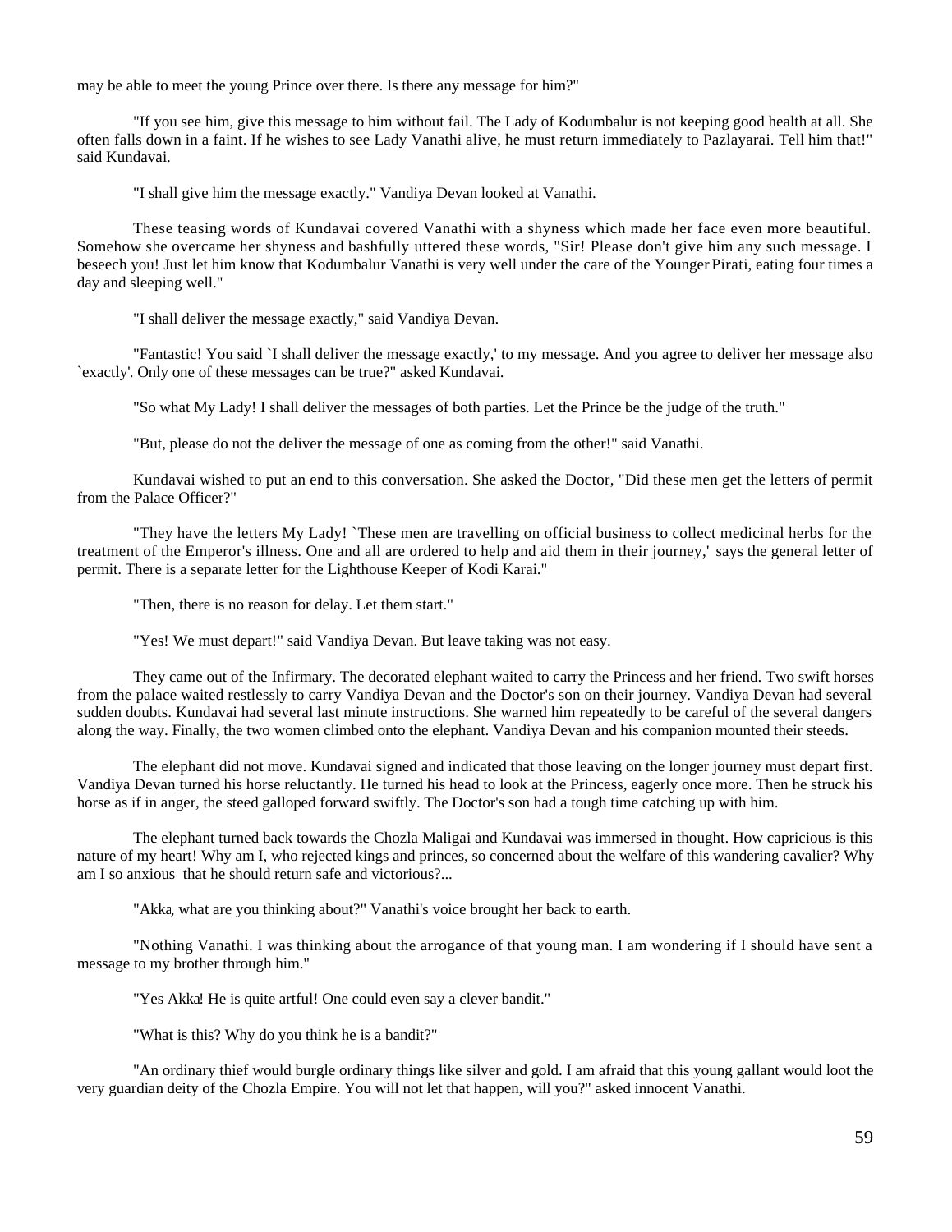may be able to meet the young Prince over there. Is there any message for him?"

"If you see him, give this message to him without fail. The Lady of Kodumbalur is not keeping good health at all. She often falls down in a faint. If he wishes to see Lady Vanathi alive, he must return immediately to Pazlayarai. Tell him that!" said Kundavai.

"I shall give him the message exactly." Vandiya Devan looked at Vanathi.

These teasing words of Kundavai covered Vanathi with a shyness which made her face even more beautiful. Somehow she overcame her shyness and bashfully uttered these words, "Sir! Please don't give him any such message. I beseech you! Just let him know that Kodumbalur Vanathi is very well under the care of the Younger Pirati, eating four times a day and sleeping well."

"I shall deliver the message exactly," said Vandiya Devan.

"Fantastic! You said `I shall deliver the message exactly,' to my message. And you agree to deliver her message also `exactly'. Only one of these messages can be true?" asked Kundavai.

"So what My Lady! I shall deliver the messages of both parties. Let the Prince be the judge of the truth."

"But, please do not the deliver the message of one as coming from the other!" said Vanathi.

Kundavai wished to put an end to this conversation. She asked the Doctor, "Did these men get the letters of permit from the Palace Officer?"

"They have the letters My Lady! `These men are travelling on official business to collect medicinal herbs for the treatment of the Emperor's illness. One and all are ordered to help and aid them in their journey,' says the general letter of permit. There is a separate letter for the Lighthouse Keeper of Kodi Karai."

"Then, there is no reason for delay. Let them start."

"Yes! We must depart!" said Vandiya Devan. But leave taking was not easy.

They came out of the Infirmary. The decorated elephant waited to carry the Princess and her friend. Two swift horses from the palace waited restlessly to carry Vandiya Devan and the Doctor's son on their journey. Vandiya Devan had several sudden doubts. Kundavai had several last minute instructions. She warned him repeatedly to be careful of the several dangers along the way. Finally, the two women climbed onto the elephant. Vandiya Devan and his companion mounted their steeds.

The elephant did not move. Kundavai signed and indicated that those leaving on the longer journey must depart first. Vandiya Devan turned his horse reluctantly. He turned his head to look at the Princess, eagerly once more. Then he struck his horse as if in anger, the steed galloped forward swiftly. The Doctor's son had a tough time catching up with him.

The elephant turned back towards the Chozla Maligai and Kundavai was immersed in thought. How capricious is this nature of my heart! Why am I, who rejected kings and princes, so concerned about the welfare of this wandering cavalier? Why am I so anxious that he should return safe and victorious?...

"*Akka*, what are you thinking about?" Vanathi's voice brought her back to earth.

"Nothing Vanathi. I was thinking about the arrogance of that young man. I am wondering if I should have sent a message to my brother through him."

"Yes Akka! He is quite artful! One could even say a clever bandit."

"What is this? Why do you think he is a bandit?"

"An ordinary thief would burgle ordinary things like silver and gold. I am afraid that this young gallant would loot the very guardian deity of the Chozla Empire. You will not let that happen, will you?" asked innocent Vanathi.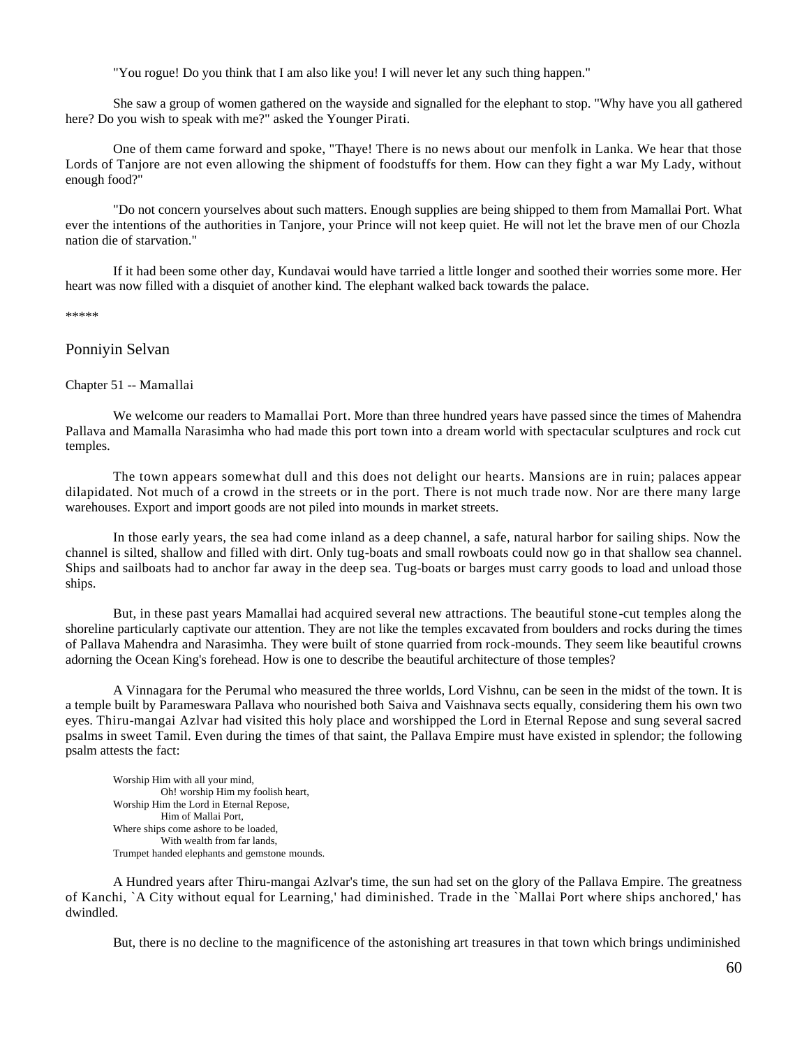"You rogue! Do you think that I am also like you! I will never let any such thing happen."

She saw a group of women gathered on the wayside and signalled for the elephant to stop. "Why have you all gathered here? Do you wish to speak with me?" asked the Younger Pirati.

One of them came forward and spoke, "Thaye! There is no news about our menfolk in Lanka. We hear that those Lords of Tanjore are not even allowing the shipment of foodstuffs for them. How can they fight a war My Lady, without enough food?"

"Do not concern yourselves about such matters. Enough supplies are being shipped to them from Mamallai Port. What ever the intentions of the authorities in Tanjore, your Prince will not keep quiet. He will not let the brave men of our Chozla nation die of starvation."

If it had been some other day, Kundavai would have tarried a little longer and soothed their worries some more. Her heart was now filled with a disquiet of another kind. The elephant walked back towards the palace.

*****

## Ponniyin Selvan

### Chapter 51 -- Mamallai

We welcome our readers to Mamallai Port. More than three hundred years have passed since the times of Mahendra Pallava and Mamalla Narasimha who had made this port town into a dream world with spectacular sculptures and rock cut temples.

The town appears somewhat dull and this does not delight our hearts. Mansions are in ruin; palaces appear dilapidated. Not much of a crowd in the streets or in the port. There is not much trade now. Nor are there many large warehouses. Export and import goods are not piled into mounds in market streets.

In those early years, the sea had come inland as a deep channel, a safe, natural harbor for sailing ships. Now the channel is silted, shallow and filled with dirt. Only tug-boats and small rowboats could now go in that shallow sea channel. Ships and sailboats had to anchor far away in the deep sea. Tug-boats or barges must carry goods to load and unload those ships.

But, in these past years Mamallai had acquired several new attractions. The beautiful stone-cut temples along the shoreline particularly captivate our attention. They are not like the temples excavated from boulders and rocks during the times of Pallava Mahendra and Narasimha. They were built of stone quarried from rock-mounds. They seem like beautiful crowns adorning the Ocean King's forehead. How is one to describe the beautiful architecture of those temples?

A Vinnagara for the Perumal who measured the three worlds, Lord Vishnu, can be seen in the midst of the town. It is a temple built by Parameswara Pallava who nourished both Saiva and Vaishnava sects equally, considering them his own two eyes. Thiru-mangai Azlvar had visited this holy place and worshipped the Lord in Eternal Repose and sung several sacred psalms in sweet Tamil. Even during the times of that saint, the Pallava Empire must have existed in splendor; the following psalm attests the fact:

> Worship Him with all your mind,
> Oh! worship Him my foolish heart,
> Worship Him the Lord in Eternal Repose,
> Him of Mallai Port,
> Where ships come ashore to be loaded,
> With wealth from far lands,
> Trumpet handed elephants and gemstone mounds.

A Hundred years after Thiru-mangai Azlvar's time, the sun had set on the glory of the Pallava Empire. The greatness of Kanchi, `A City without equal for Learning,' had diminished. Trade in the `Mallai Port where ships anchored,' has dwindled.

But, there is no decline to the magnificence of the astonishing art treasures in that town which brings undiminished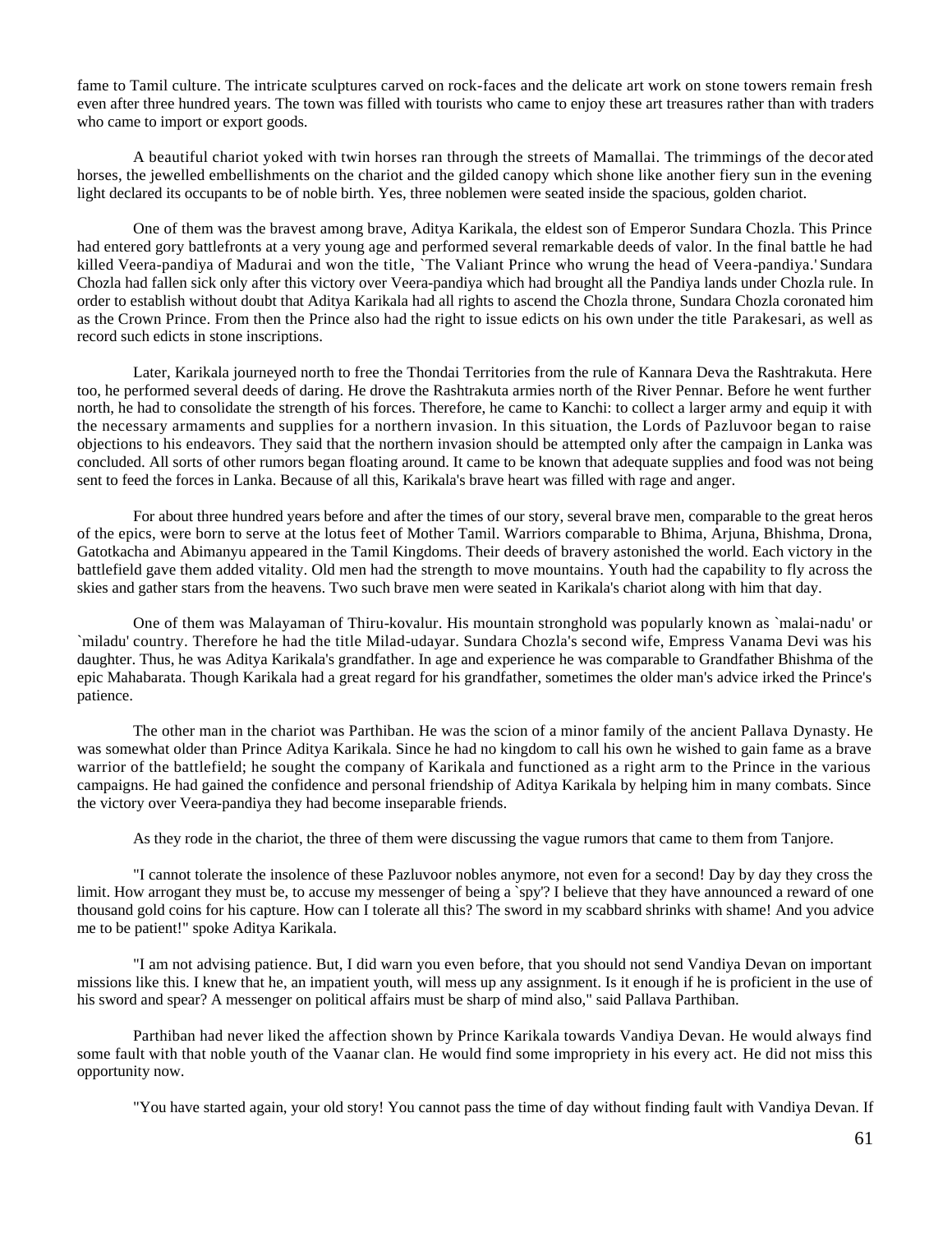fame to Tamil culture. The intricate sculptures carved on rock-faces and the delicate art work on stone towers remain fresh even after three hundred years. The town was filled with tourists who came to enjoy these art treasures rather than with traders who came to import or export goods.

A beautiful chariot yoked with twin horses ran through the streets of Mamallai. The trimmings of the decorated horses, the jewelled embellishments on the chariot and the gilded canopy which shone like another fiery sun in the evening light declared its occupants to be of noble birth. Yes, three noblemen were seated inside the spacious, golden chariot.

One of them was the bravest among brave, Aditya Karikala, the eldest son of Emperor Sundara Chozla. This Prince had entered gory battlefronts at a very young age and performed several remarkable deeds of valor. In the final battle he had killed Veera-pandiya of Madurai and won the title, `The Valiant Prince who wrung the head of Veera-pandiya.' Sundara Chozla had fallen sick only after this victory over Veera-pandiya which had brought all the Pandiya lands under Chozla rule. In order to establish without doubt that Aditya Karikala had all rights to ascend the Chozla throne, Sundara Chozla coronated him as the Crown Prince. From then the Prince also had the right to issue edicts on his own under the title Parakesari, as well as record such edicts in stone inscriptions.

Later, Karikala journeyed north to free the Thondai Territories from the rule of Kannara Deva the Rashtrakuta. Here too, he performed several deeds of daring. He drove the Rashtrakuta armies north of the River Pennar. Before he went further north, he had to consolidate the strength of his forces. Therefore, he came to Kanchi: to collect a larger army and equip it with the necessary armaments and supplies for a northern invasion. In this situation, the Lords of Pazluvoor began to raise objections to his endeavors. They said that the northern invasion should be attempted only after the campaign in Lanka was concluded. All sorts of other rumors began floating around. It came to be known that adequate supplies and food was not being sent to feed the forces in Lanka. Because of all this, Karikala's brave heart was filled with rage and anger.

For about three hundred years before and after the times of our story, several brave men, comparable to the great heros of the epics, were born to serve at the lotus feet of Mother Tamil. Warriors comparable to Bhima, Arjuna, Bhishma, Drona, Gatotkacha and Abimanyu appeared in the Tamil Kingdoms. Their deeds of bravery astonished the world. Each victory in the battlefield gave them added vitality. Old men had the strength to move mountains. Youth had the capability to fly across the skies and gather stars from the heavens. Two such brave men were seated in Karikala's chariot along with him that day.

One of them was Malayaman of Thiru-kovalur. His mountain stronghold was popularly known as `malai-nadu' or `miladu' country. Therefore he had the title Milad-udayar. Sundara Chozla's second wife, Empress Vanama Devi was his daughter. Thus, he was Aditya Karikala's grandfather. In age and experience he was comparable to Grandfather Bhishma of the epic Mahabarata. Though Karikala had a great regard for his grandfather, sometimes the older man's advice irked the Prince's patience.

The other man in the chariot was Parthiban. He was the scion of a minor family of the ancient Pallava Dynasty. He was somewhat older than Prince Aditya Karikala. Since he had no kingdom to call his own he wished to gain fame as a brave warrior of the battlefield; he sought the company of Karikala and functioned as a right arm to the Prince in the various campaigns. He had gained the confidence and personal friendship of Aditya Karikala by helping him in many combats. Since the victory over Veera-pandiya they had become inseparable friends.

As they rode in the chariot, the three of them were discussing the vague rumors that came to them from Tanjore.

"I cannot tolerate the insolence of these Pazluvoor nobles anymore, not even for a second! Day by day they cross the limit. How arrogant they must be, to accuse my messenger of being a `spy'? I believe that they have announced a reward of one thousand gold coins for his capture. How can I tolerate all this? The sword in my scabbard shrinks with shame! And you advice me to be patient!" spoke Aditya Karikala.

"I am not advising patience. But, I did warn you even before, that you should not send Vandiya Devan on important missions like this. I knew that he, an impatient youth, will mess up any assignment. Is it enough if he is proficient in the use of his sword and spear? A messenger on political affairs must be sharp of mind also," said Pallava Parthiban.

Parthiban had never liked the affection shown by Prince Karikala towards Vandiya Devan. He would always find some fault with that noble youth of the Vaanar clan. He would find some impropriety in his every act. He did not miss this opportunity now.

"You have started again, your old story! You cannot pass the time of day without finding fault with Vandiya Devan. If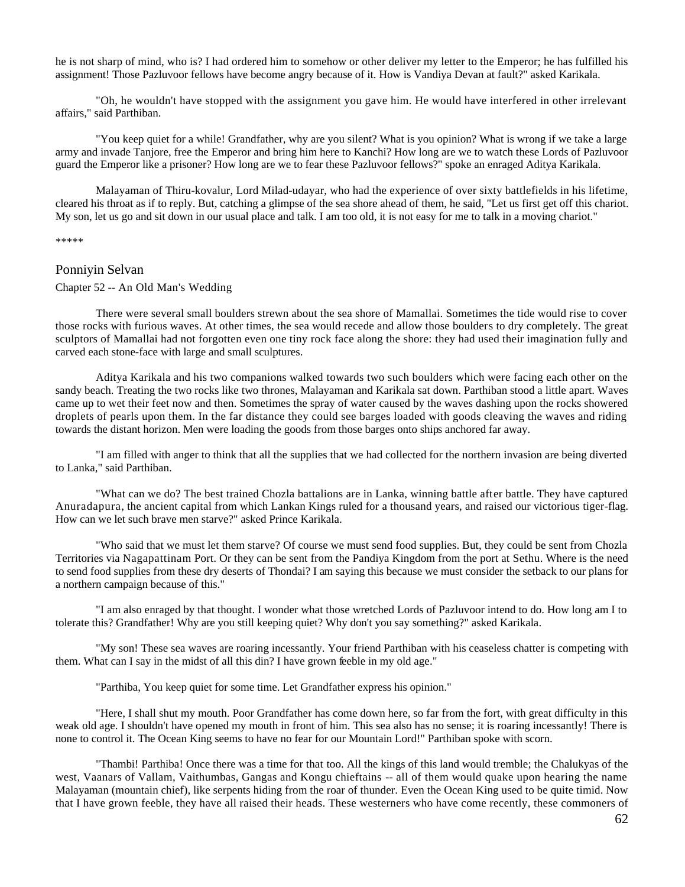he is not sharp of mind, who is? I had ordered him to somehow or other deliver my letter to the Emperor; he has fulfilled his assignment! Those Pazluvoor fellows have become angry because of it. How is Vandiya Devan at fault?" asked Karikala.

"Oh, he wouldn't have stopped with the assignment you gave him. He would have interfered in other irrelevant affairs," said Parthiban.

"You keep quiet for a while! Grandfather, why are you silent? What is you opinion? What is wrong if we take a large army and invade Tanjore, free the Emperor and bring him here to Kanchi? How long are we to watch these Lords of Pazluvoor guard the Emperor like a prisoner? How long are we to fear these Pazluvoor fellows?" spoke an enraged Aditya Karikala.

Malayaman of Thiru-kovalur, Lord Milad-udayar, who had the experience of over sixty battlefields in his lifetime, cleared his throat as if to reply. But, catching a glimpse of the sea shore ahead of them, he said, "Let us first get off this chariot. My son, let us go and sit down in our usual place and talk. I am too old, it is not easy for me to talk in a moving chariot."

*****

## Ponniyin Selvan

### Chapter 52 -- An Old Man's Wedding

There were several small boulders strewn about the sea shore of Mamallai. Sometimes the tide would rise to cover those rocks with furious waves. At other times, the sea would recede and allow those boulders to dry completely. The great sculptors of Mamallai had not forgotten even one tiny rock face along the shore: they had used their imagination fully and carved each stone-face with large and small sculptures.

Aditya Karikala and his two companions walked towards two such boulders which were facing each other on the sandy beach. Treating the two rocks like two thrones, Malayaman and Karikala sat down. Parthiban stood a little apart. Waves came up to wet their feet now and then. Sometimes the spray of water caused by the waves dashing upon the rocks showered droplets of pearls upon them. In the far distance they could see barges loaded with goods cleaving the waves and riding towards the distant horizon. Men were loading the goods from those barges onto ships anchored far away.

"I am filled with anger to think that all the supplies that we had collected for the northern invasion are being diverted to Lanka," said Parthiban.

"What can we do? The best trained Chozla battalions are in Lanka, winning battle after battle. They have captured Anuradapura, the ancient capital from which Lankan Kings ruled for a thousand years, and raised our victorious tiger-flag. How can we let such brave men starve?" asked Prince Karikala.

"Who said that we must let them starve? Of course we must send food supplies. But, they could be sent from Chozla Territories via Nagapattinam Port. Or they can be sent from the Pandiya Kingdom from the port at Sethu. Where is the need to send food supplies from these dry deserts of Thondai? I am saying this because we must consider the setback to our plans for a northern campaign because of this."

"I am also enraged by that thought. I wonder what those wretched Lords of Pazluvoor intend to do. How long am I to tolerate this? Grandfather! Why are you still keeping quiet? Why don't you say something?" asked Karikala.

"My son! These sea waves are roaring incessantly. Your friend Parthiban with his ceaseless chatter is competing with them. What can I say in the midst of all this din? I have grown feeble in my old age."

"Parthiba, You keep quiet for some time. Let Grandfather express his opinion."

"Here, I shall shut my mouth. Poor Grandfather has come down here, so far from the fort, with great difficulty in this weak old age. I shouldn't have opened my mouth in front of him. This sea also has no sense; it is roaring incessantly! There is none to control it. The Ocean King seems to have no fear for our Mountain Lord!" Parthiban spoke with scorn.

"Thambi! Parthiba! Once there was a time for that too. All the kings of this land would tremble; the Chalukyas of the west, Vaanars of Vallam, Vaithumbas, Gangas and Kongu chieftains -- all of them would quake upon hearing the name Malayaman (mountain chief), like serpents hiding from the roar of thunder. Even the Ocean King used to be quite timid. Now that I have grown feeble, they have all raised their heads. These westerners who have come recently, these commoners of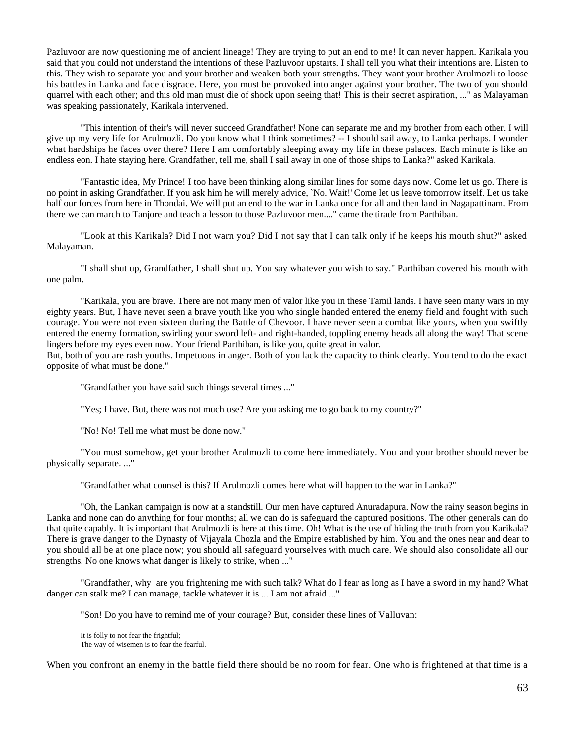Pazluvoor are now questioning me of ancient lineage! They are trying to put an end to me! It can never happen. Karikala you said that you could not understand the intentions of these Pazluvoor upstarts. I shall tell you what their intentions are. Listen to this. They wish to separate you and your brother and weaken both your strengths. They want your brother Arulmozli to loose his battles in Lanka and face disgrace. Here, you must be provoked into anger against your brother. The two of you should quarrel with each other; and this old man must die of shock upon seeing that! This is their secret aspiration, ..." as Malayaman was speaking passionately, Karikala intervened.

"This intention of their's will never succeed Grandfather! None can separate me and my brother from each other. I will give up my very life for Arulmozli. Do you know what I think sometimes? -- I should sail away, to Lanka perhaps. I wonder what hardships he faces over there? Here I am comfortably sleeping away my life in these palaces. Each minute is like an endless eon. I hate staying here. Grandfather, tell me, shall I sail away in one of those ships to Lanka?" asked Karikala.

"Fantastic idea, My Prince! I too have been thinking along similar lines for some days now. Come let us go. There is no point in asking Grandfather. If you ask him he will merely advice, `No. Wait!' Come let us leave tomorrow itself. Let us take half our forces from here in Thondai. We will put an end to the war in Lanka once for all and then land in Nagapattinam. From there we can march to Tanjore and teach a lesson to those Pazluvoor men...." came the tirade from Parthiban.

"Look at this Karikala? Did I not warn you? Did I not say that I can talk only if he keeps his mouth shut?" asked Malayaman.

"I shall shut up, Grandfather, I shall shut up. You say whatever you wish to say." Parthiban covered his mouth with one palm.

"Karikala, you are brave. There are not many men of valor like you in these Tamil lands. I have seen many wars in my eighty years. But, I have never seen a brave youth like you who single handed entered the enemy field and fought with such courage. You were not even sixteen during the Battle of Chevoor. I have never seen a combat like yours, when you swiftly entered the enemy formation, swirling your sword left- and right-handed, toppling enemy heads all along the way! That scene lingers before my eyes even now. Your friend Parthiban, is like you, quite great in valor.
But, both of you are rash youths. Impetuous in anger. Both of you lack the capacity to think clearly. You tend to do the exact opposite of what must be done."

"Grandfather you have said such things several times ..."

"Yes; I have. But, there was not much use? Are you asking me to go back to my country?"

"No! No! Tell me what must be done now."

"You must somehow, get your brother Arulmozli to come here immediately. You and your brother should never be physically separate. ..."

"Grandfather what counsel is this? If Arulmozli comes here what will happen to the war in Lanka?"

"Oh, the Lankan campaign is now at a standstill. Our men have captured Anuradapura. Now the rainy season begins in Lanka and none can do anything for four months; all we can do is safeguard the captured positions. The other generals can do that quite capably. It is important that Arulmozli is here at this time. Oh! What is the use of hiding the truth from you Karikala? There is grave danger to the Dynasty of Vijayala Chozla and the Empire established by him. You and the ones near and dear to you should all be at one place now; you should all safeguard yourselves with much care. We should also consolidate all our strengths. No one knows what danger is likely to strike, when ..."

"Grandfather, why are you frightening me with such talk? What do I fear as long as I have a sword in my hand? What danger can stalk me? I can manage, tackle whatever it is ... I am not afraid ..."

"Son! Do you have to remind me of your courage? But, consider these lines of Valluvan:

It is folly to not fear the frightful;
The way of wisemen is to fear the fearful.

When you confront an enemy in the battle field there should be no room for fear. One who is frightened at that time is a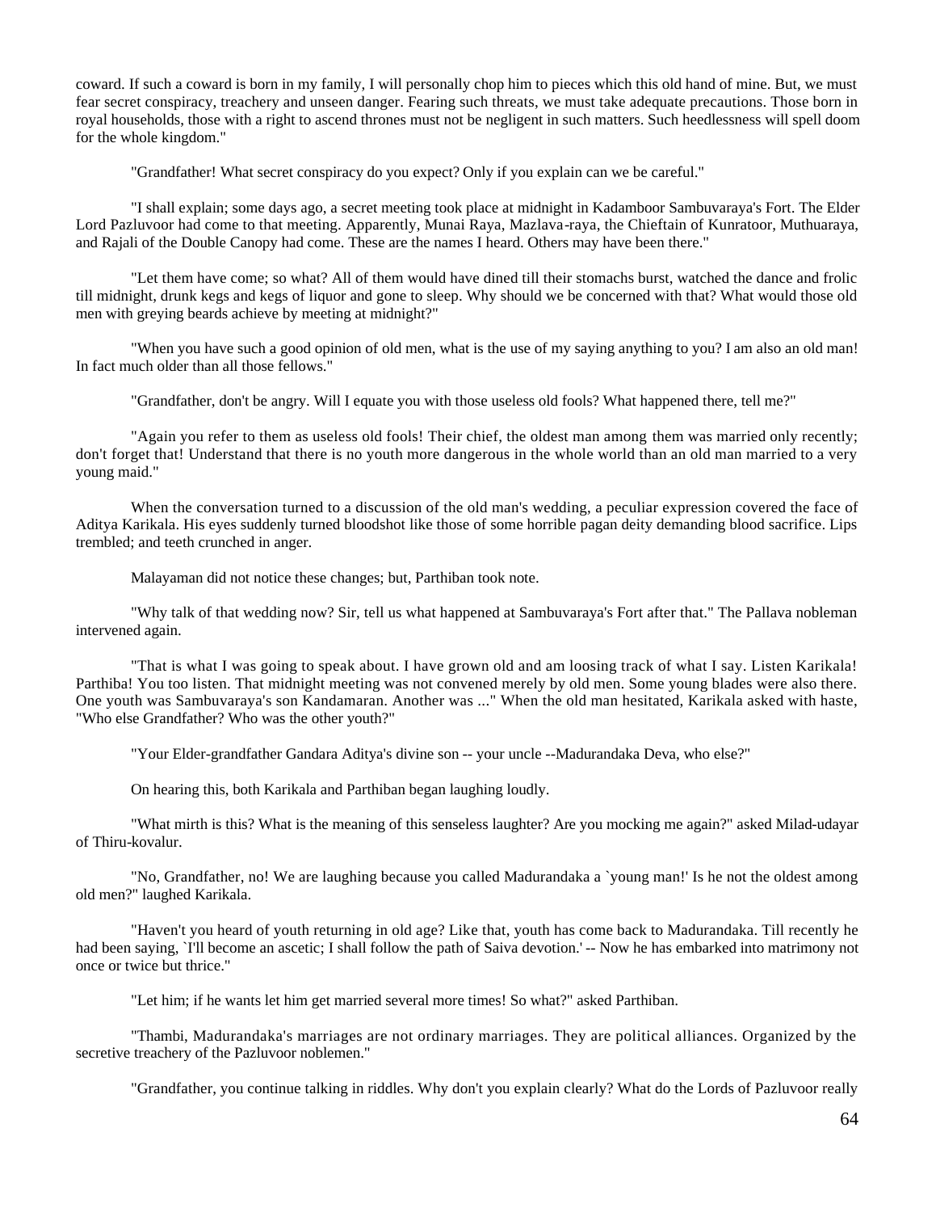coward. If such a coward is born in my family, I will personally chop him to pieces which this old hand of mine. But, we must fear secret conspiracy, treachery and unseen danger. Fearing such threats, we must take adequate precautions. Those born in royal households, those with a right to ascend thrones must not be negligent in such matters. Such heedlessness will spell doom for the whole kingdom."

"Grandfather! What secret conspiracy do you expect? Only if you explain can we be careful."

"I shall explain; some days ago, a secret meeting took place at midnight in Kadamboor Sambuvaraya's Fort. The Elder Lord Pazluvoor had come to that meeting. Apparently, Munai Raya, Mazlava-raya, the Chieftain of Kunratoor, Muthuaraya, and Rajali of the Double Canopy had come. These are the names I heard. Others may have been there."

"Let them have come; so what? All of them would have dined till their stomachs burst, watched the dance and frolic till midnight, drunk kegs and kegs of liquor and gone to sleep. Why should we be concerned with that? What would those old men with greying beards achieve by meeting at midnight?"

"When you have such a good opinion of old men, what is the use of my saying anything to you? I am also an old man! In fact much older than all those fellows."

"Grandfather, don't be angry. Will I equate you with those useless old fools? What happened there, tell me?"

"Again you refer to them as useless old fools! Their chief, the oldest man among them was married only recently; don't forget that! Understand that there is no youth more dangerous in the whole world than an old man married to a very young maid."

When the conversation turned to a discussion of the old man's wedding, a peculiar expression covered the face of Aditya Karikala. His eyes suddenly turned bloodshot like those of some horrible pagan deity demanding blood sacrifice. Lips trembled; and teeth crunched in anger.

Malayaman did not notice these changes; but, Parthiban took note.

"Why talk of that wedding now? Sir, tell us what happened at Sambuvaraya's Fort after that." The Pallava nobleman intervened again.

"That is what I was going to speak about. I have grown old and am loosing track of what I say. Listen Karikala! Parthiba! You too listen. That midnight meeting was not convened merely by old men. Some young blades were also there. One youth was Sambuvaraya's son Kandamaran. Another was ..." When the old man hesitated, Karikala asked with haste, "Who else Grandfather? Who was the other youth?"

"Your Elder-grandfather Gandara Aditya's divine son -- your uncle --Madurandaka Deva, who else?"

On hearing this, both Karikala and Parthiban began laughing loudly.

"What mirth is this? What is the meaning of this senseless laughter? Are you mocking me again?" asked Milad-udayar of Thiru-kovalur.

"No, Grandfather, no! We are laughing because you called Madurandaka a `young man!' Is he not the oldest among old men?" laughed Karikala.

"Haven't you heard of youth returning in old age? Like that, youth has come back to Madurandaka. Till recently he had been saying, `I'll become an ascetic; I shall follow the path of Saiva devotion.' -- Now he has embarked into matrimony not once or twice but thrice."

"Let him; if he wants let him get married several more times! So what?" asked Parthiban.

"Thambi, Madurandaka's marriages are not ordinary marriages. They are political alliances. Organized by the secretive treachery of the Pazluvoor noblemen."

"Grandfather, you continue talking in riddles. Why don't you explain clearly? What do the Lords of Pazluvoor really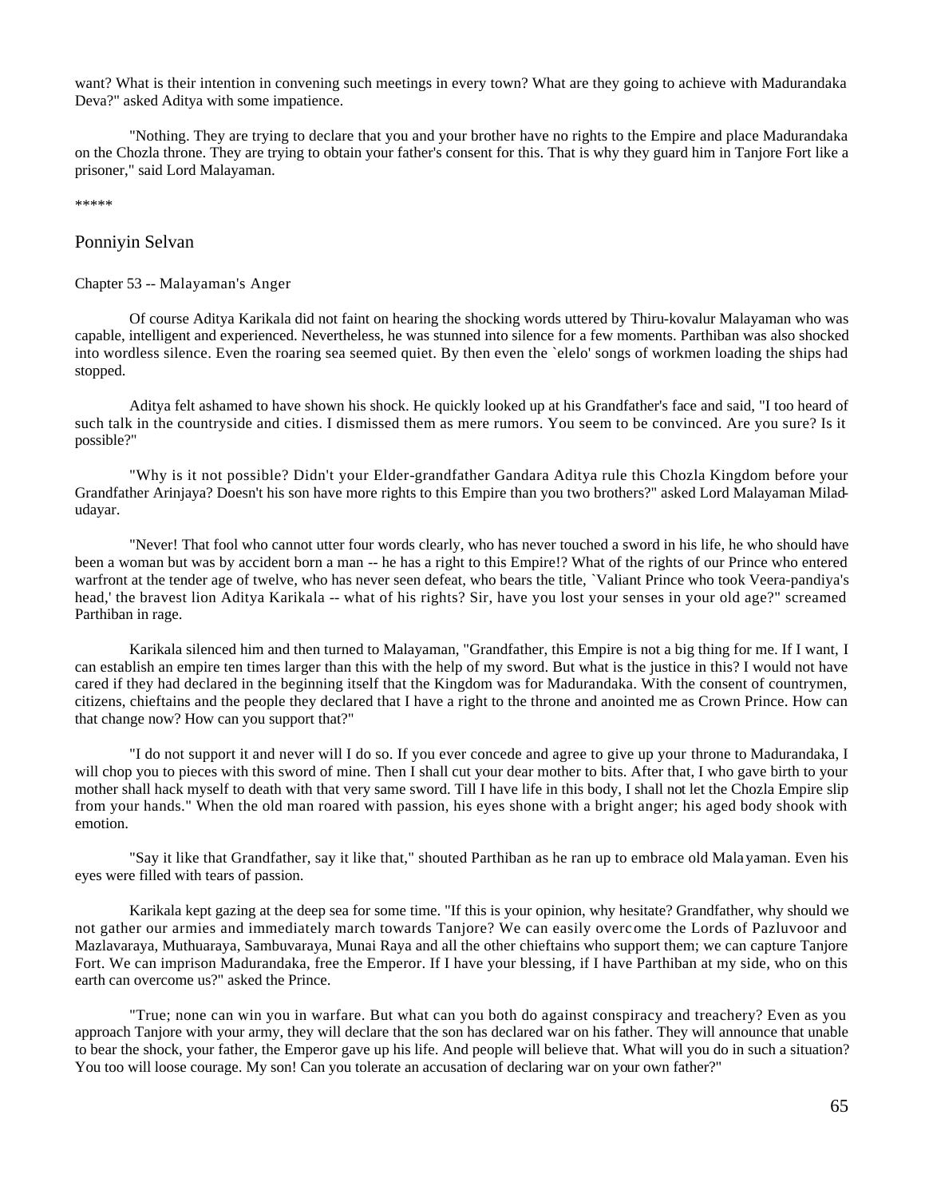want? What is their intention in convening such meetings in every town? What are they going to achieve with Madurandaka Deva?" asked Aditya with some impatience.

"Nothing. They are trying to declare that you and your brother have no rights to the Empire and place Madurandaka on the Chozla throne. They are trying to obtain your father's consent for this. That is why they guard him in Tanjore Fort like a prisoner," said Lord Malayaman.

*****

## Ponniyin Selvan

### Chapter 53 -- Malayaman's Anger

Of course Aditya Karikala did not faint on hearing the shocking words uttered by Thiru-kovalur Malayaman who was capable, intelligent and experienced. Nevertheless, he was stunned into silence for a few moments. Parthiban was also shocked into wordless silence. Even the roaring sea seemed quiet. By then even the `elelo' songs of workmen loading the ships had stopped.

Aditya felt ashamed to have shown his shock. He quickly looked up at his Grandfather's face and said, "I too heard of such talk in the countryside and cities. I dismissed them as mere rumors. You seem to be convinced. Are you sure? Is it possible?"

"Why is it not possible? Didn't your Elder-grandfather Gandara Aditya rule this Chozla Kingdom before your Grandfather Arinjaya? Doesn't his son have more rights to this Empire than you two brothers?" asked Lord Malayaman Milad-udayar.

"Never! That fool who cannot utter four words clearly, who has never touched a sword in his life, he who should have been a woman but was by accident born a man -- he has a right to this Empire!? What of the rights of our Prince who entered warfront at the tender age of twelve, who has never seen defeat, who bears the title, `Valiant Prince who took Veera-pandiya's head,' the bravest lion Aditya Karikala -- what of his rights? Sir, have you lost your senses in your old age?" screamed Parthiban in rage.

Karikala silenced him and then turned to Malayaman, "Grandfather, this Empire is not a big thing for me. If I want, I can establish an empire ten times larger than this with the help of my sword. But what is the justice in this? I would not have cared if they had declared in the beginning itself that the Kingdom was for Madurandaka. With the consent of countrymen, citizens, chieftains and the people they declared that I have a right to the throne and anointed me as Crown Prince. How can that change now? How can you support that?"

"I do not support it and never will I do so. If you ever concede and agree to give up your throne to Madurandaka, I will chop you to pieces with this sword of mine. Then I shall cut your dear mother to bits. After that, I who gave birth to your mother shall hack myself to death with that very same sword. Till I have life in this body, I shall not let the Chozla Empire slip from your hands." When the old man roared with passion, his eyes shone with a bright anger; his aged body shook with emotion.

"Say it like that Grandfather, say it like that," shouted Parthiban as he ran up to embrace old Malayaman. Even his eyes were filled with tears of passion.

Karikala kept gazing at the deep sea for some time. "If this is your opinion, why hesitate? Grandfather, why should we not gather our armies and immediately march towards Tanjore? We can easily overcome the Lords of Pazluvoor and Mazlavaraya, Muthuaraya, Sambuvaraya, Munai Raya and all the other chieftains who support them; we can capture Tanjore Fort. We can imprison Madurandaka, free the Emperor. If I have your blessing, if I have Parthiban at my side, who on this earth can overcome us?" asked the Prince.

"True; none can win you in warfare. But what can you both do against conspiracy and treachery? Even as you approach Tanjore with your army, they will declare that the son has declared war on his father. They will announce that unable to bear the shock, your father, the Emperor gave up his life. And people will believe that. What will you do in such a situation? You too will loose courage. My son! Can you tolerate an accusation of declaring war on your own father?"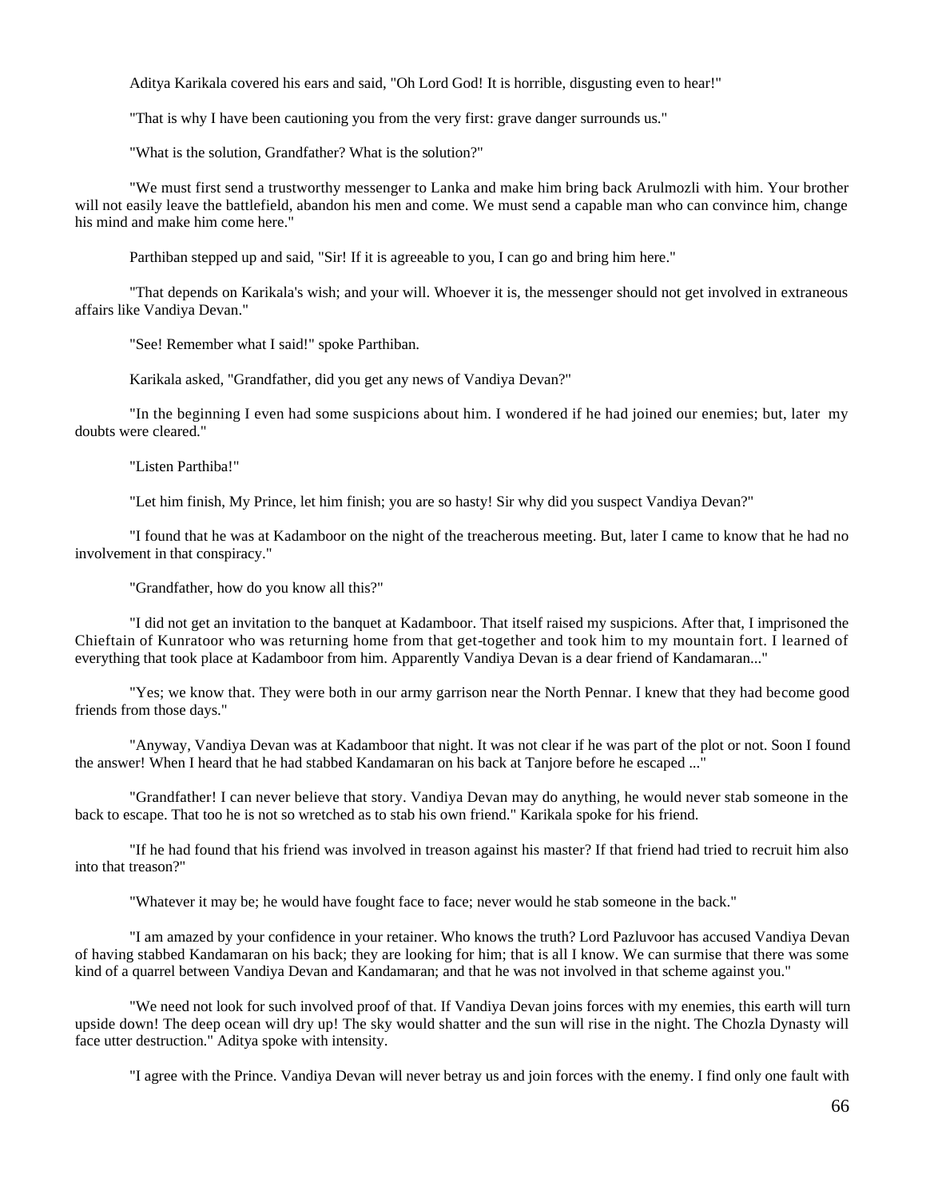Aditya Karikala covered his ears and said, "Oh Lord God! It is horrible, disgusting even to hear!"

"That is why I have been cautioning you from the very first: grave danger surrounds us."

"What is the solution, Grandfather? What is the solution?"

"We must first send a trustworthy messenger to Lanka and make him bring back Arulmozli with him. Your brother will not easily leave the battlefield, abandon his men and come. We must send a capable man who can convince him, change his mind and make him come here."

Parthiban stepped up and said, "Sir! If it is agreeable to you, I can go and bring him here."

"That depends on Karikala's wish; and your will. Whoever it is, the messenger should not get involved in extraneous affairs like Vandiya Devan."

"See! Remember what I said!" spoke Parthiban.

Karikala asked, "Grandfather, did you get any news of Vandiya Devan?"

"In the beginning I even had some suspicions about him. I wondered if he had joined our enemies; but, later my doubts were cleared."

"Listen Parthiba!"

"Let him finish, My Prince, let him finish; you are so hasty! Sir why did you suspect Vandiya Devan?"

"I found that he was at Kadamboor on the night of the treacherous meeting. But, later I came to know that he had no involvement in that conspiracy."

"Grandfather, how do you know all this?"

"I did not get an invitation to the banquet at Kadamboor. That itself raised my suspicions. After that, I imprisoned the Chieftain of Kunratoor who was returning home from that get-together and took him to my mountain fort. I learned of everything that took place at Kadamboor from him. Apparently Vandiya Devan is a dear friend of Kandamaran..."

"Yes; we know that. They were both in our army garrison near the North Pennar. I knew that they had become good friends from those days."

"Anyway, Vandiya Devan was at Kadamboor that night. It was not clear if he was part of the plot or not. Soon I found the answer! When I heard that he had stabbed Kandamaran on his back at Tanjore before he escaped ..."

"Grandfather! I can never believe that story. Vandiya Devan may do anything, he would never stab someone in the back to escape. That too he is not so wretched as to stab his own friend." Karikala spoke for his friend.

"If he had found that his friend was involved in treason against his master? If that friend had tried to recruit him also into that treason?"

"Whatever it may be; he would have fought face to face; never would he stab someone in the back."

"I am amazed by your confidence in your retainer. Who knows the truth? Lord Pazluvoor has accused Vandiya Devan of having stabbed Kandamaran on his back; they are looking for him; that is all I know. We can surmise that there was some kind of a quarrel between Vandiya Devan and Kandamaran; and that he was not involved in that scheme against you."

"We need not look for such involved proof of that. If Vandiya Devan joins forces with my enemies, this earth will turn upside down! The deep ocean will dry up! The sky would shatter and the sun will rise in the night. The Chozla Dynasty will face utter destruction." Aditya spoke with intensity.

"I agree with the Prince. Vandiya Devan will never betray us and join forces with the enemy. I find only one fault with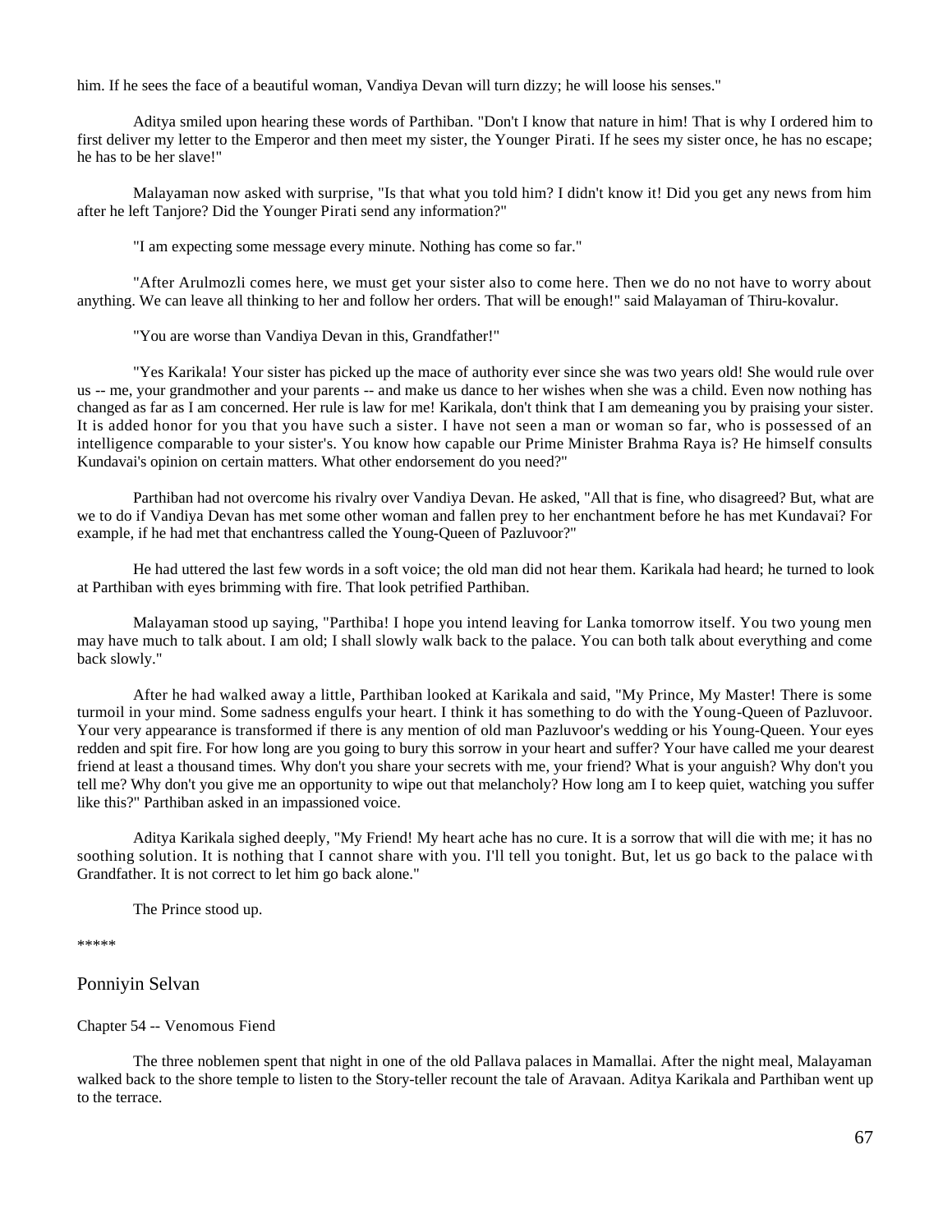him. If he sees the face of a beautiful woman, Vandiya Devan will turn dizzy; he will loose his senses."

Aditya smiled upon hearing these words of Parthiban. "Don't I know that nature in him! That is why I ordered him to first deliver my letter to the Emperor and then meet my sister, the Younger Pirati. If he sees my sister once, he has no escape; he has to be her slave!"

Malayaman now asked with surprise, "Is that what you told him? I didn't know it! Did you get any news from him after he left Tanjore? Did the Younger Pirati send any information?"

"I am expecting some message every minute. Nothing has come so far."

"After Arulmozli comes here, we must get your sister also to come here. Then we do no not have to worry about anything. We can leave all thinking to her and follow her orders. That will be enough!" said Malayaman of Thiru-kovalur.

"You are worse than Vandiya Devan in this, Grandfather!"

"Yes Karikala! Your sister has picked up the mace of authority ever since she was two years old! She would rule over us -- me, your grandmother and your parents -- and make us dance to her wishes when she was a child. Even now nothing has changed as far as I am concerned. Her rule is law for me! Karikala, don't think that I am demeaning you by praising your sister. It is added honor for you that you have such a sister. I have not seen a man or woman so far, who is possessed of an intelligence comparable to your sister's. You know how capable our Prime Minister Brahma Raya is? He himself consults Kundavai's opinion on certain matters. What other endorsement do you need?"

Parthiban had not overcome his rivalry over Vandiya Devan. He asked, "All that is fine, who disagreed? But, what are we to do if Vandiya Devan has met some other woman and fallen prey to her enchantment before he has met Kundavai? For example, if he had met that enchantress called the Young-Queen of Pazluvoor?"

He had uttered the last few words in a soft voice; the old man did not hear them. Karikala had heard; he turned to look at Parthiban with eyes brimming with fire. That look petrified Parthiban.

Malayaman stood up saying, "Parthiba! I hope you intend leaving for Lanka tomorrow itself. You two young men may have much to talk about. I am old; I shall slowly walk back to the palace. You can both talk about everything and come back slowly."

After he had walked away a little, Parthiban looked at Karikala and said, "My Prince, My Master! There is some turmoil in your mind. Some sadness engulfs your heart. I think it has something to do with the Young-Queen of Pazluvoor. Your very appearance is transformed if there is any mention of old man Pazluvoor's wedding or his Young-Queen. Your eyes redden and spit fire. For how long are you going to bury this sorrow in your heart and suffer? Your have called me your dearest friend at least a thousand times. Why don't you share your secrets with me, your friend? What is your anguish? Why don't you tell me? Why don't you give me an opportunity to wipe out that melancholy? How long am I to keep quiet, watching you suffer like this?" Parthiban asked in an impassioned voice.

Aditya Karikala sighed deeply, "My Friend! My heart ache has no cure. It is a sorrow that will die with me; it has no soothing solution. It is nothing that I cannot share with you. I'll tell you tonight. But, let us go back to the palace with Grandfather. It is not correct to let him go back alone."

The Prince stood up.

*****

Ponniyin Selvan

Chapter 54 -- Venomous Fiend

The three noblemen spent that night in one of the old Pallava palaces in Mamallai. After the night meal, Malayaman walked back to the shore temple to listen to the Story-teller recount the tale of Aravaan. Aditya Karikala and Parthiban went up to the terrace.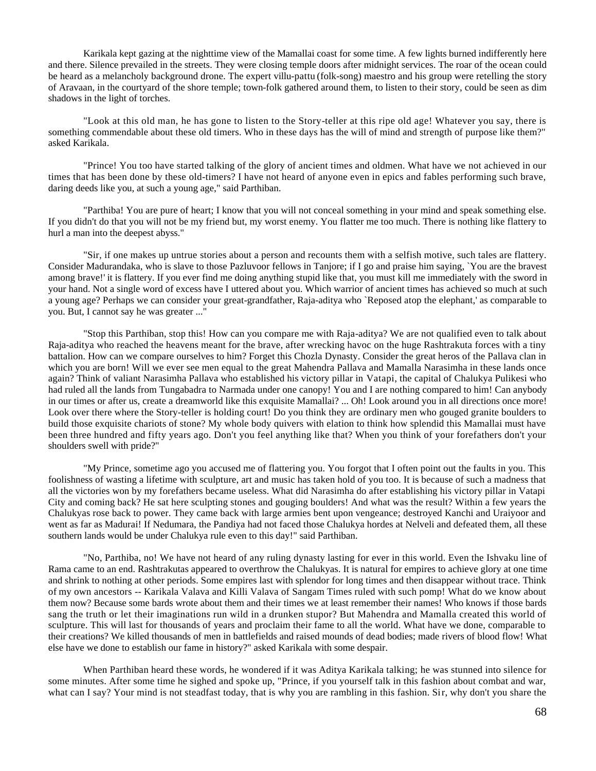Karikala kept gazing at the nighttime view of the Mamallai coast for some time. A few lights burned indifferently here and there. Silence prevailed in the streets. They were closing temple doors after midnight services. The roar of the ocean could be heard as a melancholy background drone. The expert villu-pattu (folk-song) maestro and his group were retelling the story of Aravaan, in the courtyard of the shore temple; town-folk gathered around them, to listen to their story, could be seen as dim shadows in the light of torches.

"Look at this old man, he has gone to listen to the Story-teller at this ripe old age! Whatever you say, there is something commendable about these old timers. Who in these days has the will of mind and strength of purpose like them?" asked Karikala.

"Prince! You too have started talking of the glory of ancient times and oldmen. What have we not achieved in our times that has been done by these old-timers? I have not heard of anyone even in epics and fables performing such brave, daring deeds like you, at such a young age," said Parthiban.

"Parthiba! You are pure of heart; I know that you will not conceal something in your mind and speak something else. If you didn't do that you will not be my friend but, my worst enemy. You flatter me too much. There is nothing like flattery to hurl a man into the deepest abyss."

"Sir, if one makes up untrue stories about a person and recounts them with a selfish motive, such tales are flattery. Consider Madurandaka, who is slave to those Pazluvoor fellows in Tanjore; if I go and praise him saying, `You are the bravest among brave!' it is flattery. If you ever find me doing anything stupid like that, you must kill me immediately with the sword in your hand. Not a single word of excess have I uttered about you. Which warrior of ancient times has achieved so much at such a young age? Perhaps we can consider your great-grandfather, Raja-aditya who `Reposed atop the elephant,' as comparable to you. But, I cannot say he was greater ..."

"Stop this Parthiban, stop this! How can you compare me with Raja-aditya? We are not qualified even to talk about Raja-aditya who reached the heavens meant for the brave, after wrecking havoc on the huge Rashtrakuta forces with a tiny battalion. How can we compare ourselves to him? Forget this Chozla Dynasty. Consider the great heros of the Pallava clan in which you are born! Will we ever see men equal to the great Mahendra Pallava and Mamalla Narasimha in these lands once again? Think of valiant Narasimha Pallava who established his victory pillar in Vatapi, the capital of Chalukya Pulikesi who had ruled all the lands from Tungabadra to Narmada under one canopy! You and I are nothing compared to him! Can anybody in our times or after us, create a dreamworld like this exquisite Mamallai? ... Oh! Look around you in all directions once more! Look over there where the Story-teller is holding court! Do you think they are ordinary men who gouged granite boulders to build those exquisite chariots of stone? My whole body quivers with elation to think how splendid this Mamallai must have been three hundred and fifty years ago. Don't you feel anything like that? When you think of your forefathers don't your shoulders swell with pride?"

"My Prince, sometime ago you accused me of flattering you. You forgot that I often point out the faults in you. This foolishness of wasting a lifetime with sculpture, art and music has taken hold of you too. It is because of such a madness that all the victories won by my forefathers became useless. What did Narasimha do after establishing his victory pillar in Vatapi City and coming back? He sat here sculpting stones and gouging boulders! And what was the result? Within a few years the Chalukyas rose back to power. They came back with large armies bent upon vengeance; destroyed Kanchi and Uraiyoor and went as far as Madurai! If Nedumara, the Pandiya had not faced those Chalukya hordes at Nelveli and defeated them, all these southern lands would be under Chalukya rule even to this day!" said Parthiban.

"No, Parthiba, no! We have not heard of any ruling dynasty lasting for ever in this world. Even the Ishvaku line of Rama came to an end. Rashtrakutas appeared to overthrow the Chalukyas. It is natural for empires to achieve glory at one time and shrink to nothing at other periods. Some empires last with splendor for long times and then disappear without trace. Think of my own ancestors -- Karikala Valava and Killi Valava of Sangam Times ruled with such pomp! What do we know about them now? Because some bards wrote about them and their times we at least remember their names! Who knows if those bards sang the truth or let their imaginations run wild in a drunken stupor? But Mahendra and Mamalla created this world of sculpture. This will last for thousands of years and proclaim their fame to all the world. What have we done, comparable to their creations? We killed thousands of men in battlefields and raised mounds of dead bodies; made rivers of blood flow! What else have we done to establish our fame in history?" asked Karikala with some despair.

When Parthiban heard these words, he wondered if it was Aditya Karikala talking; he was stunned into silence for some minutes. After some time he sighed and spoke up, "Prince, if you yourself talk in this fashion about combat and war, what can I say? Your mind is not steadfast today, that is why you are rambling in this fashion. Sir, why don't you share the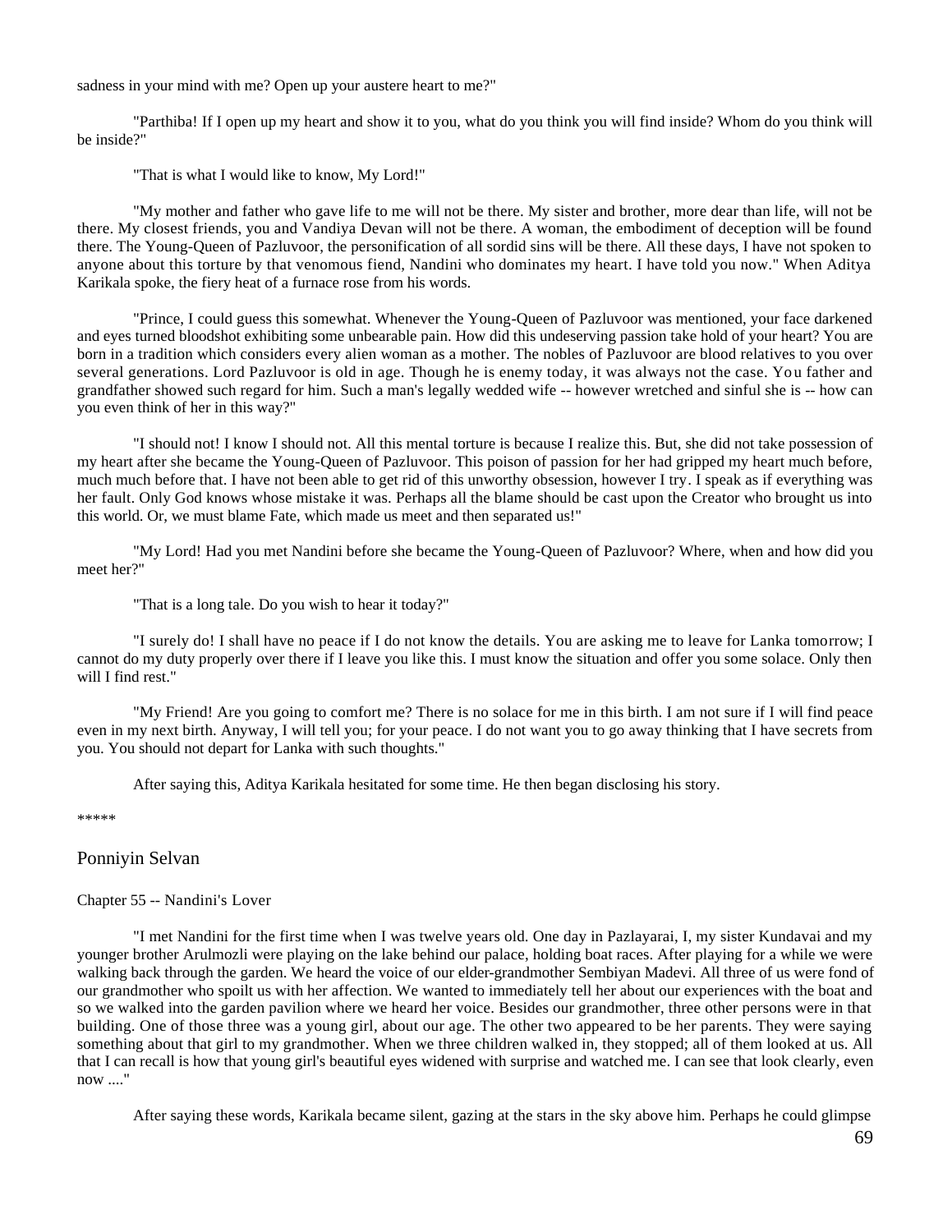sadness in your mind with me? Open up your austere heart to me?"

"Parthiba! If I open up my heart and show it to you, what do you think you will find inside? Whom do you think will be inside?"

"That is what I would like to know, My Lord!"

"My mother and father who gave life to me will not be there. My sister and brother, more dear than life, will not be there. My closest friends, you and Vandiya Devan will not be there. A woman, the embodiment of deception will be found there. The Young-Queen of Pazluvoor, the personification of all sordid sins will be there. All these days, I have not spoken to anyone about this torture by that venomous fiend, Nandini who dominates my heart. I have told you now." When Aditya Karikala spoke, the fiery heat of a furnace rose from his words.

"Prince, I could guess this somewhat. Whenever the Young-Queen of Pazluvoor was mentioned, your face darkened and eyes turned bloodshot exhibiting some unbearable pain. How did this undeserving passion take hold of your heart? You are born in a tradition which considers every alien woman as a mother. The nobles of Pazluvoor are blood relatives to you over several generations. Lord Pazluvoor is old in age. Though he is enemy today, it was always not the case. You father and grandfather showed such regard for him. Such a man's legally wedded wife -- however wretched and sinful she is -- how can you even think of her in this way?"

"I should not! I know I should not. All this mental torture is because I realize this. But, she did not take possession of my heart after she became the Young-Queen of Pazluvoor. This poison of passion for her had gripped my heart much before, much much before that. I have not been able to get rid of this unworthy obsession, however I try. I speak as if everything was her fault. Only God knows whose mistake it was. Perhaps all the blame should be cast upon the Creator who brought us into this world. Or, we must blame Fate, which made us meet and then separated us!"

"My Lord! Had you met Nandini before she became the Young-Queen of Pazluvoor? Where, when and how did you meet her?"

"That is a long tale. Do you wish to hear it today?"

"I surely do! I shall have no peace if I do not know the details. You are asking me to leave for Lanka tomorrow; I cannot do my duty properly over there if I leave you like this. I must know the situation and offer you some solace. Only then will I find rest."

"My Friend! Are you going to comfort me? There is no solace for me in this birth. I am not sure if I will find peace even in my next birth. Anyway, I will tell you; for your peace. I do not want you to go away thinking that I have secrets from you. You should not depart for Lanka with such thoughts."

After saying this, Aditya Karikala hesitated for some time. He then began disclosing his story.

*****

Ponniyin Selvan

## Chapter 55 -- Nandini's Lover

"I met Nandini for the first time when I was twelve years old. One day in Pazlayarai, I, my sister Kundavai and my younger brother Arulmozli were playing on the lake behind our palace, holding boat races. After playing for a while we were walking back through the garden. We heard the voice of our elder-grandmother Sembiyan Madevi. All three of us were fond of our grandmother who spoilt us with her affection. We wanted to immediately tell her about our experiences with the boat and so we walked into the garden pavilion where we heard her voice. Besides our grandmother, three other persons were in that building. One of those three was a young girl, about our age. The other two appeared to be her parents. They were saying something about that girl to my grandmother. When we three children walked in, they stopped; all of them looked at us. All that I can recall is how that young girl's beautiful eyes widened with surprise and watched me. I can see that look clearly, even now ...."

After saying these words, Karikala became silent, gazing at the stars in the sky above him. Perhaps he could glimpse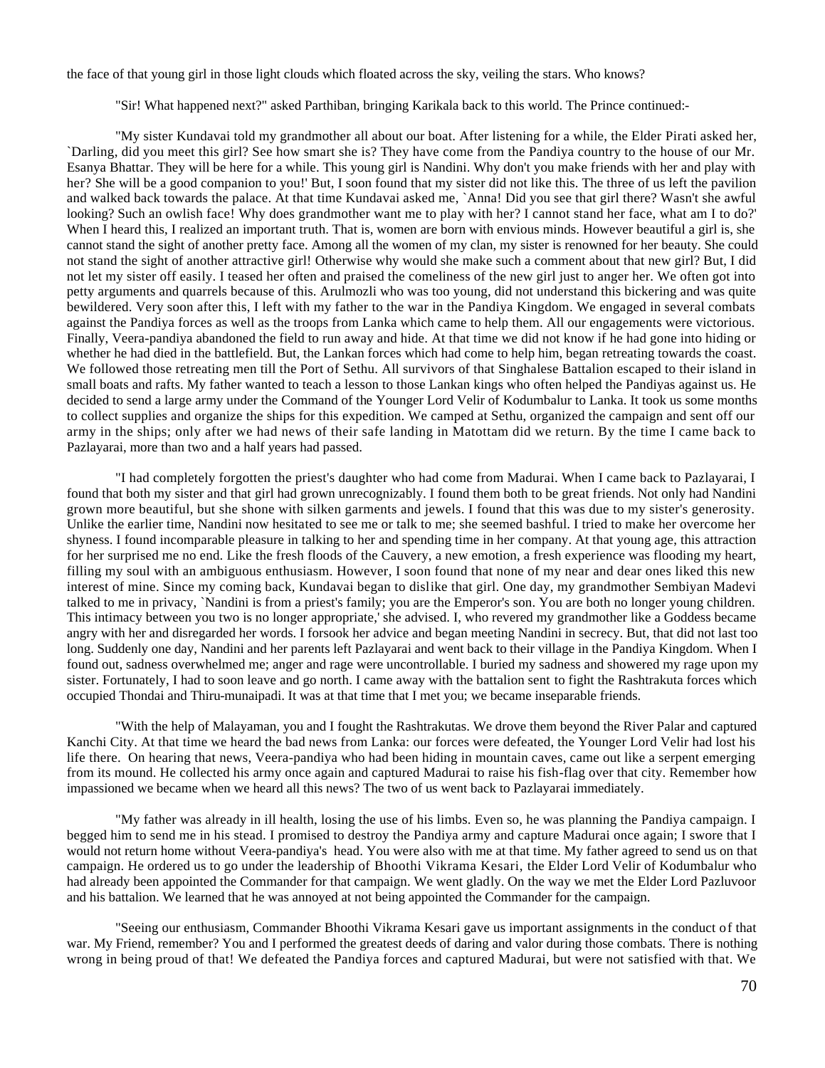the face of that young girl in those light clouds which floated across the sky, veiling the stars. Who knows?

"Sir! What happened next?" asked Parthiban, bringing Karikala back to this world. The Prince continued:-

"My sister Kundavai told my grandmother all about our boat. After listening for a while, the Elder Pirati asked her, `Darling, did you meet this girl? See how smart she is? They have come from the Pandiya country to the house of our Mr. Esanya Bhattar. They will be here for a while. This young girl is Nandini. Why don't you make friends with her and play with her? She will be a good companion to you!' But, I soon found that my sister did not like this. The three of us left the pavilion and walked back towards the palace. At that time Kundavai asked me, `Anna! Did you see that girl there? Wasn't she awful looking? Such an owlish face! Why does grandmother want me to play with her? I cannot stand her face, what am I to do?' When I heard this, I realized an important truth. That is, women are born with envious minds. However beautiful a girl is, she cannot stand the sight of another pretty face. Among all the women of my clan, my sister is renowned for her beauty. She could not stand the sight of another attractive girl! Otherwise why would she make such a comment about that new girl? But, I did not let my sister off easily. I teased her often and praised the comeliness of the new girl just to anger her. We often got into petty arguments and quarrels because of this. Arulmozli who was too young, did not understand this bickering and was quite bewildered. Very soon after this, I left with my father to the war in the Pandiya Kingdom. We engaged in several combats against the Pandiya forces as well as the troops from Lanka which came to help them. All our engagements were victorious. Finally, Veera-pandiya abandoned the field to run away and hide. At that time we did not know if he had gone into hiding or whether he had died in the battlefield. But, the Lankan forces which had come to help him, began retreating towards the coast. We followed those retreating men till the Port of Sethu. All survivors of that Singhalese Battalion escaped to their island in small boats and rafts. My father wanted to teach a lesson to those Lankan kings who often helped the Pandiyas against us. He decided to send a large army under the Command of the Younger Lord Velir of Kodumbalur to Lanka. It took us some months to collect supplies and organize the ships for this expedition. We camped at Sethu, organized the campaign and sent off our army in the ships; only after we had news of their safe landing in Matottam did we return. By the time I came back to Pazlayarai, more than two and a half years had passed.

"I had completely forgotten the priest's daughter who had come from Madurai. When I came back to Pazlayarai, I found that both my sister and that girl had grown unrecognizably. I found them both to be great friends. Not only had Nandini grown more beautiful, but she shone with silken garments and jewels. I found that this was due to my sister's generosity. Unlike the earlier time, Nandini now hesitated to see me or talk to me; she seemed bashful. I tried to make her overcome her shyness. I found incomparable pleasure in talking to her and spending time in her company. At that young age, this attraction for her surprised me no end. Like the fresh floods of the Cauvery, a new emotion, a fresh experience was flooding my heart, filling my soul with an ambiguous enthusiasm. However, I soon found that none of my near and dear ones liked this new interest of mine. Since my coming back, Kundavai began to dislike that girl. One day, my grandmother Sembiyan Madevi talked to me in privacy, `Nandini is from a priest's family; you are the Emperor's son. You are both no longer young children. This intimacy between you two is no longer appropriate,' she advised. I, who revered my grandmother like a Goddess became angry with her and disregarded her words. I forsook her advice and began meeting Nandini in secrecy. But, that did not last too long. Suddenly one day, Nandini and her parents left Pazlayarai and went back to their village in the Pandiya Kingdom. When I found out, sadness overwhelmed me; anger and rage were uncontrollable. I buried my sadness and showered my rage upon my sister. Fortunately, I had to soon leave and go north. I came away with the battalion sent to fight the Rashtrakuta forces which occupied Thondai and Thiru-munaipadi. It was at that time that I met you; we became inseparable friends.

"With the help of Malayaman, you and I fought the Rashtrakutas. We drove them beyond the River Palar and captured Kanchi City. At that time we heard the bad news from Lanka: our forces were defeated, the Younger Lord Velir had lost his life there. On hearing that news, Veera-pandiya who had been hiding in mountain caves, came out like a serpent emerging from its mound. He collected his army once again and captured Madurai to raise his fish-flag over that city. Remember how impassioned we became when we heard all this news? The two of us went back to Pazlayarai immediately.

"My father was already in ill health, losing the use of his limbs. Even so, he was planning the Pandiya campaign. I begged him to send me in his stead. I promised to destroy the Pandiya army and capture Madurai once again; I swore that I would not return home without Veera-pandiya's head. You were also with me at that time. My father agreed to send us on that campaign. He ordered us to go under the leadership of Bhoothi Vikrama Kesari, the Elder Lord Velir of Kodumbalur who had already been appointed the Commander for that campaign. We went gladly. On the way we met the Elder Lord Pazluvoor and his battalion. We learned that he was annoyed at not being appointed the Commander for the campaign.

"Seeing our enthusiasm, Commander Bhoothi Vikrama Kesari gave us important assignments in the conduct of that war. My Friend, remember? You and I performed the greatest deeds of daring and valor during those combats. There is nothing wrong in being proud of that! We defeated the Pandiya forces and captured Madurai, but were not satisfied with that. We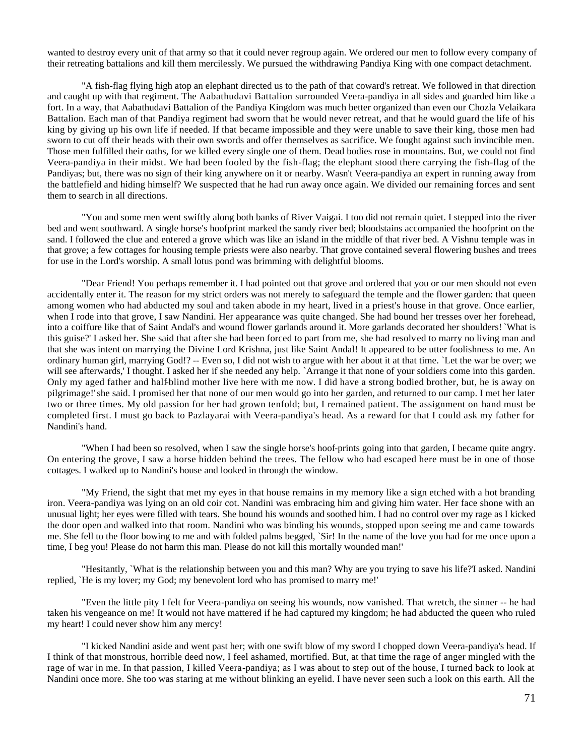wanted to destroy every unit of that army so that it could never regroup again. We ordered our men to follow every company of their retreating battalions and kill them mercilessly. We pursued the withdrawing Pandiya King with one compact detachment.

"A fish-flag flying high atop an elephant directed us to the path of that coward's retreat. We followed in that direction and caught up with that regiment. The Aabathudavi Battalion surrounded Veera-pandiya in all sides and guarded him like a fort. In a way, that Aabathudavi Battalion of the Pandiya Kingdom was much better organized than even our Chozla Velaikara Battalion. Each man of that Pandiya regiment had sworn that he would never retreat, and that he would guard the life of his king by giving up his own life if needed. If that became impossible and they were unable to save their king, those men had sworn to cut off their heads with their own swords and offer themselves as sacrifice. We fought against such invincible men. Those men fulfilled their oaths, for we killed every single one of them. Dead bodies rose in mountains. But, we could not find Veera-pandiya in their midst. We had been fooled by the fish-flag; the elephant stood there carrying the fish-flag of the Pandiyas; but, there was no sign of their king anywhere on it or nearby. Wasn't Veera-pandiya an expert in running away from the battlefield and hiding himself? We suspected that he had run away once again. We divided our remaining forces and sent them to search in all directions.

"You and some men went swiftly along both banks of River Vaigai. I too did not remain quiet. I stepped into the river bed and went southward. A single horse's hoofprint marked the sandy river bed; bloodstains accompanied the hoofprint on the sand. I followed the clue and entered a grove which was like an island in the middle of that river bed. A Vishnu temple was in that grove; a few cottages for housing temple priests were also nearby. That grove contained several flowering bushes and trees for use in the Lord's worship. A small lotus pond was brimming with delightful blooms.

"Dear Friend! You perhaps remember it. I had pointed out that grove and ordered that you or our men should not even accidentally enter it. The reason for my strict orders was not merely to safeguard the temple and the flower garden: that queen among women who had abducted my soul and taken abode in my heart, lived in a priest's house in that grove. Once earlier, when I rode into that grove, I saw Nandini. Her appearance was quite changed. She had bound her tresses over her forehead, into a coiffure like that of Saint Andal's and wound flower garlands around it. More garlands decorated her shoulders! `What is this guise?' I asked her. She said that after she had been forced to part from me, she had resolved to marry no living man and that she was intent on marrying the Divine Lord Krishna, just like Saint Andal! It appeared to be utter foolishness to me. An ordinary human girl, marrying God!? -- Even so, I did not wish to argue with her about it at that time. `Let the war be over; we will see afterwards,' I thought. I asked her if she needed any help. `Arrange it that none of your soldiers come into this garden. Only my aged father and half-blind mother live here with me now. I did have a strong bodied brother, but, he is away on pilgrimage!' she said. I promised her that none of our men would go into her garden, and returned to our camp. I met her later two or three times. My old passion for her had grown tenfold; but, I remained patient. The assignment on hand must be completed first. I must go back to Pazlayarai with Veera-pandiya's head. As a reward for that I could ask my father for Nandini's hand.

"When I had been so resolved, when I saw the single horse's hoof-prints going into that garden, I became quite angry. On entering the grove, I saw a horse hidden behind the trees. The fellow who had escaped here must be in one of those cottages. I walked up to Nandini's house and looked in through the window.

"My Friend, the sight that met my eyes in that house remains in my memory like a sign etched with a hot branding iron. Veera-pandiya was lying on an old coir cot. Nandini was embracing him and giving him water. Her face shone with an unusual light; her eyes were filled with tears. She bound his wounds and soothed him. I had no control over my rage as I kicked the door open and walked into that room. Nandini who was binding his wounds, stopped upon seeing me and came towards me. She fell to the floor bowing to me and with folded palms begged, `Sir! In the name of the love you had for me once upon a time, I beg you! Please do not harm this man. Please do not kill this mortally wounded man!'

"Hesitantly, `What is the relationship between you and this man? Why are you trying to save his life?' I asked. Nandini replied, `He is my lover; my God; my benevolent lord who has promised to marry me!'

"Even the little pity I felt for Veera-pandiya on seeing his wounds, now vanished. That wretch, the sinner -- he had taken his vengeance on me! It would not have mattered if he had captured my kingdom; he had abducted the queen who ruled my heart! I could never show him any mercy!

"I kicked Nandini aside and went past her; with one swift blow of my sword I chopped down Veera-pandiya's head. If I think of that monstrous, horrible deed now, I feel ashamed, mortified. But, at that time the rage of anger mingled with the rage of war in me. In that passion, I killed Veera-pandiya; as I was about to step out of the house, I turned back to look at Nandini once more. She too was staring at me without blinking an eyelid. I have never seen such a look on this earth. All the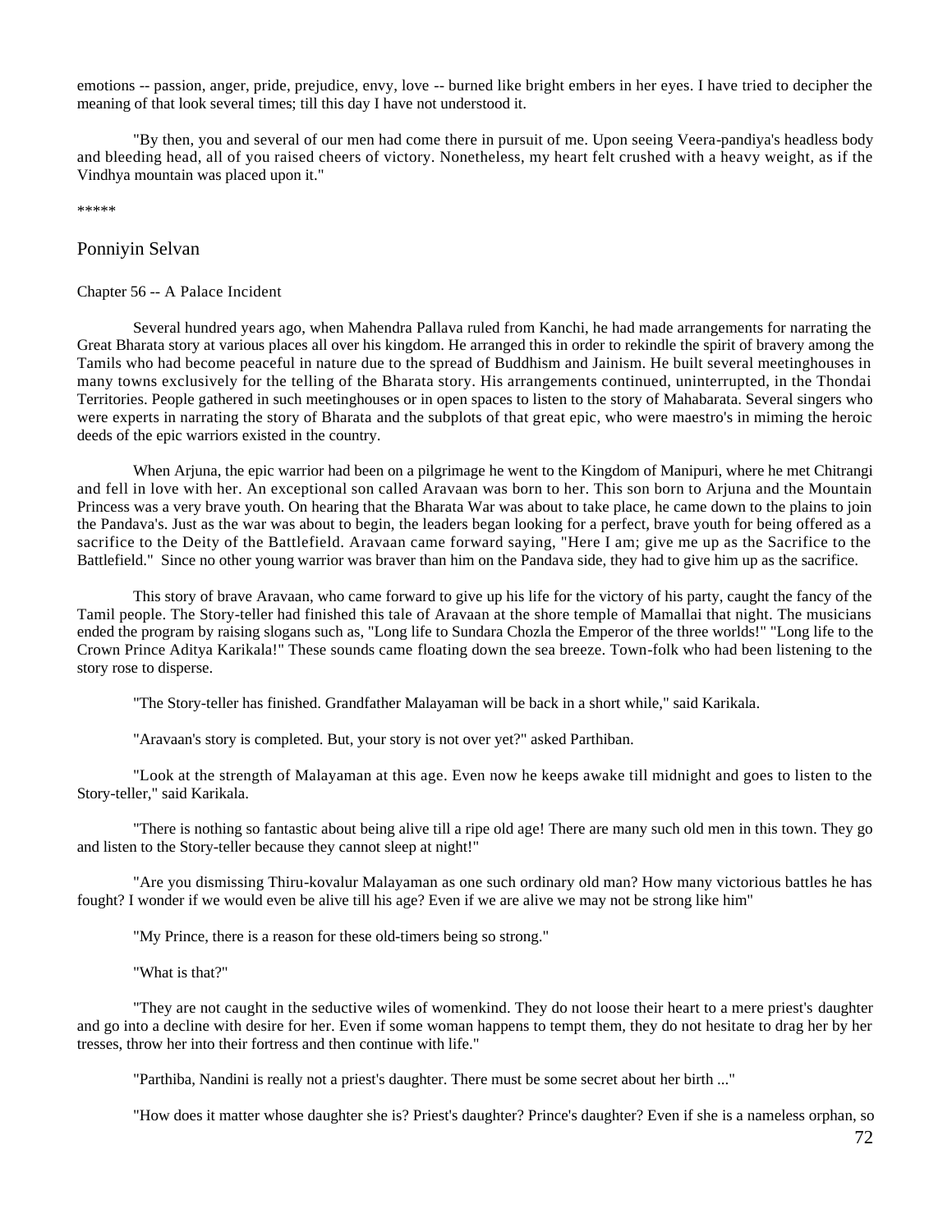emotions -- passion, anger, pride, prejudice, envy, love -- burned like bright embers in her eyes. I have tried to decipher the meaning of that look several times; till this day I have not understood it.

"By then, you and several of our men had come there in pursuit of me. Upon seeing Veera-pandiya's headless body and bleeding head, all of you raised cheers of victory. Nonetheless, my heart felt crushed with a heavy weight, as if the Vindhya mountain was placed upon it."

*****

## Ponniyin Selvan

### Chapter 56 -- A Palace Incident

Several hundred years ago, when Mahendra Pallava ruled from Kanchi, he had made arrangements for narrating the Great Bharata story at various places all over his kingdom. He arranged this in order to rekindle the spirit of bravery among the Tamils who had become peaceful in nature due to the spread of Buddhism and Jainism. He built several meetinghouses in many towns exclusively for the telling of the Bharata story. His arrangements continued, uninterrupted, in the Thondai Territories. People gathered in such meetinghouses or in open spaces to listen to the story of Mahabarata. Several singers who were experts in narrating the story of Bharata and the subplots of that great epic, who were maestro's in miming the heroic deeds of the epic warriors existed in the country.

When Arjuna, the epic warrior had been on a pilgrimage he went to the Kingdom of Manipuri, where he met Chitrangi and fell in love with her. An exceptional son called Aravaan was born to her. This son born to Arjuna and the Mountain Princess was a very brave youth. On hearing that the Bharata War was about to take place, he came down to the plains to join the Pandava's. Just as the war was about to begin, the leaders began looking for a perfect, brave youth for being offered as a sacrifice to the Deity of the Battlefield. Aravaan came forward saying, "Here I am; give me up as the Sacrifice to the Battlefield." Since no other young warrior was braver than him on the Pandava side, they had to give him up as the sacrifice.

This story of brave Aravaan, who came forward to give up his life for the victory of his party, caught the fancy of the Tamil people. The Story-teller had finished this tale of Aravaan at the shore temple of Mamallai that night. The musicians ended the program by raising slogans such as, "Long life to Sundara Chozla the Emperor of the three worlds!" "Long life to the Crown Prince Aditya Karikala!" These sounds came floating down the sea breeze. Town-folk who had been listening to the story rose to disperse.

"The Story-teller has finished. Grandfather Malayaman will be back in a short while," said Karikala.

"Aravaan's story is completed. But, your story is not over yet?" asked Parthiban.

"Look at the strength of Malayaman at this age. Even now he keeps awake till midnight and goes to listen to the Story-teller," said Karikala.

"There is nothing so fantastic about being alive till a ripe old age! There are many such old men in this town. They go and listen to the Story-teller because they cannot sleep at night!"

"Are you dismissing Thiru-kovalur Malayaman as one such ordinary old man? How many victorious battles he has fought? I wonder if we would even be alive till his age? Even if we are alive we may not be strong like him"

"My Prince, there is a reason for these old-timers being so strong."

"What is that?"

"They are not caught in the seductive wiles of womenkind. They do not loose their heart to a mere priest's daughter and go into a decline with desire for her. Even if some woman happens to tempt them, they do not hesitate to drag her by her tresses, throw her into their fortress and then continue with life."

"Parthiba, Nandini is really not a priest's daughter. There must be some secret about her birth ..."

"How does it matter whose daughter she is? Priest's daughter? Prince's daughter? Even if she is a nameless orphan, so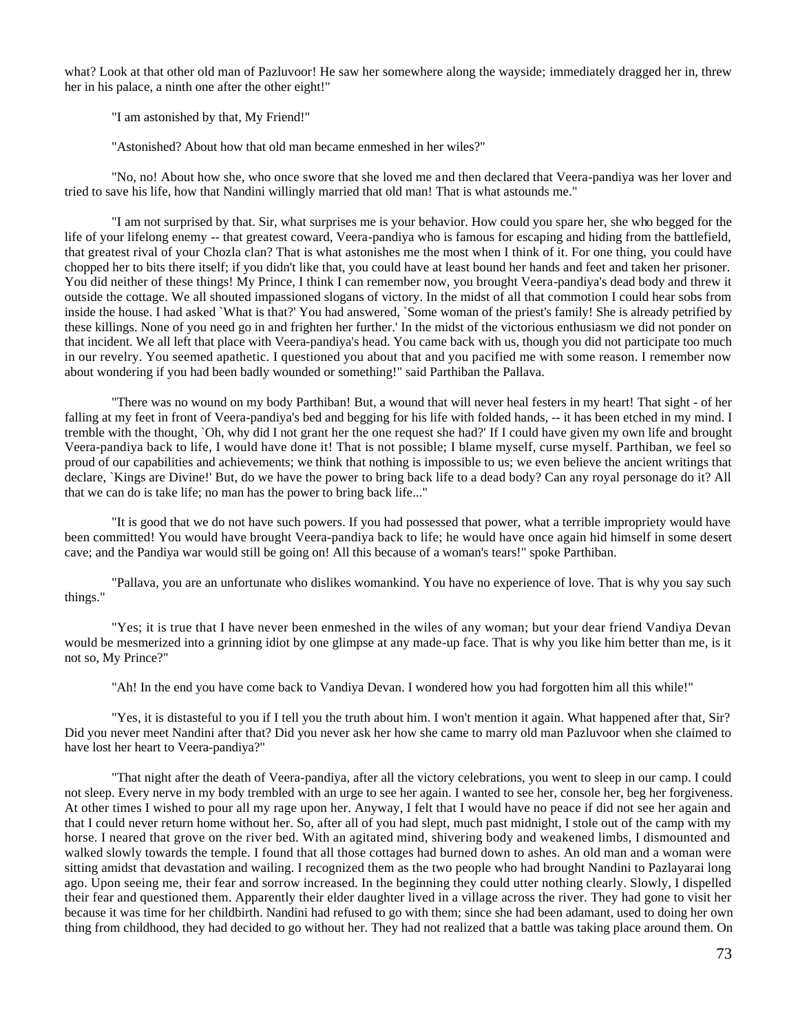what? Look at that other old man of Pazluvoor! He saw her somewhere along the wayside; immediately dragged her in, threw her in his palace, a ninth one after the other eight!"

"I am astonished by that, My Friend!"

"Astonished? About how that old man became enmeshed in her wiles?"

"No, no! About how she, who once swore that she loved me and then declared that Veera-pandiya was her lover and tried to save his life, how that Nandini willingly married that old man! That is what astounds me."

"I am not surprised by that. Sir, what surprises me is your behavior. How could you spare her, she who begged for the life of your lifelong enemy -- that greatest coward, Veera-pandiya who is famous for escaping and hiding from the battlefield, that greatest rival of your Chozla clan? That is what astonishes me the most when I think of it. For one thing, you could have chopped her to bits there itself; if you didn't like that, you could have at least bound her hands and feet and taken her prisoner. You did neither of these things! My Prince, I think I can remember now, you brought Veera-pandiya's dead body and threw it outside the cottage. We all shouted impassioned slogans of victory. In the midst of all that commotion I could hear sobs from inside the house. I had asked `What is that?' You had answered, `Some woman of the priest's family! She is already petrified by these killings. None of you need go in and frighten her further.' In the midst of the victorious enthusiasm we did not ponder on that incident. We all left that place with Veera-pandiya's head. You came back with us, though you did not participate too much in our revelry. You seemed apathetic. I questioned you about that and you pacified me with some reason. I remember now about wondering if you had been badly wounded or something!" said Parthiban the Pallava.

"There was no wound on my body Parthiban! But, a wound that will never heal festers in my heart! That sight - of her falling at my feet in front of Veera-pandiya's bed and begging for his life with folded hands, -- it has been etched in my mind. I tremble with the thought, `Oh, why did I not grant her the one request she had?' If I could have given my own life and brought Veera-pandiya back to life, I would have done it! That is not possible; I blame myself, curse myself. Parthiban, we feel so proud of our capabilities and achievements; we think that nothing is impossible to us; we even believe the ancient writings that declare, `Kings are Divine!' But, do we have the power to bring back life to a dead body? Can any royal personage do it? All that we can do is take life; no man has the power to bring back life..."

"It is good that we do not have such powers. If you had possessed that power, what a terrible impropriety would have been committed! You would have brought Veera-pandiya back to life; he would have once again hid himself in some desert cave; and the Pandiya war would still be going on! All this because of a woman's tears!" spoke Parthiban.

"Pallava, you are an unfortunate who dislikes womankind. You have no experience of love. That is why you say such things."

"Yes; it is true that I have never been enmeshed in the wiles of any woman; but your dear friend Vandiya Devan would be mesmerized into a grinning idiot by one glimpse at any made-up face. That is why you like him better than me, is it not so, My Prince?"

"Ah! In the end you have come back to Vandiya Devan. I wondered how you had forgotten him all this while!"

"Yes, it is distasteful to you if I tell you the truth about him. I won't mention it again. What happened after that, Sir? Did you never meet Nandini after that? Did you never ask her how she came to marry old man Pazluvoor when she claimed to have lost her heart to Veera-pandiya?"

"That night after the death of Veera-pandiya, after all the victory celebrations, you went to sleep in our camp. I could not sleep. Every nerve in my body trembled with an urge to see her again. I wanted to see her, console her, beg her forgiveness. At other times I wished to pour all my rage upon her. Anyway, I felt that I would have no peace if did not see her again and that I could never return home without her. So, after all of you had slept, much past midnight, I stole out of the camp with my horse. I neared that grove on the river bed. With an agitated mind, shivering body and weakened limbs, I dismounted and walked slowly towards the temple. I found that all those cottages had burned down to ashes. An old man and a woman were sitting amidst that devastation and wailing. I recognized them as the two people who had brought Nandini to Pazlayarai long ago. Upon seeing me, their fear and sorrow increased. In the beginning they could utter nothing clearly. Slowly, I dispelled their fear and questioned them. Apparently their elder daughter lived in a village across the river. They had gone to visit her because it was time for her childbirth. Nandini had refused to go with them; since she had been adamant, used to doing her own thing from childhood, they had decided to go without her. They had not realized that a battle was taking place around them. On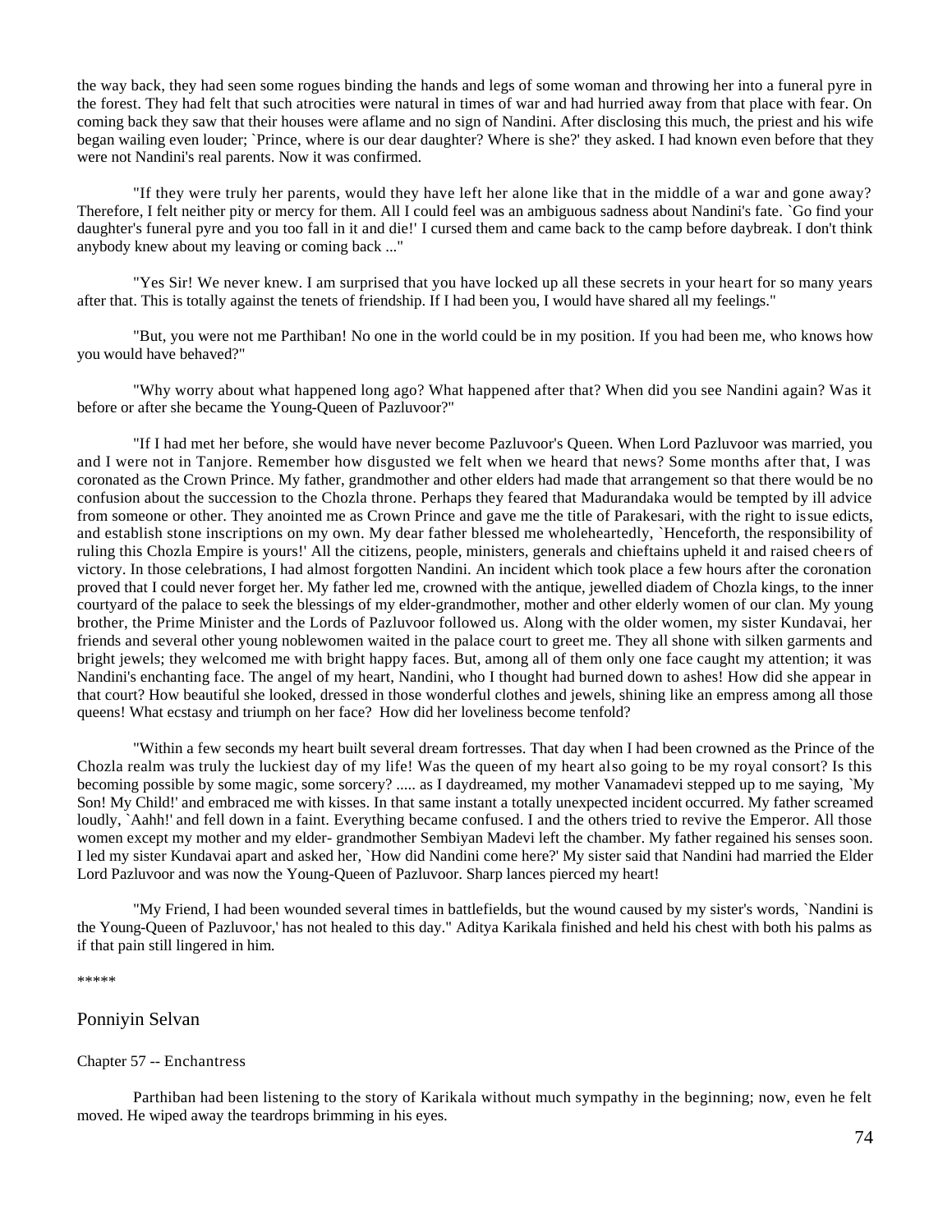the way back, they had seen some rogues binding the hands and legs of some woman and throwing her into a funeral pyre in the forest. They had felt that such atrocities were natural in times of war and had hurried away from that place with fear. On coming back they saw that their houses were aflame and no sign of Nandini. After disclosing this much, the priest and his wife began wailing even louder; `Prince, where is our dear daughter? Where is she?' they asked. I had known even before that they were not Nandini's real parents. Now it was confirmed.

"If they were truly her parents, would they have left her alone like that in the middle of a war and gone away? Therefore, I felt neither pity or mercy for them. All I could feel was an ambiguous sadness about Nandini's fate. `Go find your daughter's funeral pyre and you too fall in it and die!' I cursed them and came back to the camp before daybreak. I don't think anybody knew about my leaving or coming back ..."

"Yes Sir! We never knew. I am surprised that you have locked up all these secrets in your heart for so many years after that. This is totally against the tenets of friendship. If I had been you, I would have shared all my feelings."

"But, you were not me Parthiban! No one in the world could be in my position. If you had been me, who knows how you would have behaved?"

"Why worry about what happened long ago? What happened after that? When did you see Nandini again? Was it before or after she became the Young-Queen of Pazluvoor?"

"If I had met her before, she would have never become Pazluvoor's Queen. When Lord Pazluvoor was married, you and I were not in Tanjore. Remember how disgusted we felt when we heard that news? Some months after that, I was coronated as the Crown Prince. My father, grandmother and other elders had made that arrangement so that there would be no confusion about the succession to the Chozla throne. Perhaps they feared that Madurandaka would be tempted by ill advice from someone or other. They anointed me as Crown Prince and gave me the title of Parakesari, with the right to issue edicts, and establish stone inscriptions on my own. My dear father blessed me wholeheartedly, `Henceforth, the responsibility of ruling this Chozla Empire is yours!' All the citizens, people, ministers, generals and chieftains upheld it and raised cheers of victory. In those celebrations, I had almost forgotten Nandini. An incident which took place a few hours after the coronation proved that I could never forget her. My father led me, crowned with the antique, jewelled diadem of Chozla kings, to the inner courtyard of the palace to seek the blessings of my elder-grandmother, mother and other elderly women of our clan. My young brother, the Prime Minister and the Lords of Pazluvoor followed us. Along with the older women, my sister Kundavai, her friends and several other young noblewomen waited in the palace court to greet me. They all shone with silken garments and bright jewels; they welcomed me with bright happy faces. But, among of all of them only one face caught my attention; it was Nandini's enchanting face. The angel of my heart, Nandini, who I thought had burned down to ashes! How did she appear in that court? How beautiful she looked, dressed in those wonderful clothes and jewels, shining like an empress among all those queens! What ecstasy and triumph on her face? How did her loveliness become tenfold?

"Within a few seconds my heart built several dream fortresses. That day when I had been crowned as the Prince of the Chozla realm was truly the luckiest day of my life! Was the queen of my heart also going to be my royal consort? Is this becoming possible by some magic, some sorcery? ..... as I daydreamed, my mother Vanamadevi stepped up to me saying, `My Son! My Child!' and embraced me with kisses. In that same instant a totally unexpected incident occurred. My father screamed loudly, `Aahh!' and fell down in a faint. Everything became confused. I and the others tried to revive the Emperor. All those women except my mother and my elder- grandmother Sembiyan Madevi left the chamber. My father regained his senses soon. I led my sister Kundavai apart and asked her, `How did Nandini come here?' My sister said that Nandini had married the Elder Lord Pazluvoor and was now the Young-Queen of Pazluvoor. Sharp lances pierced my heart!

"My Friend, I had been wounded several times in battlefields, but the wound caused by my sister's words, `Nandini is the Young-Queen of Pazluvoor,' has not healed to this day." Aditya Karikala finished and held his chest with both his palms as if that pain still lingered in him.

*****

## Ponniyin Selvan

### Chapter 57 -- Enchantress

Parthiban had been listening to the story of Karikala without much sympathy in the beginning; now, even he felt moved. He wiped away the teardrops brimming in his eyes.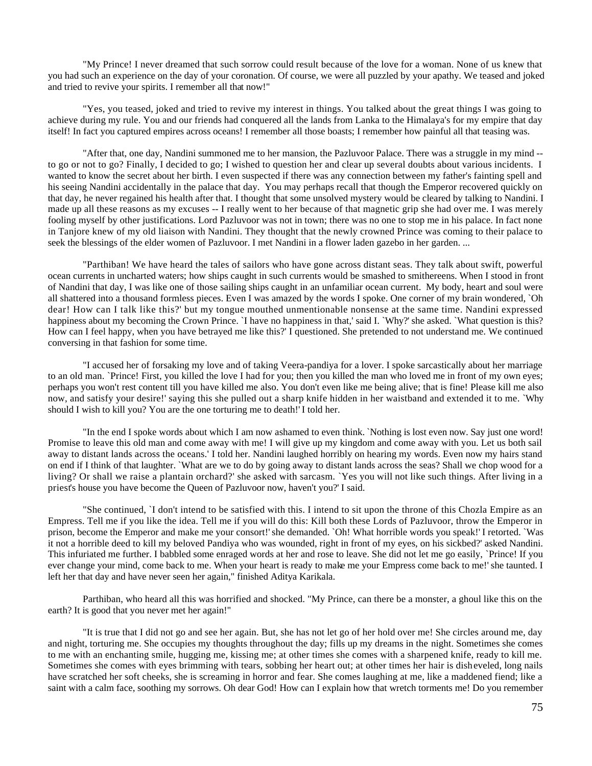"My Prince! I never dreamed that such sorrow could result because of the love for a woman. None of us knew that you had such an experience on the day of your coronation. Of course, we were all puzzled by your apathy. We teased and joked and tried to revive your spirits. I remember all that now!"

"Yes, you teased, joked and tried to revive my interest in things. You talked about the great things I was going to achieve during my rule. You and our friends had conquered all the lands from Lanka to the Himalaya's for my empire that day itself! In fact you captured empires across oceans! I remember all those boasts; I remember how painful all that teasing was.

"After that, one day, Nandini summoned me to her mansion, the Pazluvoor Palace. There was a struggle in my mind -- to go or not to go? Finally, I decided to go; I wished to question her and clear up several doubts about various incidents. I wanted to know the secret about her birth. I even suspected if there was any connection between my father's fainting spell and his seeing Nandini accidentally in the palace that day. You may perhaps recall that though the Emperor recovered quickly on that day, he never regained his health after that. I thought that some unsolved mystery would be cleared by talking to Nandini. I made up all these reasons as my excuses -- I really went to her because of that magnetic grip she had over me. I was merely fooling myself by other justifications. Lord Pazluvoor was not in town; there was no one to stop me in his palace. In fact none in Tanjore knew of my old liaison with Nandini. They thought that the newly crowned Prince was coming to their palace to seek the blessings of the elder women of Pazluvoor. I met Nandini in a flower laden gazebo in her garden. ...

"Parthiban! We have heard the tales of sailors who have gone across distant seas. They talk about swift, powerful ocean currents in uncharted waters; how ships caught in such currents would be smashed to smithereens. When I stood in front of Nandini that day, I was like one of those sailing ships caught in an unfamiliar ocean current. My body, heart and soul were all shattered into a thousand formless pieces. Even I was amazed by the words I spoke. One corner of my brain wondered, `Oh dear! How can I talk like this?' but my tongue mouthed unmentionable nonsense at the same time. Nandini expressed happiness about my becoming the Crown Prince. `I have no happiness in that,' said I. `Why?' she asked. `What question is this? How can I feel happy, when you have betrayed me like this?' I questioned. She pretended to not understand me. We continued conversing in that fashion for some time.

"I accused her of forsaking my love and of taking Veera-pandiya for a lover. I spoke sarcastically about her marriage to an old man. `Prince! First, you killed the love I had for you; then you killed the man who loved me in front of my own eyes; perhaps you won't rest content till you have killed me also. You don't even like me being alive; that is fine! Please kill me also now, and satisfy your desire!' saying this she pulled out a sharp knife hidden in her waistband and extended it to me. `Why should I wish to kill you? You are the one torturing me to death!' I told her.

"In the end I spoke words about which I am now ashamed to even think. `Nothing is lost even now. Say just one word! Promise to leave this old man and come away with me! I will give up my kingdom and come away with you. Let us both sail away to distant lands across the oceans.' I told her. Nandini laughed horribly on hearing my words. Even now my hairs stand on end if I think of that laughter. `What are we to do by going away to distant lands across the seas? Shall we chop wood for a living? Or shall we raise a plantain orchard?' she asked with sarcasm. `Yes you will not like such things. After living in a priest's house you have become the Queen of Pazluvoor now, haven't you?' I said.

"She continued, `I don't intend to be satisfied with this. I intend to sit upon the throne of this Chozla Empire as an Empress. Tell me if you like the idea. Tell me if you will do this: Kill both these Lords of Pazluvoor, throw the Emperor in prison, become the Emperor and make me your consort!' she demanded. `Oh! What horrible words you speak!' I retorted. `Was it not a horrible deed to kill my beloved Pandiya who was wounded, right in front of my eyes, on his sickbed?' asked Nandini. This infuriated me further. I babbled some enraged words at her and rose to leave. She did not let me go easily, `Prince! If you ever change your mind, come back to me. When your heart is ready to make me your Empress come back to me!' she taunted. I left her that day and have never seen her again," finished Aditya Karikala.

Parthiban, who heard all this was horrified and shocked. "My Prince, can there be a monster, a ghoul like this on the earth? It is good that you never met her again!"

"It is true that I did not go and see her again. But, she has not let go of her hold over me! She circles around me, day and night, torturing me. She occupies my thoughts throughout the day; fills up my dreams in the night. Sometimes she comes to me with an enchanting smile, hugging me, kissing me; at other times she comes with a sharpened knife, ready to kill me. Sometimes she comes with eyes brimming with tears, sobbing her heart out; at other times her hair is disheveled, long nails have scratched her soft cheeks, she is screaming in horror and fear. She comes laughing at me, like a maddened fiend; like a saint with a calm face, soothing my sorrows. Oh dear God! How can I explain how that wretch torments me! Do you remember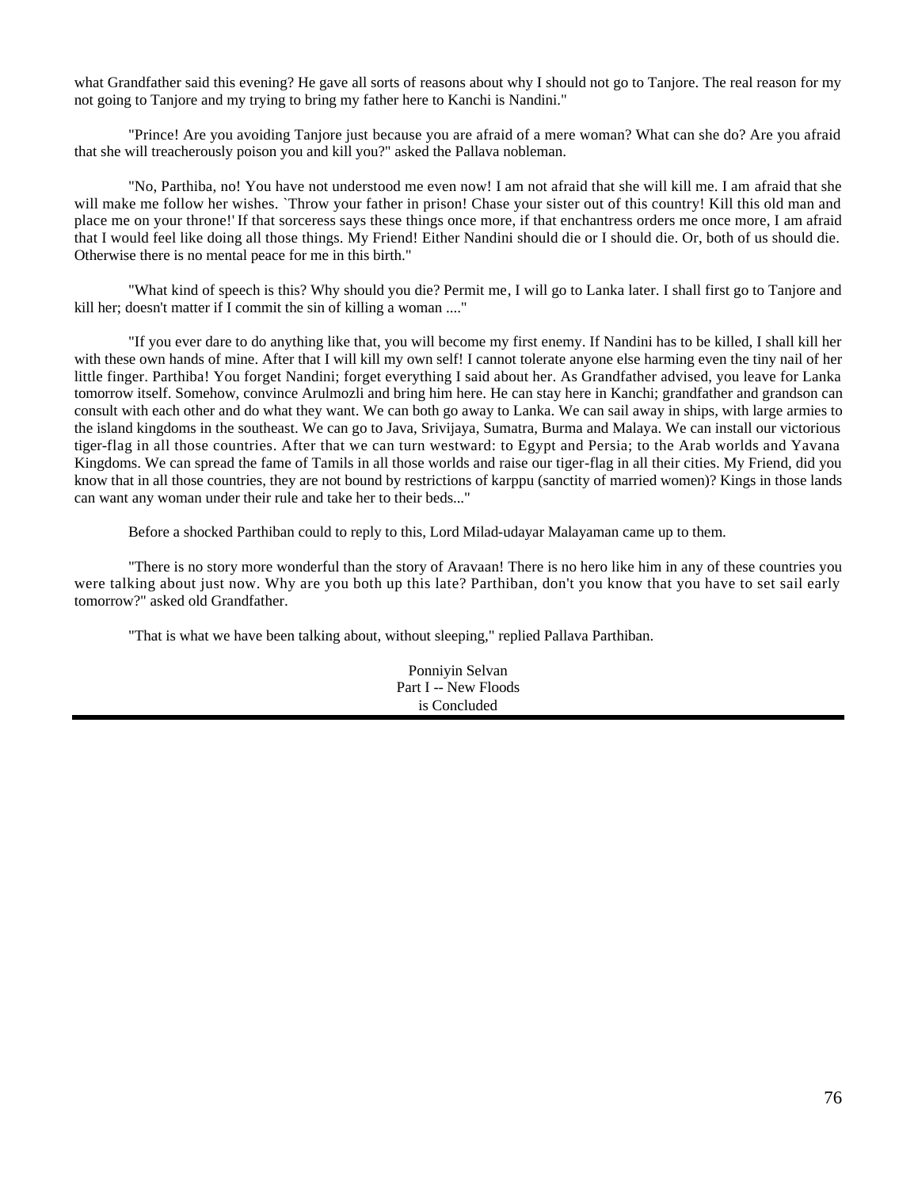what Grandfather said this evening? He gave all sorts of reasons about why I should not go to Tanjore. The real reason for my not going to Tanjore and my trying to bring my father here to Kanchi is Nandini."

"Prince! Are you avoiding Tanjore just because you are afraid of a mere woman? What can she do? Are you afraid that she will treacherously poison you and kill you?" asked the Pallava nobleman.

"No, Parthiba, no! You have not understood me even now! I am not afraid that she will kill me. I am afraid that she will make me follow her wishes. `Throw your father in prison! Chase your sister out of this country! Kill this old man and place me on your throne!' If that sorceress says these things once more, if that enchantress orders me once more, I am afraid that I would feel like doing all those things. My Friend! Either Nandini should die or I should die. Or, both of us should die. Otherwise there is no mental peace for me in this birth."

"What kind of speech is this? Why should you die? Permit me, I will go to Lanka later. I shall first go to Tanjore and kill her; doesn't matter if I commit the sin of killing a woman ...."

"If you ever dare to do anything like that, you will become my first enemy. If Nandini has to be killed, I shall kill her with these own hands of mine. After that I will kill my own self! I cannot tolerate anyone else harming even the tiny nail of her little finger. Parthiba! You forget Nandini; forget everything I said about her. As Grandfather advised, you leave for Lanka tomorrow itself. Somehow, convince Arulmozli and bring him here. He can stay here in Kanchi; grandfather and grandson can consult with each other and do what they want. We can both go away to Lanka. We can sail away in ships, with large armies to the island kingdoms in the southeast. We can go to Java, Srivijaya, Sumatra, Burma and Malaya. We can install our victorious tiger-flag in all those countries. After that we can turn westward: to Egypt and Persia; to the Arab worlds and Yavana Kingdoms. We can spread the fame of Tamils in all those worlds and raise our tiger-flag in all their cities. My Friend, did you know that in all those countries, they are not bound by restrictions of karppu (sanctity of married women)? Kings in those lands can want any woman under their rule and take her to their beds..."

Before a shocked Parthiban could to reply to this, Lord Milad-udayar Malayaman came up to them.

"There is no story more wonderful than the story of Aravaan! There is no hero like him in any of these countries you were talking about just now. Why are you both up this late? Parthiban, don't you know that you have to set sail early tomorrow?" asked old Grandfather.

"That is what we have been talking about, without sleeping," replied Pallava Parthiban.

Ponniyin Selvan
Part I -- New Floods
is Concluded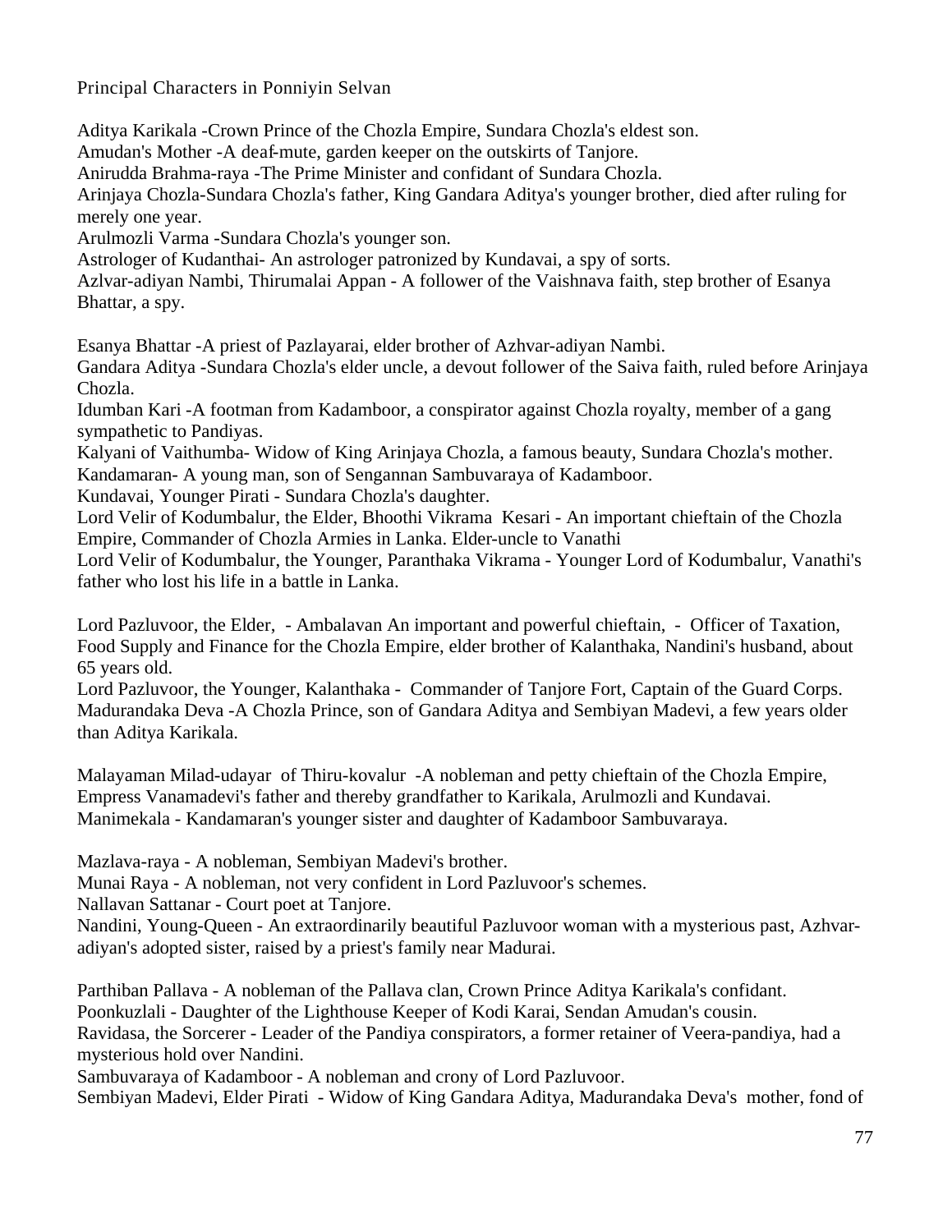Principal Characters in Ponniyin Selvan

Aditya Karikala -Crown Prince of the Chozla Empire, Sundara Chozla's eldest son.
Amudan's Mother -A deaf-mute, garden keeper on the outskirts of Tanjore.
Anirudda Brahma-raya -The Prime Minister and confidant of Sundara Chozla.
Arinjaya Chozla-Sundara Chozla's father, King Gandara Aditya's younger brother, died after ruling for merely one year.
Arulmozli Varma -Sundara Chozla's younger son.
Astrologer of Kudanthai- An astrologer patronized by Kundavai, a spy of sorts.
Azlvar-adiyan Nambi, Thirumalai Appan - A follower of the Vaishnava faith, step brother of Esanya Bhattar, a spy.

Esanya Bhattar -A priest of Pazlayarai, elder brother of Azhvar-adiyan Nambi.
Gandara Aditya -Sundara Chozla's elder uncle, a devout follower of the Saiva faith, ruled before Arinjaya Chozla.
Idumban Kari -A footman from Kadamboor, a conspirator against Chozla royalty, member of a gang sympathetic to Pandiyas.
Kalyani of Vaithumba- Widow of King Arinjaya Chozla, a famous beauty, Sundara Chozla's mother.
Kandamaran- A young man, son of Sengannan Sambuvaraya of Kadamboor.
Kundavai, Younger Pirati - Sundara Chozla's daughter.
Lord Velir of Kodumbalur, the Elder, Bhoothi Vikrama Kesari - An important chieftain of the Chozla Empire, Commander of Chozla Armies in Lanka. Elder-uncle to Vanathi
Lord Velir of Kodumbalur, the Younger, Paranthaka Vikrama - Younger Lord of Kodumbalur, Vanathi's father who lost his life in a battle in Lanka.

Lord Pazluvoor, the Elder, - Ambalavan An important and powerful chieftain, - Officer of Taxation, Food Supply and Finance for the Chozla Empire, elder brother of Kalanthaka, Nandini's husband, about 65 years old.
Lord Pazluvoor, the Younger, Kalanthaka - Commander of Tanjore Fort, Captain of the Guard Corps.
Madurandaka Deva -A Chozla Prince, son of Gandara Aditya and Sembiyan Madevi, a few years older than Aditya Karikala.

Malayaman Milad-udayar of Thiru-kovalur -A nobleman and petty chieftain of the Chozla Empire, Empress Vanamadevi's father and thereby grandfather to Karikala, Arulmozli and Kundavai.
Manimekala - Kandamaran's younger sister and daughter of Kadamboor Sambuvaraya.

Mazlava-raya - A nobleman, Sembiyan Madevi's brother.
Munai Raya - A nobleman, not very confident in Lord Pazluvoor's schemes.
Nallavan Sattanar - Court poet at Tanjore.
Nandini, Young-Queen - An extraordinarily beautiful Pazluvoor woman with a mysterious past, Azhvar-adiyan's adopted sister, raised by a priest's family near Madurai.

Parthiban Pallava - A nobleman of the Pallava clan, Crown Prince Aditya Karikala's confidant.
Poonkuzlali - Daughter of the Lighthouse Keeper of Kodi Karai, Sendan Amudan's cousin.
Ravidasa, the Sorcerer - Leader of the Pandiya conspirators, a former retainer of Veera-pandiya, had a mysterious hold over Nandini.
Sambuvaraya of Kadamboor - A nobleman and crony of Lord Pazluvoor.
Sembiyan Madevi, Elder Pirati - Widow of King Gandara Aditya, Madurandaka Deva's mother, fond of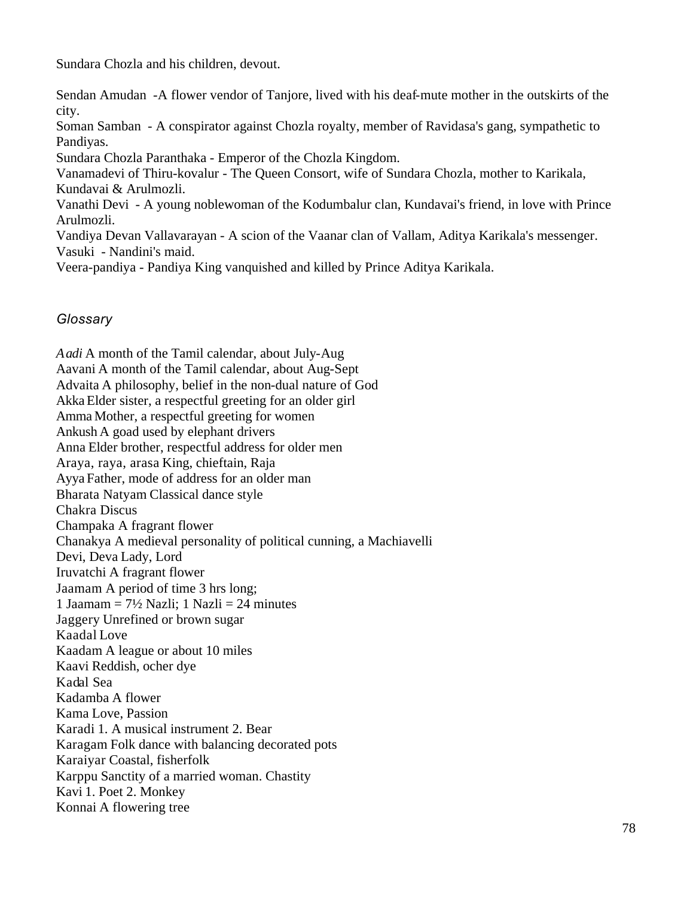Sundara Chozla and his children, devout.

Sendan Amudan -A flower vendor of Tanjore, lived with his deaf-mute mother in the outskirts of the city.
Soman Samban - A conspirator against Chozla royalty, member of Ravidasa's gang, sympathetic to Pandiyas.
Sundara Chozla Paranthaka - Emperor of the Chozla Kingdom.
Vanamadevi of Thiru-kovalur - The Queen Consort, wife of Sundara Chozla, mother to Karikala, Kundavai & Arulmozli.
Vanathi Devi - A young noblewoman of the Kodumbalur clan, Kundavai's friend, in love with Prince Arulmozli.
Vandiya Devan Vallavarayan - A scion of the Vaanar clan of Vallam, Aditya Karikala's messenger.
Vasuki - Nandini's maid.
Veera-pandiya - Pandiya King vanquished and killed by Prince Aditya Karikala.

## *Glossary*

*Aadi* A month of the Tamil calendar, about July-Aug
Aavani A month of the Tamil calendar, about Aug-Sept
Advaita A philosophy, belief in the non-dual nature of God
Akka Elder sister, a respectful greeting for an older girl
Amma Mother, a respectful greeting for women
Ankush A goad used by elephant drivers
Anna Elder brother, respectful address for older men
Araya, raya, arasa King, chieftain, Raja
Ayya Father, mode of address for an older man
Bharata Natyam Classical dance style
Chakra Discus
Champaka A fragrant flower
Chanakya A medieval personality of political cunning, a Machiavelli
Devi, Deva Lady, Lord
Iruvatchi A fragrant flower
Jaamam A period of time 3 hrs long;
1 Jaamam = 7½ Nazli; 1 Nazli = 24 minutes
Jaggery Unrefined or brown sugar
Kaadal Love
Kaadam A league or about 10 miles
Kaavi Reddish, ocher dye
Kadal Sea
Kadamba A flower
Kama Love, Passion
Karadi 1. A musical instrument 2. Bear
Karagam Folk dance with balancing decorated pots
Karaiyar Coastal, fisherfolk
Karppu Sanctity of a married woman. Chastity
Kavi 1. Poet 2. Monkey
Konnai A flowering tree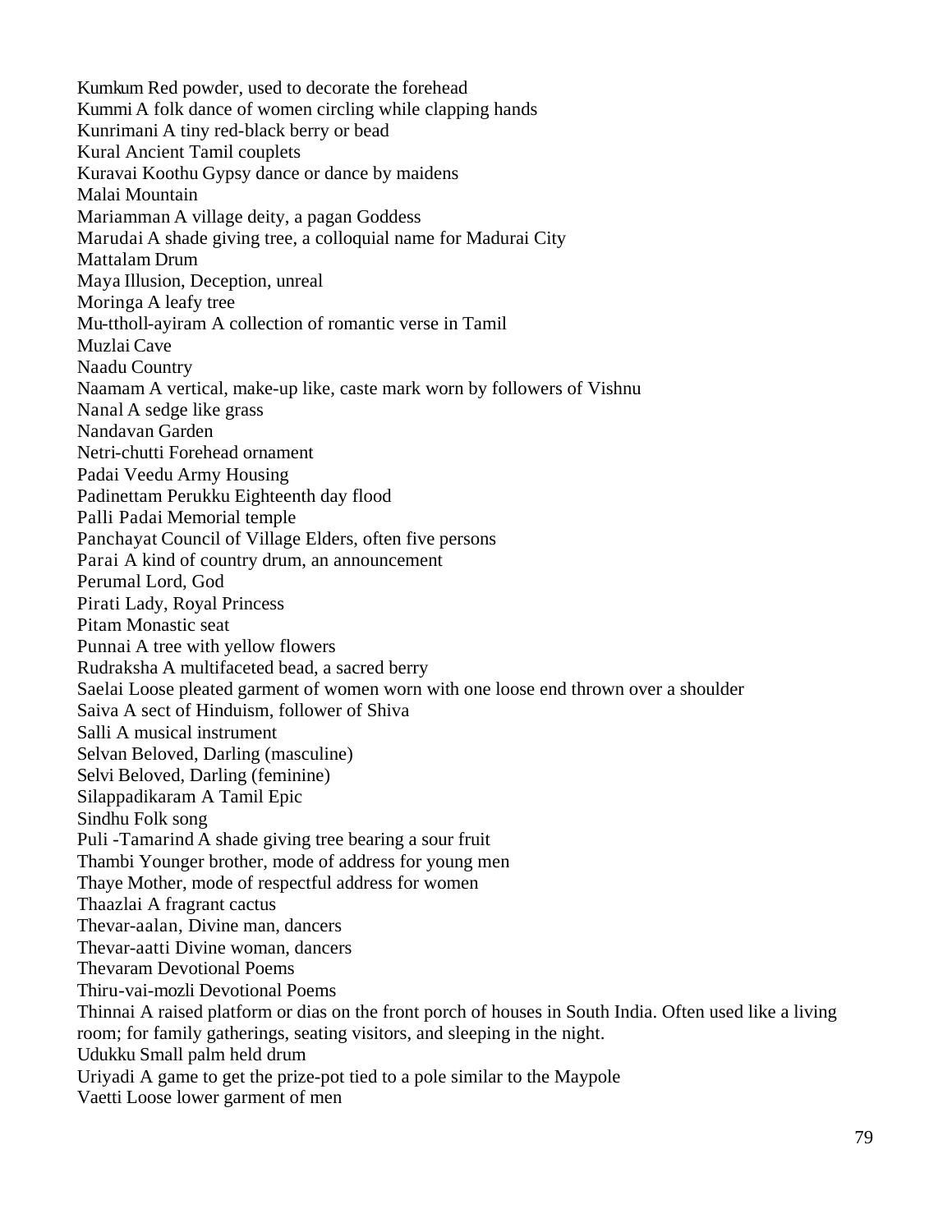Kumkum Red powder, used to decorate the forehead
Kummi A folk dance of women circling while clapping hands
Kunrimani A tiny red-black berry or bead
Kural Ancient Tamil couplets
Kuravai Koothu Gypsy dance or dance by maidens
Malai Mountain
Mariamman A village deity, a pagan Goddess
Marudai A shade giving tree, a colloquial name for Madurai City
Mattalam Drum
Maya Illusion, Deception, unreal
Moringa A leafy tree
Mu-ttholl-ayiram A collection of romantic verse in Tamil
Muzlai Cave
Naadu Country
Naamam A vertical, make-up like, caste mark worn by followers of Vishnu
Nanal A sedge like grass
Nandavan Garden
Netri-chutti Forehead ornament
Padai Veedu Army Housing
Padinettam Perukku Eighteenth day flood
Palli Padai Memorial temple
Panchayat Council of Village Elders, often five persons
Parai A kind of country drum, an announcement
Perumal Lord, God
Pirati Lady, Royal Princess
Pitam Monastic seat
Punnai A tree with yellow flowers
Rudraksha A multifaceted bead, a sacred berry
Saelai Loose pleated garment of women worn with one loose end thrown over a shoulder
Saiva A sect of Hinduism, follower of Shiva
Salli A musical instrument
Selvan Beloved, Darling (masculine)
Selvi Beloved, Darling (feminine)
Silappadikaram A Tamil Epic
Sindhu Folk song
Puli -Tamarind A shade giving tree bearing a sour fruit
Thambi Younger brother, mode of address for young men
Thaye Mother, mode of respectful address for women
Thaazlai A fragrant cactus
Thevar-aalan, Divine man, dancers
Thevar-aatti Divine woman, dancers
Thevaram Devotional Poems
Thiru-vai-mozli Devotional Poems
Thinnai A raised platform or dias on the front porch of houses in South India. Often used like a living room; for family gatherings, seating visitors, and sleeping in the night.
Udukku Small palm held drum
Uriyadi A game to get the prize-pot tied to a pole similar to the Maypole
Vaetti Loose lower garment of men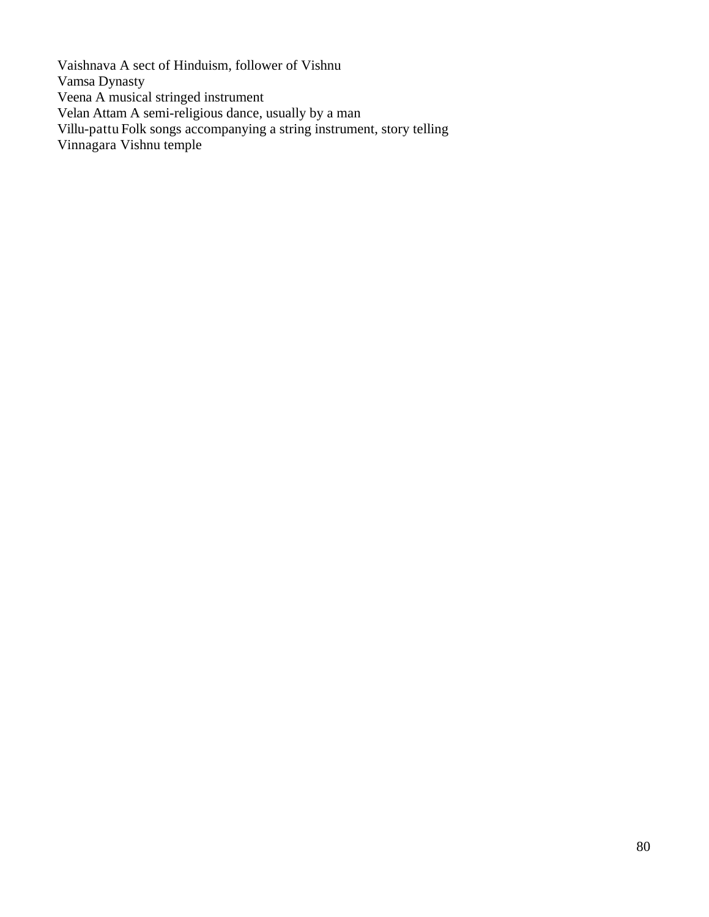Vaishnava A sect of Hinduism, follower of Vishnu
Vamsa Dynasty
Veena A musical stringed instrument
Velan Attam A semi-religious dance, usually by a man
Villu-pattu Folk songs accompanying a string instrument, story telling
Vinnagara Vishnu temple